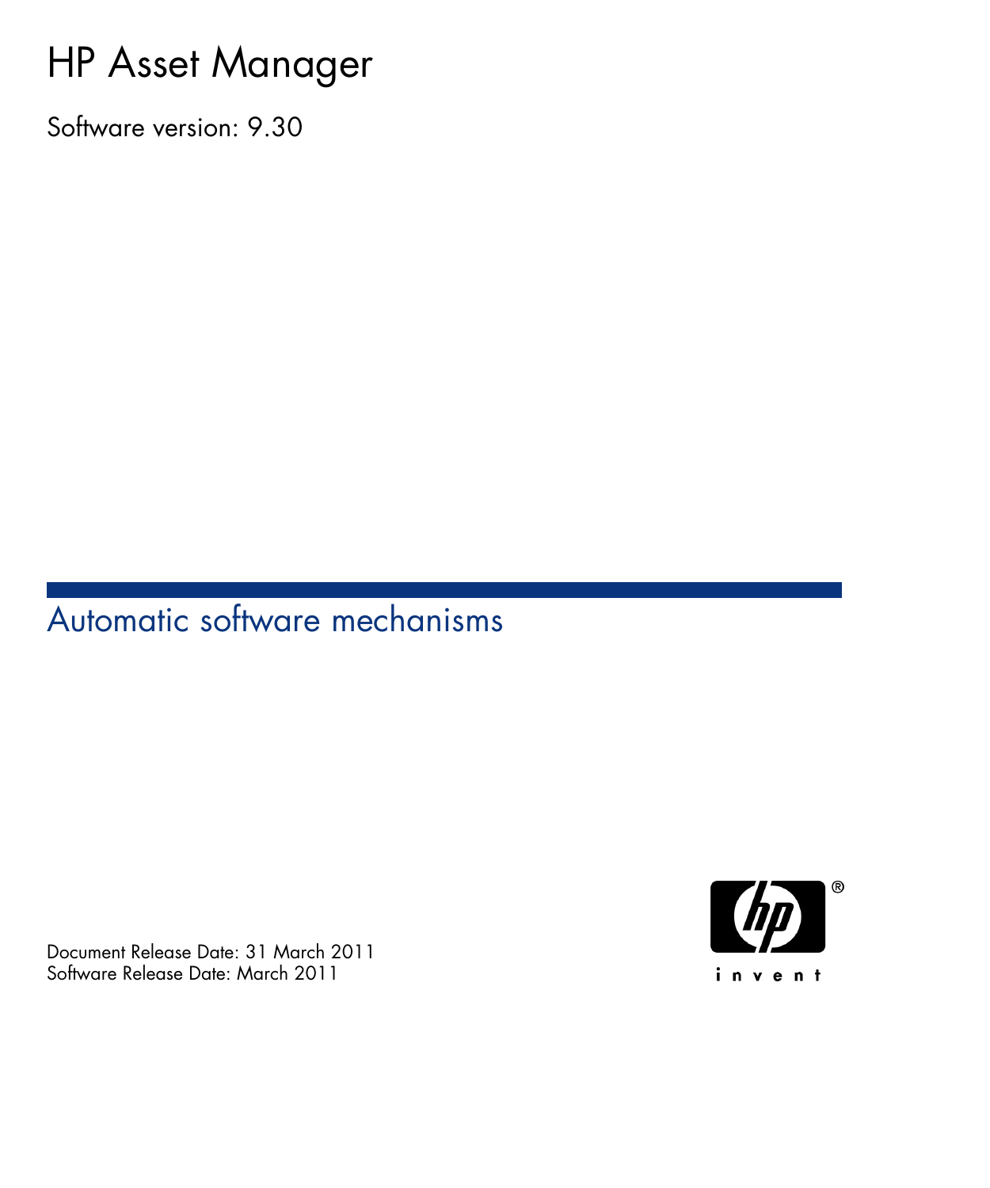# HP Asset Manager

Software version: 9.30

## Automatic software mechanisms

Document Release Date: 31 March 2011
Software Release Date: March 2011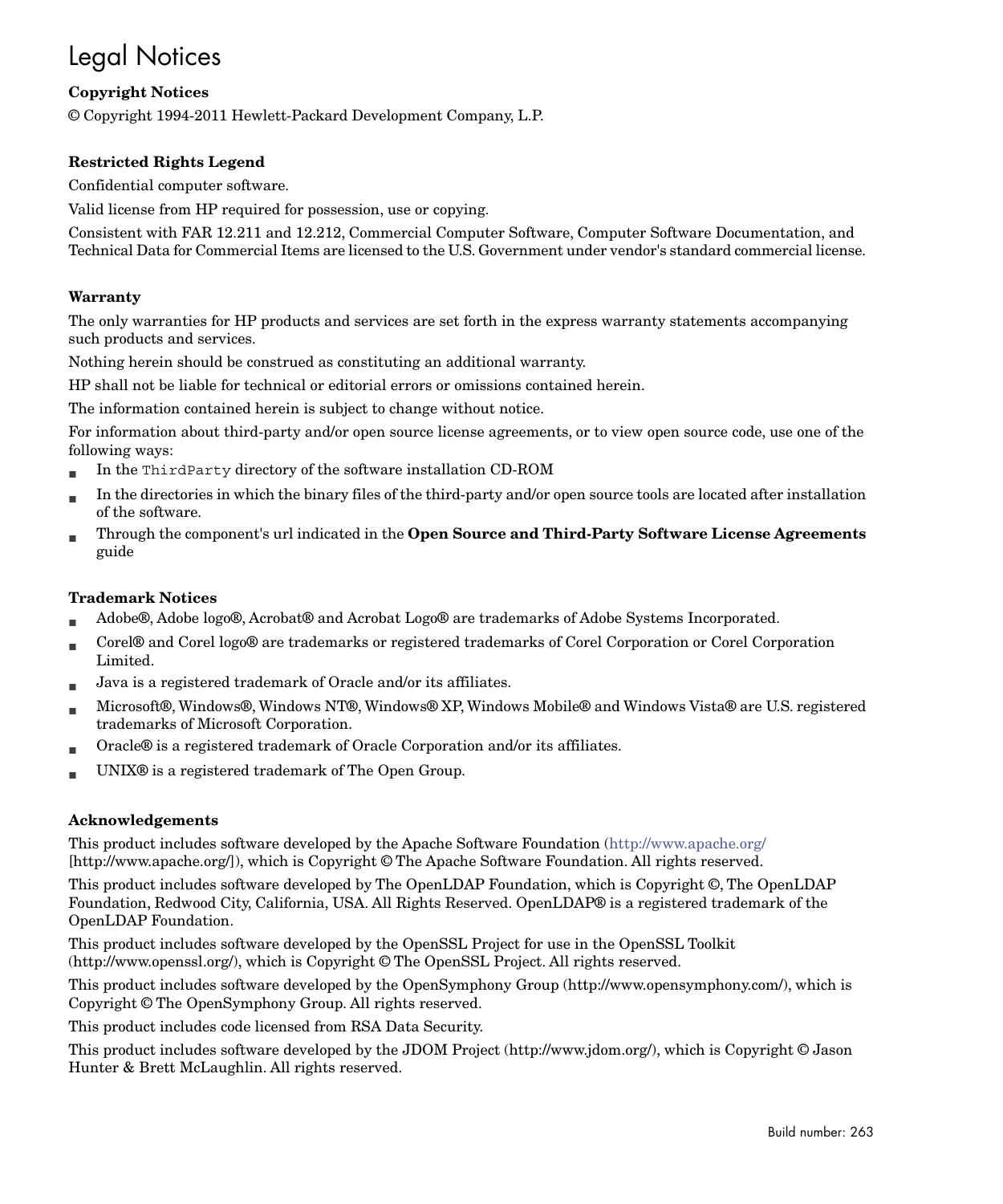# Legal Notices

**Copyright Notices**

© Copyright 1994-2011 Hewlett-Packard Development Company, L.P.

**Restricted Rights Legend**

Confidential computer software.

Valid license from HP required for possession, use or copying.

Consistent with FAR 12.211 and 12.212, Commercial Computer Software, Computer Software Documentation, and Technical Data for Commercial Items are licensed to the U.S. Government under vendor's standard commercial license.

**Warranty**

The only warranties for HP products and services are set forth in the express warranty statements accompanying such products and services.

Nothing herein should be construed as constituting an additional warranty.

HP shall not be liable for technical or editorial errors or omissions contained herein.

The information contained herein is subject to change without notice.

For information about third-party and/or open source license agreements, or to view open source code, use one of the following ways:

- In the `ThirdParty` directory of the software installation CD-ROM
- In the directories in which the binary files of the third-party and/or open source tools are located after installation of the software.
- Through the component's url indicated in the **Open Source and Third-Party Software License Agreements** guide

**Trademark Notices**

- Adobe®, Adobe logo®, Acrobat® and Acrobat Logo® are trademarks of Adobe Systems Incorporated.
- Corel® and Corel logo® are trademarks or registered trademarks of Corel Corporation or Corel Corporation Limited.
- Java is a registered trademark of Oracle and/or its affiliates.
- Microsoft®, Windows®, Windows NT®, Windows® XP, Windows Mobile® and Windows Vista® are U.S. registered trademarks of Microsoft Corporation.
- Oracle® is a registered trademark of Oracle Corporation and/or its affiliates.
- UNIX® is a registered trademark of The Open Group.

**Acknowledgements**

This product includes software developed by the Apache Software Foundation (http://www.apache.org/ [http://www.apache.org/]), which is Copyright © The Apache Software Foundation. All rights reserved.

This product includes software developed by The OpenLDAP Foundation, which is Copyright ©, The OpenLDAP Foundation, Redwood City, California, USA. All Rights Reserved. OpenLDAP® is a registered trademark of the OpenLDAP Foundation.

This product includes software developed by the OpenSSL Project for use in the OpenSSL Toolkit (http://www.openssl.org/), which is Copyright © The OpenSSL Project. All rights reserved.

This product includes software developed by the OpenSymphony Group (http://www.opensymphony.com/), which is Copyright © The OpenSymphony Group. All rights reserved.

This product includes code licensed from RSA Data Security.

This product includes software developed by the JDOM Project (http://www.jdom.org/), which is Copyright © Jason Hunter & Brett McLaughlin. All rights reserved.

Build number: 263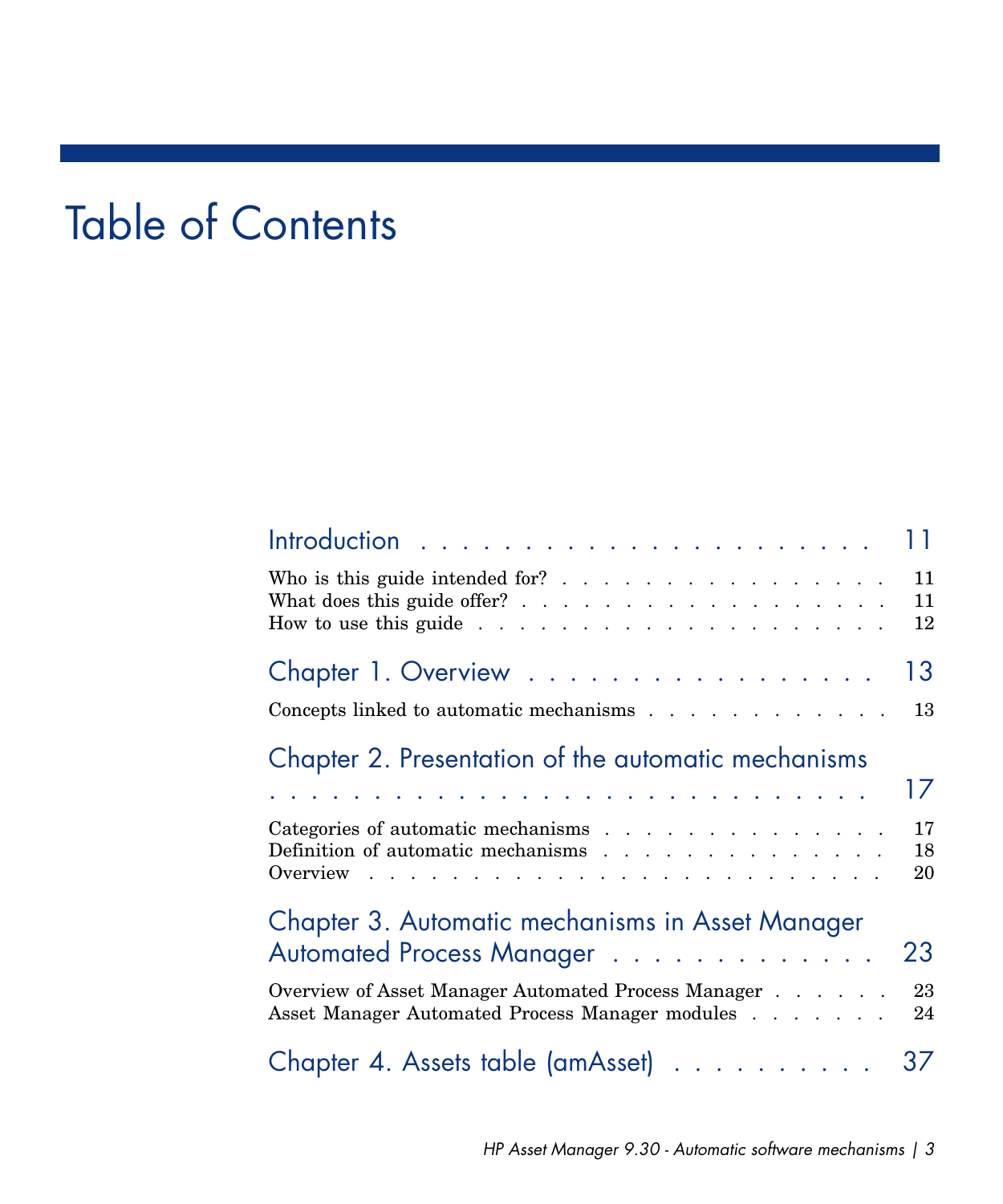# Table of Contents

## Introduction . . . . . . . . . . . . . . . . . . . . . 11

Who is this guide intended for? . . . . . . . . . . . . . . . . . . 11
What does this guide offer? . . . . . . . . . . . . . . . . . . . 11
How to use this guide . . . . . . . . . . . . . . . . . . . . . 12

## Chapter 1. Overview . . . . . . . . . . . . . . . . . 13

Concepts linked to automatic mechanisms . . . . . . . . . . . . . 13

## Chapter 2. Presentation of the automatic mechanisms . . . . . . . . . . . . . . . . . . . . . . . . . . . 17

Categories of automatic mechanisms . . . . . . . . . . . . . . . 17
Definition of automatic mechanisms . . . . . . . . . . . . . . . 18
Overview . . . . . . . . . . . . . . . . . . . . . . . . . . 20

## Chapter 3. Automatic mechanisms in Asset Manager Automated Process Manager . . . . . . . . . . . . . 23

Overview of Asset Manager Automated Process Manager . . . . . . 23
Asset Manager Automated Process Manager modules . . . . . . . 24

## Chapter 4. Assets table (amAsset) . . . . . . . . . . 37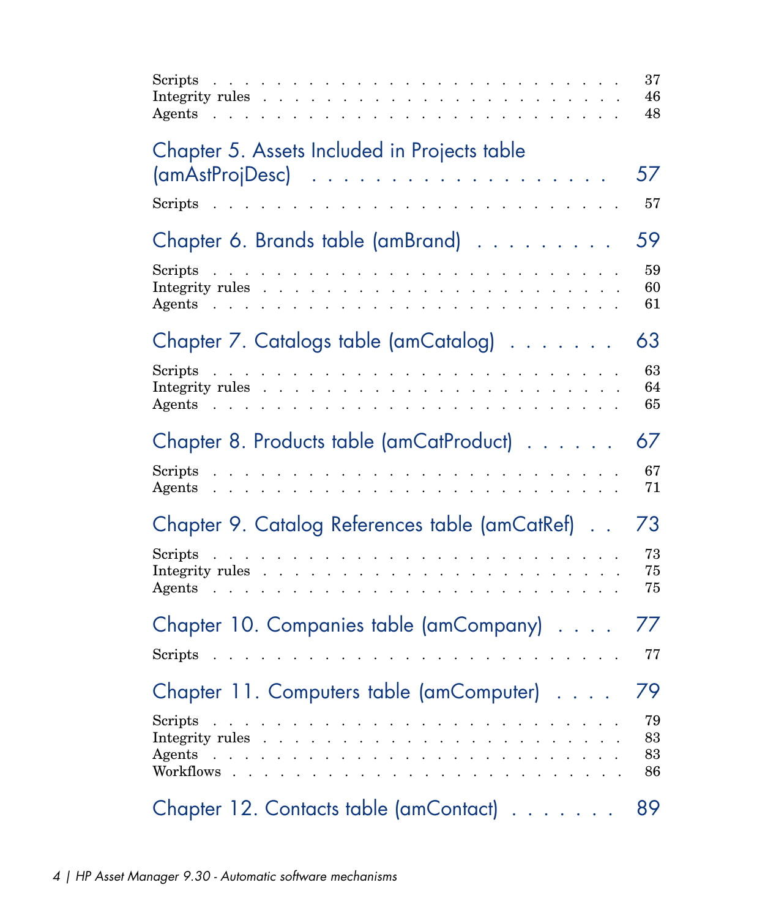Scripts . . . . . . . . . . . . . . . . . . . . . . . . . . 37
Integrity rules . . . . . . . . . . . . . . . . . . . . . . . 46
Agents . . . . . . . . . . . . . . . . . . . . . . . . . . 48

## Chapter 5. Assets Included in Projects table (amAstProjDesc) . . . . . . . . . . . . . . . . . . 57

Scripts . . . . . . . . . . . . . . . . . . . . . . . . . . 57

## Chapter 6. Brands table (amBrand) . . . . . . . . . 59

Scripts . . . . . . . . . . . . . . . . . . . . . . . . . . 59
Integrity rules . . . . . . . . . . . . . . . . . . . . . . . 60
Agents . . . . . . . . . . . . . . . . . . . . . . . . . . 61

## Chapter 7. Catalogs table (amCatalog) . . . . . . . 63

Scripts . . . . . . . . . . . . . . . . . . . . . . . . . . 63
Integrity rules . . . . . . . . . . . . . . . . . . . . . . . 64
Agents . . . . . . . . . . . . . . . . . . . . . . . . . . 65

## Chapter 8. Products table (amCatProduct) . . . . . . 67

Scripts . . . . . . . . . . . . . . . . . . . . . . . . . . 67
Agents . . . . . . . . . . . . . . . . . . . . . . . . . . 71

## Chapter 9. Catalog References table (amCatRef) . . 73

Scripts . . . . . . . . . . . . . . . . . . . . . . . . . . 73
Integrity rules . . . . . . . . . . . . . . . . . . . . . . . 75
Agents . . . . . . . . . . . . . . . . . . . . . . . . . . 75

## Chapter 10. Companies table (amCompany) . . . . 77

Scripts . . . . . . . . . . . . . . . . . . . . . . . . . . 77

## Chapter 11. Computers table (amComputer) . . . . 79

Scripts . . . . . . . . . . . . . . . . . . . . . . . . . . 79
Integrity rules . . . . . . . . . . . . . . . . . . . . . . . 83
Agents . . . . . . . . . . . . . . . . . . . . . . . . . . 83
Workflows . . . . . . . . . . . . . . . . . . . . . . . . . 86

## Chapter 12. Contacts table (amContact) . . . . . . . 89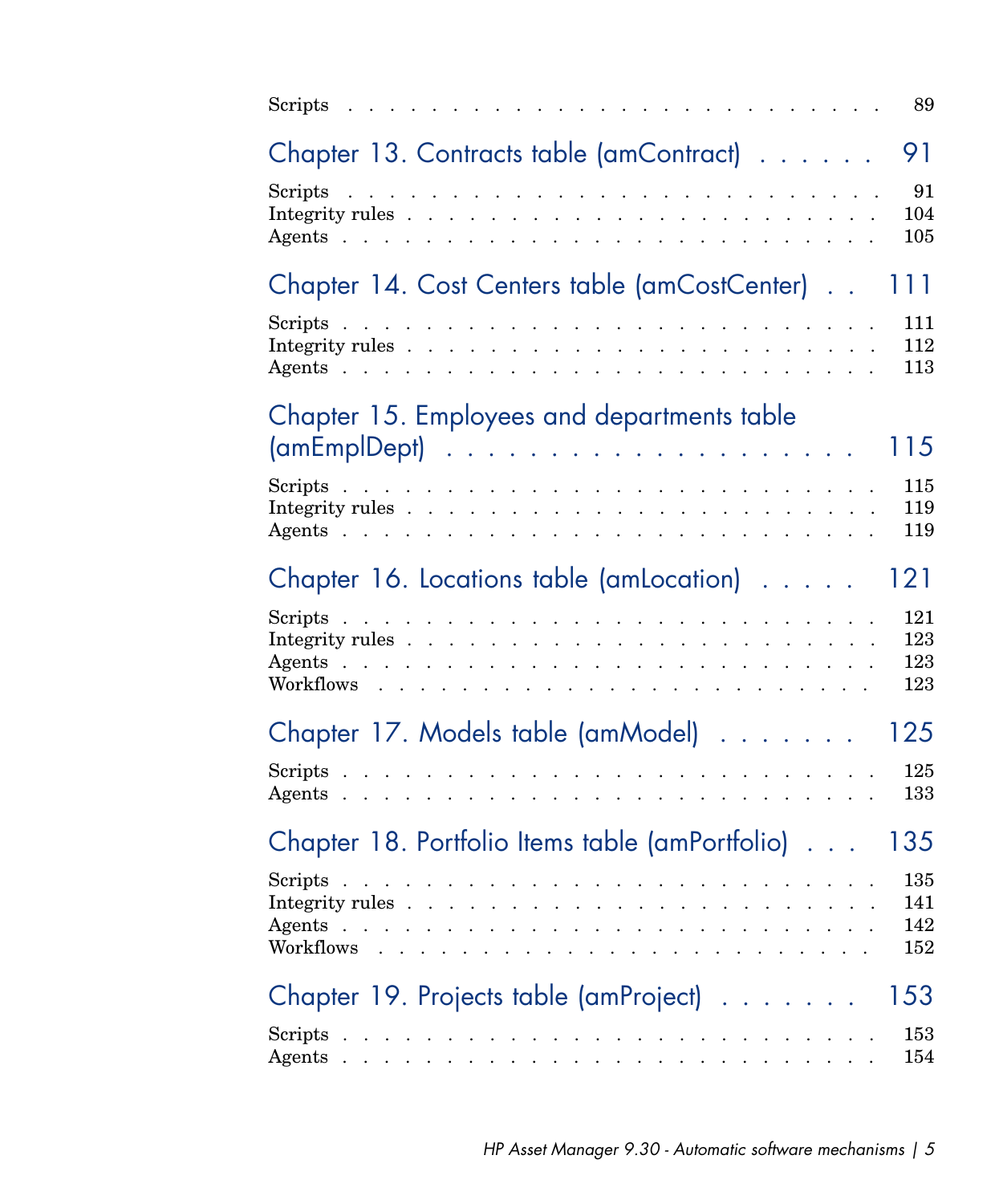Scripts . . . . . . . . . . . . . . . . . . . . . . . . 89

## Chapter 13. Contracts table (amContract) . . . . . . 91

Scripts . . . . . . . . . . . . . . . . . . . . . . . . 91
Integrity rules . . . . . . . . . . . . . . . . . . . . . 104
Agents . . . . . . . . . . . . . . . . . . . . . . . . 105

## Chapter 14. Cost Centers table (amCostCenter) . . 111

Scripts . . . . . . . . . . . . . . . . . . . . . . . . 111
Integrity rules . . . . . . . . . . . . . . . . . . . . . 112
Agents . . . . . . . . . . . . . . . . . . . . . . . . 113

## Chapter 15. Employees and departments table (amEmplDept) . . . . . . . . . . . . . . . . . . 115

Scripts . . . . . . . . . . . . . . . . . . . . . . . . 115
Integrity rules . . . . . . . . . . . . . . . . . . . . . 119
Agents . . . . . . . . . . . . . . . . . . . . . . . . 119

## Chapter 16. Locations table (amLocation) . . . . . 121

Scripts . . . . . . . . . . . . . . . . . . . . . . . . 121
Integrity rules . . . . . . . . . . . . . . . . . . . . . 123
Agents . . . . . . . . . . . . . . . . . . . . . . . . 123
Workflows . . . . . . . . . . . . . . . . . . . . . . . 123

## Chapter 17. Models table (amModel) . . . . . . . 125

Scripts . . . . . . . . . . . . . . . . . . . . . . . . 125
Agents . . . . . . . . . . . . . . . . . . . . . . . . 133

## Chapter 18. Portfolio Items table (amPortfolio) . . . 135

Scripts . . . . . . . . . . . . . . . . . . . . . . . . 135
Integrity rules . . . . . . . . . . . . . . . . . . . . . 141
Agents . . . . . . . . . . . . . . . . . . . . . . . . 142
Workflows . . . . . . . . . . . . . . . . . . . . . . . 152

## Chapter 19. Projects table (amProject) . . . . . . . 153

Scripts . . . . . . . . . . . . . . . . . . . . . . . . 153
Agents . . . . . . . . . . . . . . . . . . . . . . . . 154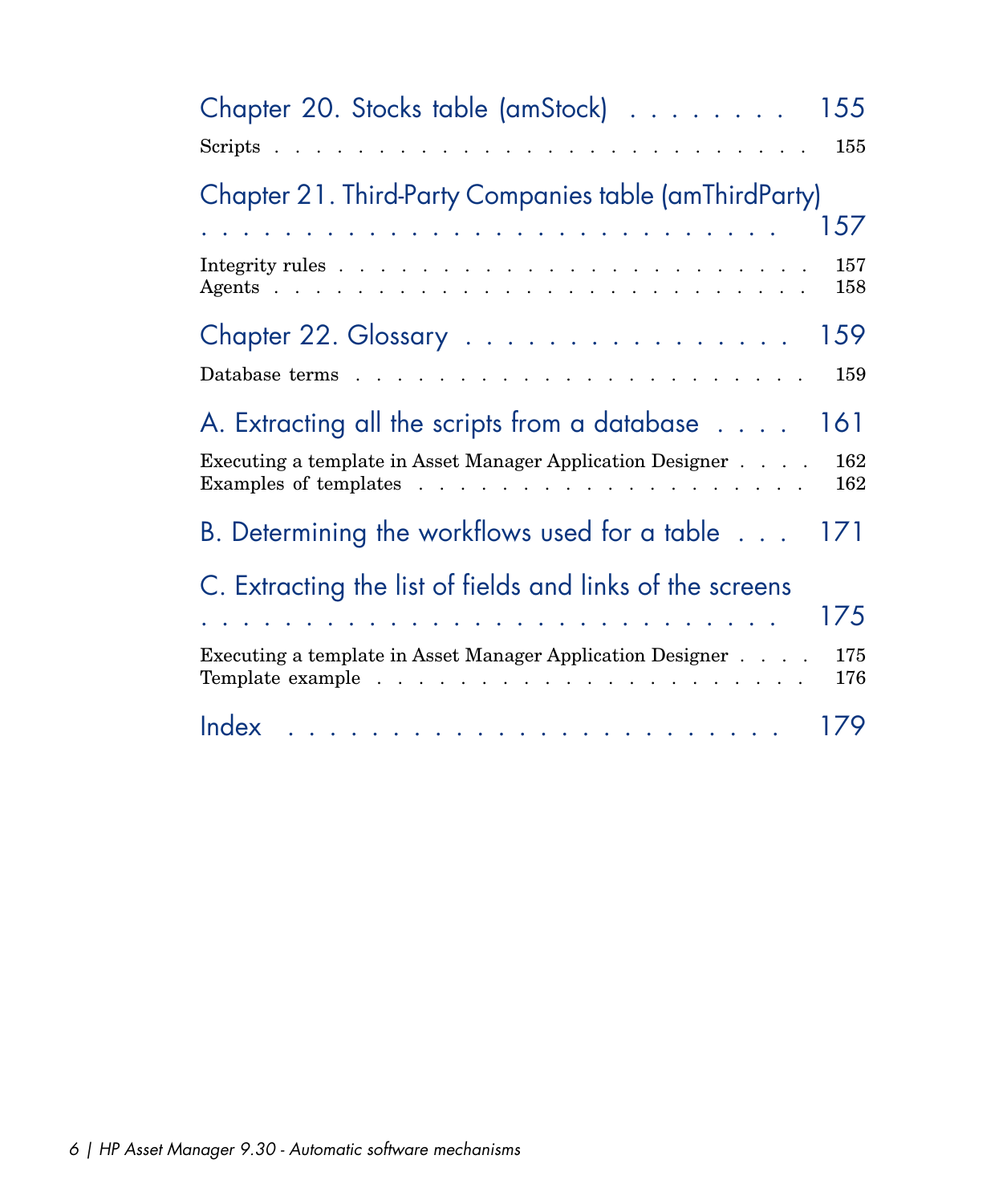Chapter 20. Stocks table (amStock) . . . . . . . . 155

Scripts . . . . . . . . . . . . . . . . . . . . . . . . . . 155

Chapter 21. Third-Party Companies table (amThirdParty) . . . . . . . . . . . . . . . . . . . . . . . . . . 157

Integrity rules . . . . . . . . . . . . . . . . . . . . . . . 157
Agents . . . . . . . . . . . . . . . . . . . . . . . . . . 158

Chapter 22. Glossary . . . . . . . . . . . . . . . . 159

Database terms . . . . . . . . . . . . . . . . . . . . . . 159

A. Extracting all the scripts from a database . . . . 161

Executing a template in Asset Manager Application Designer . . . . 162
Examples of templates . . . . . . . . . . . . . . . . . . . 162

B. Determining the workflows used for a table . . . 171

C. Extracting the list of fields and links of the screens . . . . . . . . . . . . . . . . . . . . . . . . . . 175

Executing a template in Asset Manager Application Designer . . . . 175
Template example . . . . . . . . . . . . . . . . . . . . 176

Index . . . . . . . . . . . . . . . . . . . . . . . 179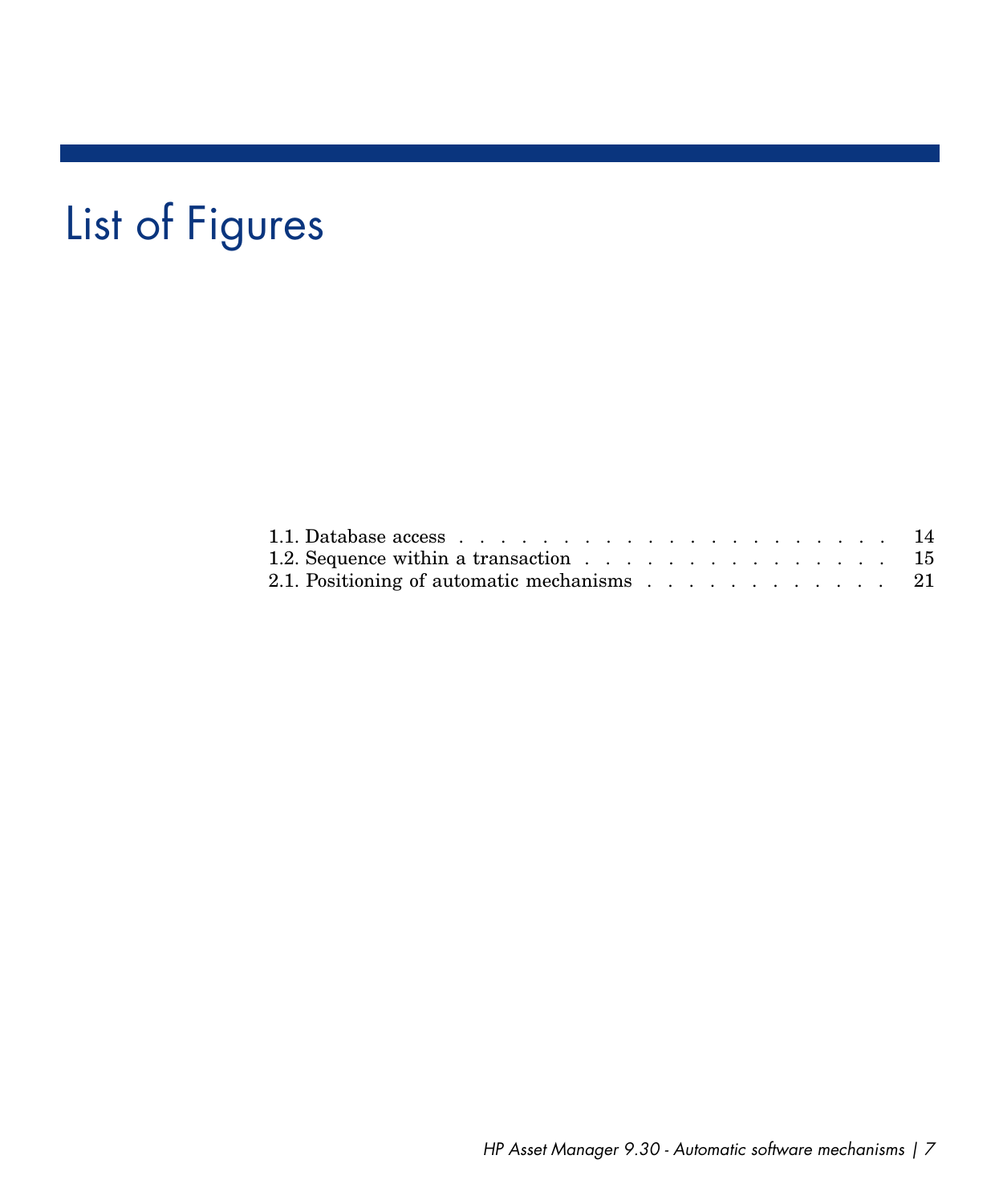# List of Figures

1.1. Database access . . . . . . . . . . . . . . . . . . . . . . . 14
1.2. Sequence within a transaction . . . . . . . . . . . . . . . . . . 15
2.1. Positioning of automatic mechanisms . . . . . . . . . . . . . 21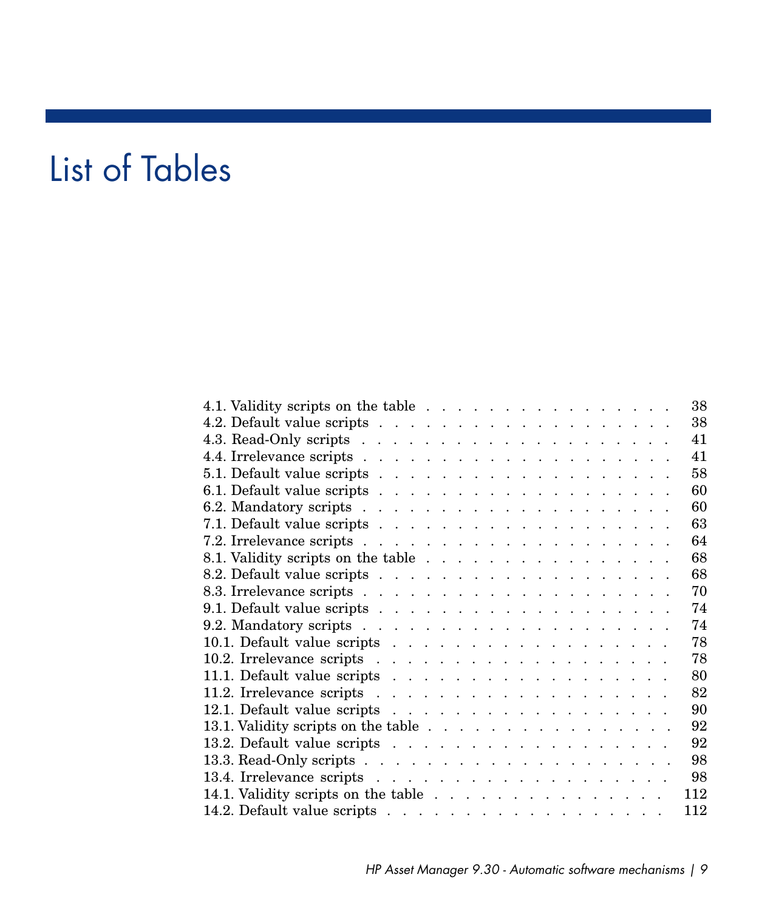# List of Tables

4.1. Validity scripts on the table . . . . . . . . . . . . . . . . . . 38
4.2. Default value scripts . . . . . . . . . . . . . . . . . . . . 38
4.3. Read-Only scripts . . . . . . . . . . . . . . . . . . . . . 41
4.4. Irrelevance scripts . . . . . . . . . . . . . . . . . . . . 41
5.1. Default value scripts . . . . . . . . . . . . . . . . . . . . 58
6.1. Default value scripts . . . . . . . . . . . . . . . . . . . . 60
6.2. Mandatory scripts . . . . . . . . . . . . . . . . . . . . . 60
7.1. Default value scripts . . . . . . . . . . . . . . . . . . . . 63
7.2. Irrelevance scripts . . . . . . . . . . . . . . . . . . . . 64
8.1. Validity scripts on the table . . . . . . . . . . . . . . . . . . 68
8.2. Default value scripts . . . . . . . . . . . . . . . . . . . . 68
8.3. Irrelevance scripts . . . . . . . . . . . . . . . . . . . . 70
9.1. Default value scripts . . . . . . . . . . . . . . . . . . . . 74
9.2. Mandatory scripts . . . . . . . . . . . . . . . . . . . . . 74
10.1. Default value scripts . . . . . . . . . . . . . . . . . . . 78
10.2. Irrelevance scripts . . . . . . . . . . . . . . . . . . . . 78
11.1. Default value scripts . . . . . . . . . . . . . . . . . . . 80
11.2. Irrelevance scripts . . . . . . . . . . . . . . . . . . . . 82
12.1. Default value scripts . . . . . . . . . . . . . . . . . . . 90
13.1. Validity scripts on the table . . . . . . . . . . . . . . . . . 92
13.2. Default value scripts . . . . . . . . . . . . . . . . . . . 92
13.3. Read-Only scripts . . . . . . . . . . . . . . . . . . . . . 98
13.4. Irrelevance scripts . . . . . . . . . . . . . . . . . . . . 98
14.1. Validity scripts on the table . . . . . . . . . . . . . . . . . 112
14.2. Default value scripts . . . . . . . . . . . . . . . . . . . 112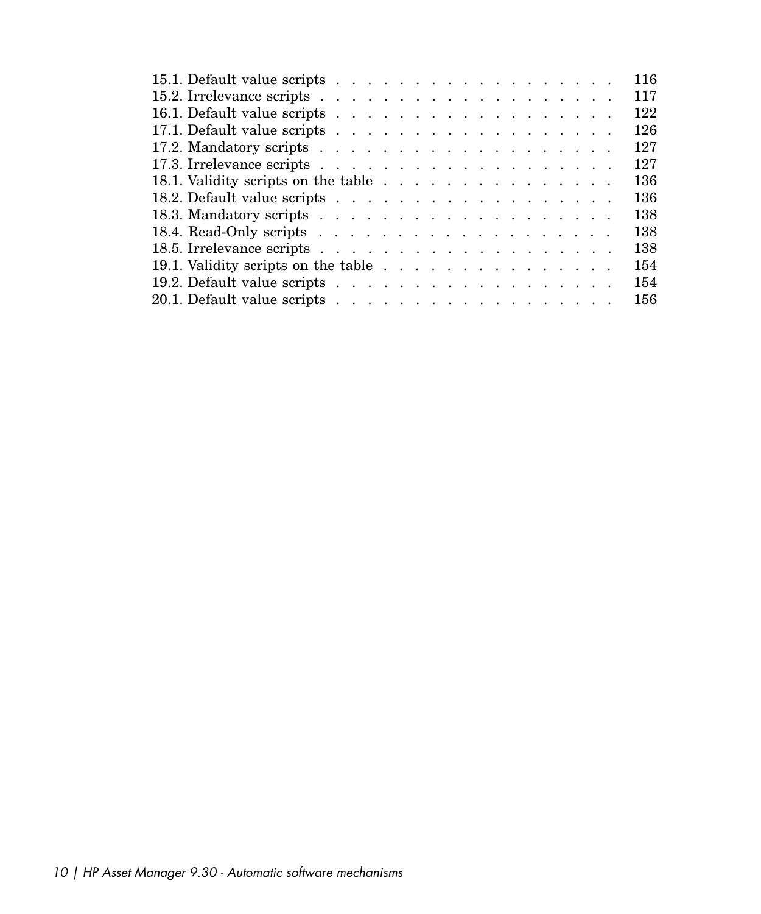15.1. Default value scripts . . . . . . . . . . . . . . . . . . . 116
15.2. Irrelevance scripts . . . . . . . . . . . . . . . . . . . 117
16.1. Default value scripts . . . . . . . . . . . . . . . . . . . 122
17.1. Default value scripts . . . . . . . . . . . . . . . . . . . 126
17.2. Mandatory scripts . . . . . . . . . . . . . . . . . . . 127
17.3. Irrelevance scripts . . . . . . . . . . . . . . . . . . . 127
18.1. Validity scripts on the table . . . . . . . . . . . . . . . . 136
18.2. Default value scripts . . . . . . . . . . . . . . . . . . . 136
18.3. Mandatory scripts . . . . . . . . . . . . . . . . . . . 138
18.4. Read-Only scripts . . . . . . . . . . . . . . . . . . . 138
18.5. Irrelevance scripts . . . . . . . . . . . . . . . . . . . 138
19.1. Validity scripts on the table . . . . . . . . . . . . . . . . 154
19.2. Default value scripts . . . . . . . . . . . . . . . . . . . 154
20.1. Default value scripts . . . . . . . . . . . . . . . . . . . 156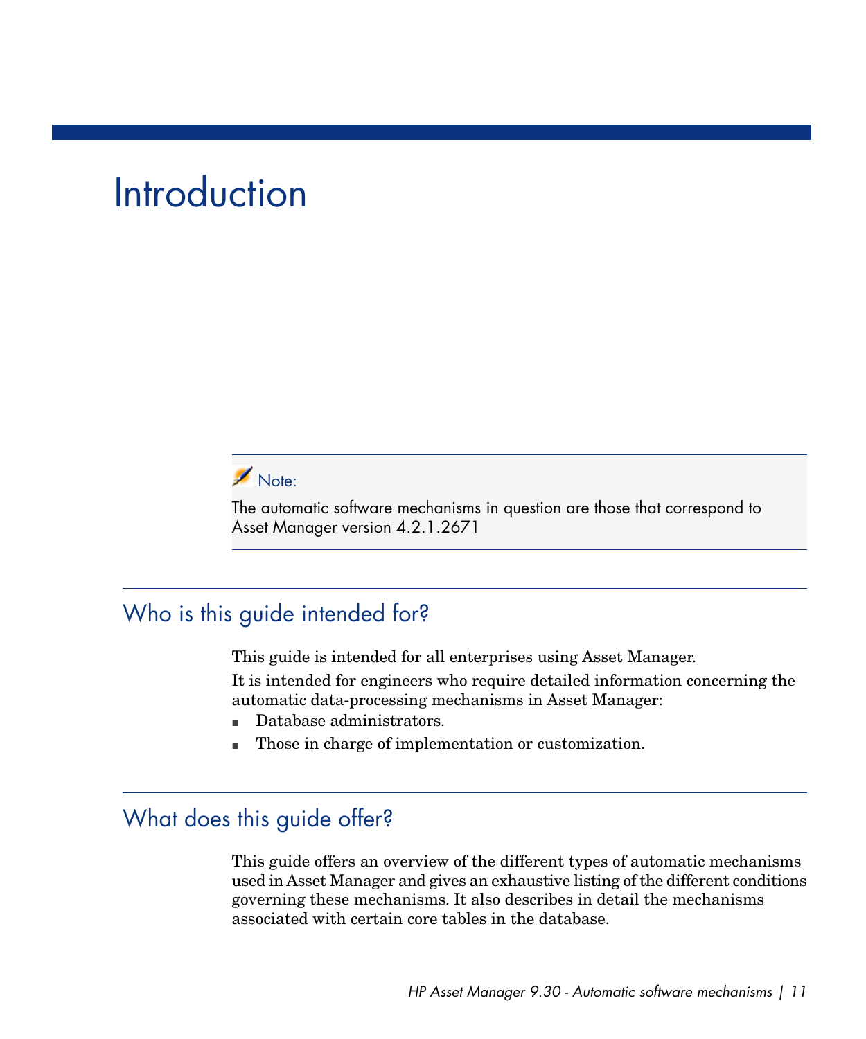# Introduction

> **Note:**
>
> The automatic software mechanisms in question are those that correspond to Asset Manager version 4.2.1.2671

## Who is this guide intended for?

This guide is intended for all enterprises using Asset Manager.

It is intended for engineers who require detailed information concerning the automatic data-processing mechanisms in Asset Manager:

- Database administrators.
- Those in charge of implementation or customization.

## What does this guide offer?

This guide offers an overview of the different types of automatic mechanisms used in Asset Manager and gives an exhaustive listing of the different conditions governing these mechanisms. It also describes in detail the mechanisms associated with certain core tables in the database.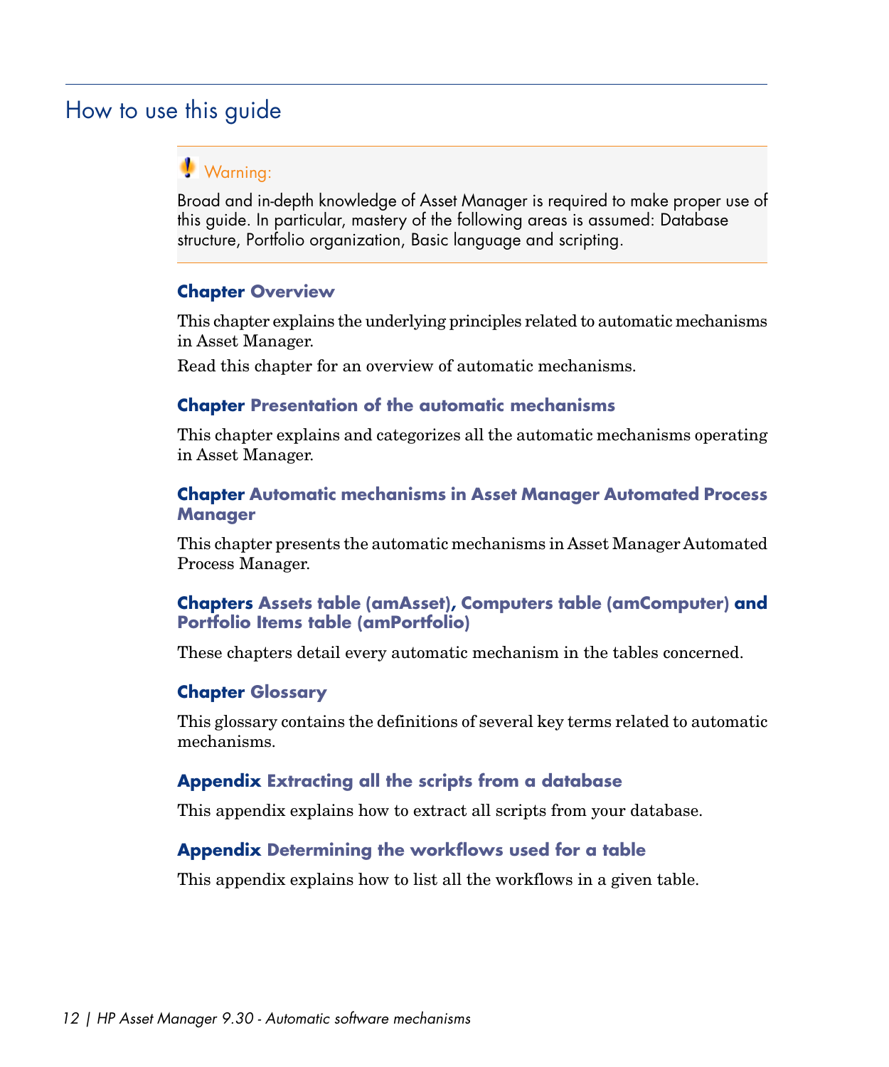## How to use this guide

> **Warning:**
>
> Broad and in-depth knowledge of Asset Manager is required to make proper use of this guide. In particular, mastery of the following areas is assumed: Database structure, Portfolio organization, Basic language and scripting.

### Chapter Overview

This chapter explains the underlying principles related to automatic mechanisms in Asset Manager.

Read this chapter for an overview of automatic mechanisms.

### Chapter Presentation of the automatic mechanisms

This chapter explains and categorizes all the automatic mechanisms operating in Asset Manager.

### Chapter Automatic mechanisms in Asset Manager Automated Process Manager

This chapter presents the automatic mechanisms in Asset Manager Automated Process Manager.

### Chapters Assets table (amAsset), Computers table (amComputer) and Portfolio Items table (amPortfolio)

These chapters detail every automatic mechanism in the tables concerned.

### Chapter Glossary

This glossary contains the definitions of several key terms related to automatic mechanisms.

### Appendix Extracting all the scripts from a database

This appendix explains how to extract all scripts from your database.

### Appendix Determining the workflows used for a table

This appendix explains how to list all the workflows in a given table.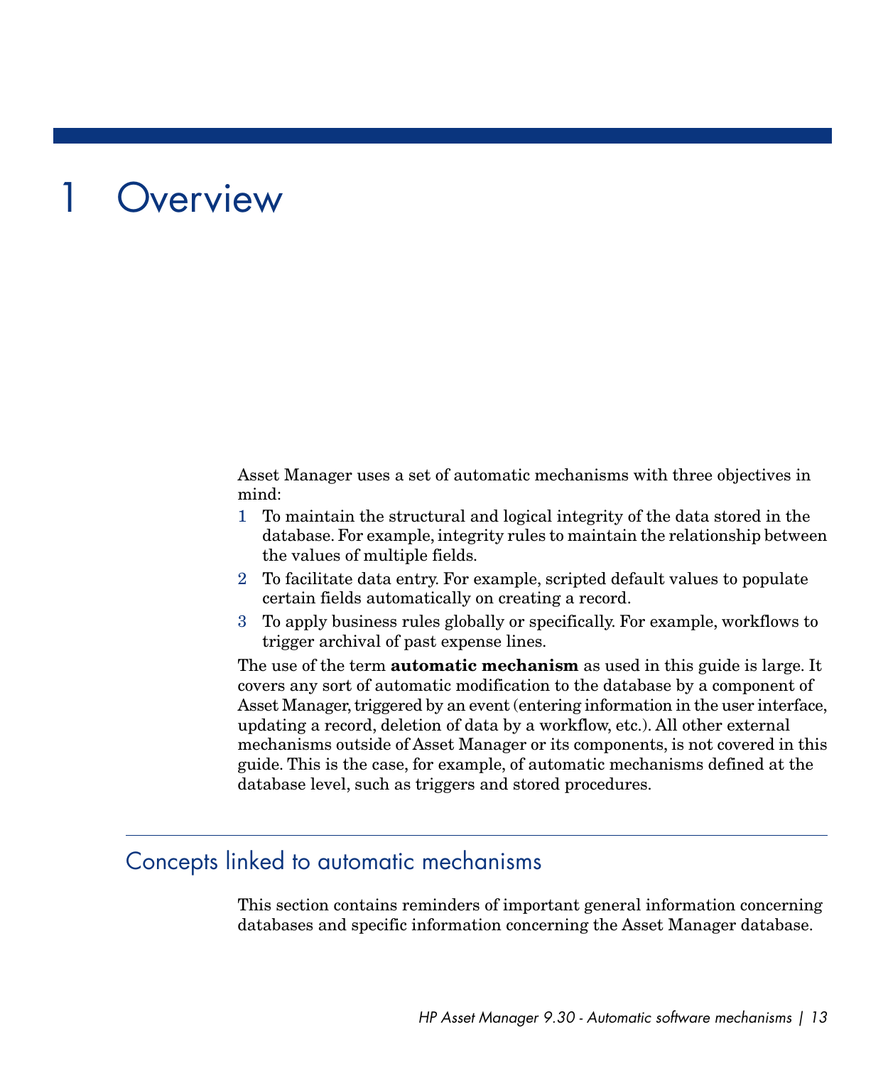# 1 Overview

Asset Manager uses a set of automatic mechanisms with three objectives in mind:

1. To maintain the structural and logical integrity of the data stored in the database. For example, integrity rules to maintain the relationship between the values of multiple fields.
2. To facilitate data entry. For example, scripted default values to populate certain fields automatically on creating a record.
3. To apply business rules globally or specifically. For example, workflows to trigger archival of past expense lines.

The use of the term **automatic mechanism** as used in this guide is large. It covers any sort of automatic modification to the database by a component of Asset Manager, triggered by an event (entering information in the user interface, updating a record, deletion of data by a workflow, etc.). All other external mechanisms outside of Asset Manager or its components, is not covered in this guide. This is the case, for example, of automatic mechanisms defined at the database level, such as triggers and stored procedures.

## Concepts linked to automatic mechanisms

This section contains reminders of important general information concerning databases and specific information concerning the Asset Manager database.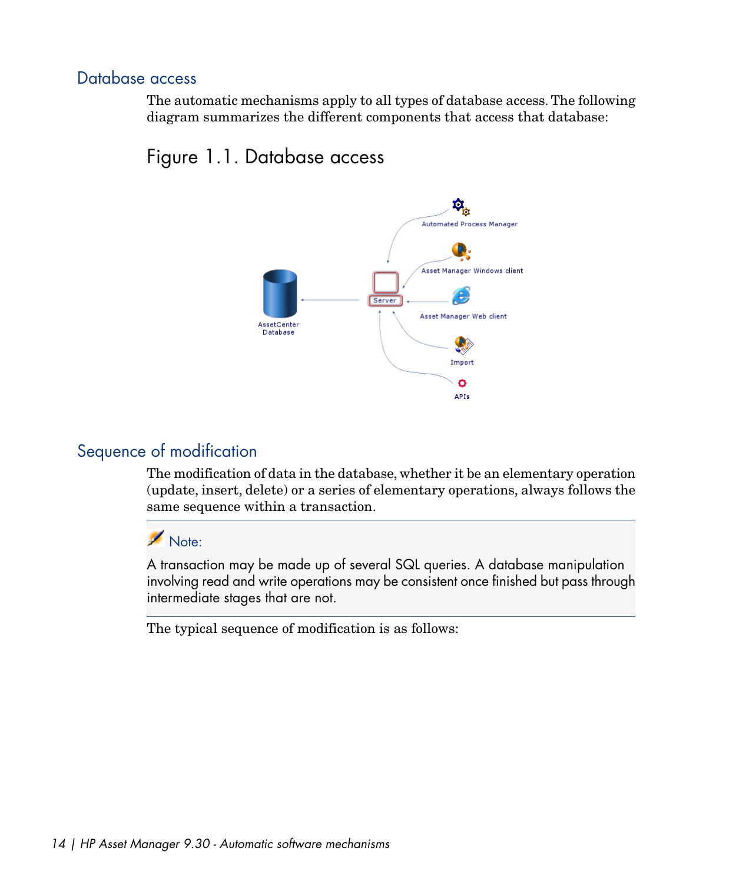## Database access

The automatic mechanisms apply to all types of database access. The following diagram summarizes the different components that access that database:

### Figure 1.1. Database access

## Sequence of modification

The modification of data in the database, whether it be an elementary operation (update, insert, delete) or a series of elementary operations, always follows the same sequence within a transaction.

> **Note:**
>
> A transaction may be made up of several SQL queries. A database manipulation involving read and write operations may be consistent once finished but pass through intermediate stages that are not.

The typical sequence of modification is as follows: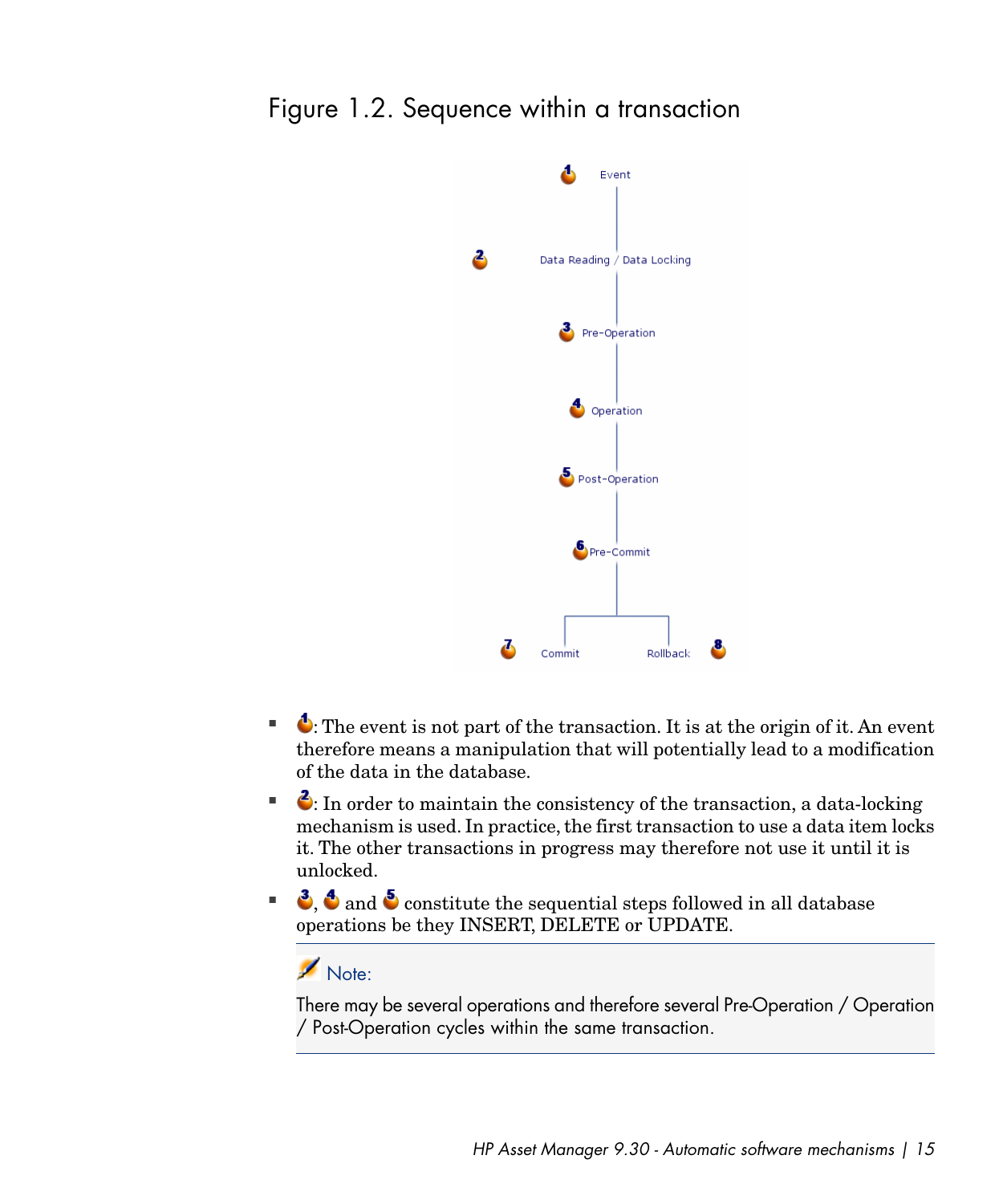Figure 1.2. Sequence within a transaction

- 1: The event is not part of the transaction. It is at the origin of it. An event therefore means a manipulation that will potentially lead to a modification of the data in the database.
- 2: In order to maintain the consistency of the transaction, a data-locking mechanism is used. In practice, the first transaction to use a data item locks it. The other transactions in progress may therefore not use it until it is unlocked.
- 3, 4 and 5 constitute the sequential steps followed in all database operations be they INSERT, DELETE or UPDATE.

> Note:
>
> There may be several operations and therefore several Pre-Operation / Operation / Post-Operation cycles within the same transaction.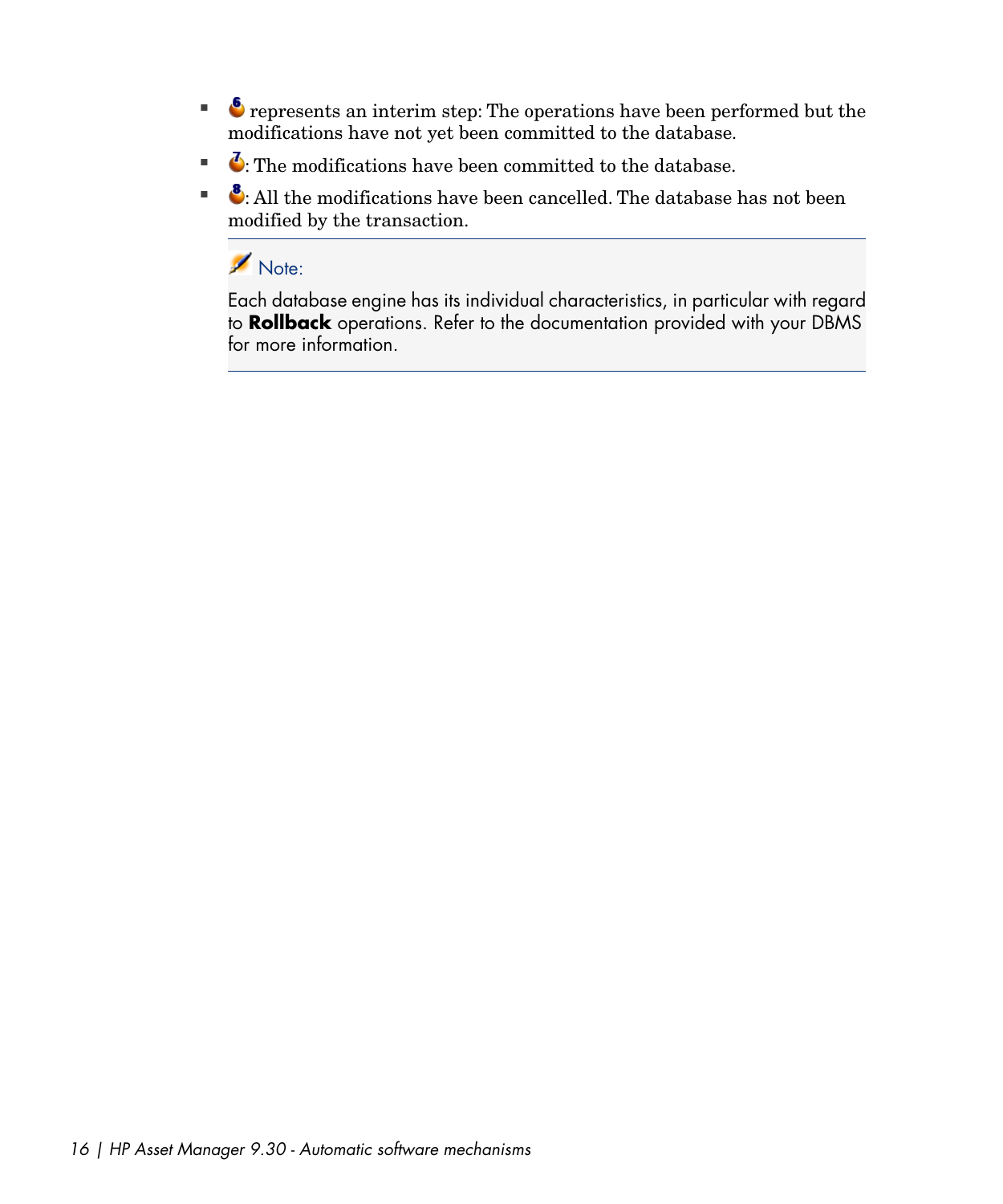- 6 represents an interim step: The operations have been performed but the modifications have not yet been committed to the database.
- 7: The modifications have been committed to the database.
- 8: All the modifications have been cancelled. The database has not been modified by the transaction.

> Note:
>
> Each database engine has its individual characteristics, in particular with regard to **Rollback** operations. Refer to the documentation provided with your DBMS for more information.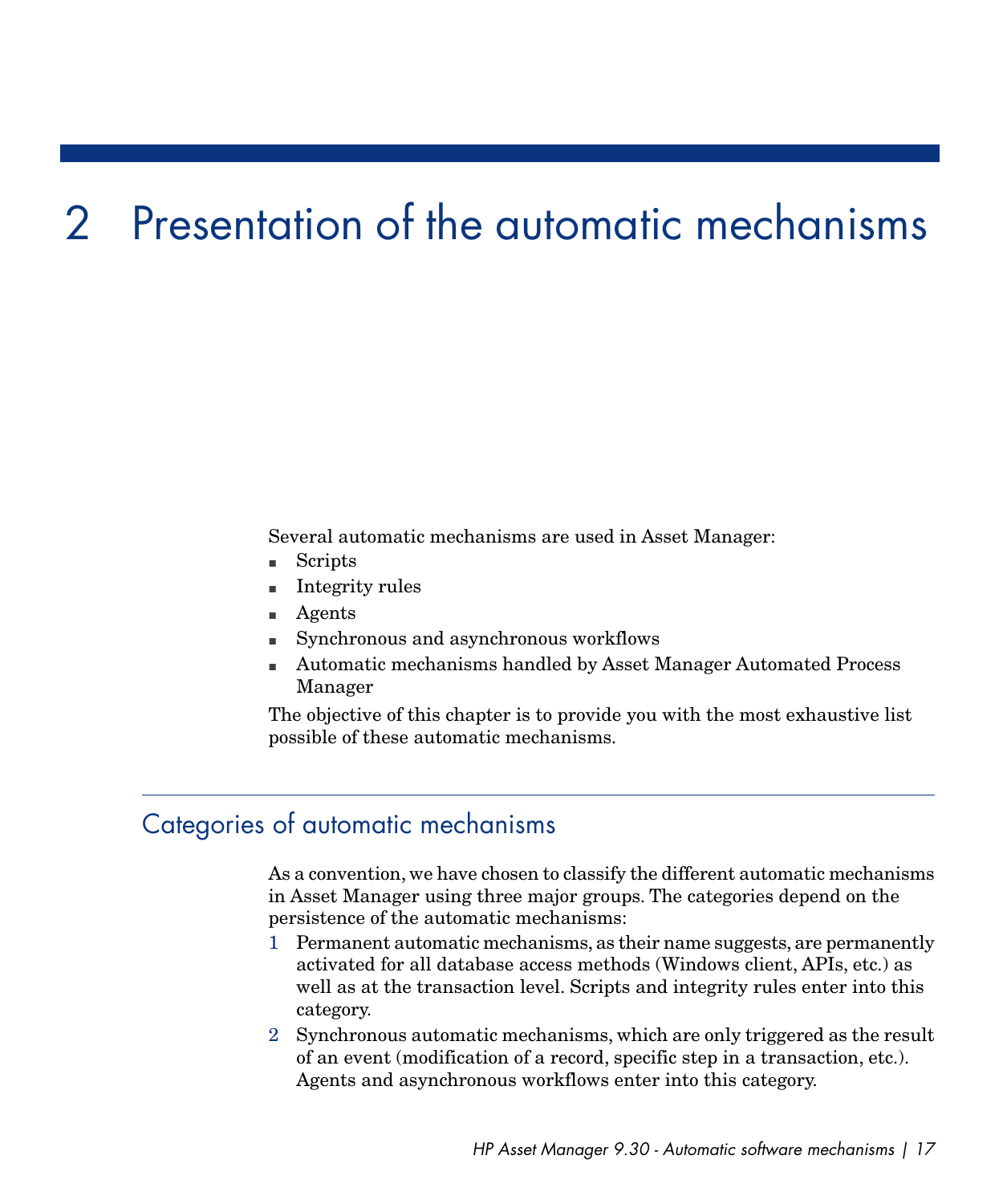# 2 Presentation of the automatic mechanisms

Several automatic mechanisms are used in Asset Manager:

- Scripts
- Integrity rules
- Agents
- Synchronous and asynchronous workflows
- Automatic mechanisms handled by Asset Manager Automated Process Manager

The objective of this chapter is to provide you with the most exhaustive list possible of these automatic mechanisms.

## Categories of automatic mechanisms

As a convention, we have chosen to classify the different automatic mechanisms in Asset Manager using three major groups. The categories depend on the persistence of the automatic mechanisms:

1. Permanent automatic mechanisms, as their name suggests, are permanently activated for all database access methods (Windows client, APIs, etc.) as well as at the transaction level. Scripts and integrity rules enter into this category.
2. Synchronous automatic mechanisms, which are only triggered as the result of an event (modification of a record, specific step in a transaction, etc.). Agents and asynchronous workflows enter into this category.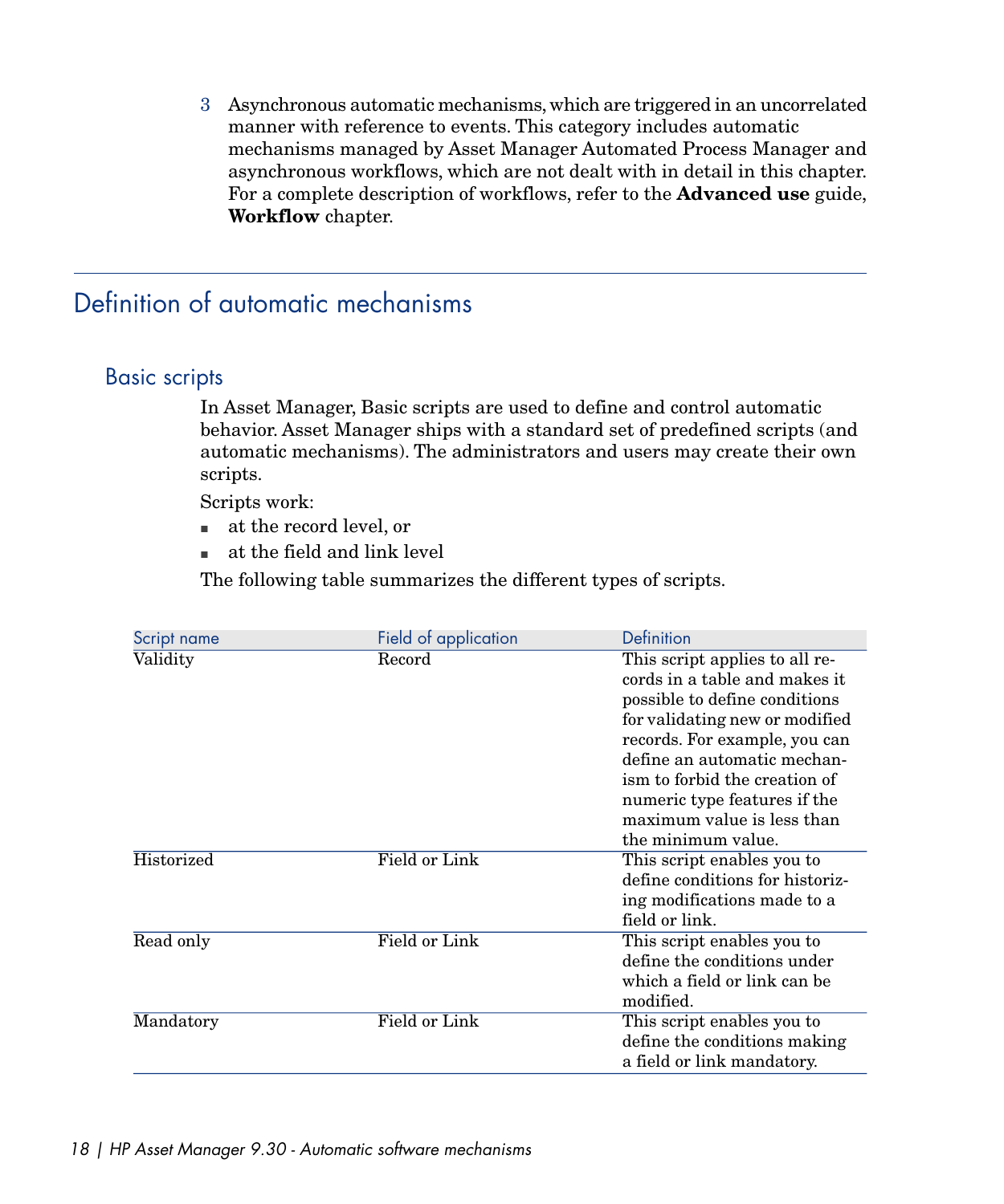3. Asynchronous automatic mechanisms, which are triggered in an uncorrelated manner with reference to events. This category includes automatic mechanisms managed by Asset Manager Automated Process Manager and asynchronous workflows, which are not dealt with in detail in this chapter. For a complete description of workflows, refer to the **Advanced use** guide, **Workflow** chapter.

## Definition of automatic mechanisms

### Basic scripts

In Asset Manager, Basic scripts are used to define and control automatic behavior. Asset Manager ships with a standard set of predefined scripts (and automatic mechanisms). The administrators and users may create their own scripts.

Scripts work:

- at the record level, or
- at the field and link level

The following table summarizes the different types of scripts.

| Script name | Field of application | Definition |
|---|---|---|
| Validity | Record | This script applies to all records in a table and makes it possible to define conditions for validating new or modified records. For example, you can define an automatic mechanism to forbid the creation of numeric type features if the maximum value is less than the minimum value. |
| Historized | Field or Link | This script enables you to define conditions for historizing modifications made to a field or link. |
| Read only | Field or Link | This script enables you to define the conditions under which a field or link can be modified. |
| Mandatory | Field or Link | This script enables you to define the conditions making a field or link mandatory. |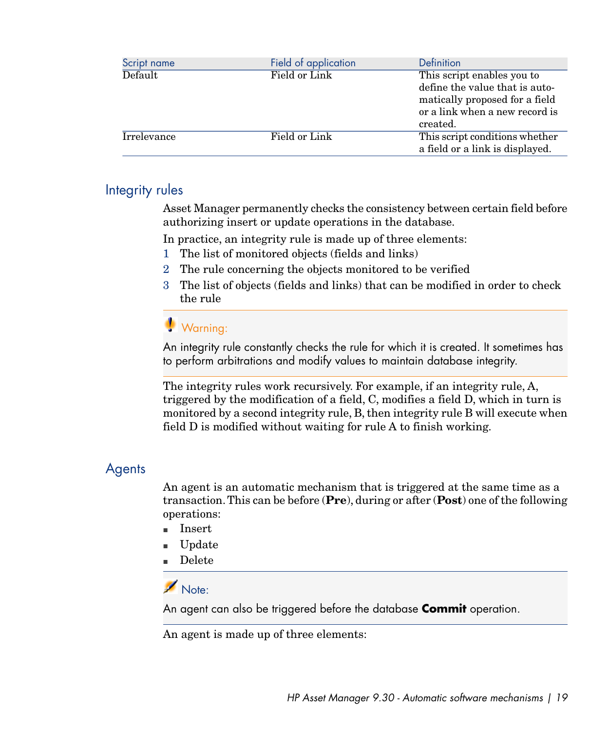| Script name | Field of application | Definition |
| --- | --- | --- |
| Default | Field or Link | This script enables you to define the value that is automatically proposed for a field or a link when a new record is created. |
| Irrelevance | Field or Link | This script conditions whether a field or a link is displayed. |

## Integrity rules

Asset Manager permanently checks the consistency between certain field before authorizing insert or update operations in the database.

In practice, an integrity rule is made up of three elements:

1. The list of monitored objects (fields and links)
2. The rule concerning the objects monitored to be verified
3. The list of objects (fields and links) that can be modified in order to check the rule

> **Warning:**
>
> An integrity rule constantly checks the rule for which it is created. It sometimes has to perform arbitrations and modify values to maintain database integrity.

The integrity rules work recursively. For example, if an integrity rule, A, triggered by the modification of a field, C, modifies a field D, which in turn is monitored by a second integrity rule, B, then integrity rule B will execute when field D is modified without waiting for rule A to finish working.

## Agents

An agent is an automatic mechanism that is triggered at the same time as a transaction. This can be before (**Pre**), during or after (**Post**) one of the following operations:

- Insert
- Update
- Delete

> **Note:**
>
> An agent can also be triggered before the database **Commit** operation.

An agent is made up of three elements: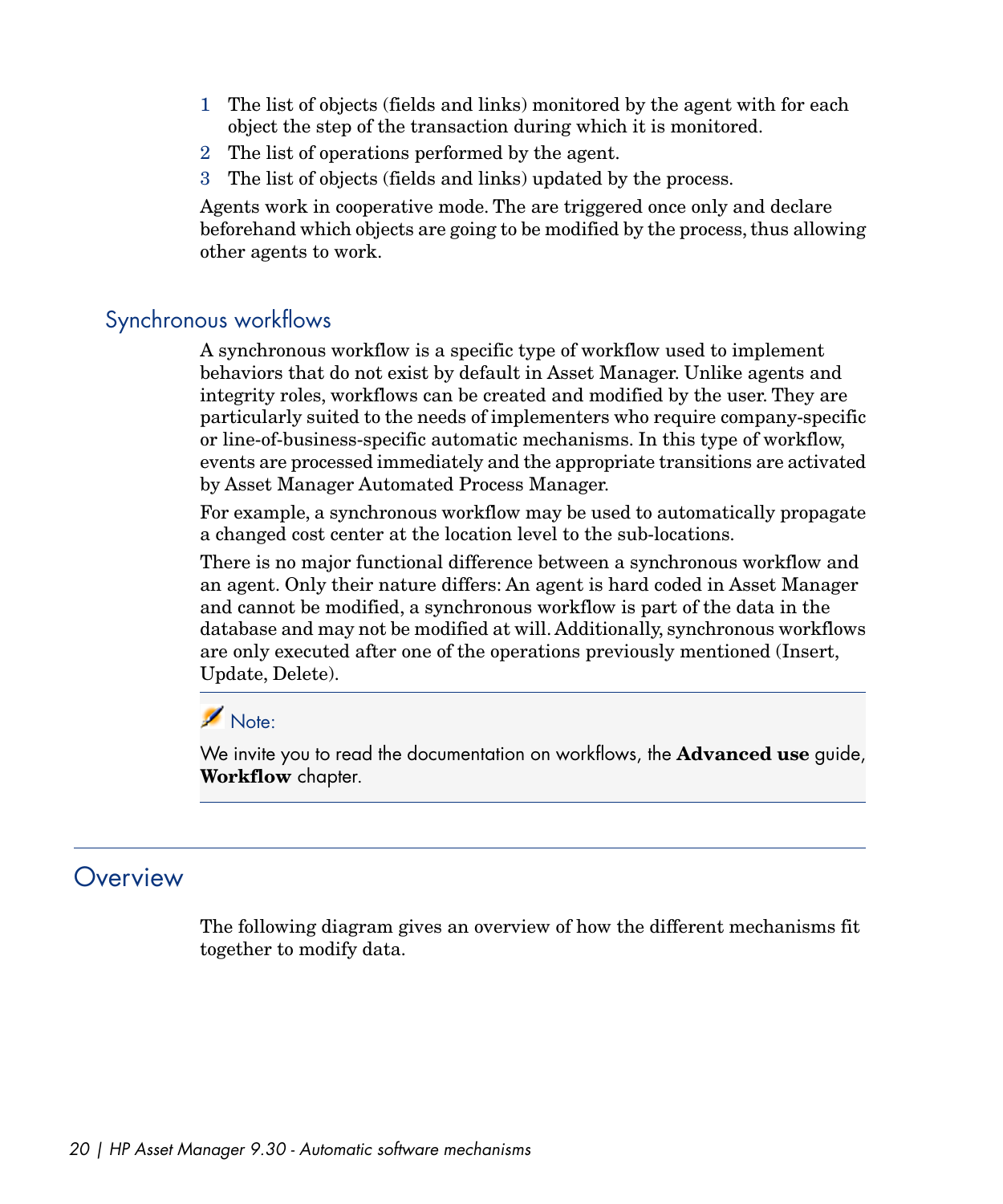1. The list of objects (fields and links) monitored by the agent with for each object the step of the transaction during which it is monitored.
2. The list of operations performed by the agent.
3. The list of objects (fields and links) updated by the process.

Agents work in cooperative mode. The are triggered once only and declare beforehand which objects are going to be modified by the process, thus allowing other agents to work.

### Synchronous workflows

A synchronous workflow is a specific type of workflow used to implement behaviors that do not exist by default in Asset Manager. Unlike agents and integrity roles, workflows can be created and modified by the user. They are particularly suited to the needs of implementers who require company-specific or line-of-business-specific automatic mechanisms. In this type of workflow, events are processed immediately and the appropriate transitions are activated by Asset Manager Automated Process Manager.

For example, a synchronous workflow may be used to automatically propagate a changed cost center at the location level to the sub-locations.

There is no major functional difference between a synchronous workflow and an agent. Only their nature differs: An agent is hard coded in Asset Manager and cannot be modified, a synchronous workflow is part of the data in the database and may not be modified at will. Additionally, synchronous workflows are only executed after one of the operations previously mentioned (Insert, Update, Delete).

> Note:
>
> We invite you to read the documentation on workflows, the **Advanced use** guide, **Workflow** chapter.

## Overview

The following diagram gives an overview of how the different mechanisms fit together to modify data.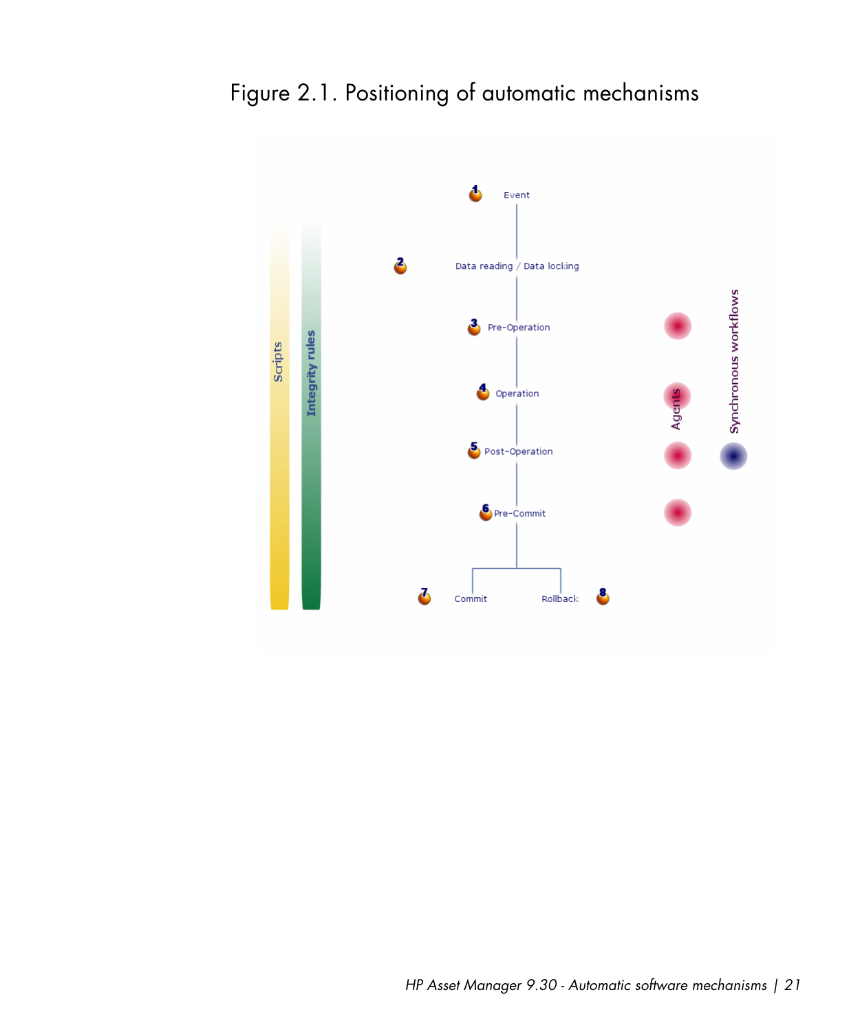Figure 2.1. Positioning of automatic mechanisms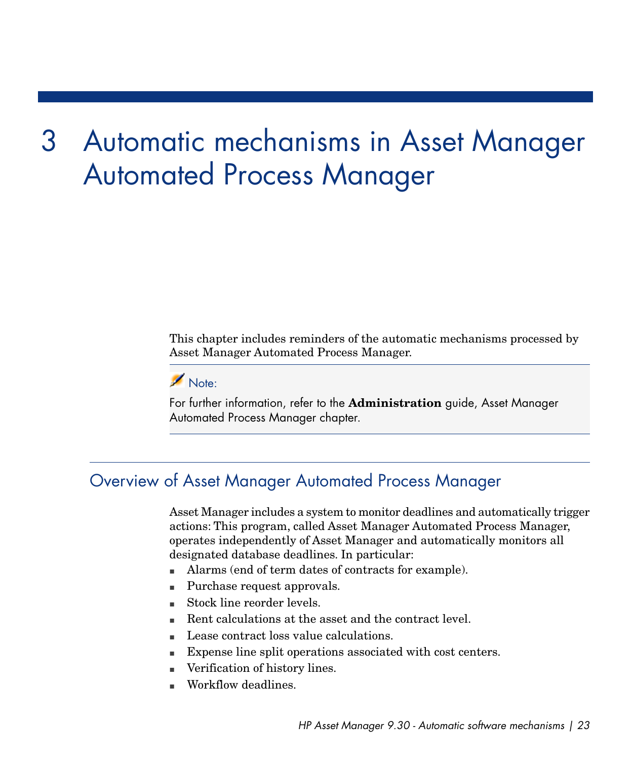# 3 Automatic mechanisms in Asset Manager Automated Process Manager

This chapter includes reminders of the automatic mechanisms processed by Asset Manager Automated Process Manager.

> Note:
>
> For further information, refer to the **Administration** guide, Asset Manager Automated Process Manager chapter.

## Overview of Asset Manager Automated Process Manager

Asset Manager includes a system to monitor deadlines and automatically trigger actions: This program, called Asset Manager Automated Process Manager, operates independently of Asset Manager and automatically monitors all designated database deadlines. In particular:

- Alarms (end of term dates of contracts for example).
- Purchase request approvals.
- Stock line reorder levels.
- Rent calculations at the asset and the contract level.
- Lease contract loss value calculations.
- Expense line split operations associated with cost centers.
- Verification of history lines.
- Workflow deadlines.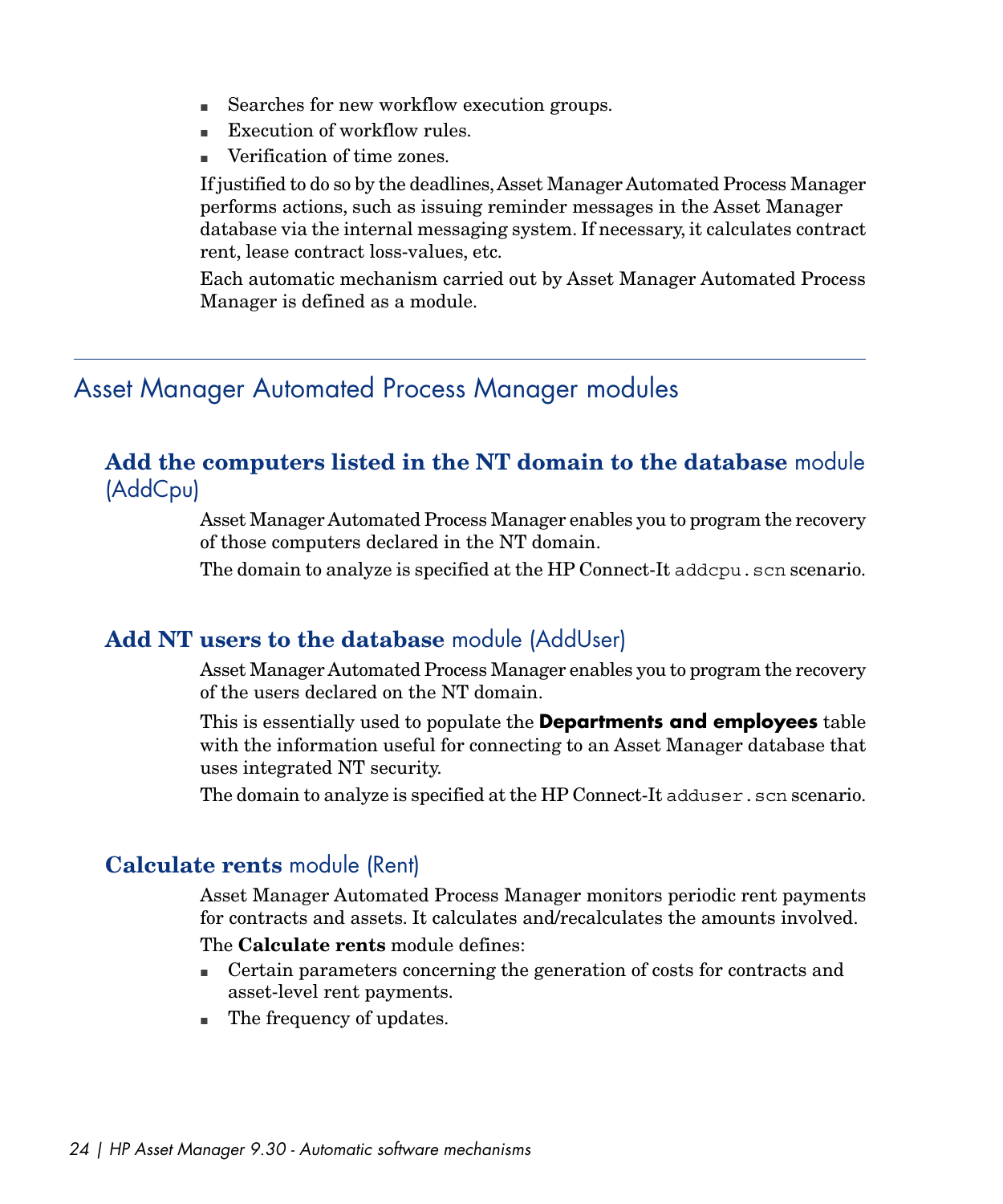- Searches for new workflow execution groups.
- Execution of workflow rules.
- Verification of time zones.

If justified to do so by the deadlines, Asset Manager Automated Process Manager performs actions, such as issuing reminder messages in the Asset Manager database via the internal messaging system. If necessary, it calculates contract rent, lease contract loss-values, etc.

Each automatic mechanism carried out by Asset Manager Automated Process Manager is defined as a module.

## Asset Manager Automated Process Manager modules

### **Add the computers listed in the NT domain to the database** module (AddCpu)

Asset Manager Automated Process Manager enables you to program the recovery of those computers declared in the NT domain.

The domain to analyze is specified at the HP Connect-It `addcpu.scn` scenario.

### **Add NT users to the database** module (AddUser)

Asset Manager Automated Process Manager enables you to program the recovery of the users declared on the NT domain.

This is essentially used to populate the **Departments and employees** table with the information useful for connecting to an Asset Manager database that uses integrated NT security.

The domain to analyze is specified at the HP Connect-It `adduser.scn` scenario.

### **Calculate rents** module (Rent)

Asset Manager Automated Process Manager monitors periodic rent payments for contracts and assets. It calculates and/recalculates the amounts involved.

The **Calculate rents** module defines:

- Certain parameters concerning the generation of costs for contracts and asset-level rent payments.
- The frequency of updates.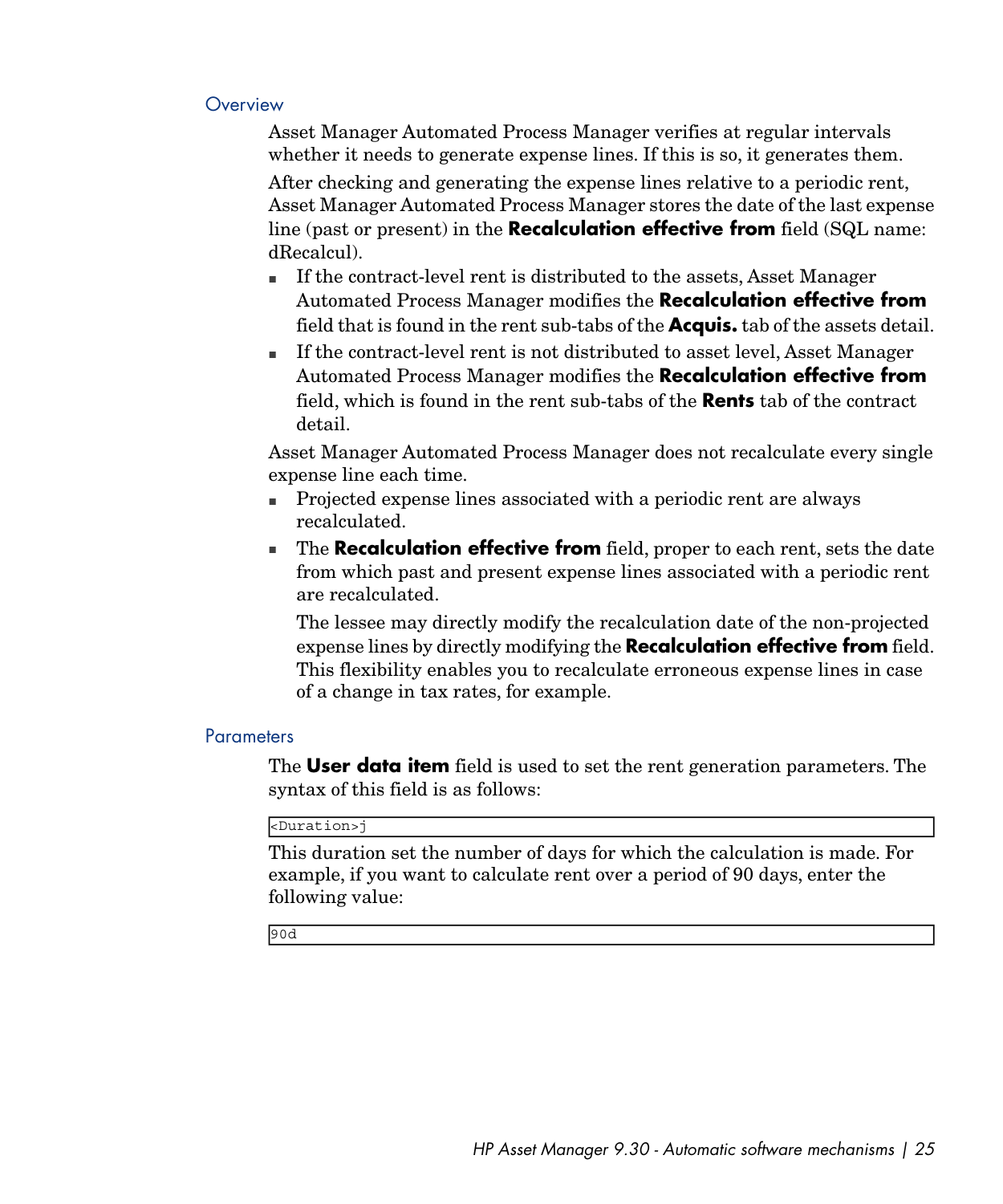### Overview

Asset Manager Automated Process Manager verifies at regular intervals whether it needs to generate expense lines. If this is so, it generates them.

After checking and generating the expense lines relative to a periodic rent, Asset Manager Automated Process Manager stores the date of the last expense line (past or present) in the **Recalculation effective from** field (SQL name: dRecalcul).

- If the contract-level rent is distributed to the assets, Asset Manager Automated Process Manager modifies the **Recalculation effective from** field that is found in the rent sub-tabs of the **Acquis.** tab of the assets detail.
- If the contract-level rent is not distributed to asset level, Asset Manager Automated Process Manager modifies the **Recalculation effective from** field, which is found in the rent sub-tabs of the **Rents** tab of the contract detail.

Asset Manager Automated Process Manager does not recalculate every single expense line each time.

- Projected expense lines associated with a periodic rent are always recalculated.
- The **Recalculation effective from** field, proper to each rent, sets the date from which past and present expense lines associated with a periodic rent are recalculated.

  The lessee may directly modify the recalculation date of the non-projected expense lines by directly modifying the **Recalculation effective from** field. This flexibility enables you to recalculate erroneous expense lines in case of a change in tax rates, for example.

### Parameters

The **User data item** field is used to set the rent generation parameters. The syntax of this field is as follows:

```
<Duration>j
```

This duration set the number of days for which the calculation is made. For example, if you want to calculate rent over a period of 90 days, enter the following value:

```
90d
```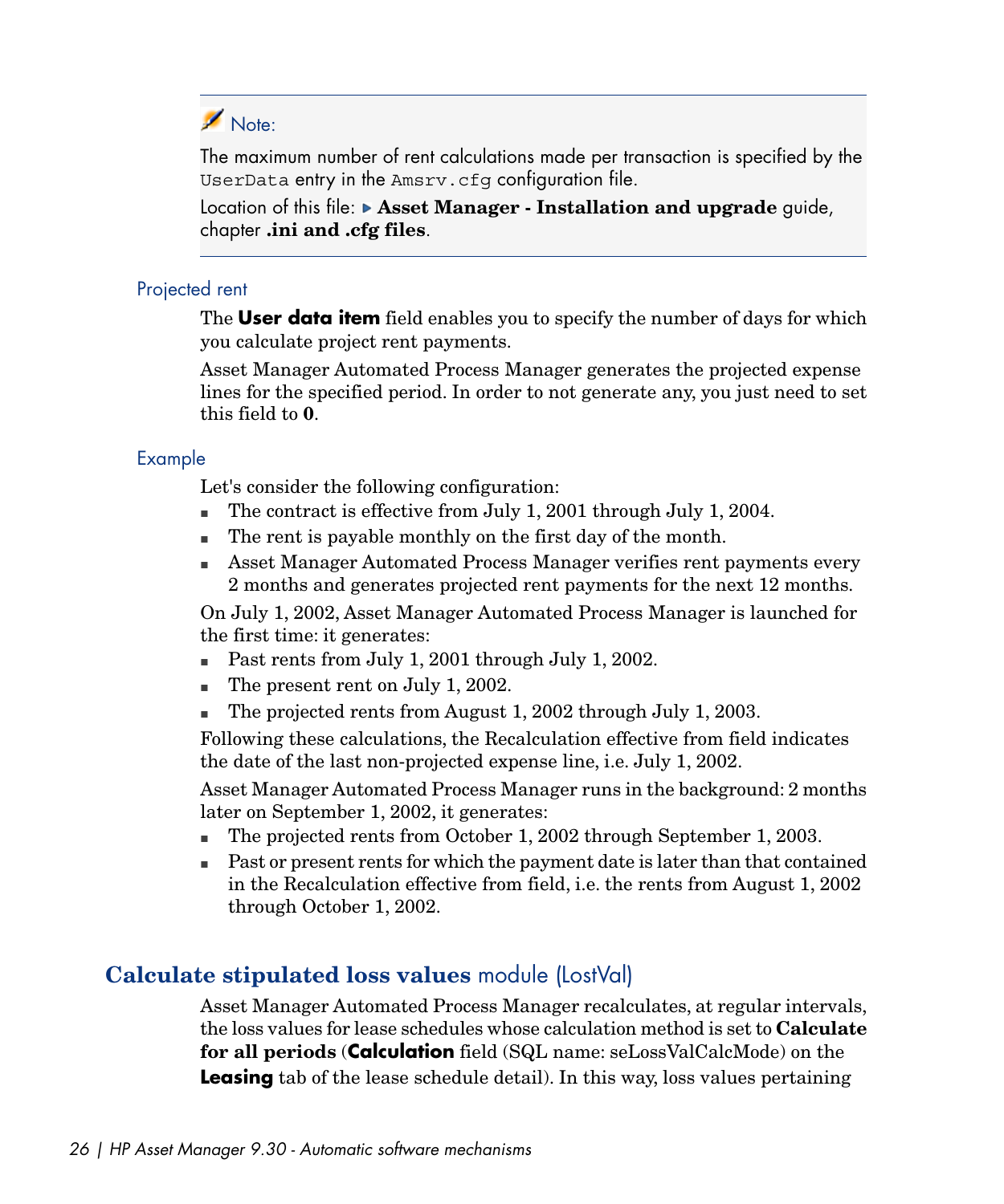> **Note:**
>
> The maximum number of rent calculations made per transaction is specified by the `UserData` entry in the `Amsrv.cfg` configuration file.
>
> Location of this file: ▶ **Asset Manager - Installation and upgrade** guide, chapter **.ini and .cfg files**.

#### Projected rent

The **User data item** field enables you to specify the number of days for which you calculate project rent payments.

Asset Manager Automated Process Manager generates the projected expense lines for the specified period. In order to not generate any, you just need to set this field to **0**.

#### Example

Let's consider the following configuration:

- The contract is effective from July 1, 2001 through July 1, 2004.
- The rent is payable monthly on the first day of the month.
- Asset Manager Automated Process Manager verifies rent payments every 2 months and generates projected rent payments for the next 12 months.

On July 1, 2002, Asset Manager Automated Process Manager is launched for the first time: it generates:

- Past rents from July 1, 2001 through July 1, 2002.
- The present rent on July 1, 2002.
- The projected rents from August 1, 2002 through July 1, 2003.

Following these calculations, the Recalculation effective from field indicates the date of the last non-projected expense line, i.e. July 1, 2002.

Asset Manager Automated Process Manager runs in the background: 2 months later on September 1, 2002, it generates:

- The projected rents from October 1, 2002 through September 1, 2003.
- Past or present rents for which the payment date is later than that contained in the Recalculation effective from field, i.e. the rents from August 1, 2002 through October 1, 2002.

## **Calculate stipulated loss values** module (LostVal)

Asset Manager Automated Process Manager recalculates, at regular intervals, the loss values for lease schedules whose calculation method is set to **Calculate for all periods** (**Calculation** field (SQL name: seLossValCalcMode) on the **Leasing** tab of the lease schedule detail). In this way, loss values pertaining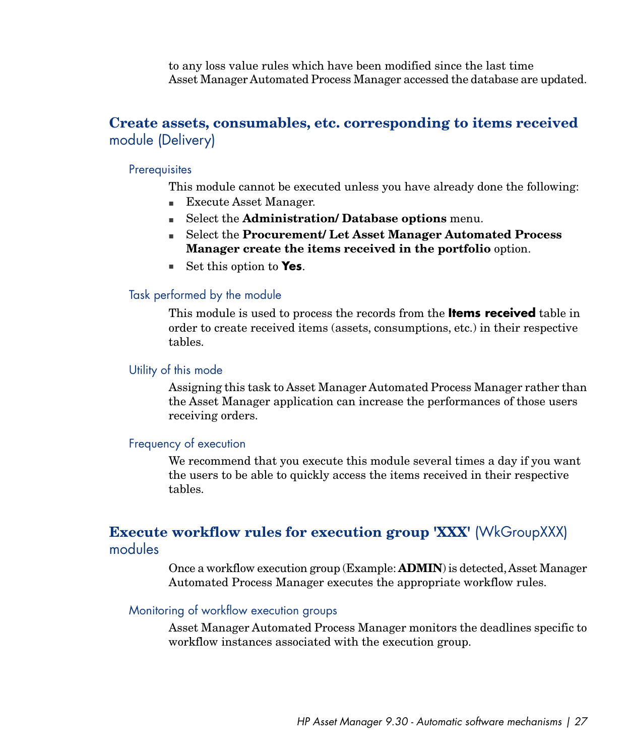to any loss value rules which have been modified since the last time Asset Manager Automated Process Manager accessed the database are updated.

## **Create assets, consumables, etc. corresponding to items received** module (Delivery)

### Prerequisites

This module cannot be executed unless you have already done the following:

- Execute Asset Manager.
- Select the **Administration/ Database options** menu.
- Select the **Procurement/ Let Asset Manager Automated Process Manager create the items received in the portfolio** option.
- Set this option to **Yes**.

### Task performed by the module

This module is used to process the records from the **Items received** table in order to create received items (assets, consumptions, etc.) in their respective tables.

### Utility of this mode

Assigning this task to Asset Manager Automated Process Manager rather than the Asset Manager application can increase the performances of those users receiving orders.

### Frequency of execution

We recommend that you execute this module several times a day if you want the users to be able to quickly access the items received in their respective tables.

## **Execute workflow rules for execution group 'XXX'** (WkGroupXXX) modules

Once a workflow execution group (Example: **ADMIN**) is detected, Asset Manager Automated Process Manager executes the appropriate workflow rules.

### Monitoring of workflow execution groups

Asset Manager Automated Process Manager monitors the deadlines specific to workflow instances associated with the execution group.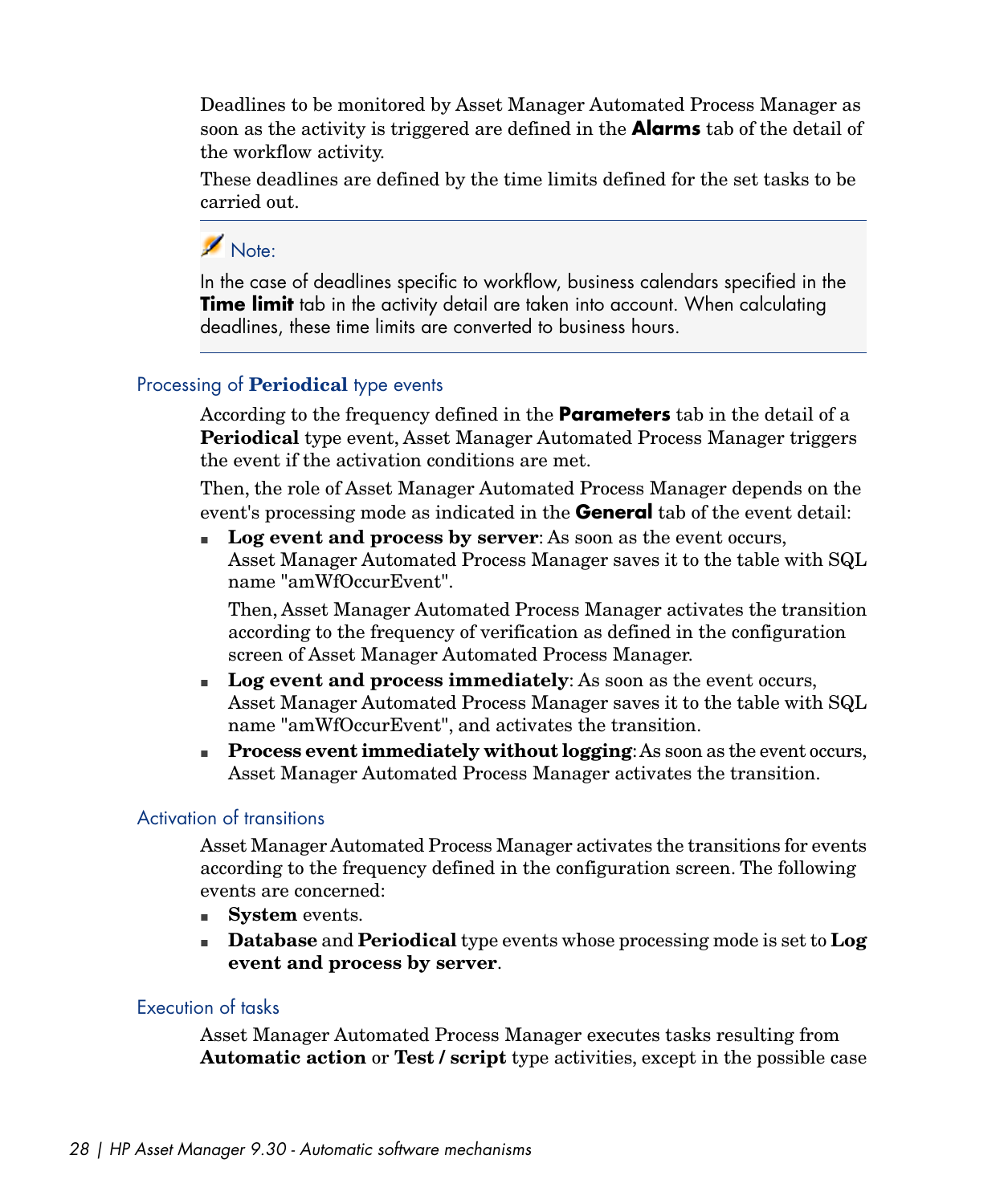Deadlines to be monitored by Asset Manager Automated Process Manager as soon as the activity is triggered are defined in the **Alarms** tab of the detail of the workflow activity.

These deadlines are defined by the time limits defined for the set tasks to be carried out.

> **Note:**
>
> In the case of deadlines specific to workflow, business calendars specified in the **Time limit** tab in the activity detail are taken into account. When calculating deadlines, these time limits are converted to business hours.

### Processing of **Periodical** type events

According to the frequency defined in the **Parameters** tab in the detail of a **Periodical** type event, Asset Manager Automated Process Manager triggers the event if the activation conditions are met.

Then, the role of Asset Manager Automated Process Manager depends on the event's processing mode as indicated in the **General** tab of the event detail:

- **Log event and process by server**: As soon as the event occurs, Asset Manager Automated Process Manager saves it to the table with SQL name "amWfOccurEvent".

  Then, Asset Manager Automated Process Manager activates the transition according to the frequency of verification as defined in the configuration screen of Asset Manager Automated Process Manager.
- **Log event and process immediately**: As soon as the event occurs, Asset Manager Automated Process Manager saves it to the table with SQL name "amWfOccurEvent", and activates the transition.
- **Process event immediately without logging**: As soon as the event occurs, Asset Manager Automated Process Manager activates the transition.

### Activation of transitions

Asset Manager Automated Process Manager activates the transitions for events according to the frequency defined in the configuration screen. The following events are concerned:

- **System** events.
- **Database** and **Periodical** type events whose processing mode is set to **Log event and process by server**.

### Execution of tasks

Asset Manager Automated Process Manager executes tasks resulting from **Automatic action** or **Test / script** type activities, except in the possible case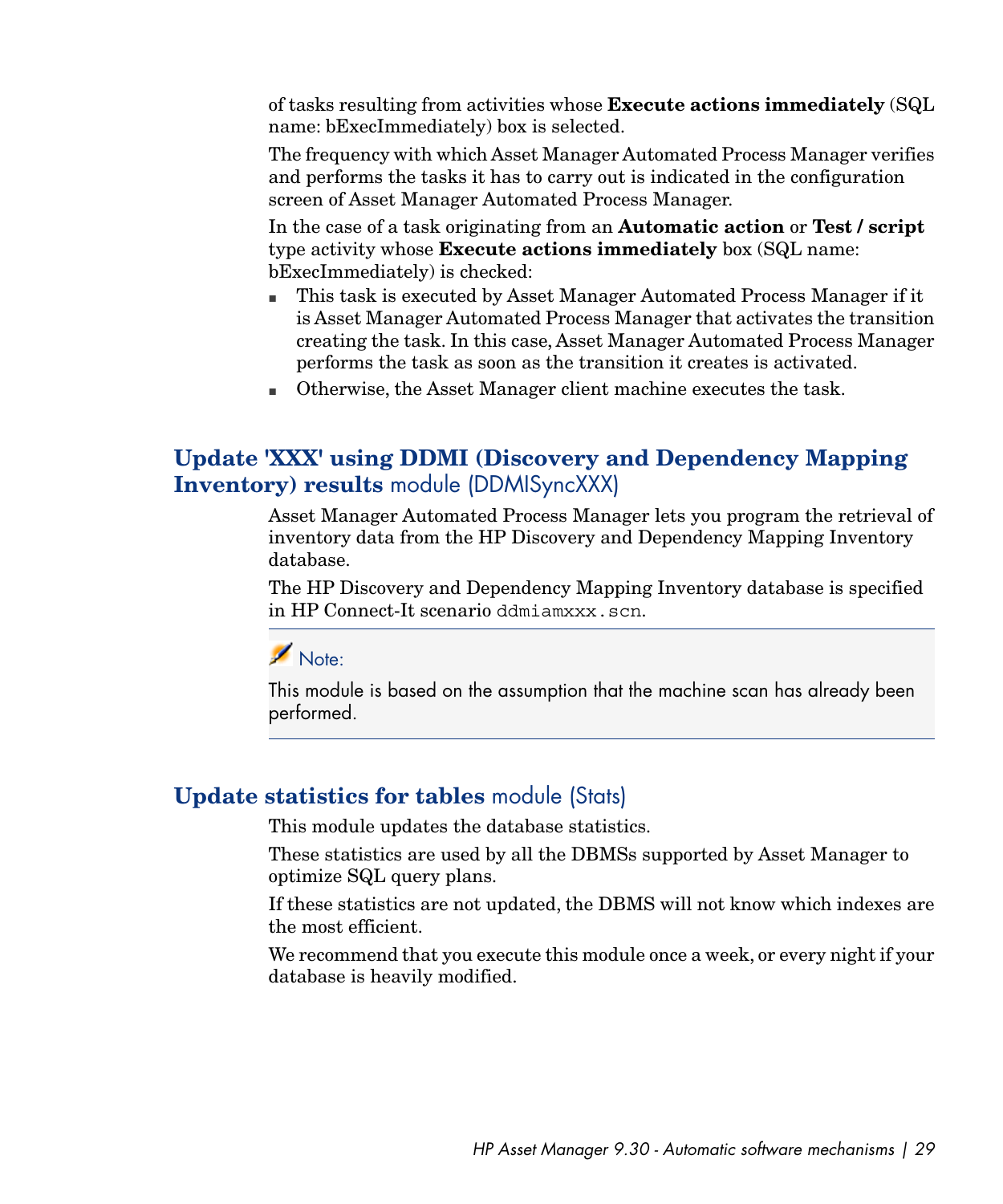of tasks resulting from activities whose **Execute actions immediately** (SQL name: bExecImmediately) box is selected.

The frequency with which Asset Manager Automated Process Manager verifies and performs the tasks it has to carry out is indicated in the configuration screen of Asset Manager Automated Process Manager.

In the case of a task originating from an **Automatic action** or **Test / script** type activity whose **Execute actions immediately** box (SQL name: bExecImmediately) is checked:

- This task is executed by Asset Manager Automated Process Manager if it is Asset Manager Automated Process Manager that activates the transition creating the task. In this case, Asset Manager Automated Process Manager performs the task as soon as the transition it creates is activated.
- Otherwise, the Asset Manager client machine executes the task.

## **Update 'XXX' using DDMI (Discovery and Dependency Mapping Inventory) results** module (DDMISyncXXX)

Asset Manager Automated Process Manager lets you program the retrieval of inventory data from the HP Discovery and Dependency Mapping Inventory database.

The HP Discovery and Dependency Mapping Inventory database is specified in HP Connect-It scenario `ddmiamxxx.scn`.

> Note:
>
> This module is based on the assumption that the machine scan has already been performed.

## **Update statistics for tables** module (Stats)

This module updates the database statistics.

These statistics are used by all the DBMSs supported by Asset Manager to optimize SQL query plans.

If these statistics are not updated, the DBMS will not know which indexes are the most efficient.

We recommend that you execute this module once a week, or every night if your database is heavily modified.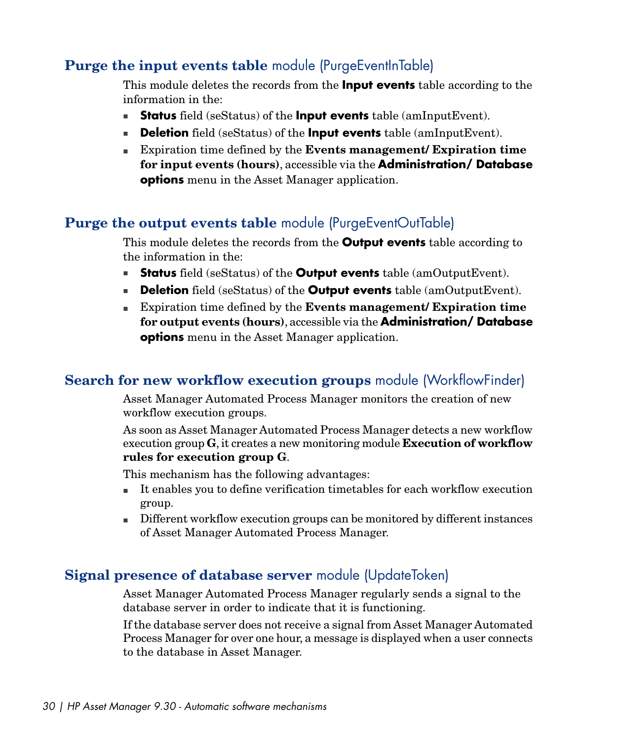## **Purge the input events table** module (PurgeEventInTable)

This module deletes the records from the **Input events** table according to the information in the:

- **Status** field (seStatus) of the **Input events** table (amInputEvent).
- **Deletion** field (seStatus) of the **Input events** table (amInputEvent).
- Expiration time defined by the **Events management/ Expiration time for input events (hours)**, accessible via the **Administration/ Database options** menu in the Asset Manager application.

## **Purge the output events table** module (PurgeEventOutTable)

This module deletes the records from the **Output events** table according to the information in the:

- **Status** field (seStatus) of the **Output events** table (amOutputEvent).
- **Deletion** field (seStatus) of the **Output events** table (amOutputEvent).
- Expiration time defined by the **Events management/ Expiration time for output events (hours)**, accessible via the **Administration/ Database options** menu in the Asset Manager application.

## **Search for new workflow execution groups** module (WorkflowFinder)

Asset Manager Automated Process Manager monitors the creation of new workflow execution groups.

As soon as Asset Manager Automated Process Manager detects a new workflow execution group **G**, it creates a new monitoring module **Execution of workflow rules for execution group G**.

This mechanism has the following advantages:

- It enables you to define verification timetables for each workflow execution group.
- Different workflow execution groups can be monitored by different instances of Asset Manager Automated Process Manager.

## **Signal presence of database server** module (UpdateToken)

Asset Manager Automated Process Manager regularly sends a signal to the database server in order to indicate that it is functioning.

If the database server does not receive a signal from Asset Manager Automated Process Manager for over one hour, a message is displayed when a user connects to the database in Asset Manager.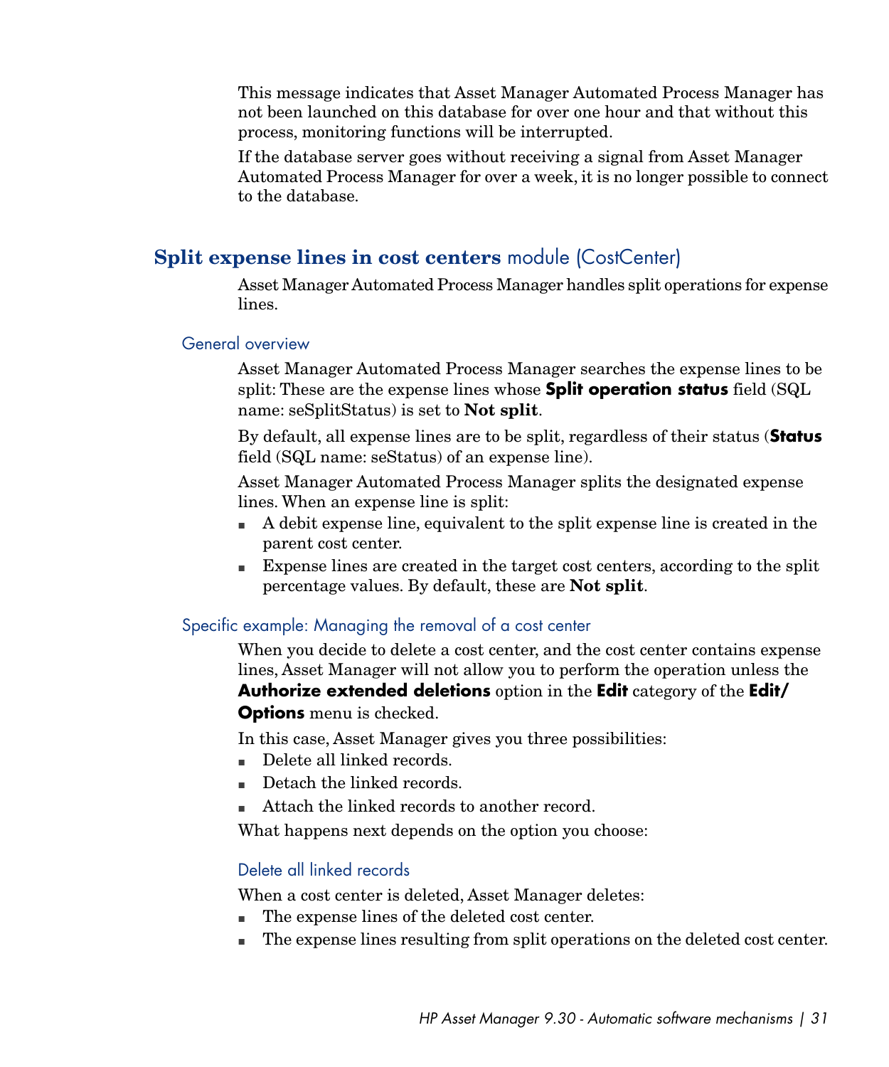This message indicates that Asset Manager Automated Process Manager has not been launched on this database for over one hour and that without this process, monitoring functions will be interrupted.

If the database server goes without receiving a signal from Asset Manager Automated Process Manager for over a week, it is no longer possible to connect to the database.

## **Split expense lines in cost centers** module (CostCenter)

Asset Manager Automated Process Manager handles split operations for expense lines.

### General overview

Asset Manager Automated Process Manager searches the expense lines to be split: These are the expense lines whose **Split operation status** field (SQL name: seSplitStatus) is set to **Not split**.

By default, all expense lines are to be split, regardless of their status (**Status** field (SQL name: seStatus) of an expense line).

Asset Manager Automated Process Manager splits the designated expense lines. When an expense line is split:

- A debit expense line, equivalent to the split expense line is created in the parent cost center.
- Expense lines are created in the target cost centers, according to the split percentage values. By default, these are **Not split**.

### Specific example: Managing the removal of a cost center

When you decide to delete a cost center, and the cost center contains expense lines, Asset Manager will not allow you to perform the operation unless the **Authorize extended deletions** option in the **Edit** category of the **Edit/ Options** menu is checked.

In this case, Asset Manager gives you three possibilities:

- Delete all linked records.
- Detach the linked records.
- Attach the linked records to another record.

What happens next depends on the option you choose:

#### Delete all linked records

When a cost center is deleted, Asset Manager deletes:

- The expense lines of the deleted cost center.
- The expense lines resulting from split operations on the deleted cost center.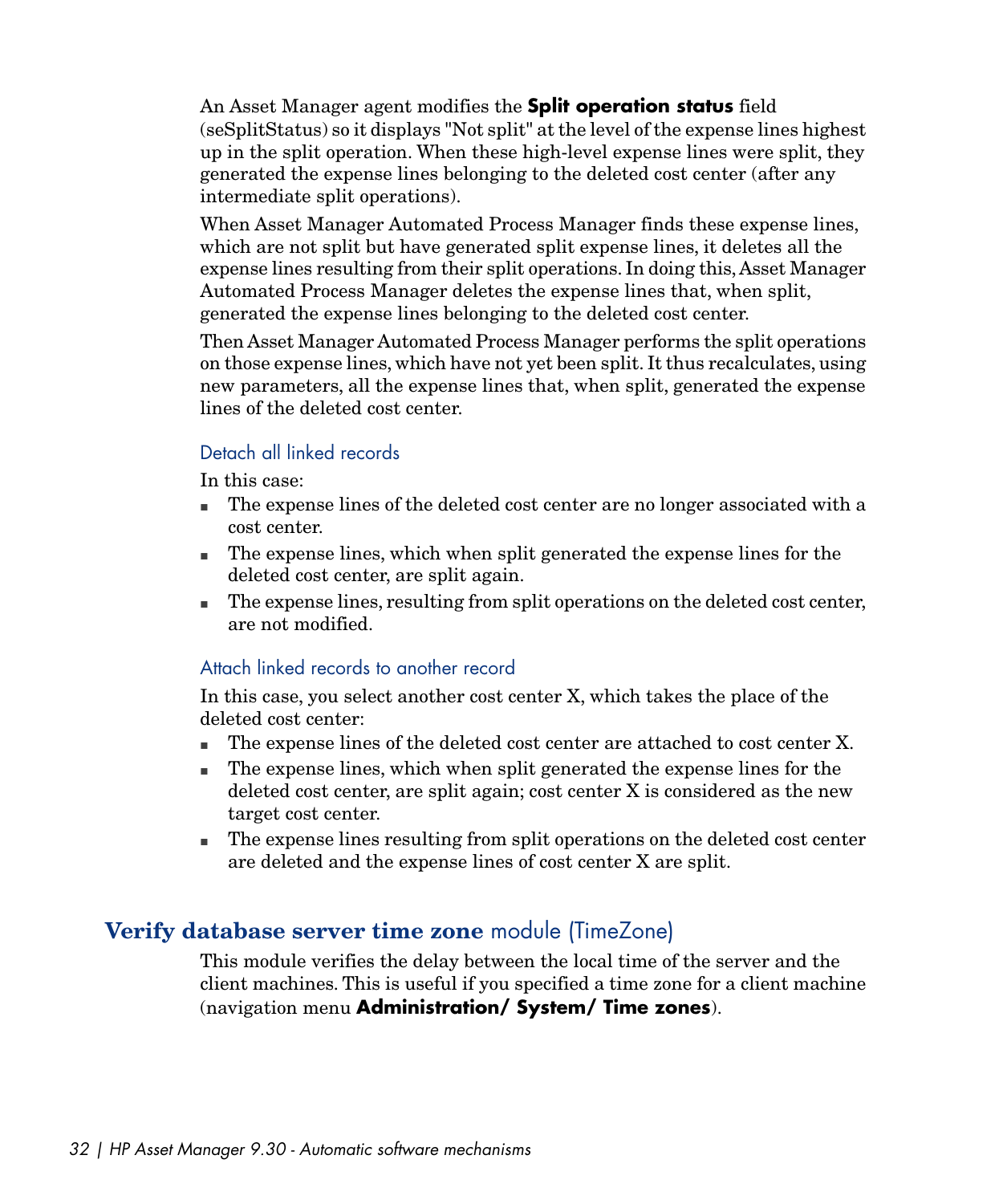An Asset Manager agent modifies the **Split operation status** field (seSplitStatus) so it displays "Not split" at the level of the expense lines highest up in the split operation. When these high-level expense lines were split, they generated the expense lines belonging to the deleted cost center (after any intermediate split operations).

When Asset Manager Automated Process Manager finds these expense lines, which are not split but have generated split expense lines, it deletes all the expense lines resulting from their split operations. In doing this, Asset Manager Automated Process Manager deletes the expense lines that, when split, generated the expense lines belonging to the deleted cost center.

Then Asset Manager Automated Process Manager performs the split operations on those expense lines, which have not yet been split. It thus recalculates, using new parameters, all the expense lines that, when split, generated the expense lines of the deleted cost center.

#### Detach all linked records

In this case:

- The expense lines of the deleted cost center are no longer associated with a cost center.
- The expense lines, which when split generated the expense lines for the deleted cost center, are split again.
- The expense lines, resulting from split operations on the deleted cost center, are not modified.

#### Attach linked records to another record

In this case, you select another cost center X, which takes the place of the deleted cost center:

- The expense lines of the deleted cost center are attached to cost center X.
- The expense lines, which when split generated the expense lines for the deleted cost center, are split again; cost center X is considered as the new target cost center.
- The expense lines resulting from split operations on the deleted cost center are deleted and the expense lines of cost center X are split.

## Verify database server time zone module (TimeZone)

This module verifies the delay between the local time of the server and the client machines. This is useful if you specified a time zone for a client machine (navigation menu **Administration/ System/ Time zones**).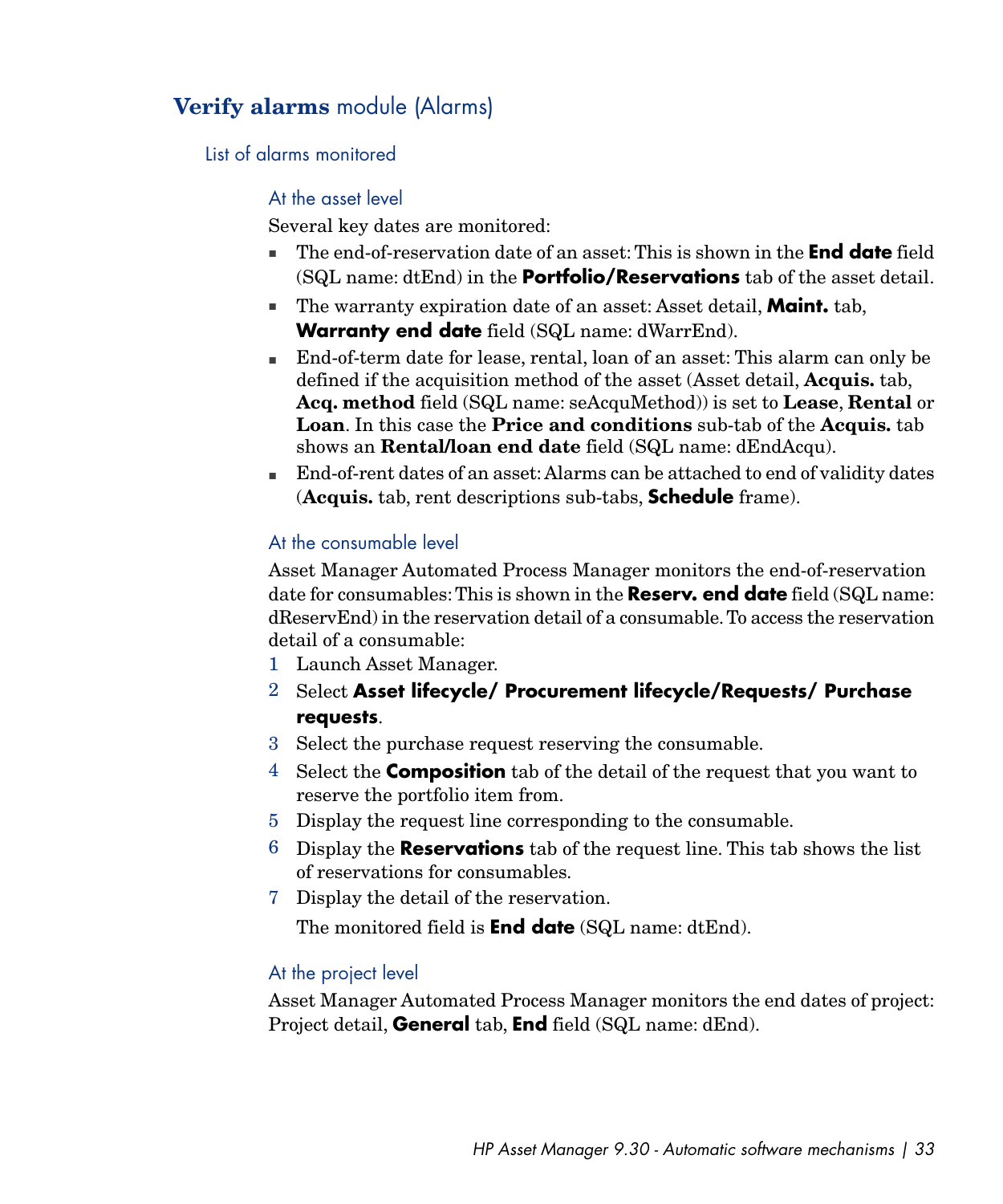## **Verify alarms** module (Alarms)

### List of alarms monitored

#### At the asset level

Several key dates are monitored:

- The end-of-reservation date of an asset: This is shown in the **End date** field (SQL name: dtEnd) in the **Portfolio/Reservations** tab of the asset detail.
- The warranty expiration date of an asset: Asset detail, **Maint.** tab, **Warranty end date** field (SQL name: dWarrEnd).
- End-of-term date for lease, rental, loan of an asset: This alarm can only be defined if the acquisition method of the asset (Asset detail, **Acquis.** tab, **Acq. method** field (SQL name: seAcquMethod)) is set to **Lease**, **Rental** or **Loan**. In this case the **Price and conditions** sub-tab of the **Acquis.** tab shows an **Rental/loan end date** field (SQL name: dEndAcqu).
- End-of-rent dates of an asset: Alarms can be attached to end of validity dates (**Acquis.** tab, rent descriptions sub-tabs, **Schedule** frame).

#### At the consumable level

Asset Manager Automated Process Manager monitors the end-of-reservation date for consumables: This is shown in the **Reserv. end date** field (SQL name: dReservEnd) in the reservation detail of a consumable. To access the reservation detail of a consumable:

1. Launch Asset Manager.
2. Select **Asset lifecycle/ Procurement lifecycle/Requests/ Purchase requests**.
3. Select the purchase request reserving the consumable.
4. Select the **Composition** tab of the detail of the request that you want to reserve the portfolio item from.
5. Display the request line corresponding to the consumable.
6. Display the **Reservations** tab of the request line. This tab shows the list of reservations for consumables.
7. Display the detail of the reservation.

   The monitored field is **End date** (SQL name: dtEnd).

#### At the project level

Asset Manager Automated Process Manager monitors the end dates of project: Project detail, **General** tab, **End** field (SQL name: dEnd).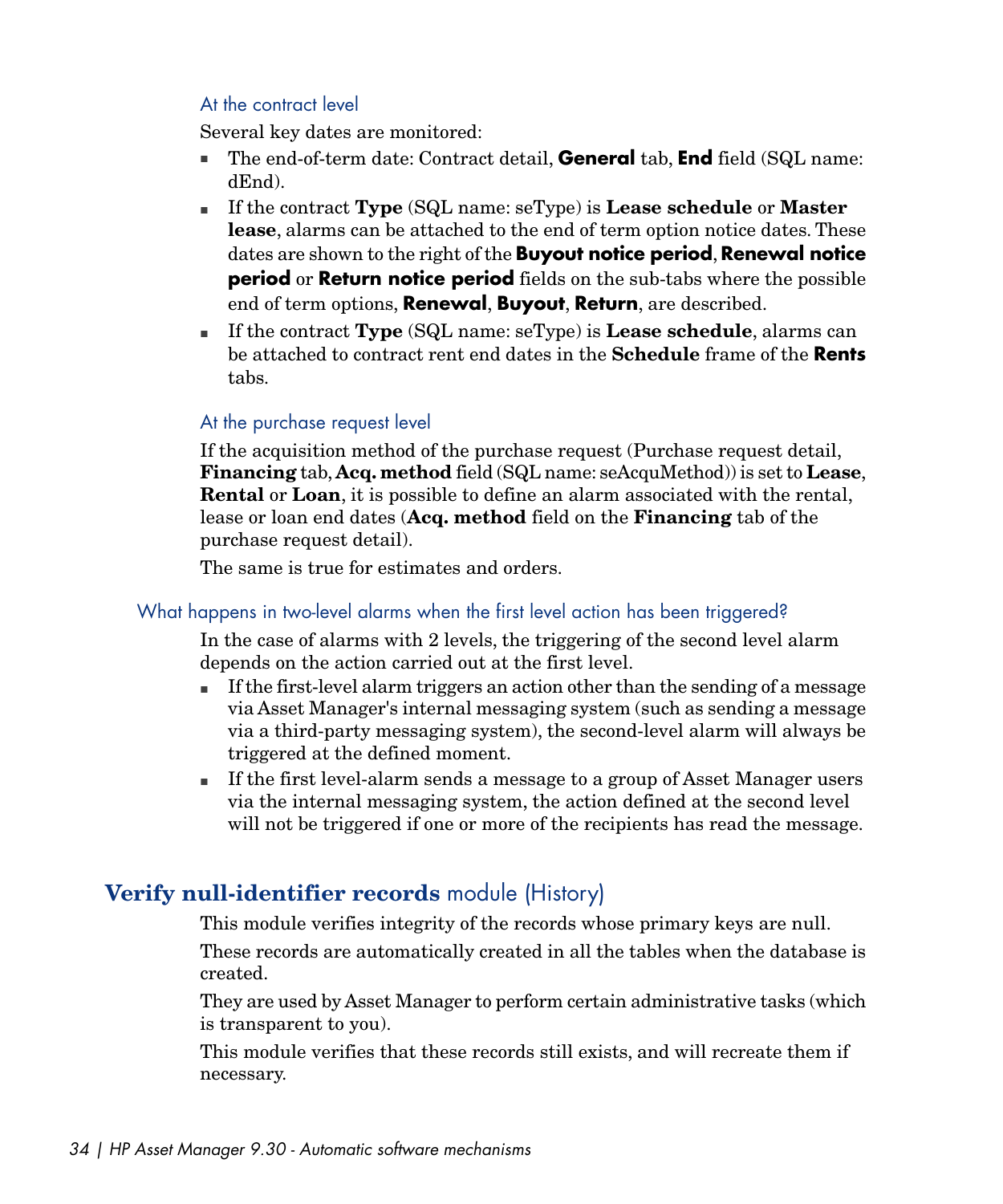#### At the contract level

Several key dates are monitored:

- The end-of-term date: Contract detail, **General** tab, **End** field (SQL name: dEnd).
- If the contract **Type** (SQL name: seType) is **Lease schedule** or **Master lease**, alarms can be attached to the end of term option notice dates. These dates are shown to the right of the **Buyout notice period**, **Renewal notice period** or **Return notice period** fields on the sub-tabs where the possible end of term options, **Renewal**, **Buyout**, **Return**, are described.
- If the contract **Type** (SQL name: seType) is **Lease schedule**, alarms can be attached to contract rent end dates in the **Schedule** frame of the **Rents** tabs.

#### At the purchase request level

If the acquisition method of the purchase request (Purchase request detail, **Financing** tab, **Acq. method** field (SQL name: seAcquMethod)) is set to **Lease**, **Rental** or **Loan**, it is possible to define an alarm associated with the rental, lease or loan end dates (**Acq. method** field on the **Financing** tab of the purchase request detail).

The same is true for estimates and orders.

### What happens in two-level alarms when the first level action has been triggered?

In the case of alarms with 2 levels, the triggering of the second level alarm depends on the action carried out at the first level.

- If the first-level alarm triggers an action other than the sending of a message via Asset Manager's internal messaging system (such as sending a message via a third-party messaging system), the second-level alarm will always be triggered at the defined moment.
- If the first level-alarm sends a message to a group of Asset Manager users via the internal messaging system, the action defined at the second level will not be triggered if one or more of the recipients has read the message.

## **Verify null-identifier records** module (History)

This module verifies integrity of the records whose primary keys are null.

These records are automatically created in all the tables when the database is created.

They are used by Asset Manager to perform certain administrative tasks (which is transparent to you).

This module verifies that these records still exists, and will recreate them if necessary.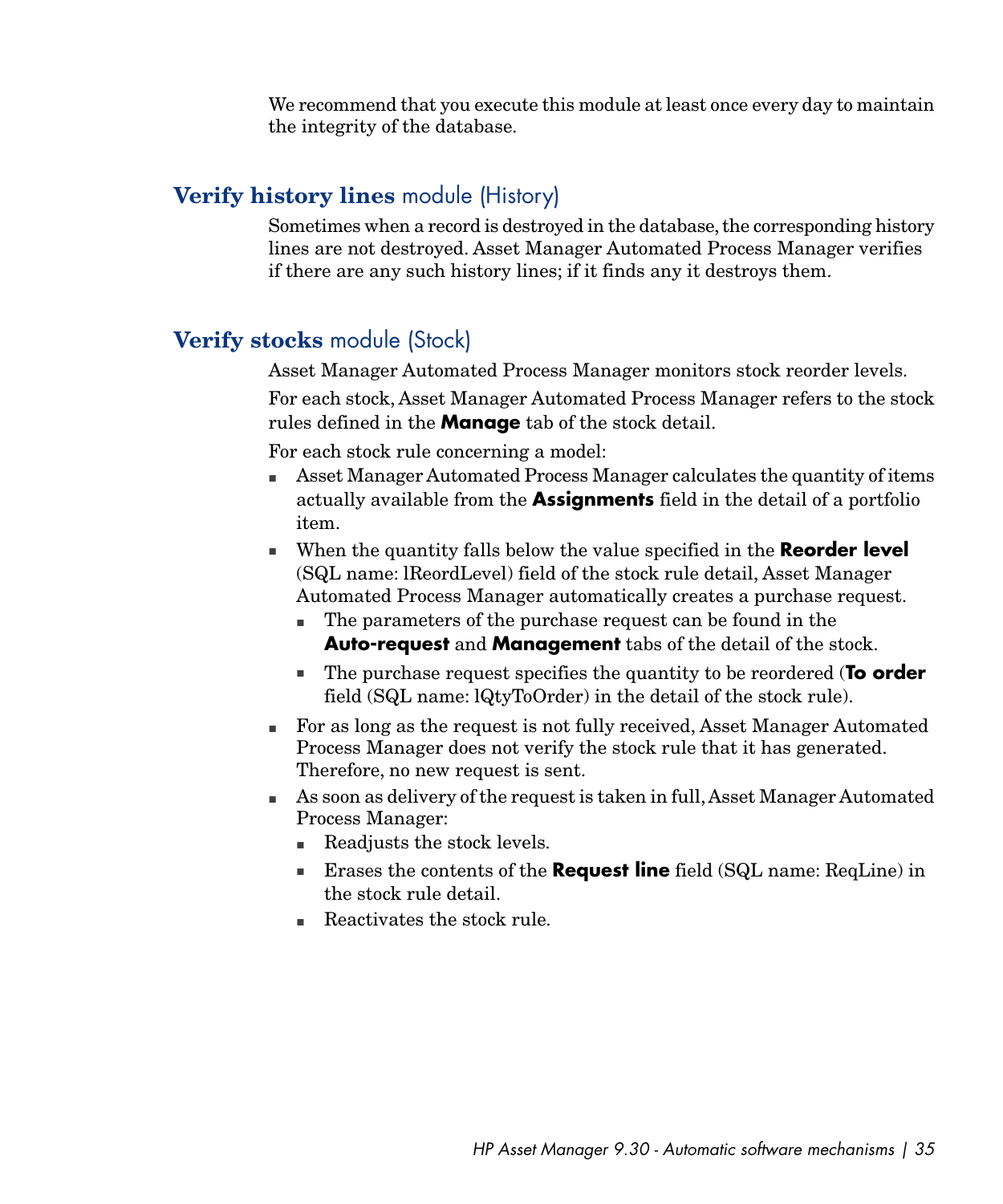We recommend that you execute this module at least once every day to maintain the integrity of the database.

## **Verify history lines** module (History)

Sometimes when a record is destroyed in the database, the corresponding history lines are not destroyed. Asset Manager Automated Process Manager verifies if there are any such history lines; if it finds any it destroys them.

## **Verify stocks** module (Stock)

Asset Manager Automated Process Manager monitors stock reorder levels.

For each stock, Asset Manager Automated Process Manager refers to the stock rules defined in the **Manage** tab of the stock detail.

For each stock rule concerning a model:

- Asset Manager Automated Process Manager calculates the quantity of items actually available from the **Assignments** field in the detail of a portfolio item.
- When the quantity falls below the value specified in the **Reorder level** (SQL name: lReordLevel) field of the stock rule detail, Asset Manager Automated Process Manager automatically creates a purchase request.
  - The parameters of the purchase request can be found in the **Auto-request** and **Management** tabs of the detail of the stock.
  - The purchase request specifies the quantity to be reordered (**To order** field (SQL name: lQtyToOrder) in the detail of the stock rule).
- For as long as the request is not fully received, Asset Manager Automated Process Manager does not verify the stock rule that it has generated. Therefore, no new request is sent.
- As soon as delivery of the request is taken in full, Asset Manager Automated Process Manager:
  - Readjusts the stock levels.
  - Erases the contents of the **Request line** field (SQL name: ReqLine) in the stock rule detail.
  - Reactivates the stock rule.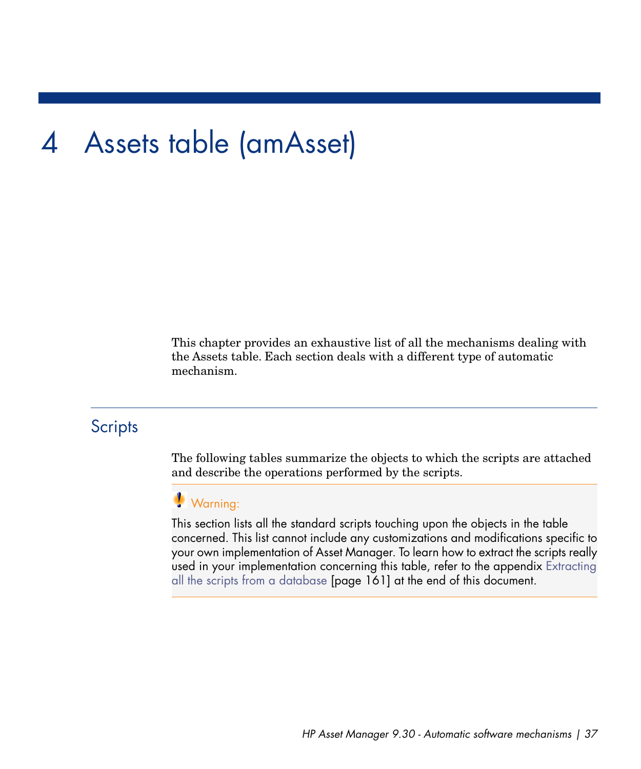# 4 Assets table (amAsset)

This chapter provides an exhaustive list of all the mechanisms dealing with the Assets table. Each section deals with a different type of automatic mechanism.

## Scripts

The following tables summarize the objects to which the scripts are attached and describe the operations performed by the scripts.

> **Warning:**
>
> This section lists all the standard scripts touching upon the objects in the table concerned. This list cannot include any customizations and modifications specific to your own implementation of Asset Manager. To learn how to extract the scripts really used in your implementation concerning this table, refer to the appendix Extracting all the scripts from a database [page 161] at the end of this document.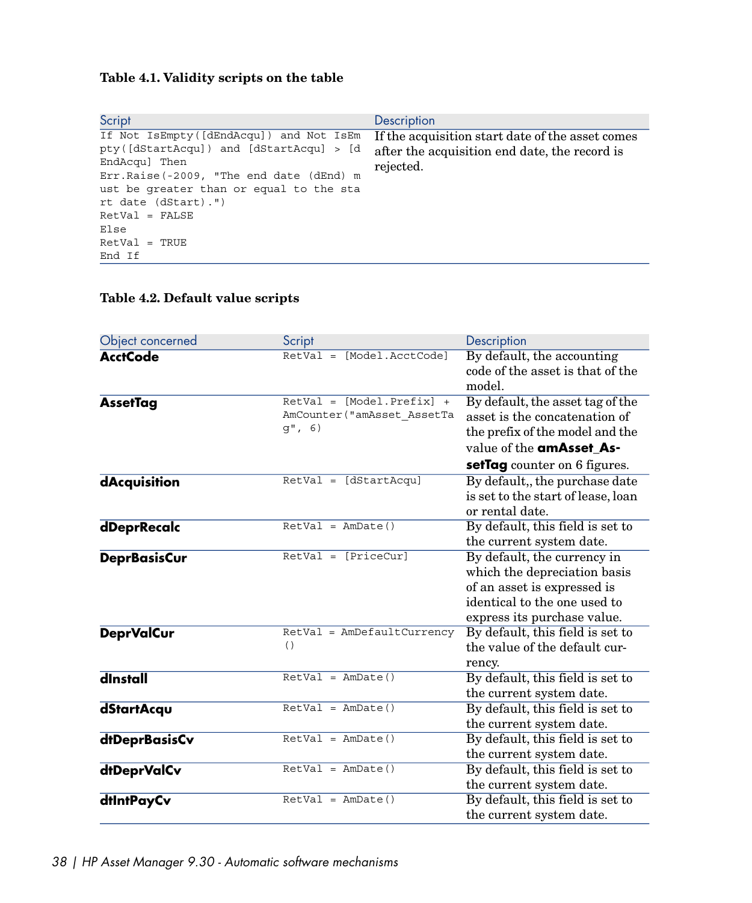**Table 4.1. Validity scripts on the table**

| Script | Description |
|---|---|
| `If Not IsEmpty([dEndAcqu]) and Not IsEmpty([dStartAcqu]) and [dStartAcqu] > [dEndAcqu] Then Err.Raise(-2009, "The end date (dEnd) must be greater than or equal to the start date (dStart).") RetVal = FALSE Else RetVal = TRUE End If` | If the acquisition start date of the asset comes after the acquisition end date, the record is rejected. |

**Table 4.2. Default value scripts**

| Object concerned | Script | Description |
|---|---|---|
| **AcctCode** | `RetVal = [Model.AcctCode]` | By default, the accounting code of the asset is that of the model. |
| **AssetTag** | `RetVal = [Model.Prefix] + AmCounter("amAsset_AssetTag", 6)` | By default, the asset tag of the asset is the concatenation of the prefix of the model and the value of the **amAsset_AssetTag** counter on 6 figures. |
| **dAcquisition** | `RetVal = [dStartAcqu]` | By default,, the purchase date is set to the start of lease, loan or rental date. |
| **dDeprRecalc** | `RetVal = AmDate()` | By default, this field is set to the current system date. |
| **DeprBasisCur** | `RetVal = [PriceCur]` | By default, the currency in which the depreciation basis of an asset is expressed is identical to the one used to express its purchase value. |
| **DeprValCur** | `RetVal = AmDefaultCurrency()` | By default, this field is set to the value of the default currency. |
| **dInstall** | `RetVal = AmDate()` | By default, this field is set to the current system date. |
| **dStartAcqu** | `RetVal = AmDate()` | By default, this field is set to the current system date. |
| **dtDeprBasisCv** | `RetVal = AmDate()` | By default, this field is set to the current system date. |
| **dtDeprValCv** | `RetVal = AmDate()` | By default, this field is set to the current system date. |
| **dtIntPayCv** | `RetVal = AmDate()` | By default, this field is set to the current system date. |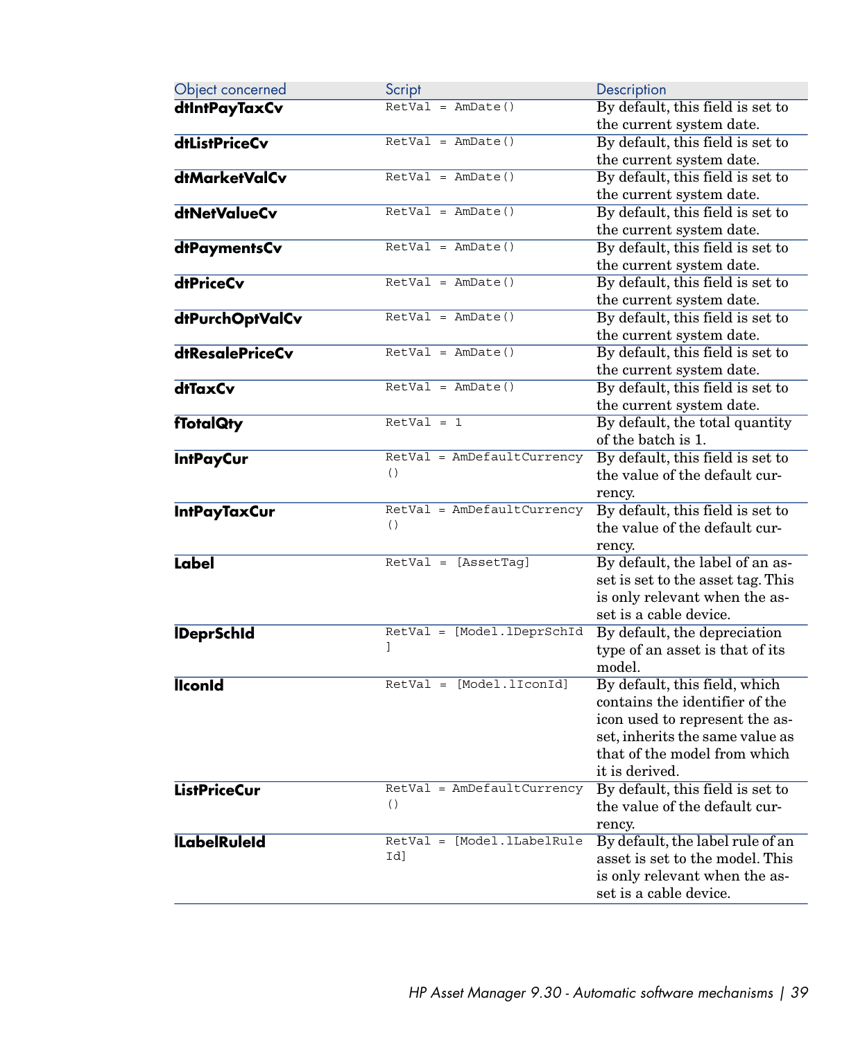| Object concerned | Script | Description |
|---|---|---|
| **dtIntPayTaxCv** | `RetVal = AmDate()` | By default, this field is set to the current system date. |
| **dtListPriceCv** | `RetVal = AmDate()` | By default, this field is set to the current system date. |
| **dtMarketValCv** | `RetVal = AmDate()` | By default, this field is set to the current system date. |
| **dtNetValueCv** | `RetVal = AmDate()` | By default, this field is set to the current system date. |
| **dtPaymentsCv** | `RetVal = AmDate()` | By default, this field is set to the current system date. |
| **dtPriceCv** | `RetVal = AmDate()` | By default, this field is set to the current system date. |
| **dtPurchOptValCv** | `RetVal = AmDate()` | By default, this field is set to the current system date. |
| **dtResalePriceCv** | `RetVal = AmDate()` | By default, this field is set to the current system date. |
| **dtTaxCv** | `RetVal = AmDate()` | By default, this field is set to the current system date. |
| **fTotalQty** | `RetVal = 1` | By default, the total quantity of the batch is 1. |
| **IntPayCur** | `RetVal = AmDefaultCurrency()` | By default, this field is set to the value of the default currency. |
| **IntPayTaxCur** | `RetVal = AmDefaultCurrency()` | By default, this field is set to the value of the default currency. |
| **Label** | `RetVal = [AssetTag]` | By default, the label of an asset is set to the asset tag. This is only relevant when the asset is a cable device. |
| **lDeprSchId** | `RetVal = [Model.lDeprSchId]` | By default, the depreciation type of an asset is that of its model. |
| **lIconId** | `RetVal = [Model.lIconId]` | By default, this field, which contains the identifier of the icon used to represent the asset, inherits the same value as that of the model from which it is derived. |
| **ListPriceCur** | `RetVal = AmDefaultCurrency()` | By default, this field is set to the value of the default currency. |
| **lLabelRuleId** | `RetVal = [Model.lLabelRuleId]` | By default, the label rule of an asset is set to the model. This is only relevant when the asset is a cable device. |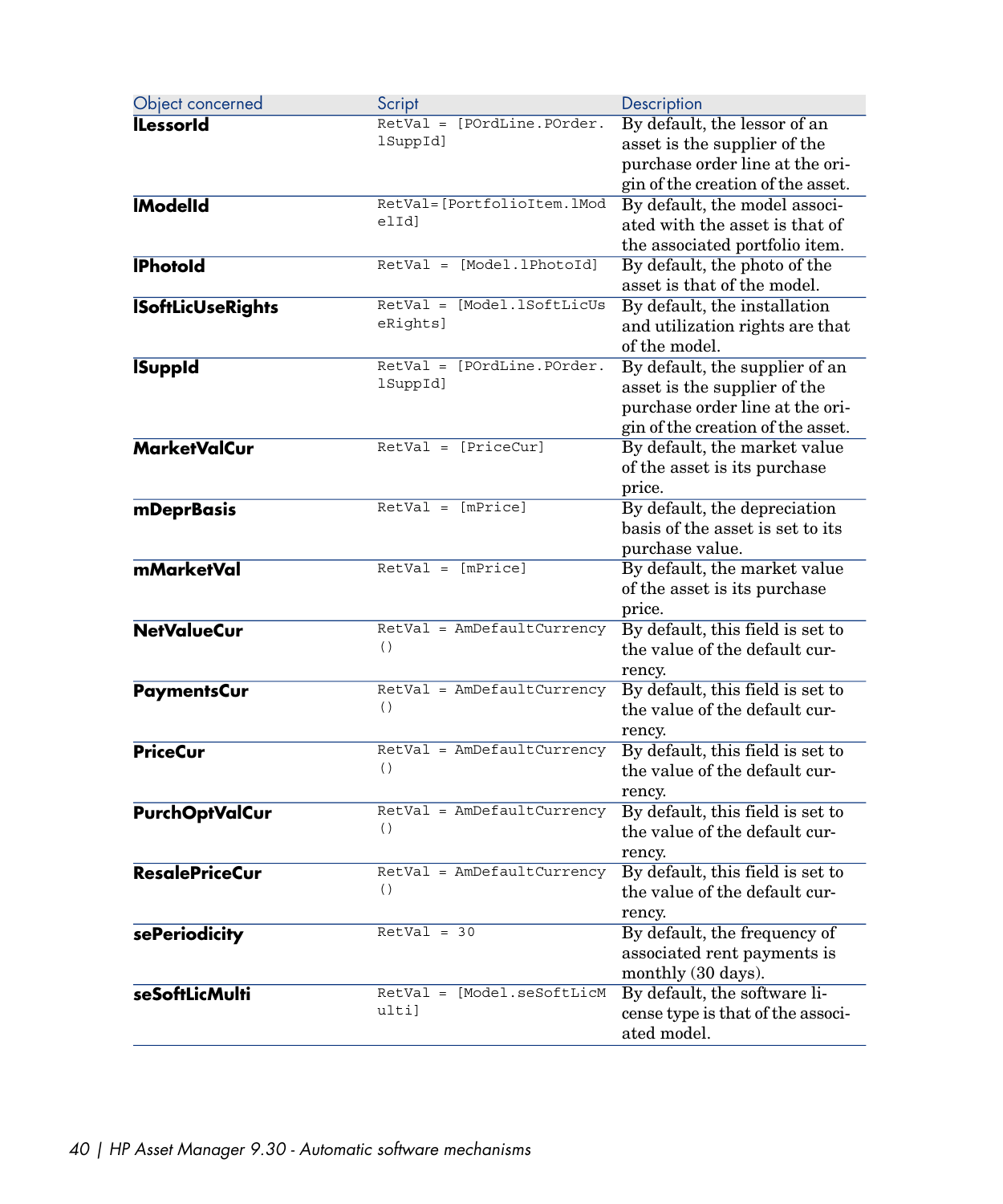| Object concerned | Script | Description |
| --- | --- | --- |
| **lLessorId** | `RetVal = [POrdLine.POrder.lSuppId]` | By default, the lessor of an asset is the supplier of the purchase order line at the origin of the creation of the asset. |
| **lModelId** | `RetVal=[PortfolioItem.lModelId]` | By default, the model associated with the asset is that of the associated portfolio item. |
| **lPhotoId** | `RetVal = [Model.lPhotoId]` | By default, the photo of the asset is that of the model. |
| **lSoftLicUseRights** | `RetVal = [Model.lSoftLicUseRights]` | By default, the installation and utilization rights are that of the model. |
| **lSuppId** | `RetVal = [POrdLine.POrder.lSuppId]` | By default, the supplier of an asset is the supplier of the purchase order line at the origin of the creation of the asset. |
| **MarketValCur** | `RetVal = [PriceCur]` | By default, the market value of the asset is its purchase price. |
| **mDeprBasis** | `RetVal = [mPrice]` | By default, the depreciation basis of the asset is set to its purchase value. |
| **mMarketVal** | `RetVal = [mPrice]` | By default, the market value of the asset is its purchase price. |
| **NetValueCur** | `RetVal = AmDefaultCurrency()` | By default, this field is set to the value of the default currency. |
| **PaymentsCur** | `RetVal = AmDefaultCurrency()` | By default, this field is set to the value of the default currency. |
| **PriceCur** | `RetVal = AmDefaultCurrency()` | By default, this field is set to the value of the default currency. |
| **PurchOptValCur** | `RetVal = AmDefaultCurrency()` | By default, this field is set to the value of the default currency. |
| **ResalePriceCur** | `RetVal = AmDefaultCurrency()` | By default, this field is set to the value of the default currency. |
| **sePeriodicity** | `RetVal = 30` | By default, the frequency of associated rent payments is monthly (30 days). |
| **seSoftLicMulti** | `RetVal = [Model.seSoftLicMulti]` | By default, the software license type is that of the associated model. |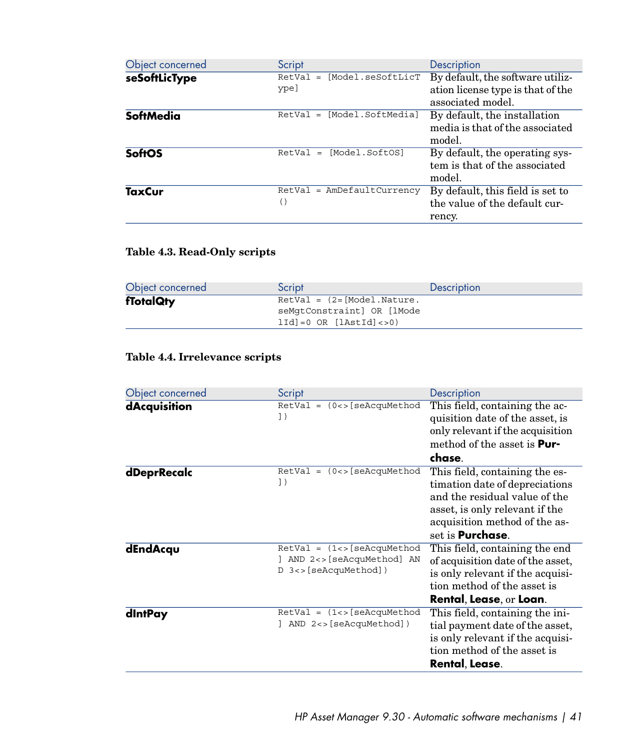| Object concerned | Script | Description |
| --- | --- | --- |
| **seSoftLicType** | `RetVal = [Model.seSoftLicType]` | By default, the software utilization license type is that of the associated model. |
| **SoftMedia** | `RetVal = [Model.SoftMedia]` | By default, the installation media is that of the associated model. |
| **SoftOS** | `RetVal = [Model.SoftOS]` | By default, the operating system is that of the associated model. |
| **TaxCur** | `RetVal = AmDefaultCurrency()` | By default, this field is set to the value of the default currency. |

**Table 4.3. Read-Only scripts**

| Object concerned | Script | Description |
| --- | --- | --- |
| **fTotalQty** | `RetVal = (2=[Model.Nature.seMgtConstraint] OR [lModelId]=0 OR [lAstId]<>0)` | |

**Table 4.4. Irrelevance scripts**

| Object concerned | Script | Description |
| --- | --- | --- |
| **dAcquisition** | `RetVal = (0<>[seAcquMethod])` | This field, containing the acquisition date of the asset, is only relevant if the acquisition method of the asset is **Purchase**. |
| **dDeprRecalc** | `RetVal = (0<>[seAcquMethod])` | This field, containing the estimation date of depreciations and the residual value of the asset, is only relevant if the acquisition method of the asset is **Purchase**. |
| **dEndAcqu** | `RetVal = (1<>[seAcquMethod] AND 2<>[seAcquMethod] AND 3<>[seAcquMethod])` | This field, containing the end of acquisition date of the asset, is only relevant if the acquisition method of the asset is **Rental**, **Lease**, or **Loan**. |
| **dIntPay** | `RetVal = (1<>[seAcquMethod] AND 2<>[seAcquMethod])` | This field, containing the initial payment date of the asset, is only relevant if the acquisition method of the asset is **Rental**, **Lease**. |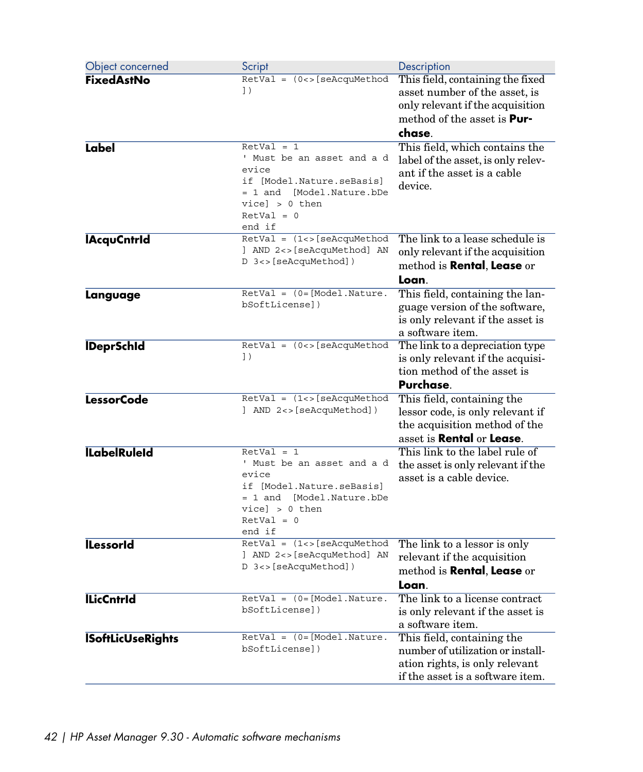| Object concerned | Script | Description |
| --- | --- | --- |
| **FixedAstNo** | `RetVal = (0<>[seAcquMethod])` | This field, containing the fixed asset number of the asset, is only relevant if the acquisition method of the asset is **Purchase**. |
| **Label** | `RetVal = 1`<br>`' Must be an asset and a device`<br>`if [Model.Nature.seBasis] = 1 and [Model.Nature.bDevice] > 0 then`<br>`RetVal = 0`<br>`end if` | This field, which contains the label of the asset, is only relevant if the asset is a cable device. |
| **lAcquCntrId** | `RetVal = (1<>[seAcquMethod] AND 2<>[seAcquMethod] AND 3<>[seAcquMethod])` | The link to a lease schedule is only relevant if the acquisition method is **Rental**, **Lease** or **Loan**. |
| **Language** | `RetVal = (0=[Model.Nature.bSoftLicense])` | This field, containing the language version of the software, is only relevant if the asset is a software item. |
| **lDeprSchId** | `RetVal = (0<>[seAcquMethod])` | The link to a depreciation type is only relevant if the acquisition method of the asset is **Purchase**. |
| **LessorCode** | `RetVal = (1<>[seAcquMethod] AND 2<>[seAcquMethod])` | This field, containing the lessor code, is only relevant if the acquisition method of the asset is **Rental** or **Lease**. |
| **lLabelRuleId** | `RetVal = 1`<br>`' Must be an asset and a device`<br>`if [Model.Nature.seBasis] = 1 and [Model.Nature.bDevice] > 0 then`<br>`RetVal = 0`<br>`end if` | This link to the label rule of the asset is only relevant if the asset is a cable device. |
| **lLessorId** | `RetVal = (1<>[seAcquMethod] AND 2<>[seAcquMethod] AND 3<>[seAcquMethod])` | The link to a lessor is only relevant if the acquisition method is **Rental**, **Lease** or **Loan**. |
| **lLicCntrId** | `RetVal = (0=[Model.Nature.bSoftLicense])` | The link to a license contract is only relevant if the asset is a software item. |
| **lSoftLicUseRights** | `RetVal = (0=[Model.Nature.bSoftLicense])` | This field, containing the number of utilization or installation rights, is only relevant if the asset is a software item. |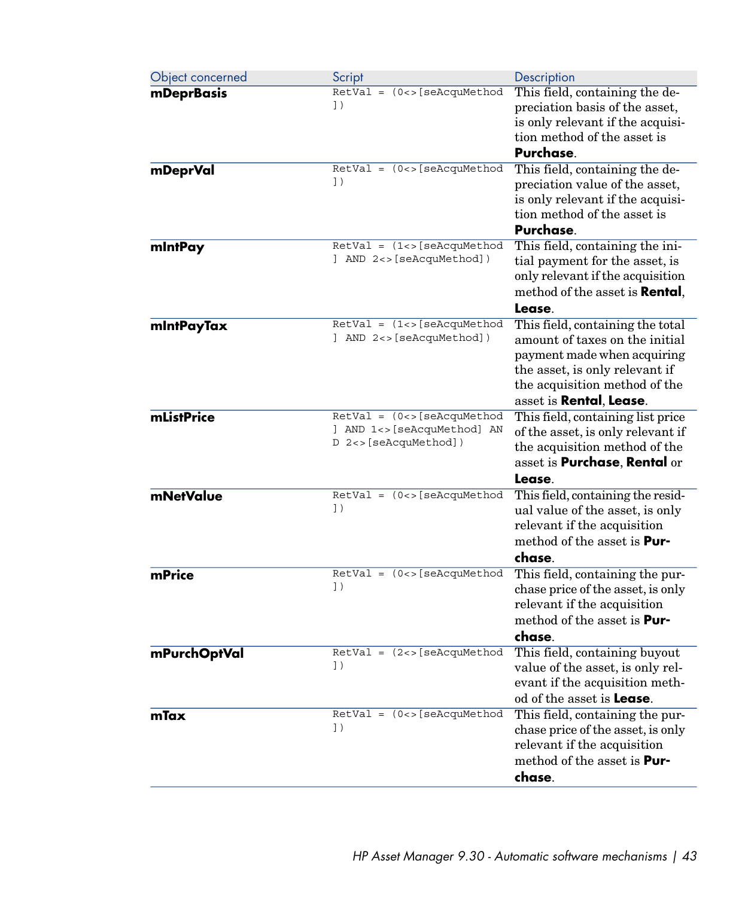| Object concerned | Script | Description |
| --- | --- | --- |
| **mDeprBasis** | `RetVal = (0<>[seAcquMethod])` | This field, containing the depreciation basis of the asset, is only relevant if the acquisition method of the asset is **Purchase**. |
| **mDeprVal** | `RetVal = (0<>[seAcquMethod])` | This field, containing the depreciation value of the asset, is only relevant if the acquisition method of the asset is **Purchase**. |
| **mIntPay** | `RetVal = (1<>[seAcquMethod] AND 2<>[seAcquMethod])` | This field, containing the initial payment for the asset, is only relevant if the acquisition method of the asset is **Rental**, **Lease**. |
| **mIntPayTax** | `RetVal = (1<>[seAcquMethod] AND 2<>[seAcquMethod])` | This field, containing the total amount of taxes on the initial payment made when acquiring the asset, is only relevant if the acquisition method of the asset is **Rental**, **Lease**. |
| **mListPrice** | `RetVal = (0<>[seAcquMethod] AND 1<>[seAcquMethod] AND 2<>[seAcquMethod])` | This field, containing list price of the asset, is only relevant if the acquisition method of the asset is **Purchase**, **Rental** or **Lease**. |
| **mNetValue** | `RetVal = (0<>[seAcquMethod])` | This field, containing the residual value of the asset, is only relevant if the acquisition method of the asset is **Purchase**. |
| **mPrice** | `RetVal = (0<>[seAcquMethod])` | This field, containing the purchase price of the asset, is only relevant if the acquisition method of the asset is **Purchase**. |
| **mPurchOptVal** | `RetVal = (2<>[seAcquMethod])` | This field, containing buyout value of the asset, is only relevant if the acquisition method of the asset is **Lease**. |
| **mTax** | `RetVal = (0<>[seAcquMethod])` | This field, containing the purchase price of the asset, is only relevant if the acquisition method of the asset is **Purchase**. |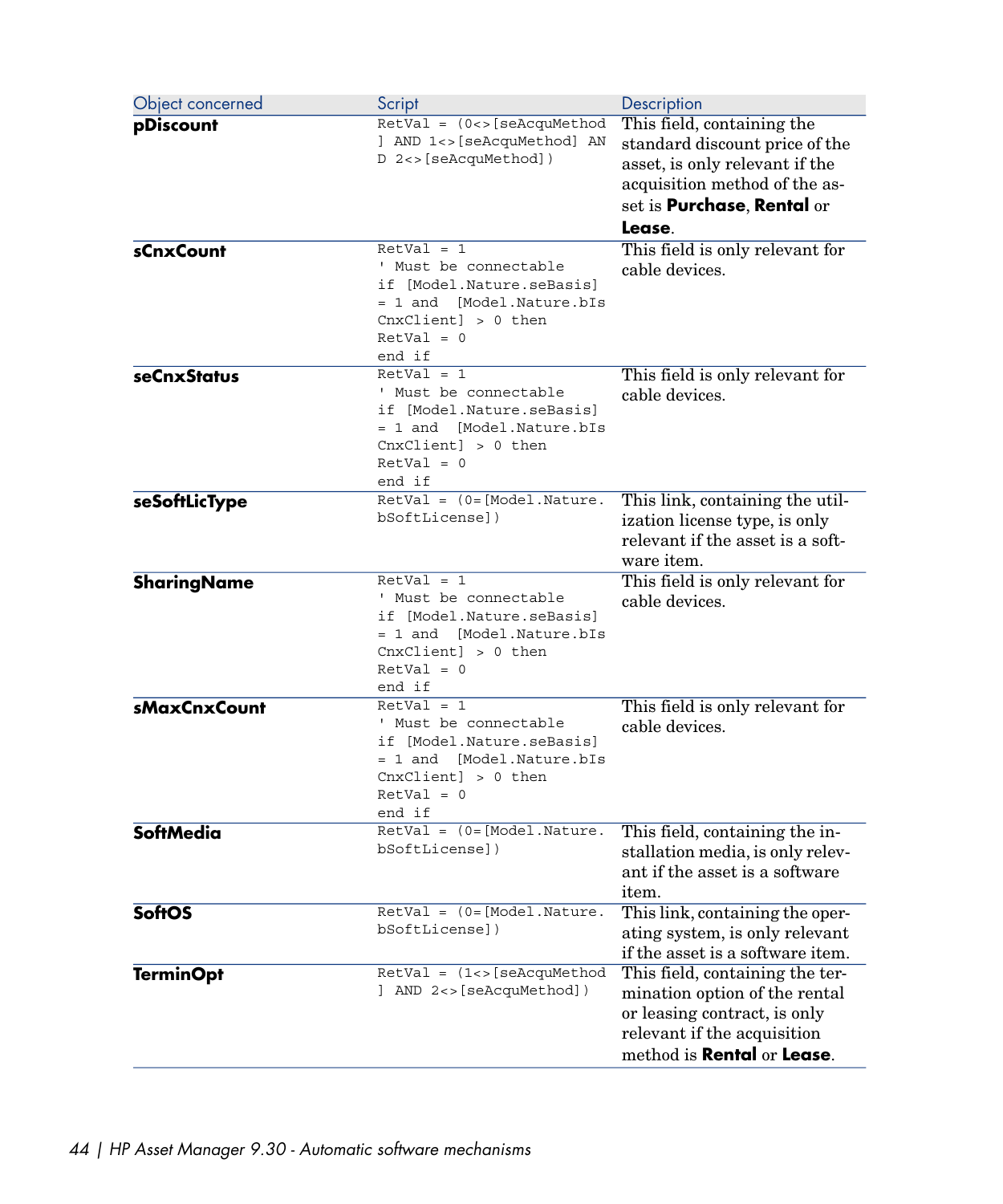| Object concerned | Script | Description |
| --- | --- | --- |
| **pDiscount** | `RetVal = (0<>[seAcquMethod] AND 1<>[seAcquMethod] AND 2<>[seAcquMethod])` | This field, containing the standard discount price of the asset, is only relevant if the acquisition method of the asset is **Purchase**, **Rental** or **Lease**. |
| **sCnxCount** | `RetVal = 1`<br>`' Must be connectable`<br>`if [Model.Nature.seBasis] = 1 and [Model.Nature.bIsCnxClient] > 0 then`<br>`RetVal = 0`<br>`end if` | This field is only relevant for cable devices. |
| **seCnxStatus** | `RetVal = 1`<br>`' Must be connectable`<br>`if [Model.Nature.seBasis] = 1 and [Model.Nature.bIsCnxClient] > 0 then`<br>`RetVal = 0`<br>`end if` | This field is only relevant for cable devices. |
| **seSoftLicType** | `RetVal = (0=[Model.Nature.bSoftLicense])` | This link, containing the utilization license type, is only relevant if the asset is a software item. |
| **SharingName** | `RetVal = 1`<br>`' Must be connectable`<br>`if [Model.Nature.seBasis] = 1 and [Model.Nature.bIsCnxClient] > 0 then`<br>`RetVal = 0`<br>`end if` | This field is only relevant for cable devices. |
| **sMaxCnxCount** | `RetVal = 1`<br>`' Must be connectable`<br>`if [Model.Nature.seBasis] = 1 and [Model.Nature.bIsCnxClient] > 0 then`<br>`RetVal = 0`<br>`end if` | This field is only relevant for cable devices. |
| **SoftMedia** | `RetVal = (0=[Model.Nature.bSoftLicense])` | This field, containing the installation media, is only relevant if the asset is a software item. |
| **SoftOS** | `RetVal = (0=[Model.Nature.bSoftLicense])` | This link, containing the operating system, is only relevant if the asset is a software item. |
| **TerminOpt** | `RetVal = (1<>[seAcquMethod] AND 2<>[seAcquMethod])` | This field, containing the termination option of the rental or leasing contract, is only relevant if the acquisition method is **Rental** or **Lease**. |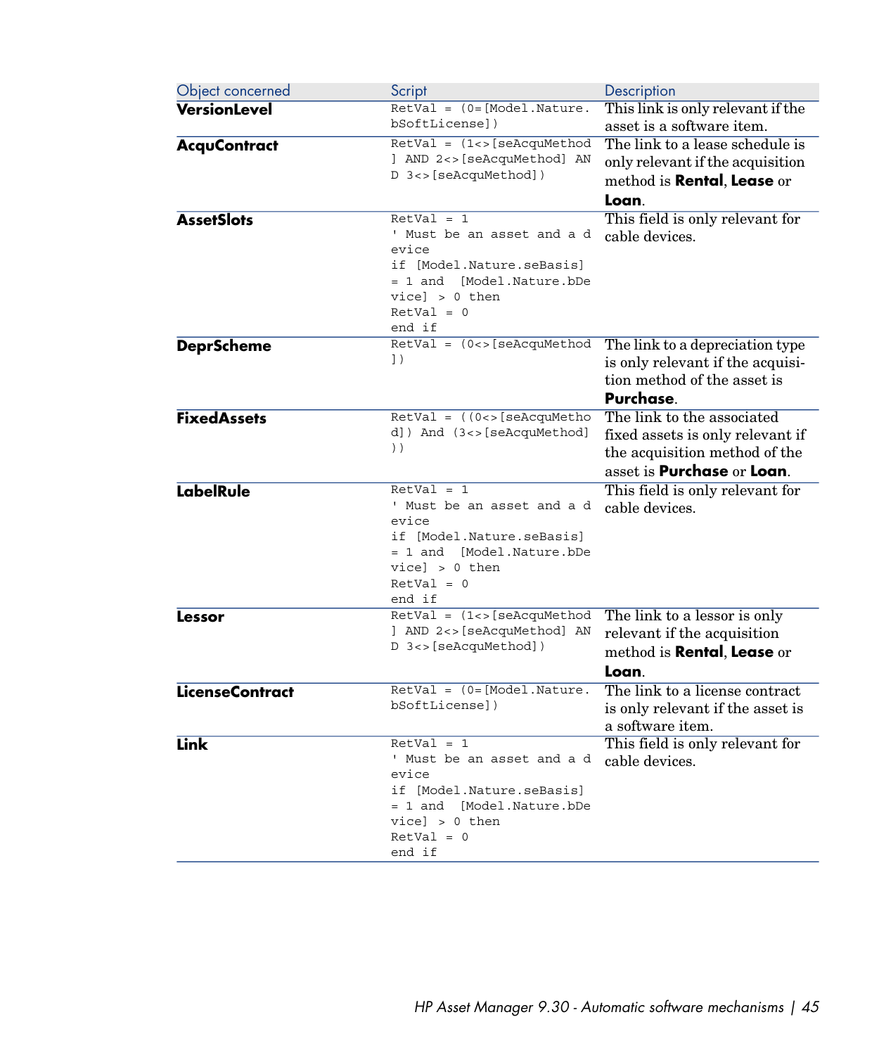| Object concerned | Script | Description |
|---|---|---|
| **VersionLevel** | `RetVal = (0=[Model.Nature.bSoftLicense])` | This link is only relevant if the asset is a software item. |
| **AcquContract** | `RetVal = (1<>[seAcquMethod] AND 2<>[seAcquMethod] AND 3<>[seAcquMethod])` | The link to a lease schedule is only relevant if the acquisition method is **Rental**, **Lease** or **Loan**. |
| **AssetSlots** | `RetVal = 1`<br>`' Must be an asset and a device`<br>`if [Model.Nature.seBasis] = 1 and  [Model.Nature.bDevice] > 0 then`<br>`RetVal = 0`<br>`end if` | This field is only relevant for cable devices. |
| **DeprScheme** | `RetVal = (0<>[seAcquMethod])` | The link to a depreciation type is only relevant if the acquisition method of the asset is **Purchase**. |
| **FixedAssets** | `RetVal = ((0<>[seAcquMethod]) And (3<>[seAcquMethod]))` | The link to the associated fixed assets is only relevant if the acquisition method of the asset is **Purchase** or **Loan**. |
| **LabelRule** | `RetVal = 1`<br>`' Must be an asset and a device`<br>`if [Model.Nature.seBasis] = 1 and  [Model.Nature.bDevice] > 0 then`<br>`RetVal = 0`<br>`end if` | This field is only relevant for cable devices. |
| **Lessor** | `RetVal = (1<>[seAcquMethod] AND 2<>[seAcquMethod] AND 3<>[seAcquMethod])` | The link to a lessor is only relevant if the acquisition method is **Rental**, **Lease** or **Loan**. |
| **LicenseContract** | `RetVal = (0=[Model.Nature.bSoftLicense])` | The link to a license contract is only relevant if the asset is a software item. |
| **Link** | `RetVal = 1`<br>`' Must be an asset and a device`<br>`if [Model.Nature.seBasis] = 1 and  [Model.Nature.bDevice] > 0 then`<br>`RetVal = 0`<br>`end if` | This field is only relevant for cable devices. |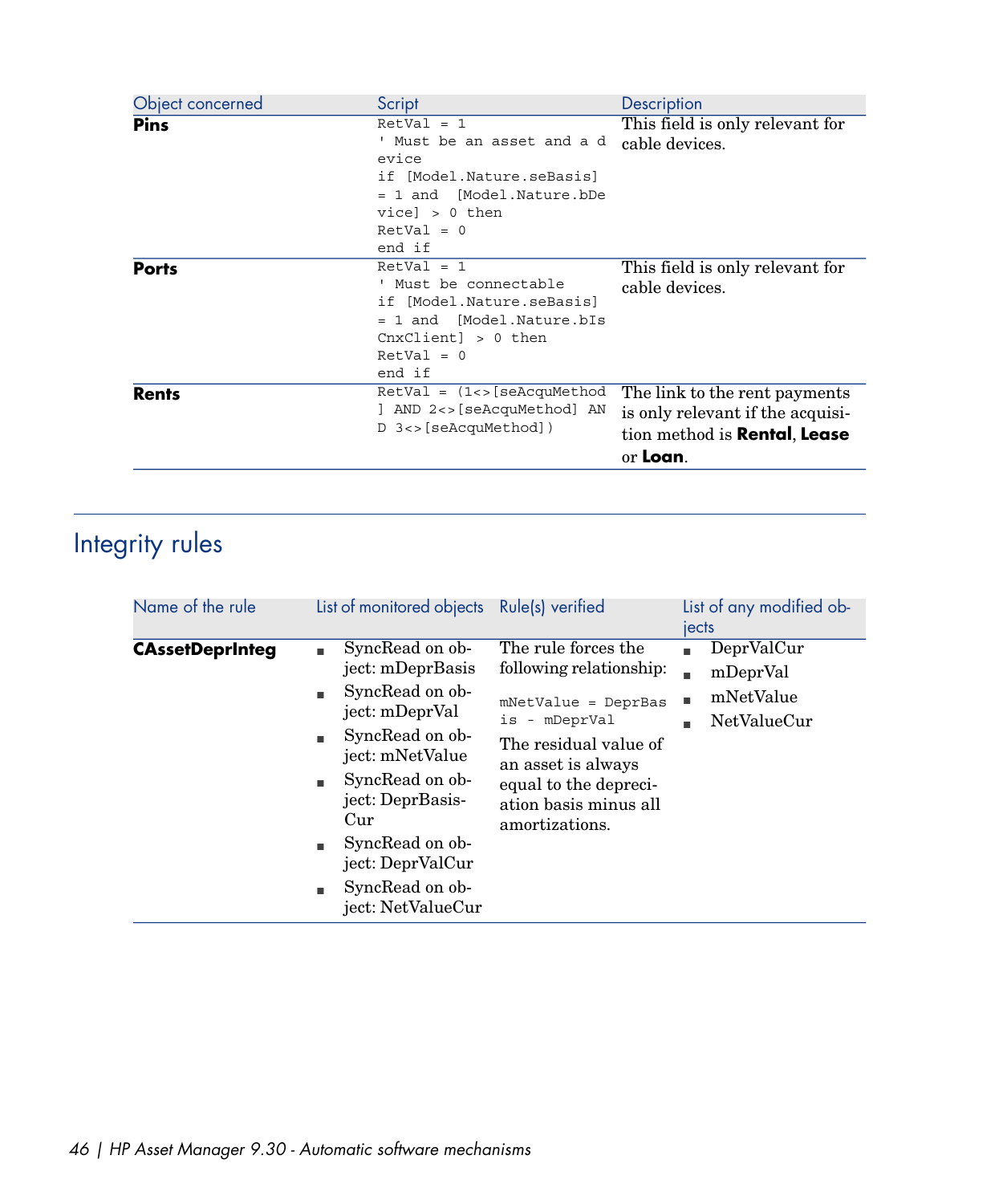| Object concerned | Script | Description |
| --- | --- | --- |
| **Pins** | `RetVal = 1`<br>`' Must be an asset and a device`<br>`if [Model.Nature.seBasis] = 1 and [Model.Nature.bDevice] > 0 then`<br>`RetVal = 0`<br>`end if` | This field is only relevant for cable devices. |
| **Ports** | `RetVal = 1`<br>`' Must be connectable`<br>`if [Model.Nature.seBasis] = 1 and [Model.Nature.bIsCnxClient] > 0 then`<br>`RetVal = 0`<br>`end if` | This field is only relevant for cable devices. |
| **Rents** | `RetVal = (1<>[seAcquMethod] AND 2<>[seAcquMethod] AND 3<>[seAcquMethod])` | The link to the rent payments is only relevant if the acquisition method is **Rental**, **Lease** or **Loan**. |

## Integrity rules

| Name of the rule | List of monitored objects | Rule(s) verified | List of any modified objects |
| --- | --- | --- | --- |
| **CAssetDeprInteg** | - SyncRead on object: mDeprBasis<br>- SyncRead on object: mDeprVal<br>- SyncRead on object: mNetValue<br>- SyncRead on object: DeprBasisCur<br>- SyncRead on object: DeprValCur<br>- SyncRead on object: NetValueCur | The rule forces the following relationship:<br>`mNetValue = DeprBasis - mDeprVal`<br>The residual value of an asset is always equal to the depreciation basis minus all amortizations. | - DeprValCur<br>- mDeprVal<br>- mNetValue<br>- NetValueCur |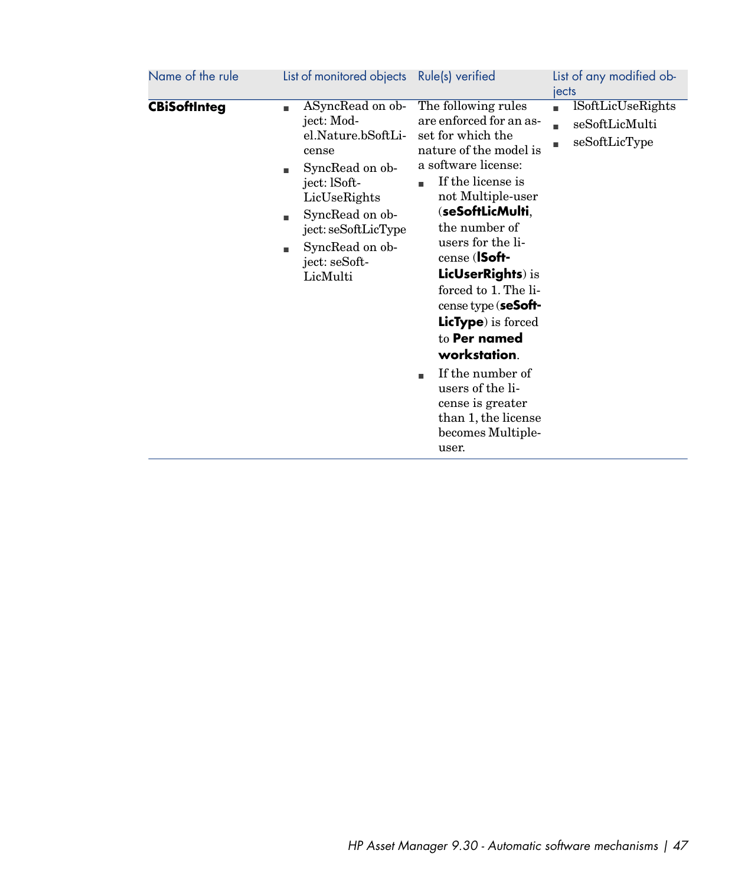| Name of the rule | List of monitored objects | Rule(s) verified | List of any modified objects |
|---|---|---|---|
| **CBiSoftInteg** | <ul><li>ASyncRead on object: Model.Nature.bSoftLicense</li><li>SyncRead on object: lSoftLicUseRights</li><li>SyncRead on object: seSoftLicType</li><li>SyncRead on object: seSoftLicMulti</li></ul> | The following rules are enforced for an asset for which the nature of the model is a software license:<ul><li>If the license is not Multiple-user (**seSoftLicMulti**, the number of users for the license (**lSoftLicUserRights**) is forced to 1. The license type (**seSoftLicType**) is forced to **Per named workstation**.</li><li>If the number of users of the license is greater than 1, the license becomes Multiple-user.</li></ul> | <ul><li>lSoftLicUseRights</li><li>seSoftLicMulti</li><li>seSoftLicType</li></ul> |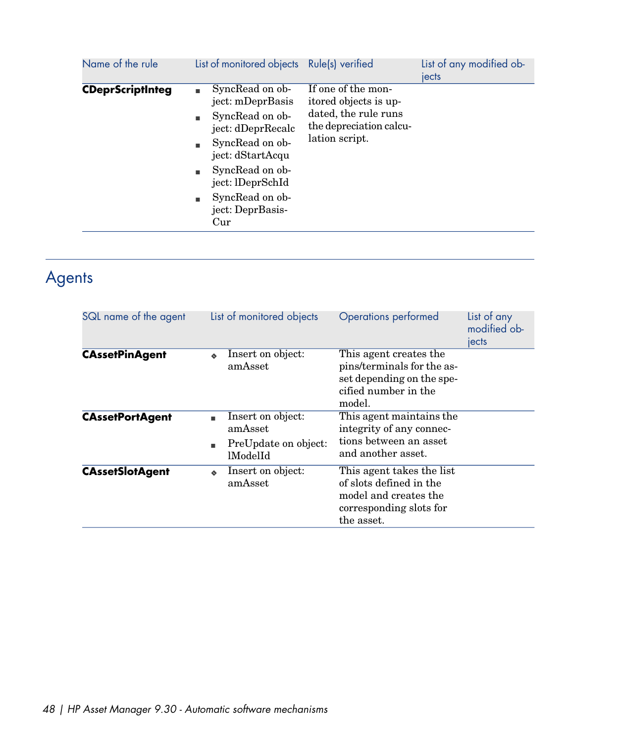| Name of the rule | List of monitored objects | Rule(s) verified | List of any modified objects |
| --- | --- | --- | --- |
| **CDeprScriptInteg** | ■ SyncRead on object: mDeprBasis<br>■ SyncRead on object: dDeprRecalc<br>■ SyncRead on object: dStartAcqu<br>■ SyncRead on object: lDeprSchId<br>■ SyncRead on object: DeprBasisCur | If one of the monitored objects is updated, the rule runs the depreciation calculation script. | |

## Agents

| SQL name of the agent | List of monitored objects | Operations performed | List of any modified objects |
| --- | --- | --- | --- |
| **CAssetPinAgent** | ❖ Insert on object: amAsset | This agent creates the pins/terminals for the asset depending on the specified number in the model. | |
| **CAssetPortAgent** | ■ Insert on object: amAsset<br>■ PreUpdate on object: lModelId | This agent maintains the integrity of any connections between an asset and another asset. | |
| **CAssetSlotAgent** | ❖ Insert on object: amAsset | This agent takes the list of slots defined in the model and creates the corresponding slots for the asset. | |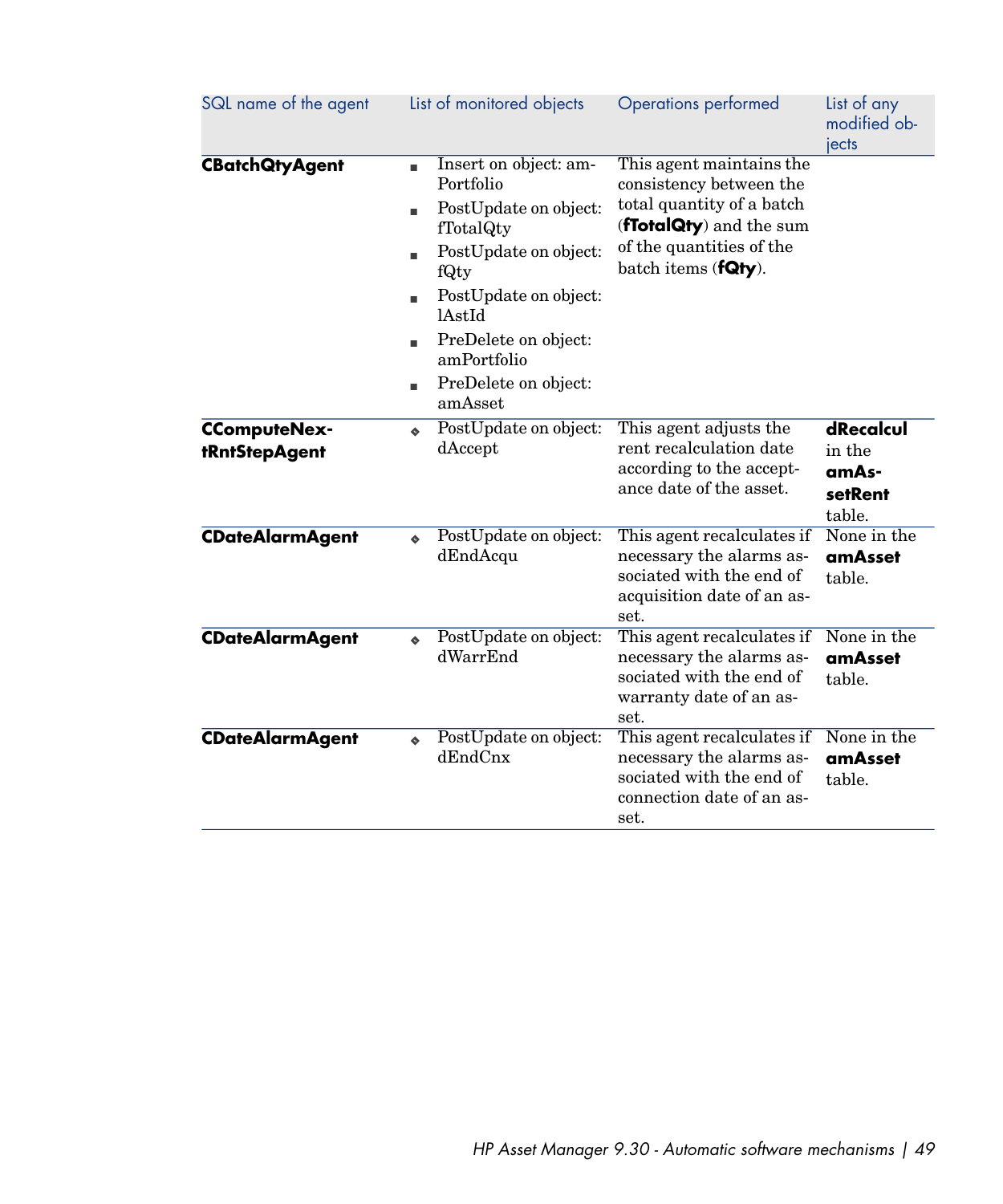| SQL name of the agent | List of monitored objects | Operations performed | List of any modified objects |
|---|---|---|---|
| **CBatchQtyAgent** | ■ Insert on object: amPortfolio<br>■ PostUpdate on object: fTotalQty<br>■ PostUpdate on object: fQty<br>■ PostUpdate on object: lAstId<br>■ PreDelete on object: amPortfolio<br>■ PreDelete on object: amAsset | This agent maintains the consistency between the total quantity of a batch (**fTotalQty**) and the sum of the quantities of the batch items (**fQty**). | |
| **CComputeNextRntStepAgent** | ◆ PostUpdate on object: dAccept | This agent adjusts the rent recalculation date according to the acceptance date of the asset. | **dRecalcul** in the **amAssetRent** table. |
| **CDateAlarmAgent** | ◆ PostUpdate on object: dEndAcqu | This agent recalculates if necessary the alarms associated with the end of acquisition date of an asset. | None in the **amAsset** table. |
| **CDateAlarmAgent** | ◆ PostUpdate on object: dWarrEnd | This agent recalculates if necessary the alarms associated with the end of warranty date of an asset. | None in the **amAsset** table. |
| **CDateAlarmAgent** | ◆ PostUpdate on object: dEndCnx | This agent recalculates if necessary the alarms associated with the end of connection date of an asset. | None in the **amAsset** table. |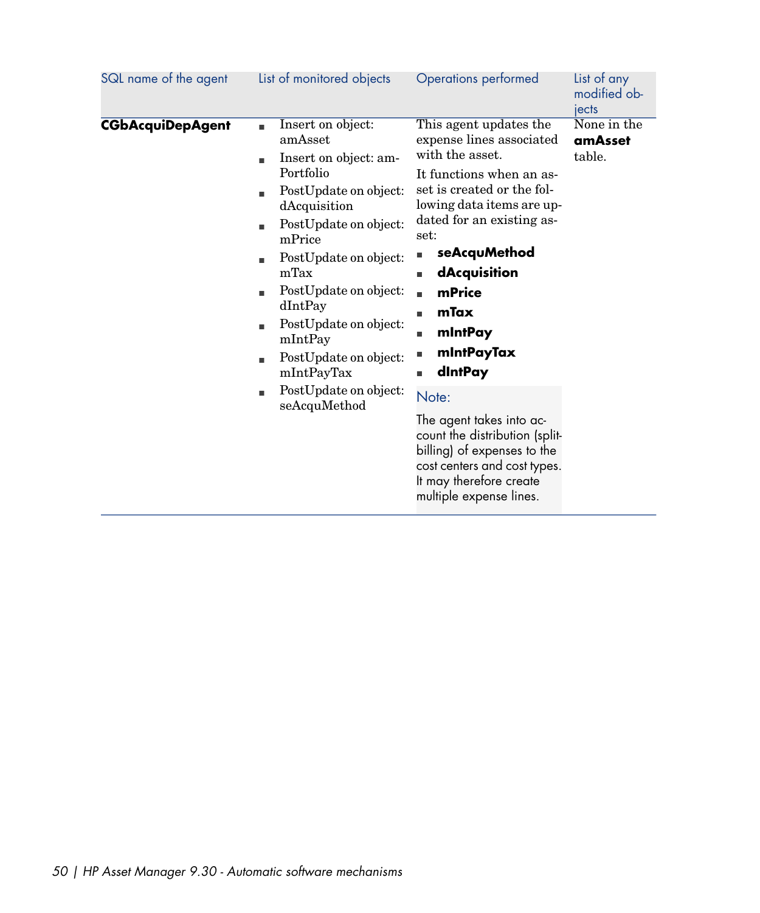| SQL name of the agent | List of monitored objects | Operations performed | List of any modified objects |
|---|---|---|---|
| **CGbAcquiDepAgent** | <ul><li>Insert on object: amAsset</li><li>Insert on object: amPortfolio</li><li>PostUpdate on object: dAcquisition</li><li>PostUpdate on object: mPrice</li><li>PostUpdate on object: mTax</li><li>PostUpdate on object: dIntPay</li><li>PostUpdate on object: mIntPay</li><li>PostUpdate on object: mIntPayTax</li><li>PostUpdate on object: seAcquMethod</li></ul> | This agent updates the expense lines associated with the asset.<br>It functions when an asset is created or the following data items are updated for an existing asset:<ul><li>**seAcquMethod**</li><li>**dAcquisition**</li><li>**mPrice**</li><li>**mTax**</li><li>**mIntPay**</li><li>**mIntPayTax**</li><li>**dIntPay**</li></ul>Note:<br>The agent takes into account the distribution (split-billing) of expenses to the cost centers and cost types. It may therefore create multiple expense lines. | None in the **amAsset** table. |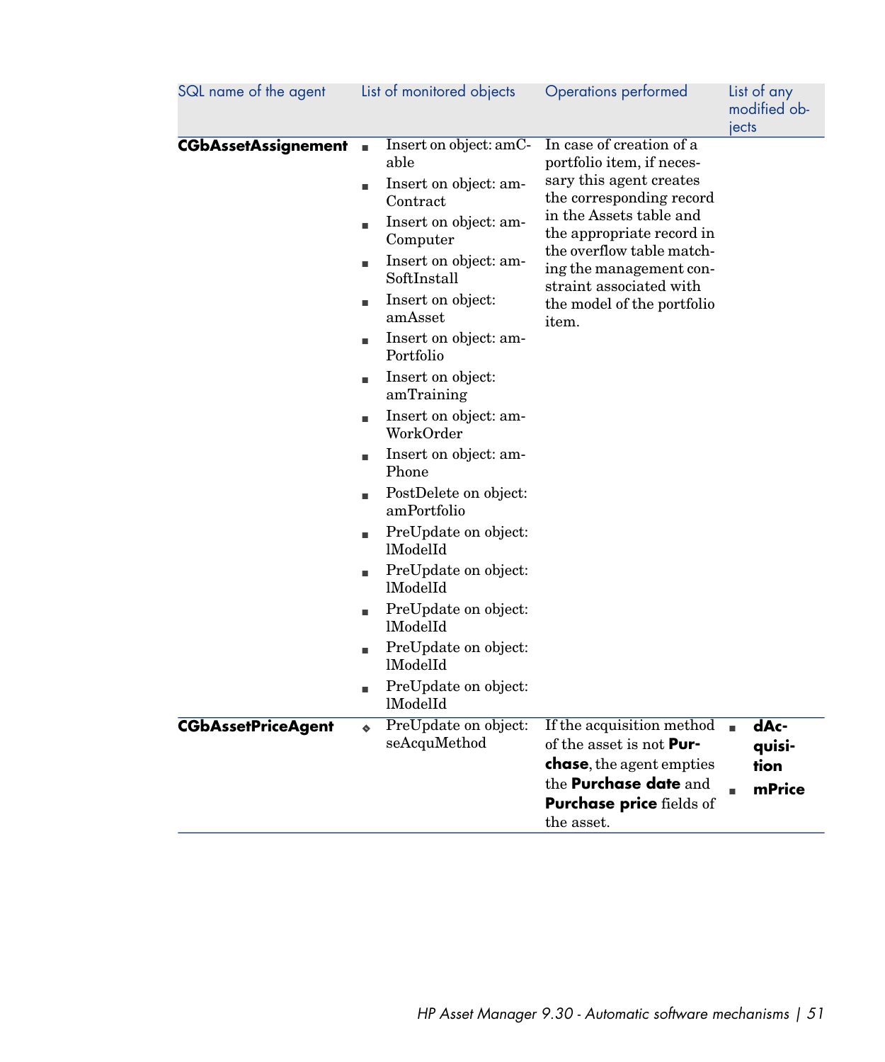| SQL name of the agent | List of monitored objects | Operations performed | List of any modified objects |
|---|---|---|---|
| **CGbAssetAssignement** | ■ Insert on object: amCable<br>■ Insert on object: amContract<br>■ Insert on object: amComputer<br>■ Insert on object: amSoftInstall<br>■ Insert on object: amAsset<br>■ Insert on object: amPortfolio<br>■ Insert on object: amTraining<br>■ Insert on object: amWorkOrder<br>■ Insert on object: amPhone<br>■ PostDelete on object: amPortfolio<br>■ PreUpdate on object: lModelId<br>■ PreUpdate on object: lModelId<br>■ PreUpdate on object: lModelId<br>■ PreUpdate on object: lModelId<br>■ PreUpdate on object: lModelId | In case of creation of a portfolio item, if necessary this agent creates the corresponding record in the Assets table and the appropriate record in the overflow table matching the management constraint associated with the model of the portfolio item. | |
| **CGbAssetPriceAgent** | ◆ PreUpdate on object: seAcquMethod | If the acquisition method of the asset is not **Purchase**, the agent empties the **Purchase date** and **Purchase price** fields of the asset. | ■ **dAcquisition**<br>■ **mPrice** |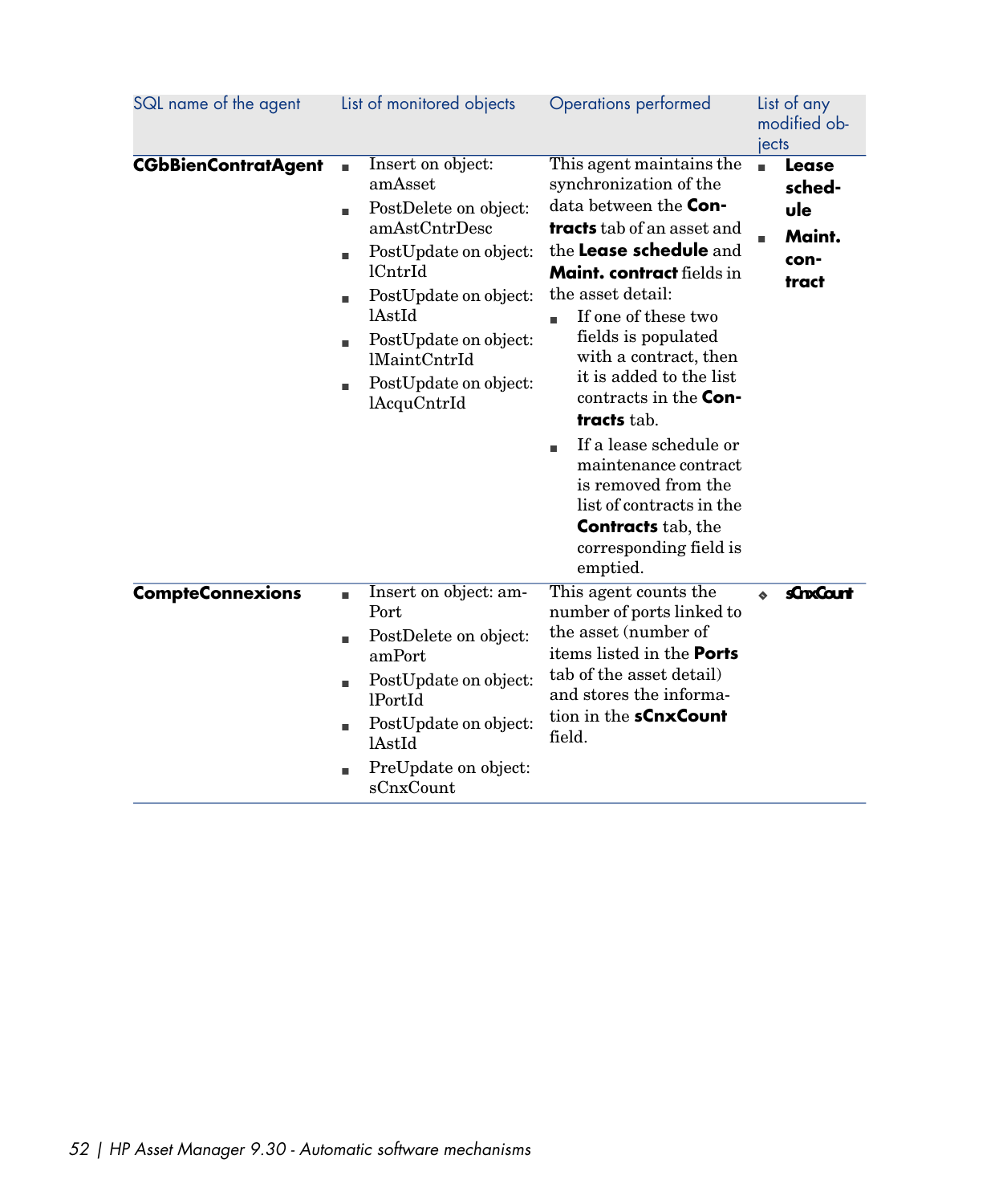| SQL name of the agent | List of monitored objects | Operations performed | List of any modified objects |
|---|---|---|---|
| **CGbBienContratAgent** | ■ Insert on object: amAsset<br>■ PostDelete on object: amAstCntrDesc<br>■ PostUpdate on object: lCntrId<br>■ PostUpdate on object: lAstId<br>■ PostUpdate on object: lMaintCntrId<br>■ PostUpdate on object: lAcquCntrId | This agent maintains the synchronization of the data between the **Contracts** tab of an asset and the **Lease schedule** and **Maint. contract** fields in the asset detail:<br>■ If one of these two fields is populated with a contract, then it is added to the list contracts in the **Contracts** tab.<br>■ If a lease schedule or maintenance contract is removed from the list of contracts in the **Contracts** tab, the corresponding field is emptied. | ■ **Lease schedule**<br>■ **Maint. contract** |
| **CompteConnexions** | ■ Insert on object: amPort<br>■ PostDelete on object: amPort<br>■ PostUpdate on object: lPortId<br>■ PostUpdate on object: lAstId<br>■ PreUpdate on object: sCnxCount | This agent counts the number of ports linked to the asset (number of items listed in the **Ports** tab of the asset detail) and stores the information in the **sCnxCount** field. | ◆ **sCnxCount** |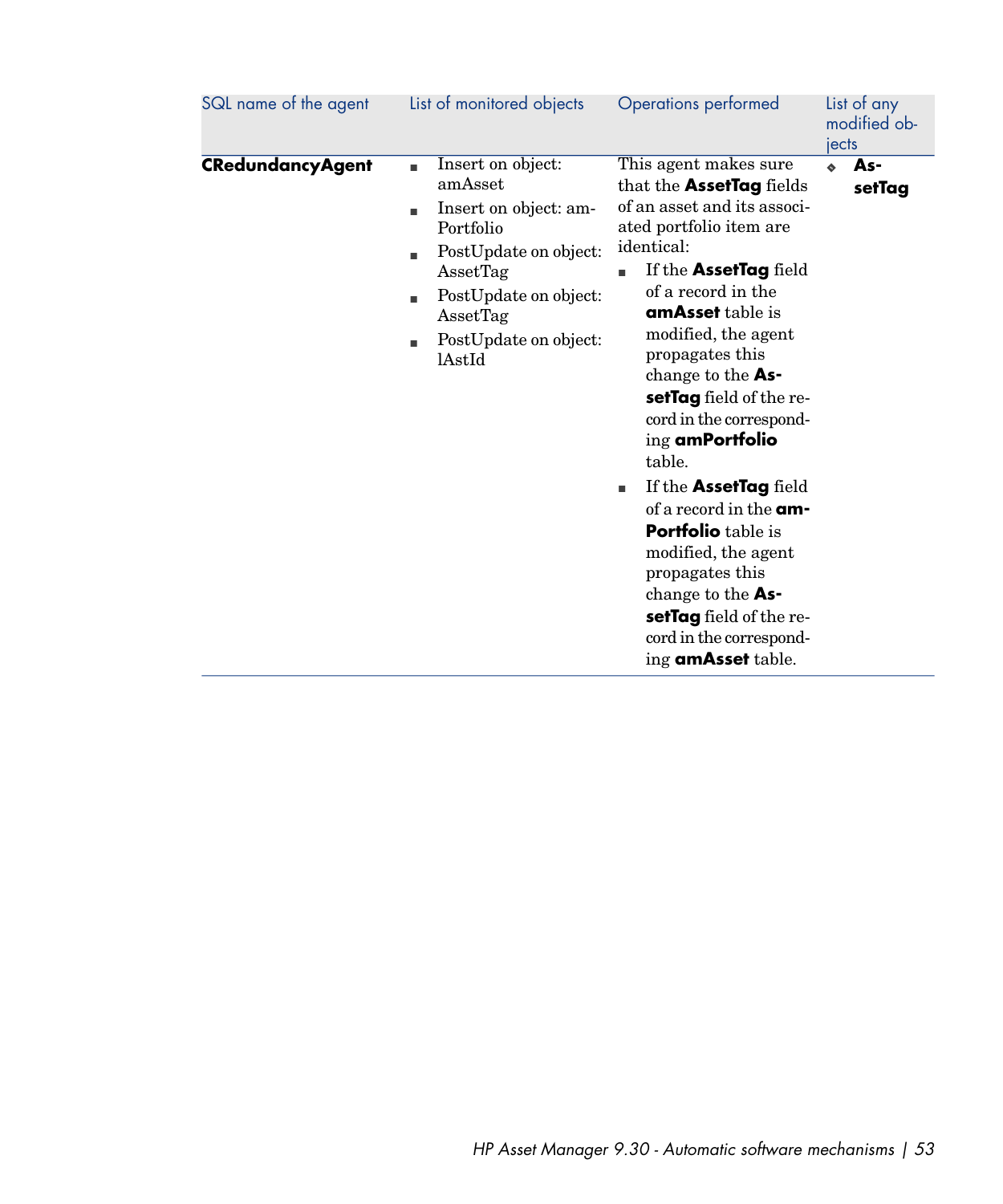| SQL name of the agent | List of monitored objects | Operations performed | List of any modified objects |
|---|---|---|---|
| **CRedundancyAgent** | ▪ Insert on object: amAsset<br>▪ Insert on object: amPortfolio<br>▪ PostUpdate on object: AssetTag<br>▪ PostUpdate on object: AssetTag<br>▪ PostUpdate on object: lAstId | This agent makes sure that the **AssetTag** fields of an asset and its associated portfolio item are identical:<br>▪ If the **AssetTag** field of a record in the **amAsset** table is modified, the agent propagates this change to the **AssetTag** field of the record in the corresponding **amPortfolio** table.<br>▪ If the **AssetTag** field of a record in the **amPortfolio** table is modified, the agent propagates this change to the **AssetTag** field of the record in the corresponding **amAsset** table. | ❖ **AssetTag** |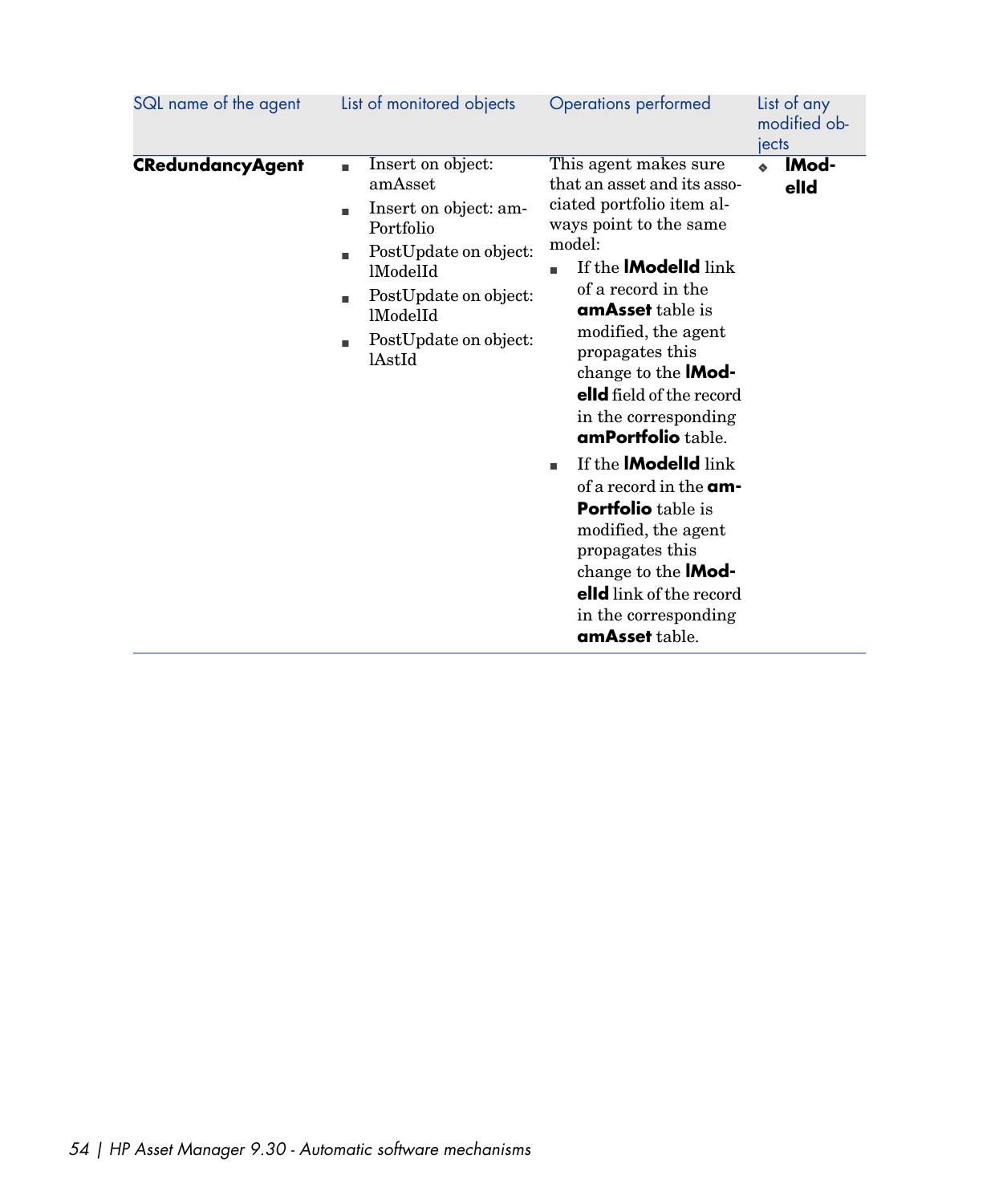| SQL name of the agent | List of monitored objects | Operations performed | List of any modified objects |
|---|---|---|---|
| **CRedundancyAgent** | ■ Insert on object: amAsset<br>■ Insert on object: amPortfolio<br>■ PostUpdate on object: lModelId<br>■ PostUpdate on object: lModelId<br>■ PostUpdate on object: lAstId | This agent makes sure that an asset and its associated portfolio item always point to the same model:<br>■ If the **lModelId** link of a record in the **amAsset** table is modified, the agent propagates this change to the **lModelId** field of the record in the corresponding **amPortfolio** table.<br>■ If the **lModelId** link of a record in the **amPortfolio** table is modified, the agent propagates this change to the **lModelId** link of the record in the corresponding **amAsset** table. | ❖ **lModelId** |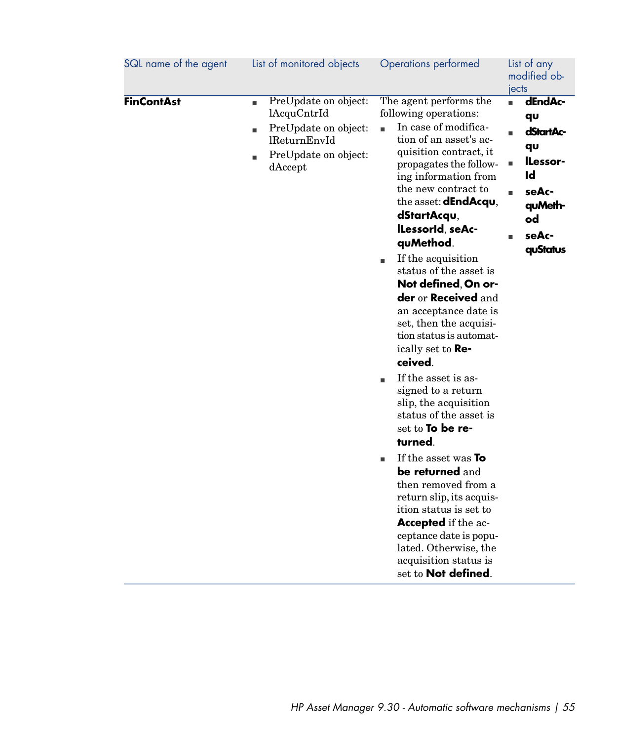| SQL name of the agent | List of monitored objects | Operations performed | List of any modified objects |
| --- | --- | --- | --- |
| **FinContAst** | <ul><li>PreUpdate on object: lAcquCntrId</li><li>PreUpdate on object: lReturnEnvId</li><li>PreUpdate on object: dAccept</li></ul> | The agent performs the following operations:<ul><li>In case of modification of an asset's acquisition contract, it propagates the following information from the new contract to the asset: **dEndAcqu**, **dStartAcqu**, **lLessorId**, **seAcquMethod**.</li><li>If the acquisition status of the asset is **Not defined**, **On order** or **Received** and an acceptance date is set, then the acquisition status is automatically set to **Received**.</li><li>If the asset is assigned to a return slip, the acquisition status of the asset is set to **To be returned**.</li><li>If the asset was **To be returned** and then removed from a return slip, its acquisition status is set to **Accepted** if the acceptance date is populated. Otherwise, the acquisition status is set to **Not defined**.</li></ul> | <ul><li>**dEndAcqu**</li><li>**dStartAcqu**</li><li>**lLessorId**</li><li>**seAcquMethod**</li><li>**seAcquStatus**</li></ul> |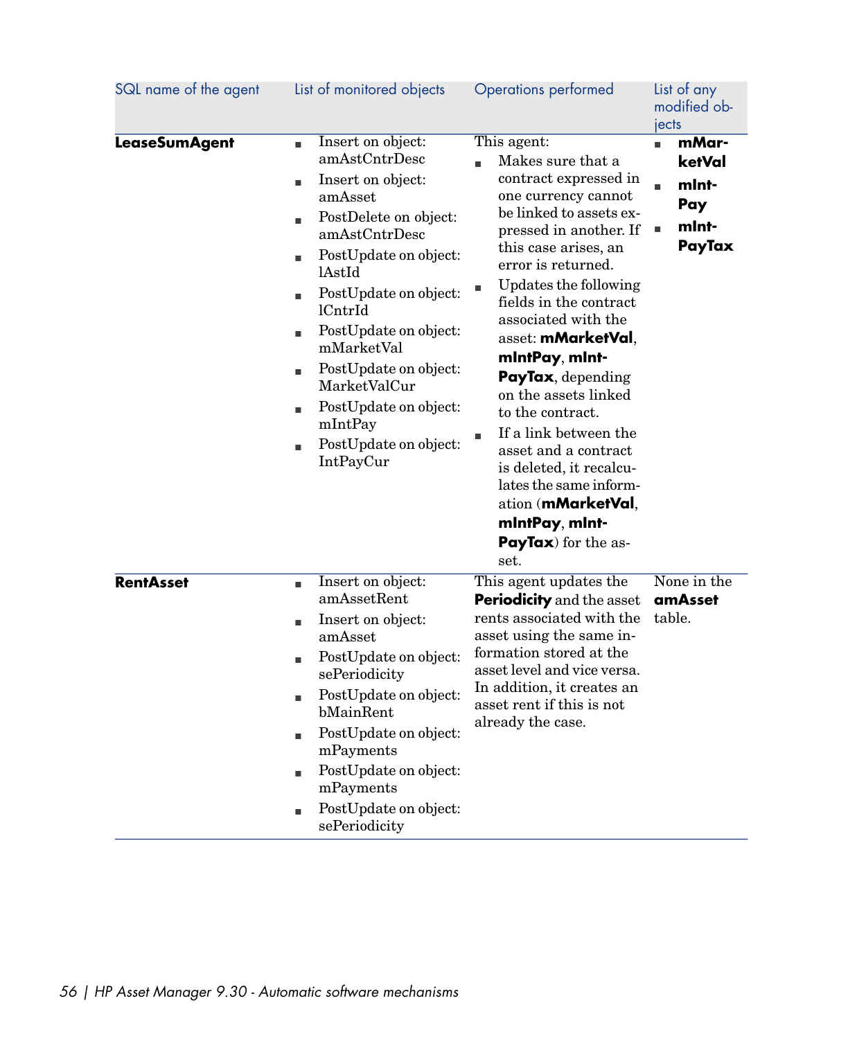| SQL name of the agent | List of monitored objects | Operations performed | List of any modified objects |
|---|---|---|---|
| **LeaseSumAgent** | ■ Insert on object: amAstCntrDesc<br>■ Insert on object: amAsset<br>■ PostDelete on object: amAstCntrDesc<br>■ PostUpdate on object: lAstId<br>■ PostUpdate on object: lCntrId<br>■ PostUpdate on object: mMarketVal<br>■ PostUpdate on object: MarketValCur<br>■ PostUpdate on object: mIntPay<br>■ PostUpdate on object: IntPayCur | This agent:<br>■ Makes sure that a contract expressed in one currency cannot be linked to assets expressed in another. If this case arises, an error is returned.<br>■ Updates the following fields in the contract associated with the asset: **mMarketVal**, **mIntPay**, **mIntPayTax**, depending on the assets linked to the contract.<br>■ If a link between the asset and a contract is deleted, it recalculates the same information (**mMarketVal**, **mIntPay**, **mIntPayTax**) for the asset. | ■ **mMarketVal**<br>■ **mIntPay**<br>■ **mIntPayTax** |
| **RentAsset** | ■ Insert on object: amAssetRent<br>■ Insert on object: amAsset<br>■ PostUpdate on object: sePeriodicity<br>■ PostUpdate on object: bMainRent<br>■ PostUpdate on object: mPayments<br>■ PostUpdate on object: mPayments<br>■ PostUpdate on object: sePeriodicity | This agent updates the **Periodicity** and the asset rents associated with the asset using the same information stored at the asset level and vice versa. In addition, it creates an asset rent if this is not already the case. | None in the **amAsset** table. |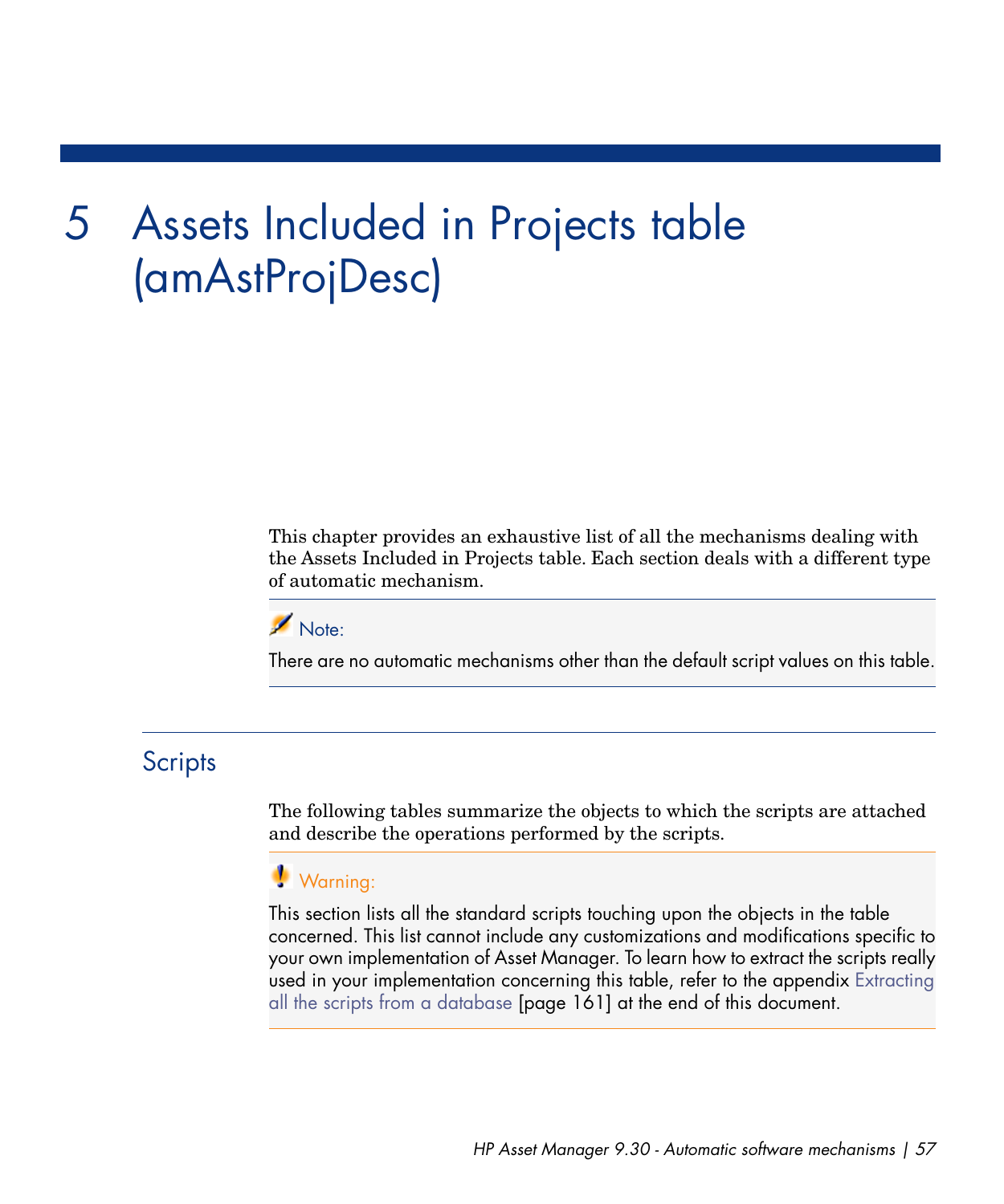# 5 Assets Included in Projects table (amAstProjDesc)

This chapter provides an exhaustive list of all the mechanisms dealing with the Assets Included in Projects table. Each section deals with a different type of automatic mechanism.

> **Note:**
>
> There are no automatic mechanisms other than the default script values on this table.

## Scripts

The following tables summarize the objects to which the scripts are attached and describe the operations performed by the scripts.

> **Warning:**
>
> This section lists all the standard scripts touching upon the objects in the table concerned. This list cannot include any customizations and modifications specific to your own implementation of Asset Manager. To learn how to extract the scripts really used in your implementation concerning this table, refer to the appendix Extracting all the scripts from a database [page 161] at the end of this document.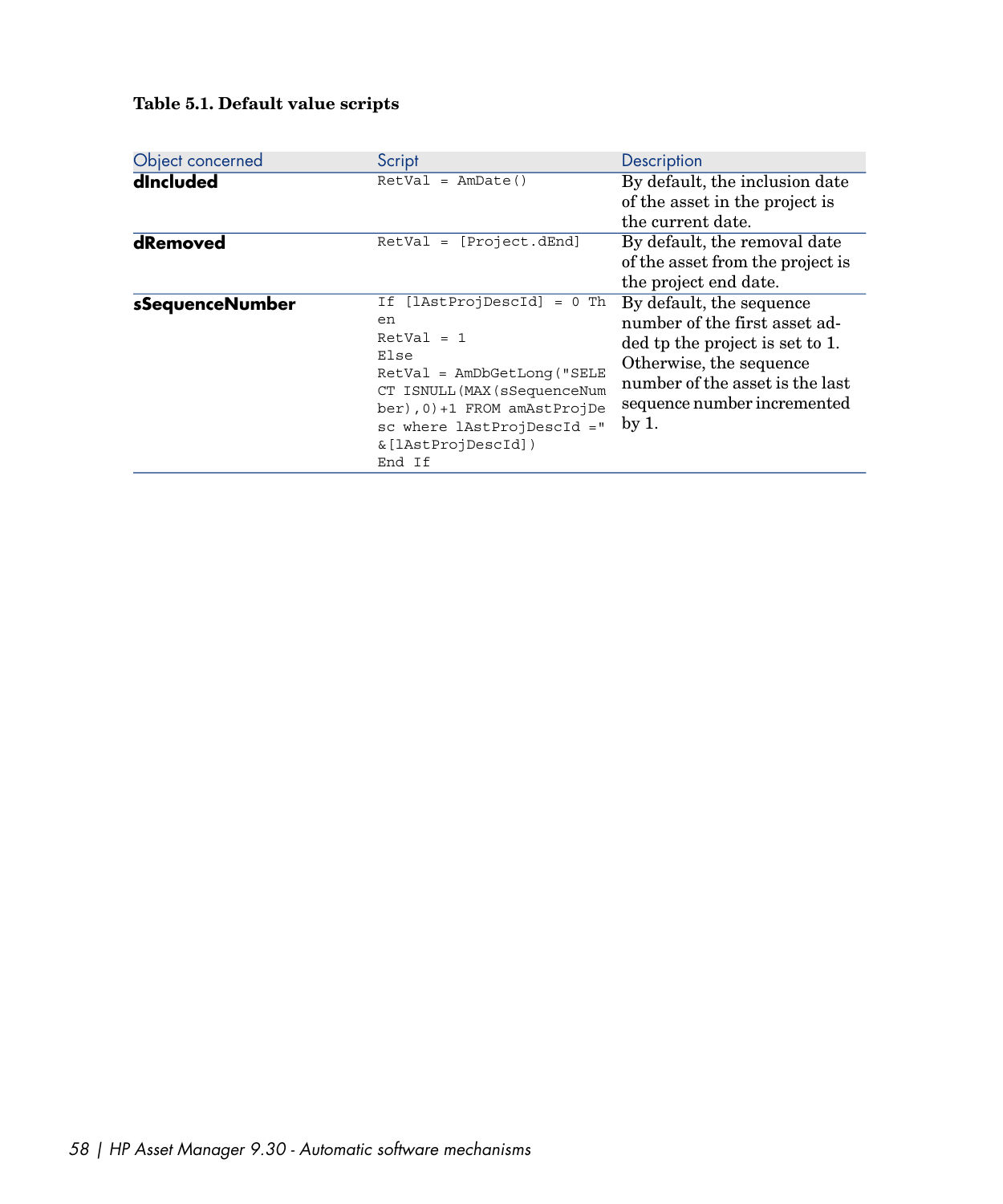**Table 5.1. Default value scripts**

| Object concerned | Script | Description |
| --- | --- | --- |
| **dIncluded** | `RetVal = AmDate()` | By default, the inclusion date of the asset in the project is the current date. |
| **dRemoved** | `RetVal = [Project.dEnd]` | By default, the removal date of the asset from the project is the project end date. |
| **sSequenceNumber** | `If [lAstProjDescId] = 0 Then RetVal = 1 Else RetVal = AmDbGetLong("SELECT ISNULL(MAX(sSequenceNumber),0)+1 FROM amAstProjDesc where lAstProjDescId =" &[lAstProjDescId]) End If` | By default, the sequence number of the first asset added tp the project is set to 1. Otherwise, the sequence number of the asset is the last sequence number incremented by 1. |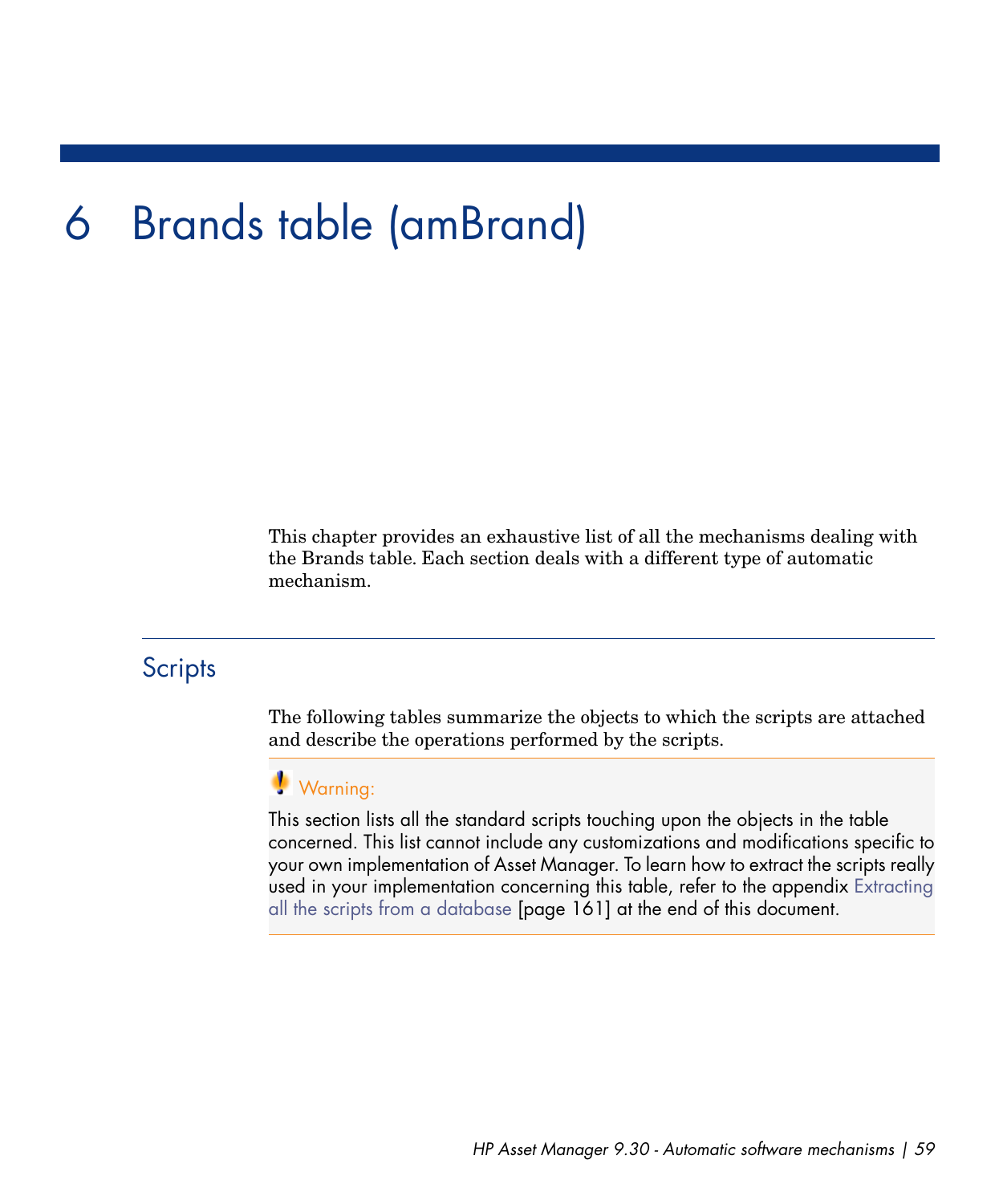# 6 Brands table (amBrand)

This chapter provides an exhaustive list of all the mechanisms dealing with the Brands table. Each section deals with a different type of automatic mechanism.

## Scripts

The following tables summarize the objects to which the scripts are attached and describe the operations performed by the scripts.

> **Warning:**
>
> This section lists all the standard scripts touching upon the objects in the table concerned. This list cannot include any customizations and modifications specific to your own implementation of Asset Manager. To learn how to extract the scripts really used in your implementation concerning this table, refer to the appendix Extracting all the scripts from a database [page 161] at the end of this document.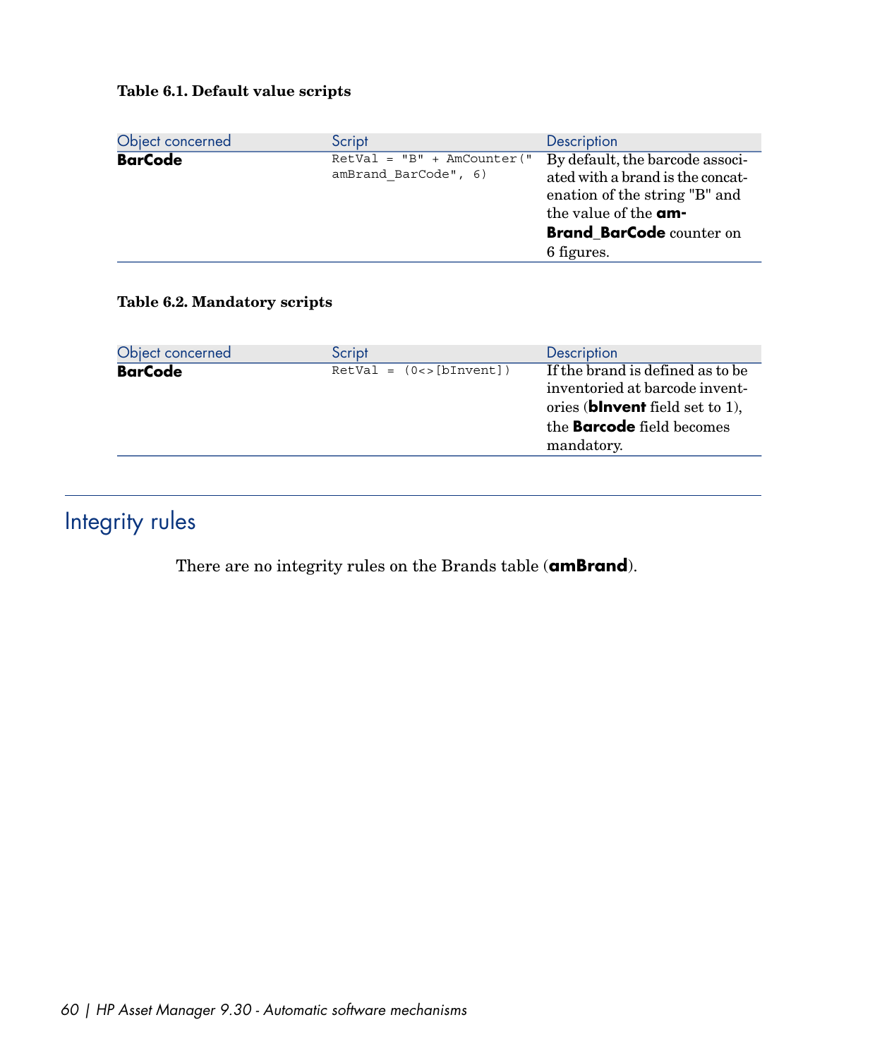**Table 6.1. Default value scripts**

| Object concerned | Script | Description |
|---|---|---|
| **BarCode** | `RetVal = "B" + AmCounter("amBrand_BarCode", 6)` | By default, the barcode associated with a brand is the concatenation of the string "B" and the value of the **amBrand_BarCode** counter on 6 figures. |

**Table 6.2. Mandatory scripts**

| Object concerned | Script | Description |
|---|---|---|
| **BarCode** | `RetVal = (0<>[bInvent])` | If the brand is defined as to be inventoried at barcode inventories (**bInvent** field set to 1), the **Barcode** field becomes mandatory. |

## Integrity rules

There are no integrity rules on the Brands table (**amBrand**).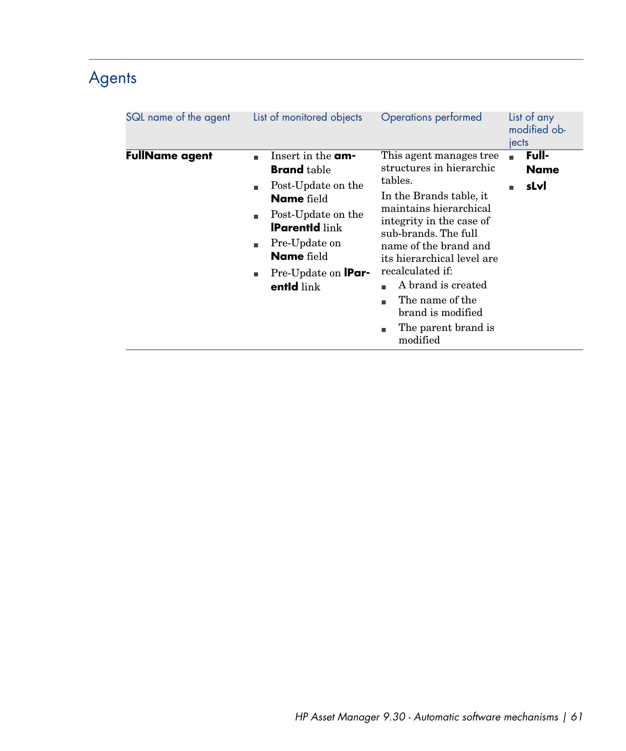## Agents

| SQL name of the agent | List of monitored objects | Operations performed | List of any modified objects |
| --- | --- | --- | --- |
| **FullName agent** | <ul><li>Insert in the **amBrand** table</li><li>Post-Update on the **Name** field</li><li>Post-Update on the **lParentId** link</li><li>Pre-Update on **Name** field</li><li>Pre-Update on **lParentId** link</li></ul> | This agent manages tree structures in hierarchic tables.<br>In the Brands table, it maintains hierarchical integrity in the case of sub-brands. The full name of the brand and its hierarchical level are recalculated if:<ul><li>A brand is created</li><li>The name of the brand is modified</li><li>The parent brand is modified</li></ul> | <ul><li>**FullName**</li><li>**sLvl**</li></ul> |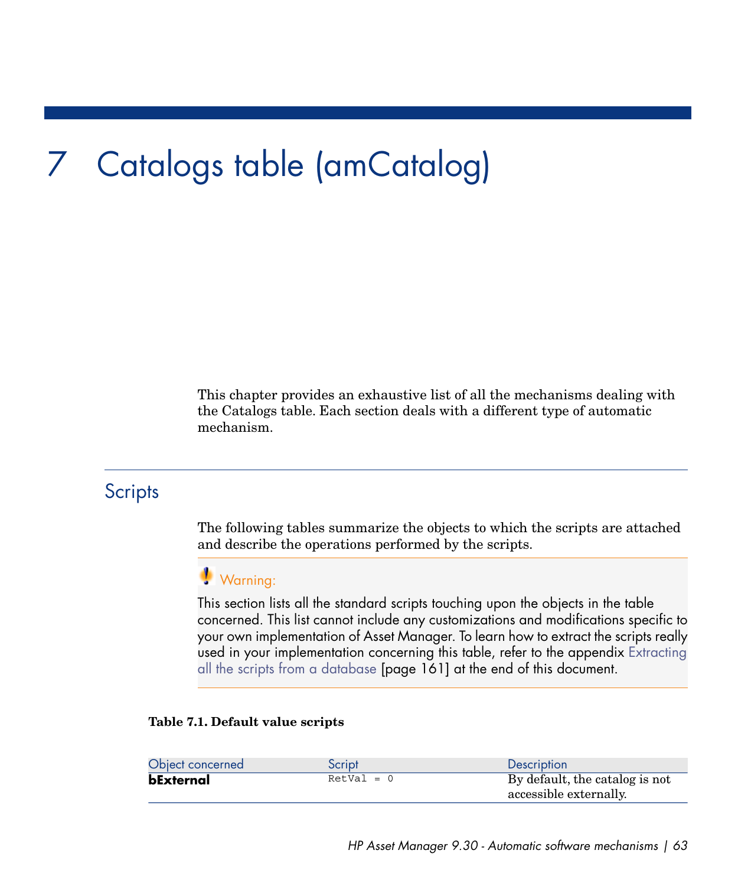# 7 Catalogs table (amCatalog)

This chapter provides an exhaustive list of all the mechanisms dealing with the Catalogs table. Each section deals with a different type of automatic mechanism.

## Scripts

The following tables summarize the objects to which the scripts are attached and describe the operations performed by the scripts.

> **Warning:**
>
> This section lists all the standard scripts touching upon the objects in the table concerned. This list cannot include any customizations and modifications specific to your own implementation of Asset Manager. To learn how to extract the scripts really used in your implementation concerning this table, refer to the appendix Extracting all the scripts from a database [page 161] at the end of this document.

**Table 7.1. Default value scripts**

| Object concerned | Script | Description |
| --- | --- | --- |
| **bExternal** | `RetVal = 0` | By default, the catalog is not accessible externally. |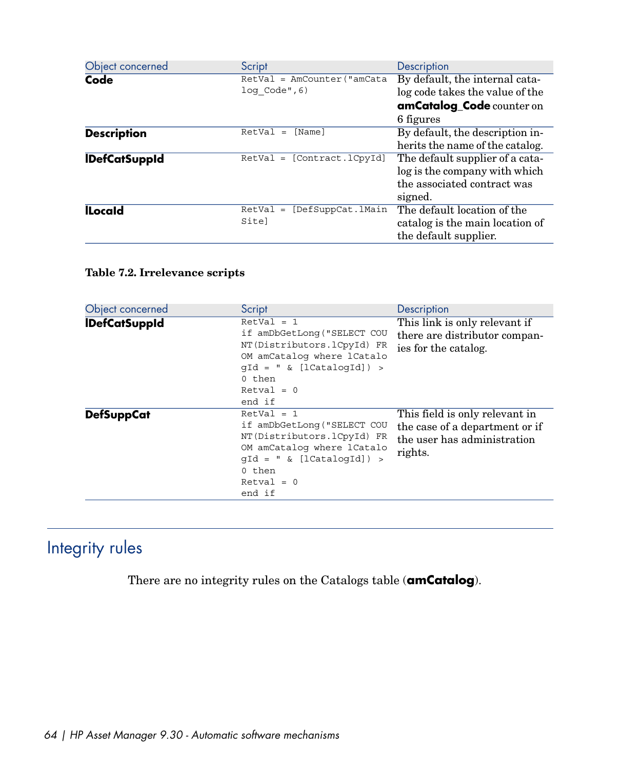| Object concerned | Script | Description |
| --- | --- | --- |
| **Code** | `RetVal = AmCounter("amCatalog_Code",6)` | By default, the internal catalog code takes the value of the **amCatalog_Code** counter on 6 figures |
| **Description** | `RetVal = [Name]` | By default, the description inherits the name of the catalog. |
| **lDefCatSuppId** | `RetVal = [Contract.lCpyId]` | The default supplier of a catalog is the company with which the associated contract was signed. |
| **lLocaId** | `RetVal = [DefSuppCat.lMainSite]` | The default location of the catalog is the main location of the default supplier. |

**Table 7.2. Irrelevance scripts**

| Object concerned | Script | Description |
| --- | --- | --- |
| **lDefCatSuppId** | `RetVal = 1 if amDbGetLong("SELECT COUNT(Distributors.lCpyId) FROM amCatalog where lCatalogId = " & [lCatalogId]) > 0 then Retval = 0 end if` | This link is only relevant if there are distributor companies for the catalog. |
| **DefSuppCat** | `RetVal = 1 if amDbGetLong("SELECT COUNT(Distributors.lCpyId) FROM amCatalog where lCatalogId = " & [lCatalogId]) > 0 then Retval = 0 end if` | This field is only relevant in the case of a department or if the user has administration rights. |

## Integrity rules

There are no integrity rules on the Catalogs table (**amCatalog**).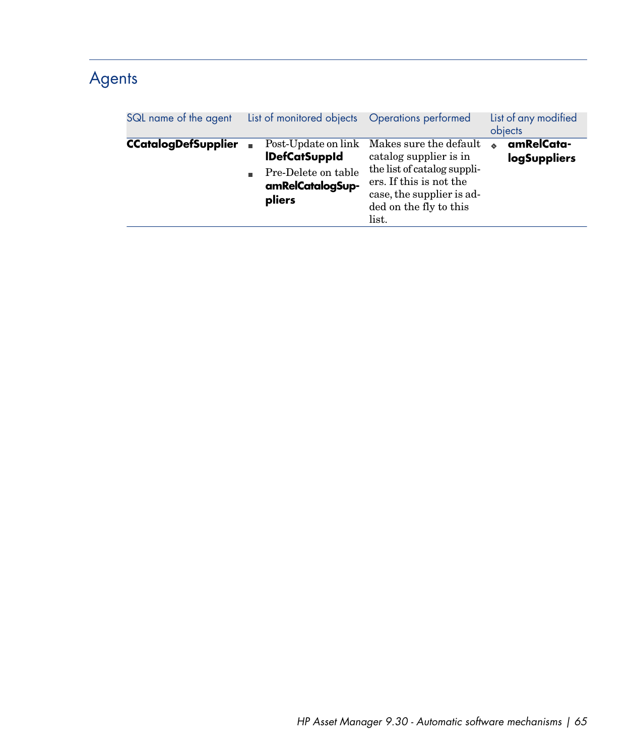## Agents

| SQL name of the agent | List of monitored objects | Operations performed | List of any modified objects |
|---|---|---|---|
| **CCatalogDefSupplier** | - Post-Update on link **lDefCatSuppId**<br>- Pre-Delete on table **amRelCatalogSuppliers** | Makes sure the default catalog supplier is in the list of catalog suppliers. If this is not the case, the supplier is added on the fly to this list. | - **amRelCatalogSuppliers** |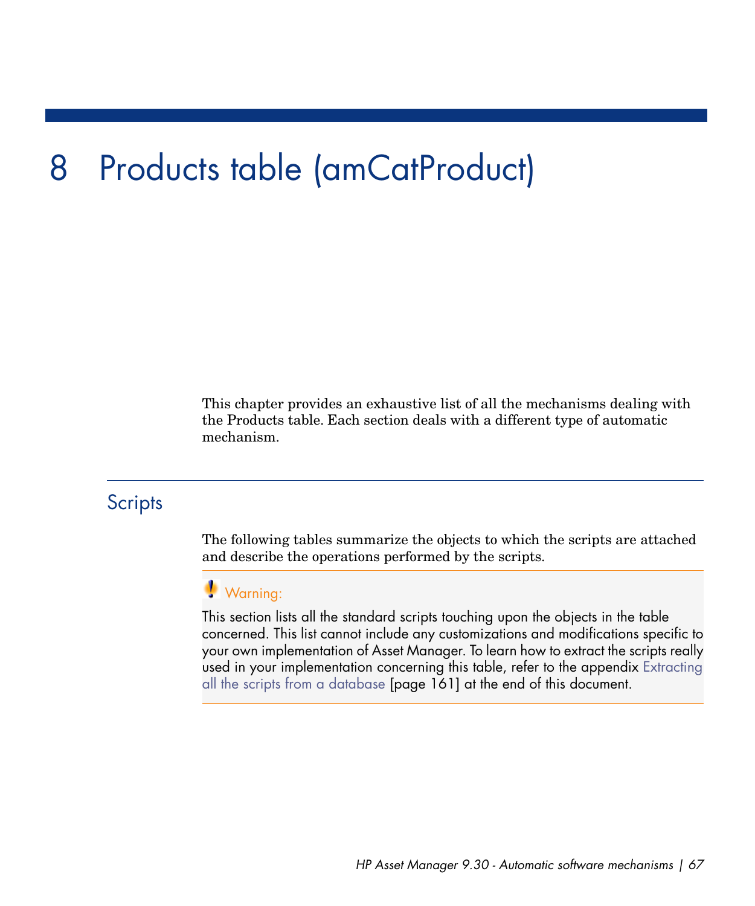# 8 Products table (amCatProduct)

This chapter provides an exhaustive list of all the mechanisms dealing with the Products table. Each section deals with a different type of automatic mechanism.

## Scripts

The following tables summarize the objects to which the scripts are attached and describe the operations performed by the scripts.

> **Warning:**
>
> This section lists all the standard scripts touching upon the objects in the table concerned. This list cannot include any customizations and modifications specific to your own implementation of Asset Manager. To learn how to extract the scripts really used in your implementation concerning this table, refer to the appendix Extracting all the scripts from a database [page 161] at the end of this document.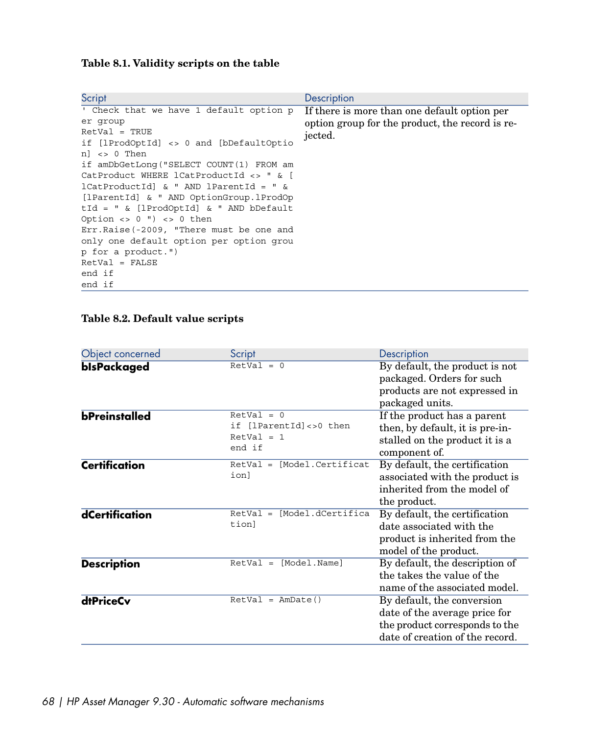**Table 8.1. Validity scripts on the table**

| Script | Description |
|---|---|
| ' Check that we have 1 default option per group<br>RetVal = TRUE<br>if [lProdOptId] <> 0 and [bDefaultOption] <> 0 Then<br>if amDbGetLong("SELECT COUNT(1) FROM amCatProduct WHERE lCatProductId <> " & [lCatProductId] & " AND lParentId = " & [lParentId] & " AND OptionGroup.lProdOptId = " & [lProdOptId] & " AND bDefaultOption <> 0 ") <> 0 then<br>Err.Raise(-2009, "There must be one and only one default option per option group for a product.")<br>RetVal = FALSE<br>end if<br>end if | If there is more than one default option per option group for the product, the record is rejected. |

**Table 8.2. Default value scripts**

| Object concerned | Script | Description |
|---|---|---|
| **bIsPackaged** | RetVal = 0 | By default, the product is not packaged. Orders for such products are not expressed in packaged units. |
| **bPreinstalled** | RetVal = 0<br>if [lParentId]<>0 then<br>RetVal = 1<br>end if | If the product has a parent then, by default, it is pre-installed on the product it is a component of. |
| **Certification** | RetVal = [Model.Certification] | By default, the certification associated with the product is inherited from the model of the product. |
| **dCertification** | RetVal = [Model.dCertification] | By default, the certification date associated with the product is inherited from the model of the product. |
| **Description** | RetVal = [Model.Name] | By default, the description of the takes the value of the name of the associated model. |
| **dtPriceCv** | RetVal = AmDate() | By default, the conversion date of the average price for the product corresponds to the date of creation of the record. |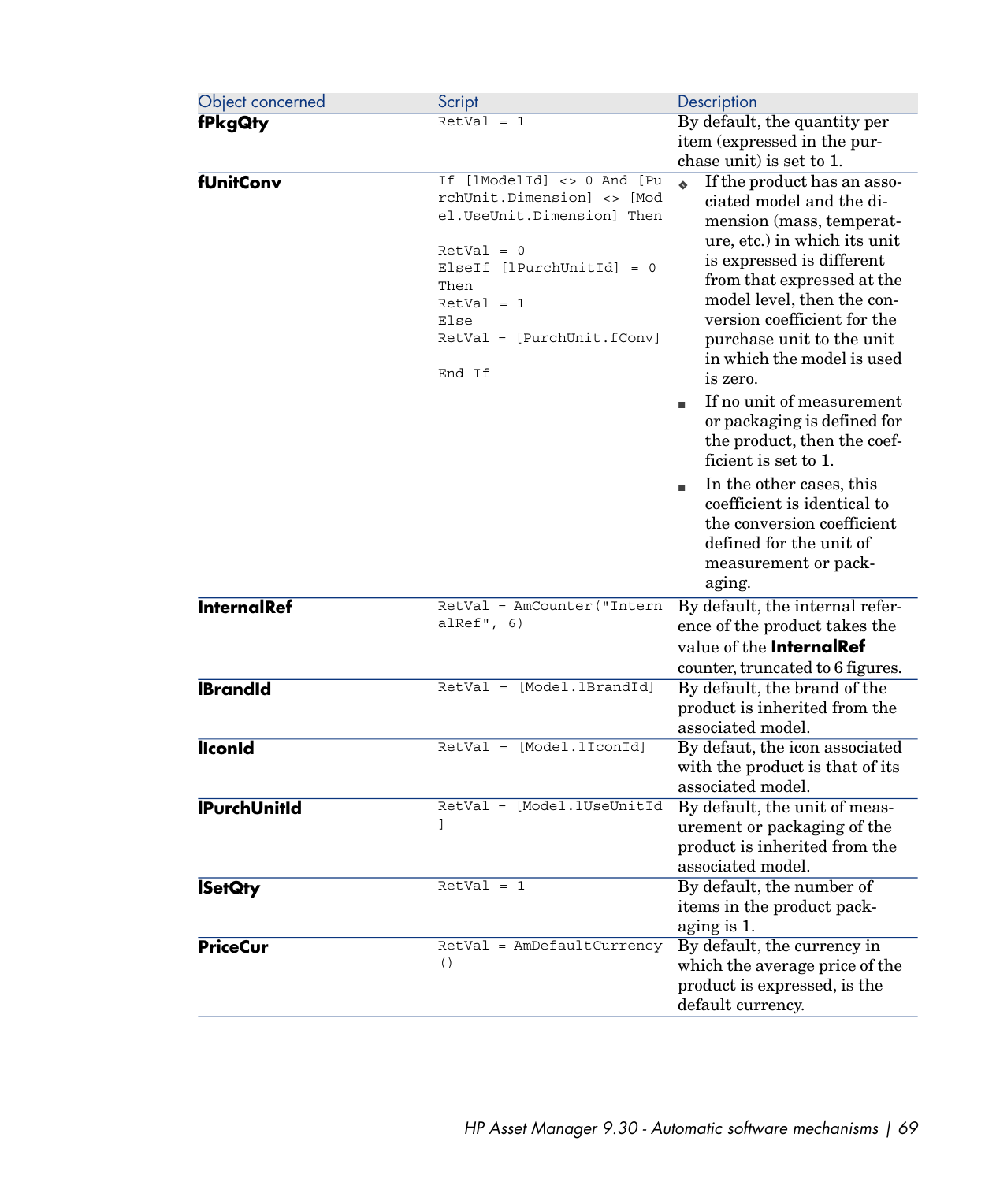| Object concerned | Script | Description |
|---|---|---|
| **fPkgQty** | `RetVal = 1` | By default, the quantity per item (expressed in the purchase unit) is set to 1. |
| **fUnitConv** | `If [lModelId] <> 0 And [PurchUnit.Dimension] <> [Model.UseUnit.Dimension] Then`<br><br>`RetVal = 0`<br>`ElseIf [lPurchUnitId] = 0 Then`<br>`RetVal = 1`<br>`Else`<br>`RetVal = [PurchUnit.fConv]`<br><br>`End If` | ◆ If the product has an associated model and the dimension (mass, temperature, etc.) in which its unit is expressed is different from that expressed at the model level, then the conversion coefficient for the purchase unit to the unit in which the model is used is zero.<br>■ If no unit of measurement or packaging is defined for the product, then the coefficient is set to 1.<br>■ In the other cases, this coefficient is identical to the conversion coefficient defined for the unit of measurement or packaging. |
| **InternalRef** | `RetVal = AmCounter("InternalRef", 6)` | By default, the internal reference of the product takes the value of the **InternalRef** counter, truncated to 6 figures. |
| **lBrandId** | `RetVal = [Model.lBrandId]` | By default, the brand of the product is inherited from the associated model. |
| **lIconId** | `RetVal = [Model.lIconId]` | By defaut, the icon associated with the product is that of its associated model. |
| **lPurchUnitId** | `RetVal = [Model.lUseUnitId]` | By default, the unit of measurement or packaging of the product is inherited from the associated model. |
| **lSetQty** | `RetVal = 1` | By default, the number of items in the product packaging is 1. |
| **PriceCur** | `RetVal = AmDefaultCurrency()` | By default, the currency in which the average price of the product is expressed, is the default currency. |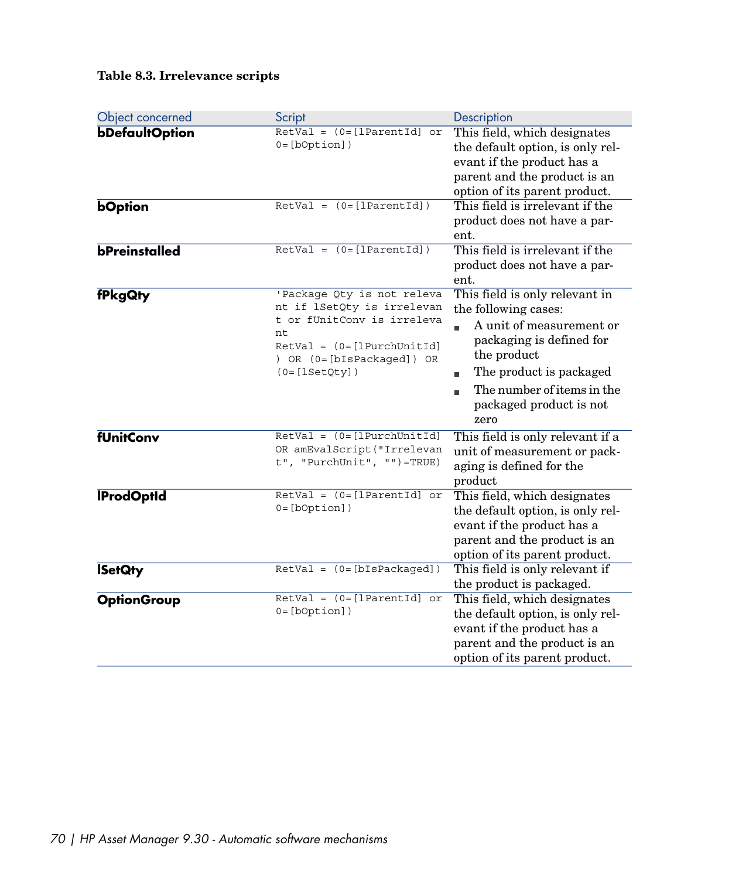**Table 8.3. Irrelevance scripts**

| Object concerned | Script | Description |
| --- | --- | --- |
| **bDefaultOption** | `RetVal = (0=[lParentId] or 0=[bOption])` | This field, which designates the default option, is only relevant if the product has a parent and the product is an option of its parent product. |
| **bOption** | `RetVal = (0=[lParentId])` | This field is irrelevant if the product does not have a parent. |
| **bPreinstalled** | `RetVal = (0=[lParentId])` | This field is irrelevant if the product does not have a parent. |
| **fPkgQty** | `'Package Qty is not relevant if lSetQty is irrelevant or fUnitConv is irrelevant`<br>`RetVal = (0=[lPurchUnitId]) OR (0=[bIsPackaged]) OR (0=[lSetQty])` | This field is only relevant in the following cases:<br>▪ A unit of measurement or packaging is defined for the product<br>▪ The product is packaged<br>▪ The number of items in the packaged product is not zero |
| **fUnitConv** | `RetVal = (0=[lPurchUnitId] OR amEvalScript("Irrelevant", "PurchUnit", "")=TRUE)` | This field is only relevant if a unit of measurement or packaging is defined for the product |
| **lProdOptId** | `RetVal = (0=[lParentId] or 0=[bOption])` | This field, which designates the default option, is only relevant if the product has a parent and the product is an option of its parent product. |
| **lSetQty** | `RetVal = (0=[bIsPackaged])` | This field is only relevant if the product is packaged. |
| **OptionGroup** | `RetVal = (0=[lParentId] or 0=[bOption])` | This field, which designates the default option, is only relevant if the product has a parent and the product is an option of its parent product. |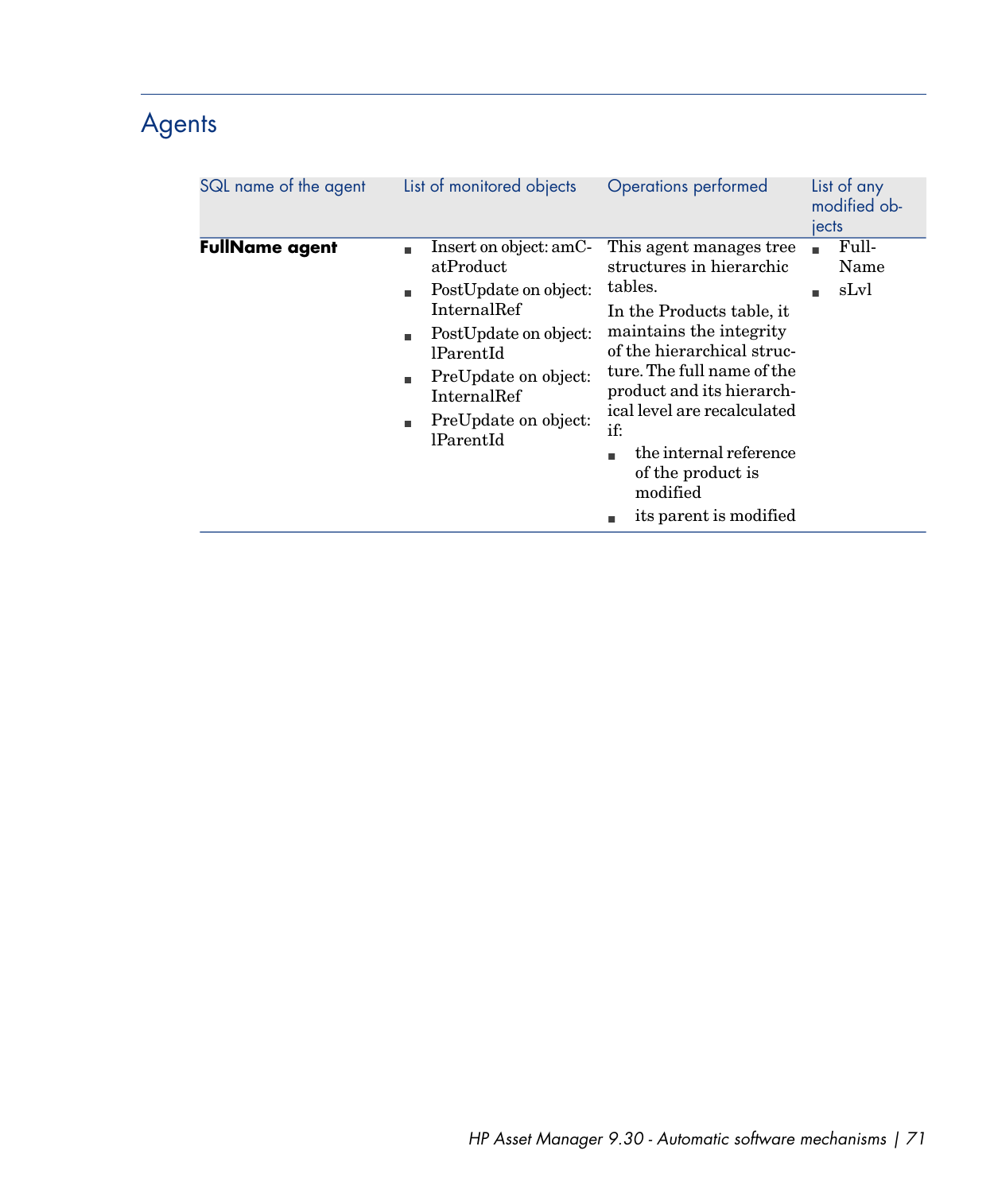## Agents

| SQL name of the agent | List of monitored objects | Operations performed | List of any modified objects |
|---|---|---|---|
| **FullName agent** | ■ Insert on object: amCatProduct<br>■ PostUpdate on object: InternalRef<br>■ PostUpdate on object: lParentId<br>■ PreUpdate on object: InternalRef<br>■ PreUpdate on object: lParentId | This agent manages tree structures in hierarchic tables.<br>In the Products table, it maintains the integrity of the hierarchical structure. The full name of the product and its hierarchical level are recalculated if:<br>■ the internal reference of the product is modified<br>■ its parent is modified | ■ FullName<br>■ sLvl |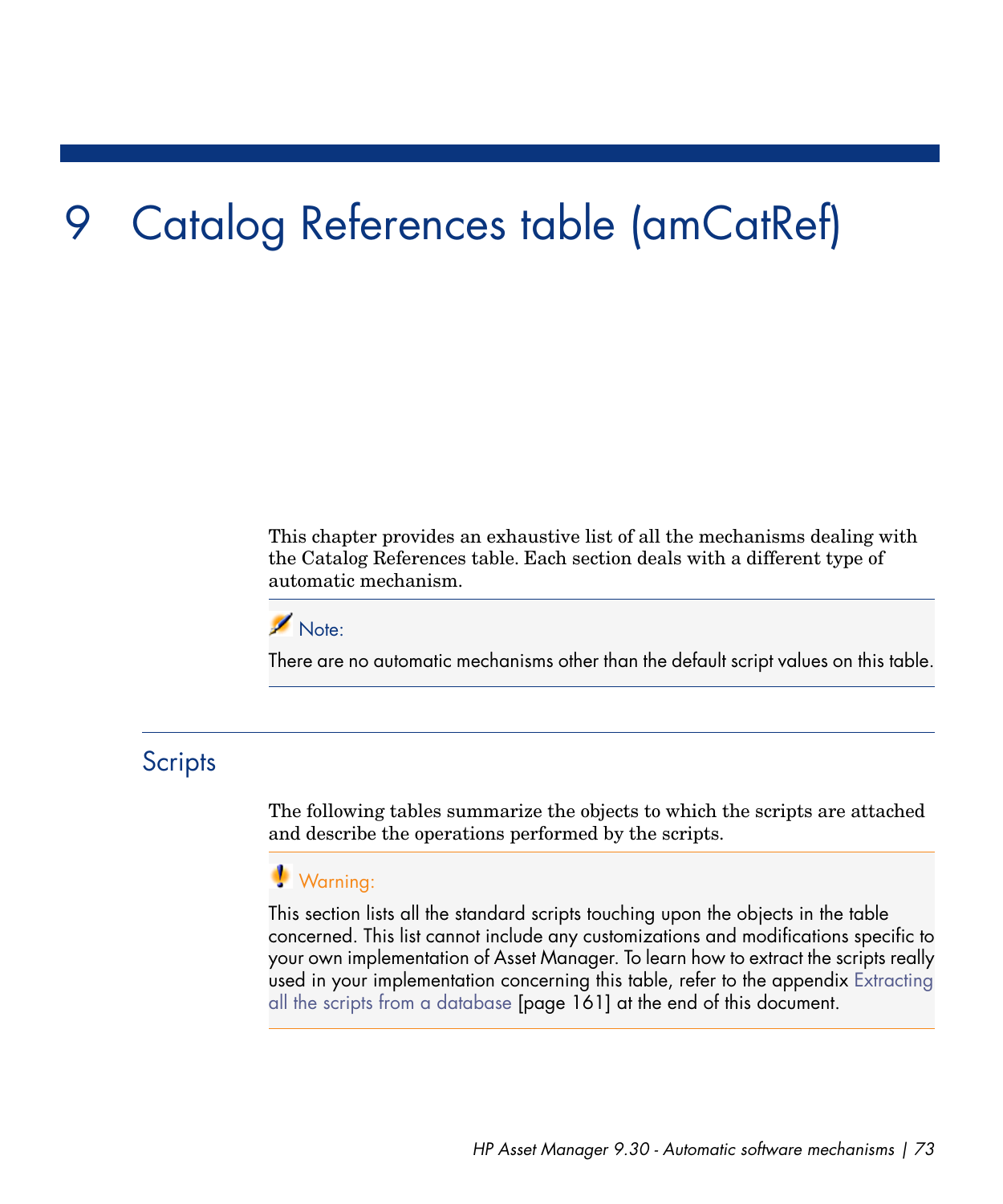# 9 Catalog References table (amCatRef)

This chapter provides an exhaustive list of all the mechanisms dealing with the Catalog References table. Each section deals with a different type of automatic mechanism.

> **Note:**
>
> There are no automatic mechanisms other than the default script values on this table.

## Scripts

The following tables summarize the objects to which the scripts are attached and describe the operations performed by the scripts.

> **Warning:**
>
> This section lists all the standard scripts touching upon the objects in the table concerned. This list cannot include any customizations and modifications specific to your own implementation of Asset Manager. To learn how to extract the scripts really used in your implementation concerning this table, refer to the appendix Extracting all the scripts from a database [page 161] at the end of this document.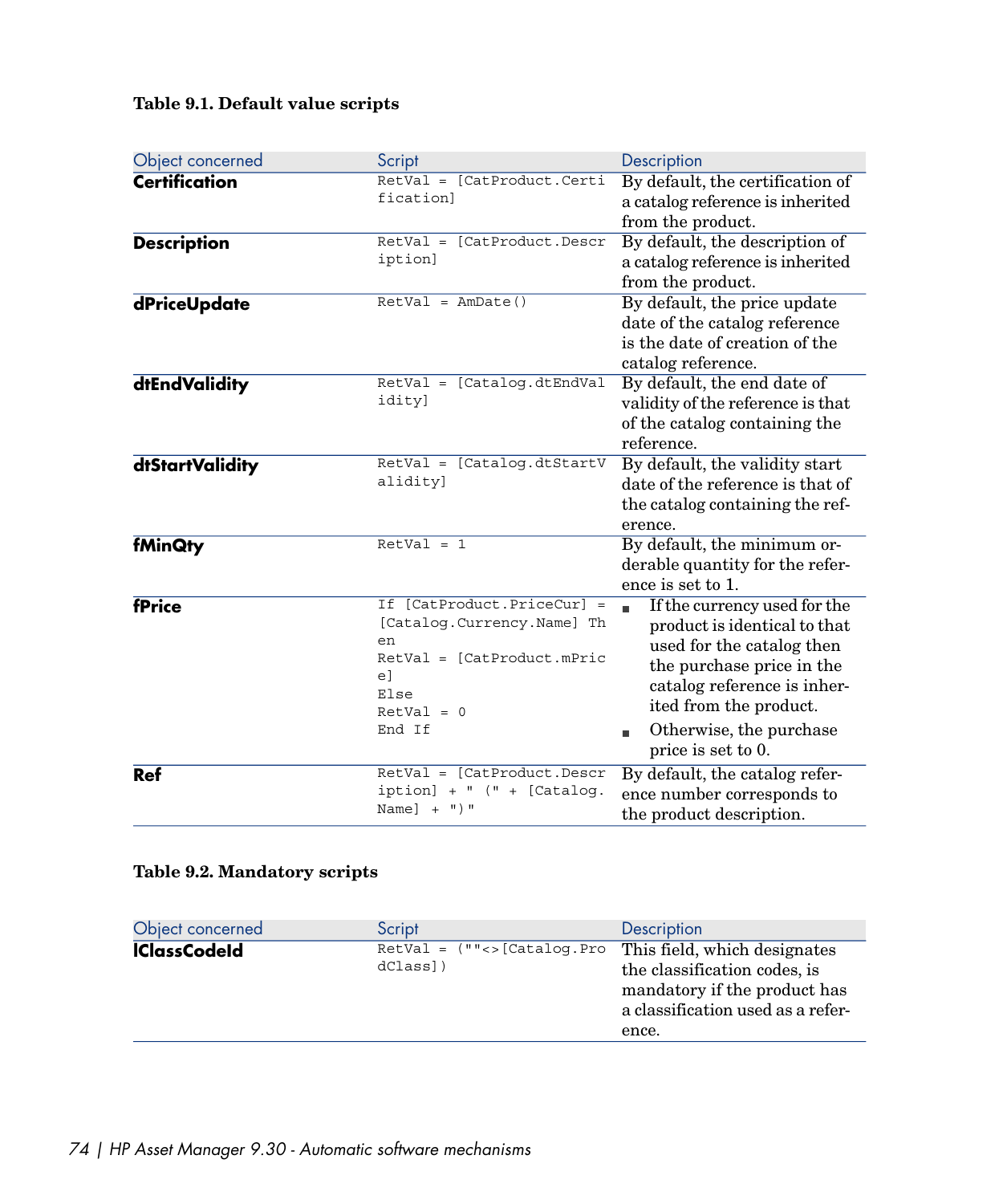**Table 9.1. Default value scripts**

| Object concerned | Script | Description |
| --- | --- | --- |
| **Certification** | `RetVal = [CatProduct.Certification]` | By default, the certification of a catalog reference is inherited from the product. |
| **Description** | `RetVal = [CatProduct.Description]` | By default, the description of a catalog reference is inherited from the product. |
| **dPriceUpdate** | `RetVal = AmDate()` | By default, the price update date of the catalog reference is the date of creation of the catalog reference. |
| **dtEndValidity** | `RetVal = [Catalog.dtEndValidity]` | By default, the end date of validity of the reference is that of the catalog containing the reference. |
| **dtStartValidity** | `RetVal = [Catalog.dtStartValidity]` | By default, the validity start date of the reference is that of the catalog containing the reference. |
| **fMinQty** | `RetVal = 1` | By default, the minimum orderable quantity for the reference is set to 1. |
| **fPrice** | `If [CatProduct.PriceCur] = [Catalog.Currency.Name] Then`<br>`RetVal = [CatProduct.mPrice]`<br>`Else`<br>`RetVal = 0`<br>`End If` | ■ If the currency used for the product is identical to that used for the catalog then the purchase price in the catalog reference is inherited from the product.<br>■ Otherwise, the purchase price is set to 0. |
| **Ref** | `RetVal = [CatProduct.Description] + " (" + [Catalog.Name] + ")"` | By default, the catalog reference number corresponds to the product description. |

**Table 9.2. Mandatory scripts**

| Object concerned | Script | Description |
| --- | --- | --- |
| **lClassCodeId** | `RetVal = (""<>[Catalog.ProdClass])` | This field, which designates the classification codes, is mandatory if the product has a classification used as a reference. |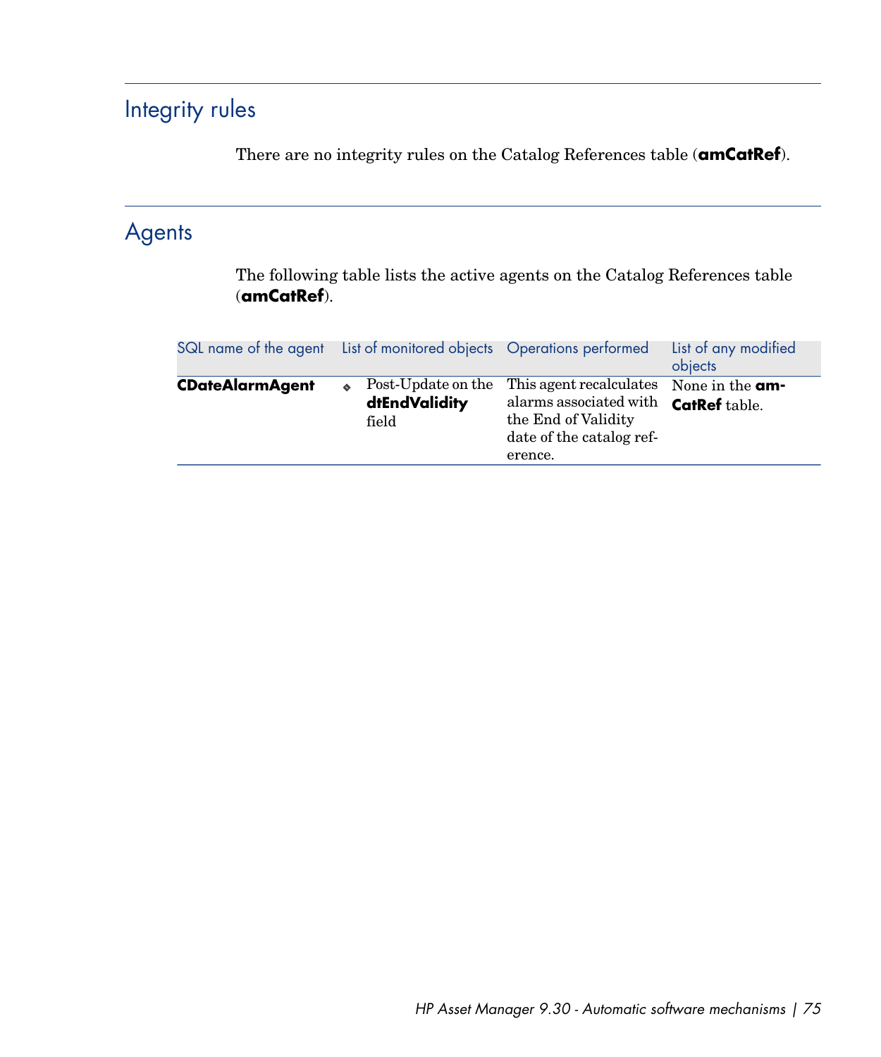## Integrity rules

There are no integrity rules on the Catalog References table (**amCatRef**).

## Agents

The following table lists the active agents on the Catalog References table (**amCatRef**).

| SQL name of the agent | List of monitored objects | Operations performed | List of any modified objects |
| --- | --- | --- | --- |
| **CDateAlarmAgent** | - Post-Update on the **dtEndValidity** field | This agent recalculates alarms associated with the End of Validity date of the catalog reference. | None in the **amCatRef** table. |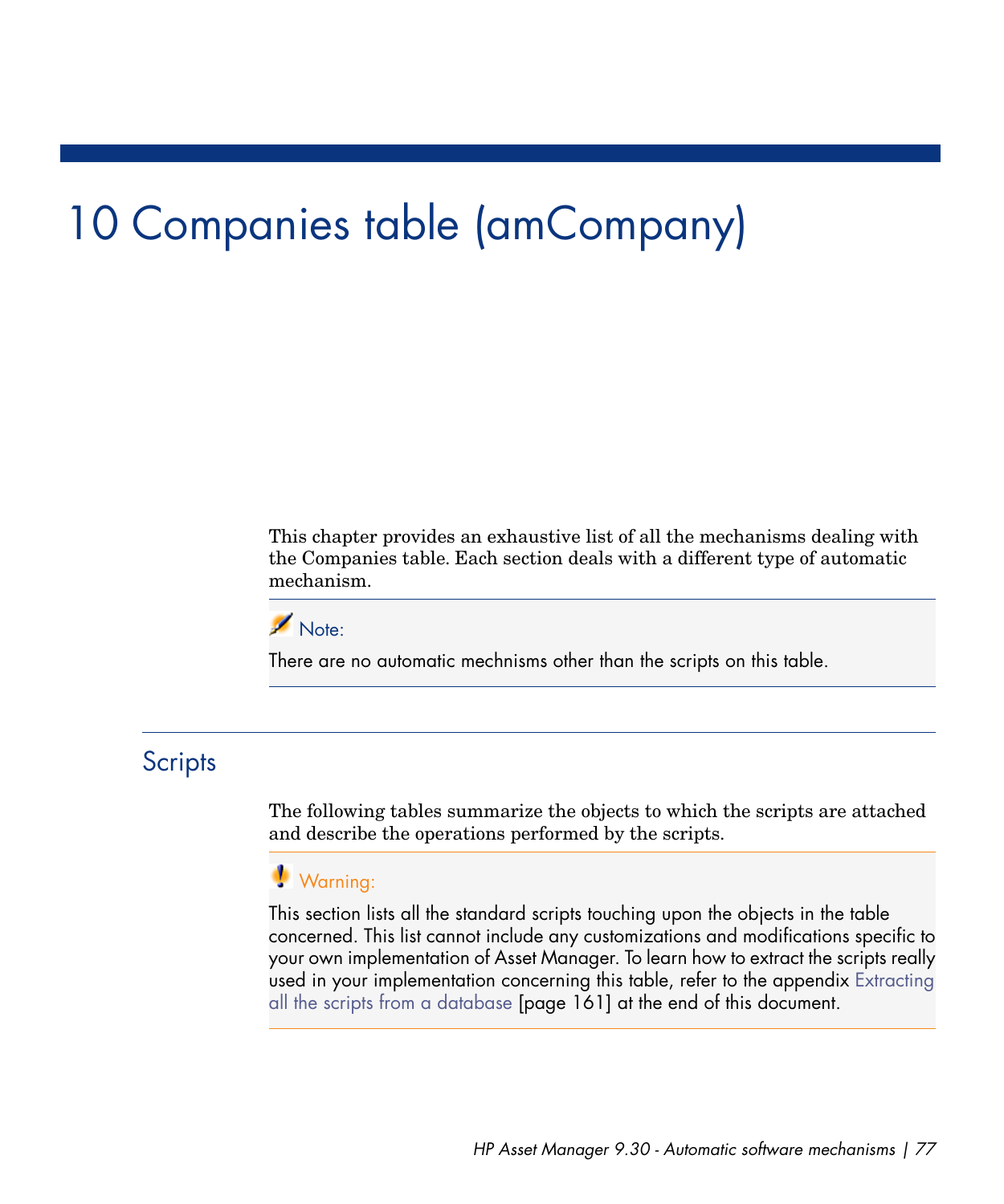# 10 Companies table (amCompany)

This chapter provides an exhaustive list of all the mechanisms dealing with the Companies table. Each section deals with a different type of automatic mechanism.

Note:

There are no automatic mechnisms other than the scripts on this table.

## Scripts

The following tables summarize the objects to which the scripts are attached and describe the operations performed by the scripts.

Warning:

This section lists all the standard scripts touching upon the objects in the table concerned. This list cannot include any customizations and modifications specific to your own implementation of Asset Manager. To learn how to extract the scripts really used in your implementation concerning this table, refer to the appendix Extracting all the scripts from a database [page 161] at the end of this document.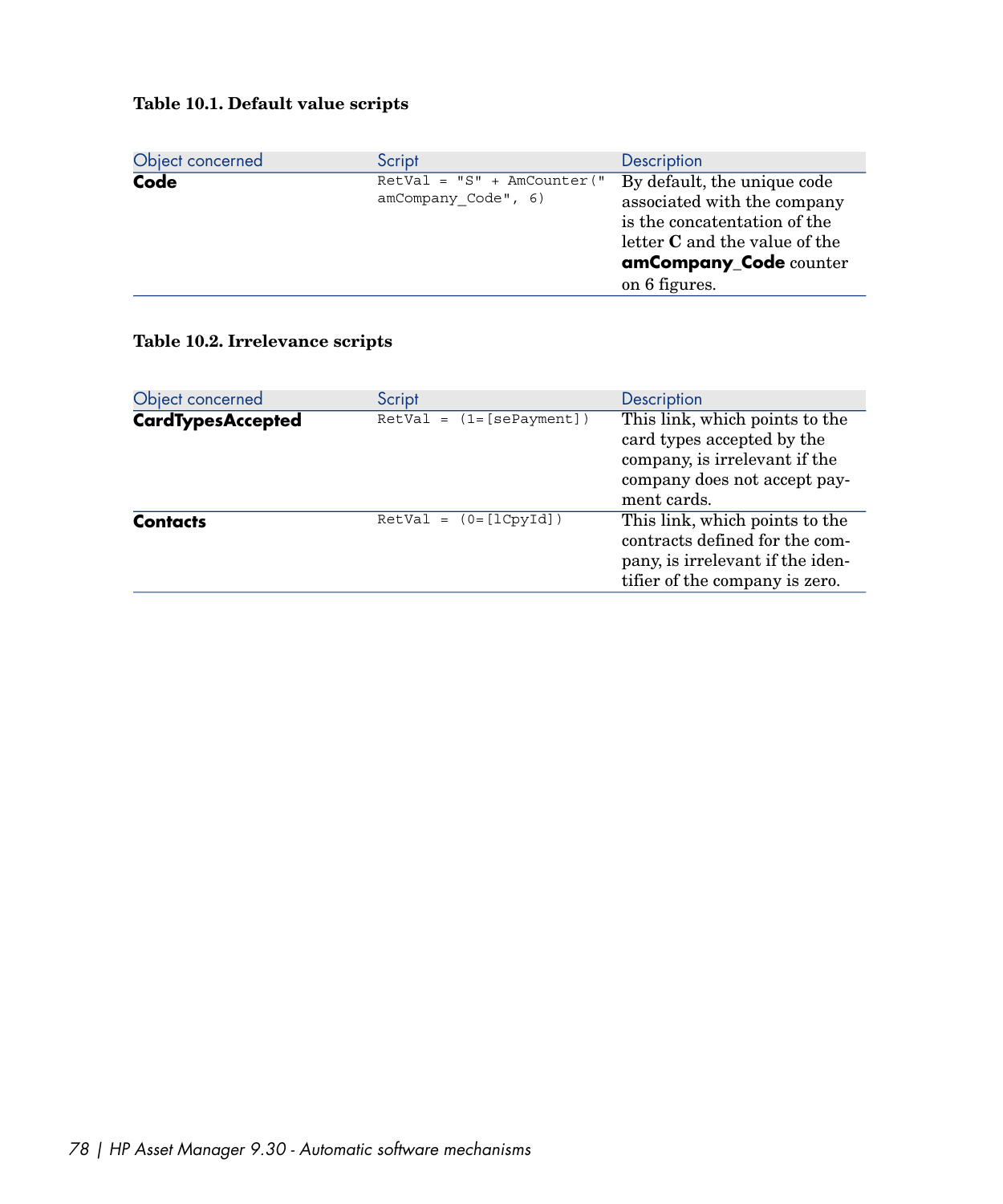**Table 10.1. Default value scripts**

| Object concerned | Script | Description |
| --- | --- | --- |
| **Code** | `RetVal = "S" + AmCounter("amCompany_Code", 6)` | By default, the unique code associated with the company is the concatentation of the letter **C** and the value of the **amCompany_Code** counter on 6 figures. |

**Table 10.2. Irrelevance scripts**

| Object concerned | Script | Description |
| --- | --- | --- |
| **CardTypesAccepted** | `RetVal = (1=[sePayment])` | This link, which points to the card types accepted by the company, is irrelevant if the company does not accept payment cards. |
| **Contacts** | `RetVal = (0=[lCpyId])` | This link, which points to the contracts defined for the company, is irrelevant if the identifier of the company is zero. |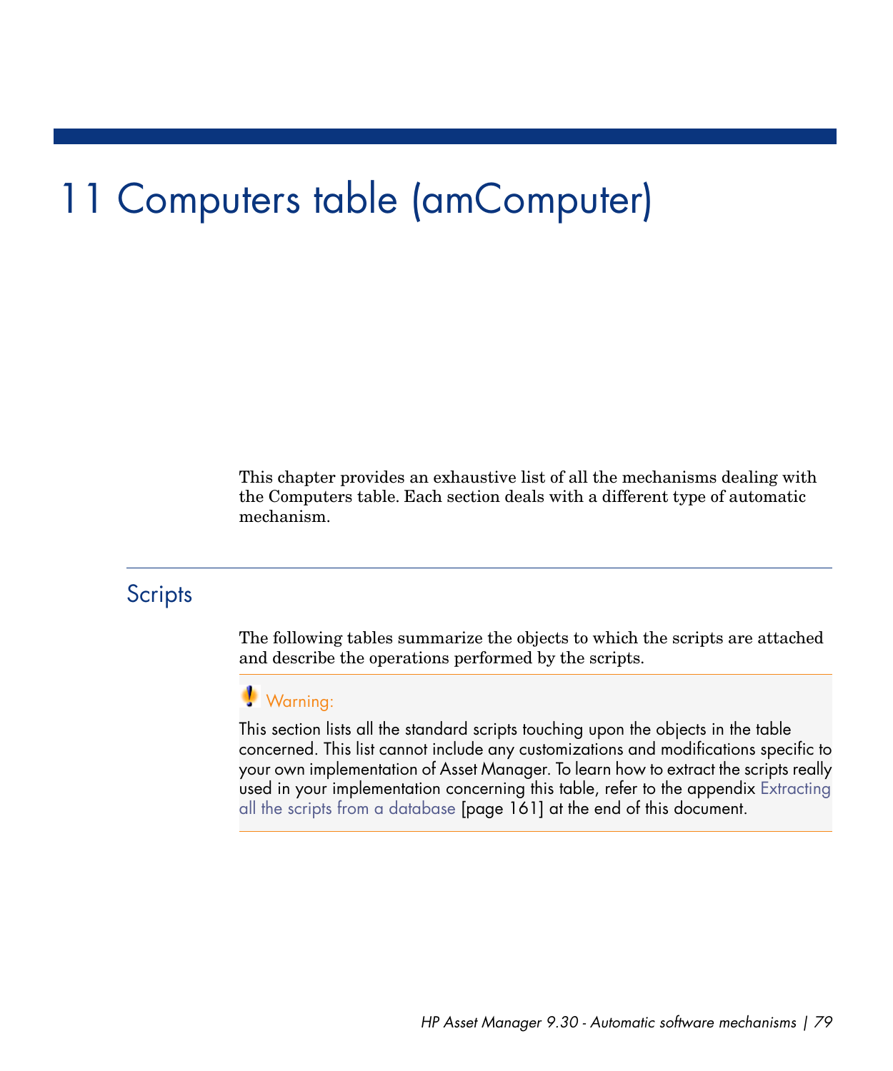# 11 Computers table (amComputer)

This chapter provides an exhaustive list of all the mechanisms dealing with the Computers table. Each section deals with a different type of automatic mechanism.

## Scripts

The following tables summarize the objects to which the scripts are attached and describe the operations performed by the scripts.

> **Warning:**
>
> This section lists all the standard scripts touching upon the objects in the table concerned. This list cannot include any customizations and modifications specific to your own implementation of Asset Manager. To learn how to extract the scripts really used in your implementation concerning this table, refer to the appendix Extracting all the scripts from a database [page 161] at the end of this document.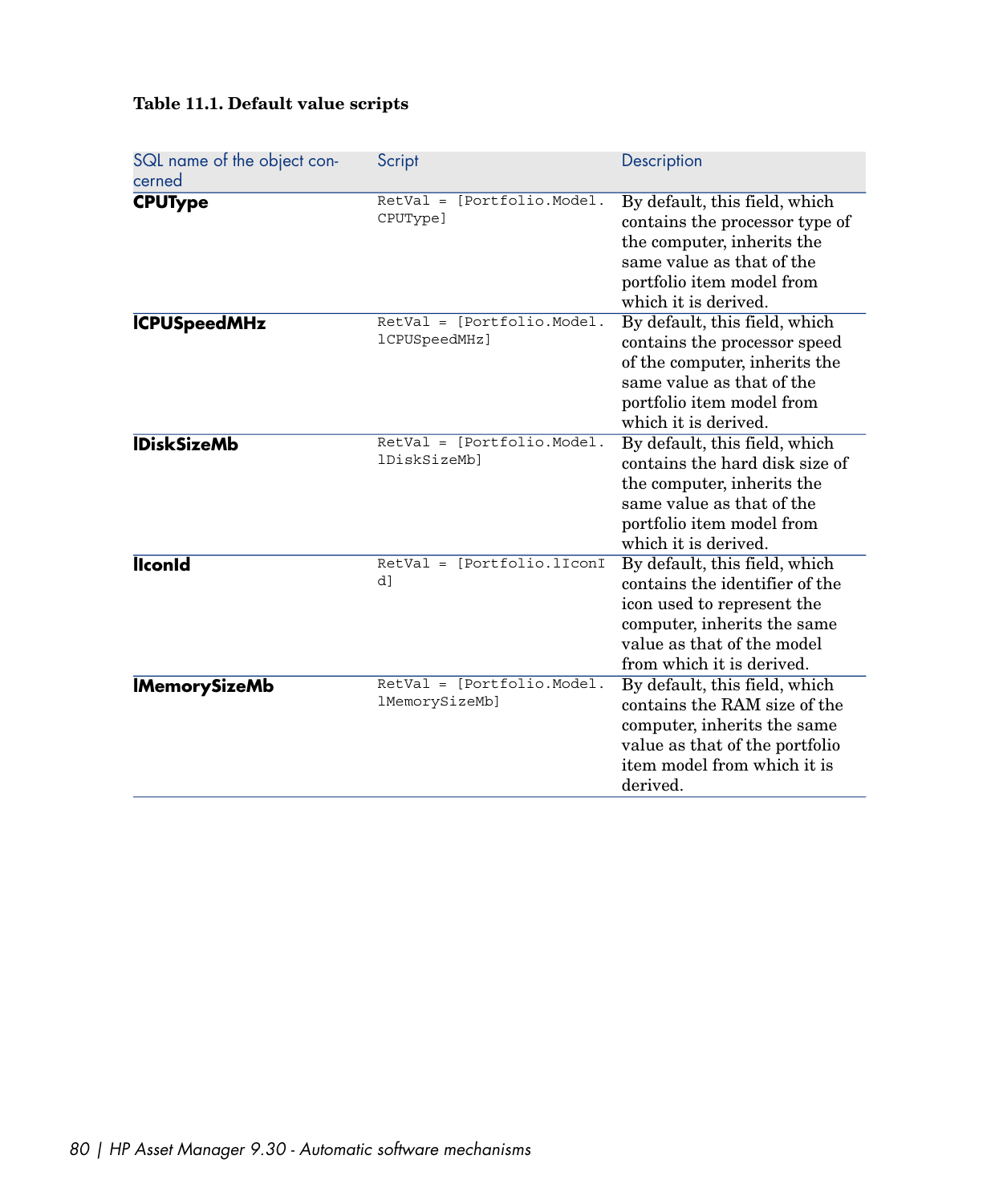**Table 11.1. Default value scripts**

| SQL name of the object concerned | Script | Description |
| --- | --- | --- |
| **CPUType** | `RetVal = [Portfolio.Model.CPUType]` | By default, this field, which contains the processor type of the computer, inherits the same value as that of the portfolio item model from which it is derived. |
| **lCPUSpeedMHz** | `RetVal = [Portfolio.Model.lCPUSpeedMHz]` | By default, this field, which contains the processor speed of the computer, inherits the same value as that of the portfolio item model from which it is derived. |
| **lDiskSizeMb** | `RetVal = [Portfolio.Model.lDiskSizeMb]` | By default, this field, which contains the hard disk size of the computer, inherits the same value as that of the portfolio item model from which it is derived. |
| **lIconId** | `RetVal = [Portfolio.lIconId]` | By default, this field, which contains the identifier of the icon used to represent the computer, inherits the same value as that of the model from which it is derived. |
| **lMemorySizeMb** | `RetVal = [Portfolio.Model.lMemorySizeMb]` | By default, this field, which contains the RAM size of the computer, inherits the same value as that of the portfolio item model from which it is derived. |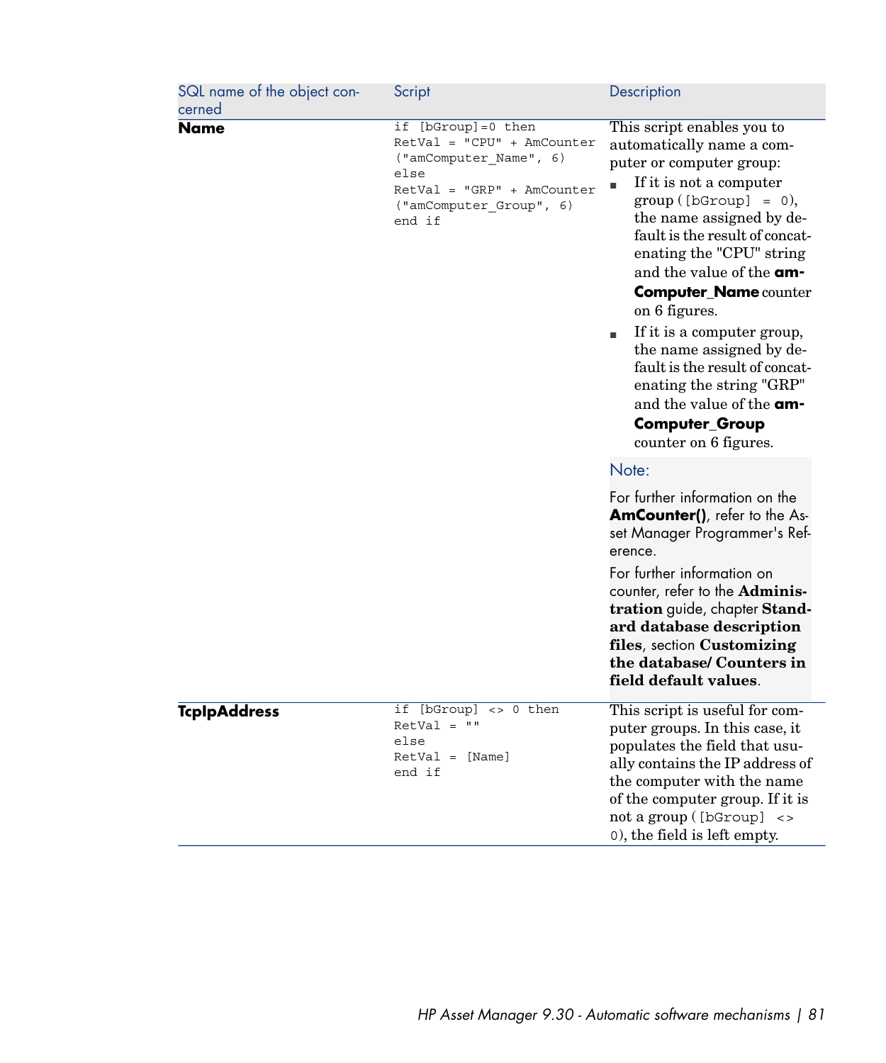| SQL name of the object concerned | Script | Description |
| --- | --- | --- |
| **Name** | `if [bGroup]=0 then`<br>`RetVal = "CPU" + AmCounter ("amComputer_Name", 6)`<br>`else`<br>`RetVal = "GRP" + AmCounter ("amComputer_Group", 6)`<br>`end if` | This script enables you to automatically name a computer or computer group:<br>■ If it is not a computer group (`[bGroup] = 0`), the name assigned by default is the result of concatenating the "CPU" string and the value of the **amComputer_Name** counter on 6 figures.<br>■ If it is a computer group, the name assigned by default is the result of concatenating the string "GRP" and the value of the **amComputer_Group** counter on 6 figures.<br><br>Note:<br><br>For further information on the **AmCounter()**, refer to the Asset Manager Programmer's Reference.<br><br>For further information on counter, refer to the **Administration** guide, chapter **Standard database description files**, section **Customizing the database/ Counters in field default values**. |
| **TcpIpAddress** | `if [bGroup] <> 0 then`<br>`RetVal = ""`<br>`else`<br>`RetVal = [Name]`<br>`end if` | This script is useful for computer groups. In this case, it populates the field that usually contains the IP address of the computer with the name of the computer group. If it is not a group (`[bGroup] <> 0`), the field is left empty. |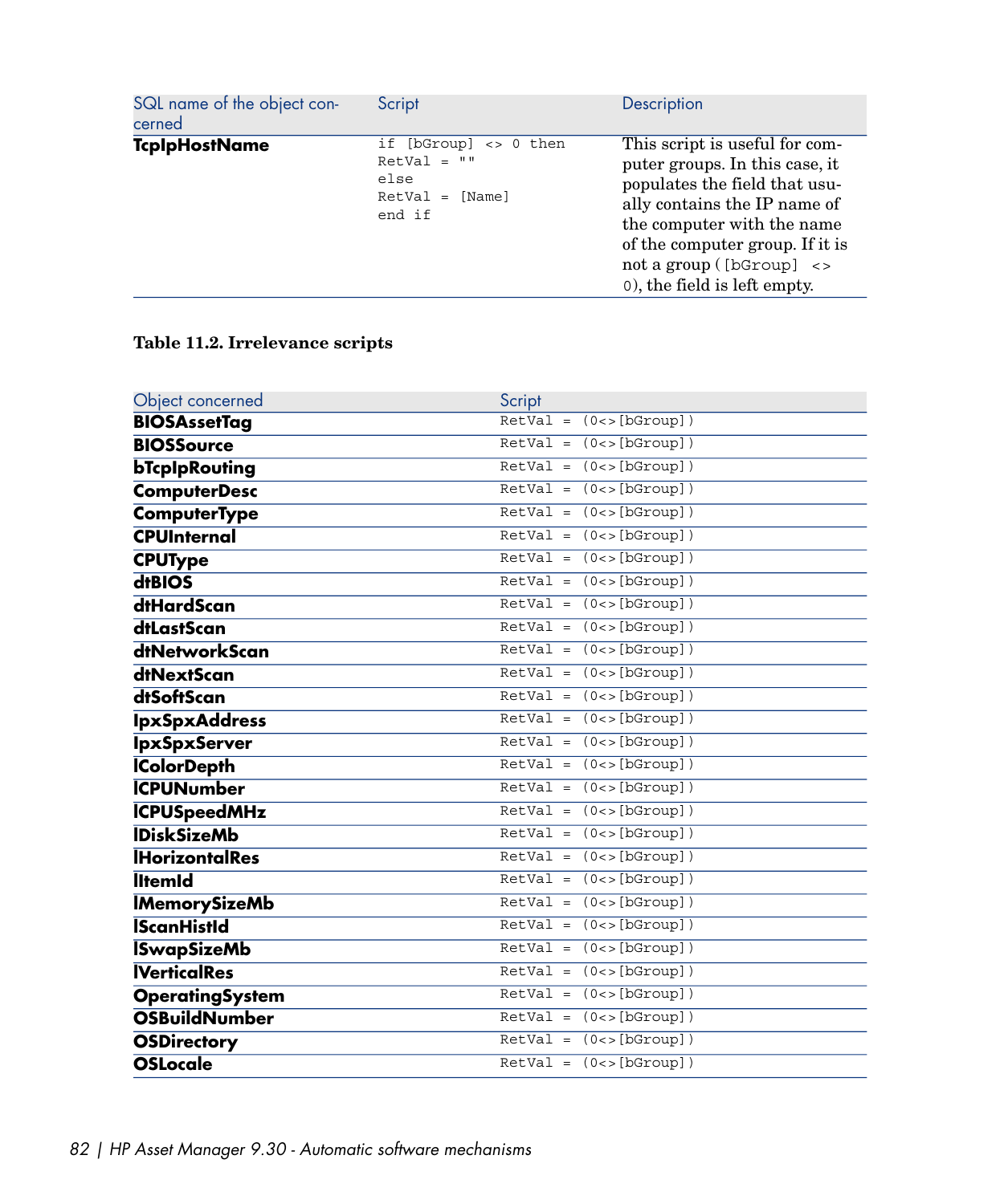| SQL name of the object concerned | Script | Description |
|---|---|---|
| **TcpIpHostName** | `if [bGroup] <> 0 then`<br>`RetVal = ""`<br>`else`<br>`RetVal = [Name]`<br>`end if` | This script is useful for computer groups. In this case, it populates the field that usually contains the IP name of the computer with the name of the computer group. If it is not a group (`[bGroup] <> 0`), the field is left empty. |

**Table 11.2. Irrelevance scripts**

| Object concerned | Script |
|---|---|
| **BIOSAssetTag** | `RetVal = (0<>[bGroup])` |
| **BIOSSource** | `RetVal = (0<>[bGroup])` |
| **bTcpIpRouting** | `RetVal = (0<>[bGroup])` |
| **ComputerDesc** | `RetVal = (0<>[bGroup])` |
| **ComputerType** | `RetVal = (0<>[bGroup])` |
| **CPUInternal** | `RetVal = (0<>[bGroup])` |
| **CPUType** | `RetVal = (0<>[bGroup])` |
| **dtBIOS** | `RetVal = (0<>[bGroup])` |
| **dtHardScan** | `RetVal = (0<>[bGroup])` |
| **dtLastScan** | `RetVal = (0<>[bGroup])` |
| **dtNetworkScan** | `RetVal = (0<>[bGroup])` |
| **dtNextScan** | `RetVal = (0<>[bGroup])` |
| **dtSoftScan** | `RetVal = (0<>[bGroup])` |
| **IpxSpxAddress** | `RetVal = (0<>[bGroup])` |
| **IpxSpxServer** | `RetVal = (0<>[bGroup])` |
| **lColorDepth** | `RetVal = (0<>[bGroup])` |
| **lCPUNumber** | `RetVal = (0<>[bGroup])` |
| **lCPUSpeedMHz** | `RetVal = (0<>[bGroup])` |
| **lDiskSizeMb** | `RetVal = (0<>[bGroup])` |
| **lHorizontalRes** | `RetVal = (0<>[bGroup])` |
| **lItemId** | `RetVal = (0<>[bGroup])` |
| **lMemorySizeMb** | `RetVal = (0<>[bGroup])` |
| **lScanHistId** | `RetVal = (0<>[bGroup])` |
| **lSwapSizeMb** | `RetVal = (0<>[bGroup])` |
| **lVerticalRes** | `RetVal = (0<>[bGroup])` |
| **OperatingSystem** | `RetVal = (0<>[bGroup])` |
| **OSBuildNumber** | `RetVal = (0<>[bGroup])` |
| **OSDirectory** | `RetVal = (0<>[bGroup])` |
| **OSLocale** | `RetVal = (0<>[bGroup])` |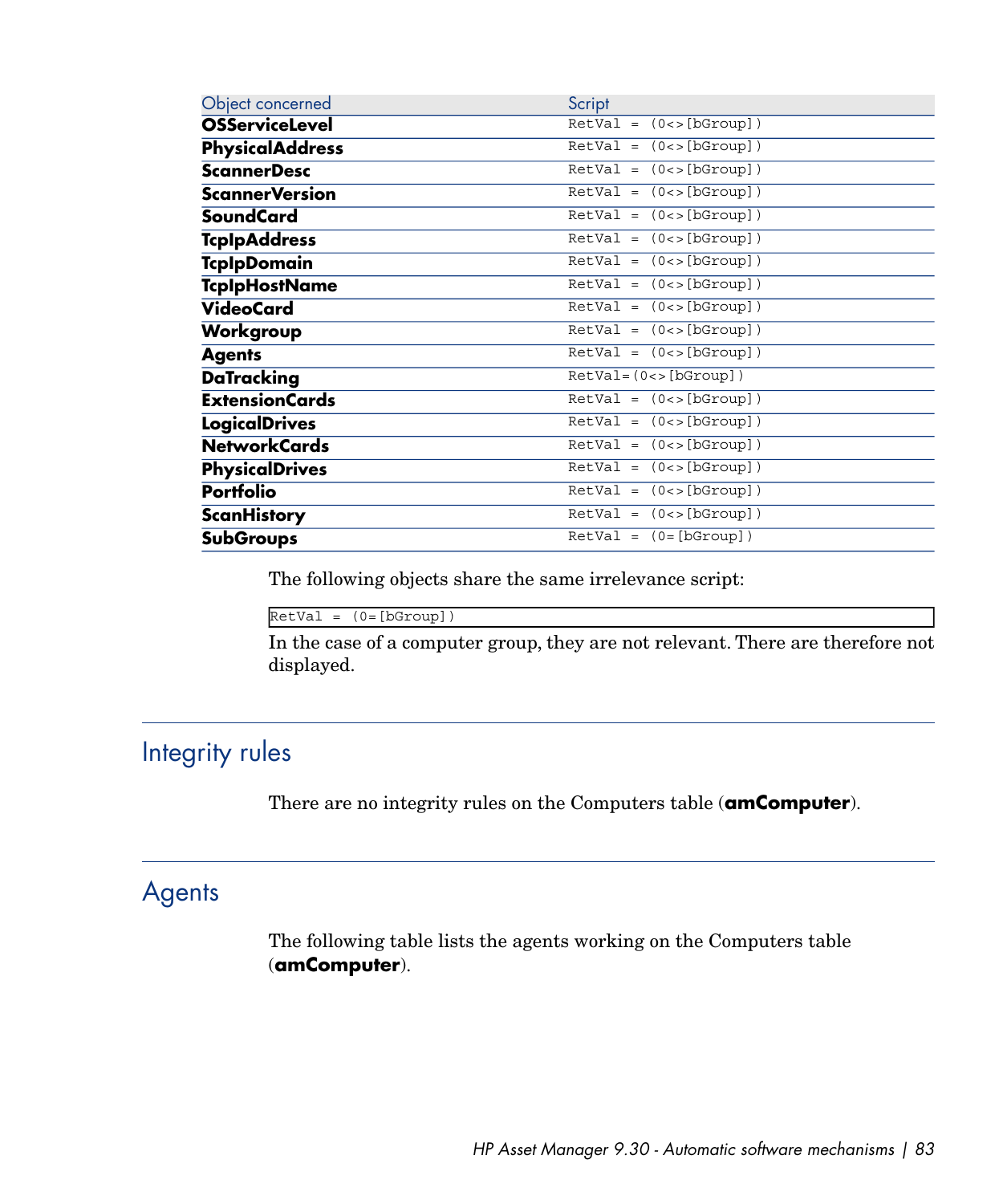| Object concerned | Script |
|---|---|
| **OSServiceLevel** | `RetVal = (0<>[bGroup])` |
| **PhysicalAddress** | `RetVal = (0<>[bGroup])` |
| **ScannerDesc** | `RetVal = (0<>[bGroup])` |
| **ScannerVersion** | `RetVal = (0<>[bGroup])` |
| **SoundCard** | `RetVal = (0<>[bGroup])` |
| **TcpIpAddress** | `RetVal = (0<>[bGroup])` |
| **TcpIpDomain** | `RetVal = (0<>[bGroup])` |
| **TcpIpHostName** | `RetVal = (0<>[bGroup])` |
| **VideoCard** | `RetVal = (0<>[bGroup])` |
| **Workgroup** | `RetVal = (0<>[bGroup])` |
| **Agents** | `RetVal = (0<>[bGroup])` |
| **DaTracking** | `RetVal=(0<>[bGroup])` |
| **ExtensionCards** | `RetVal = (0<>[bGroup])` |
| **LogicalDrives** | `RetVal = (0<>[bGroup])` |
| **NetworkCards** | `RetVal = (0<>[bGroup])` |
| **PhysicalDrives** | `RetVal = (0<>[bGroup])` |
| **Portfolio** | `RetVal = (0<>[bGroup])` |
| **ScanHistory** | `RetVal = (0<>[bGroup])` |
| **SubGroups** | `RetVal = (0=[bGroup])` |

The following objects share the same irrelevance script:

```
RetVal = (0=[bGroup])
```

In the case of a computer group, they are not relevant. There are therefore not displayed.

## Integrity rules

There are no integrity rules on the Computers table (**amComputer**).

## Agents

The following table lists the agents working on the Computers table (**amComputer**).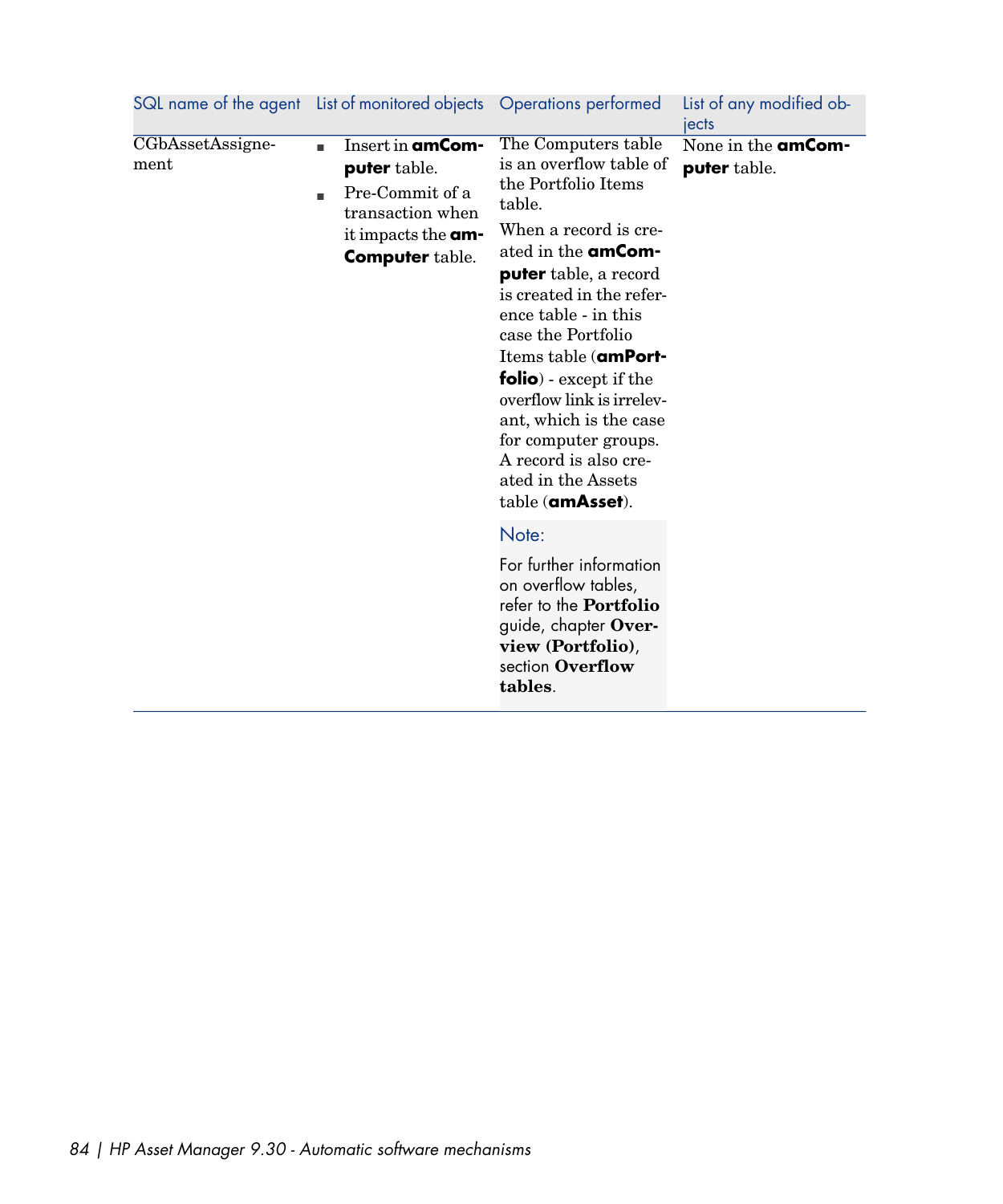| SQL name of the agent | List of monitored objects | Operations performed | List of any modified objects |
|---|---|---|---|
| CGbAssetAssignement | <ul><li>Insert in **amComputer** table.</li><li>Pre-Commit of a transaction when it impacts the **amComputer** table.</li></ul> | The Computers table is an overflow table of the Portfolio Items table.<br><br>When a record is created in the **amComputer** table, a record is created in the reference table - in this case the Portfolio Items table (**amPortfolio**) - except if the overflow link is irrelevant, which is the case for computer groups. A record is also created in the Assets table (**amAsset**).<br><br>Note:<br><br>For further information on overflow tables, refer to the **Portfolio** guide, chapter **Overview (Portfolio)**, section **Overflow tables**. | None in the **amComputer** table. |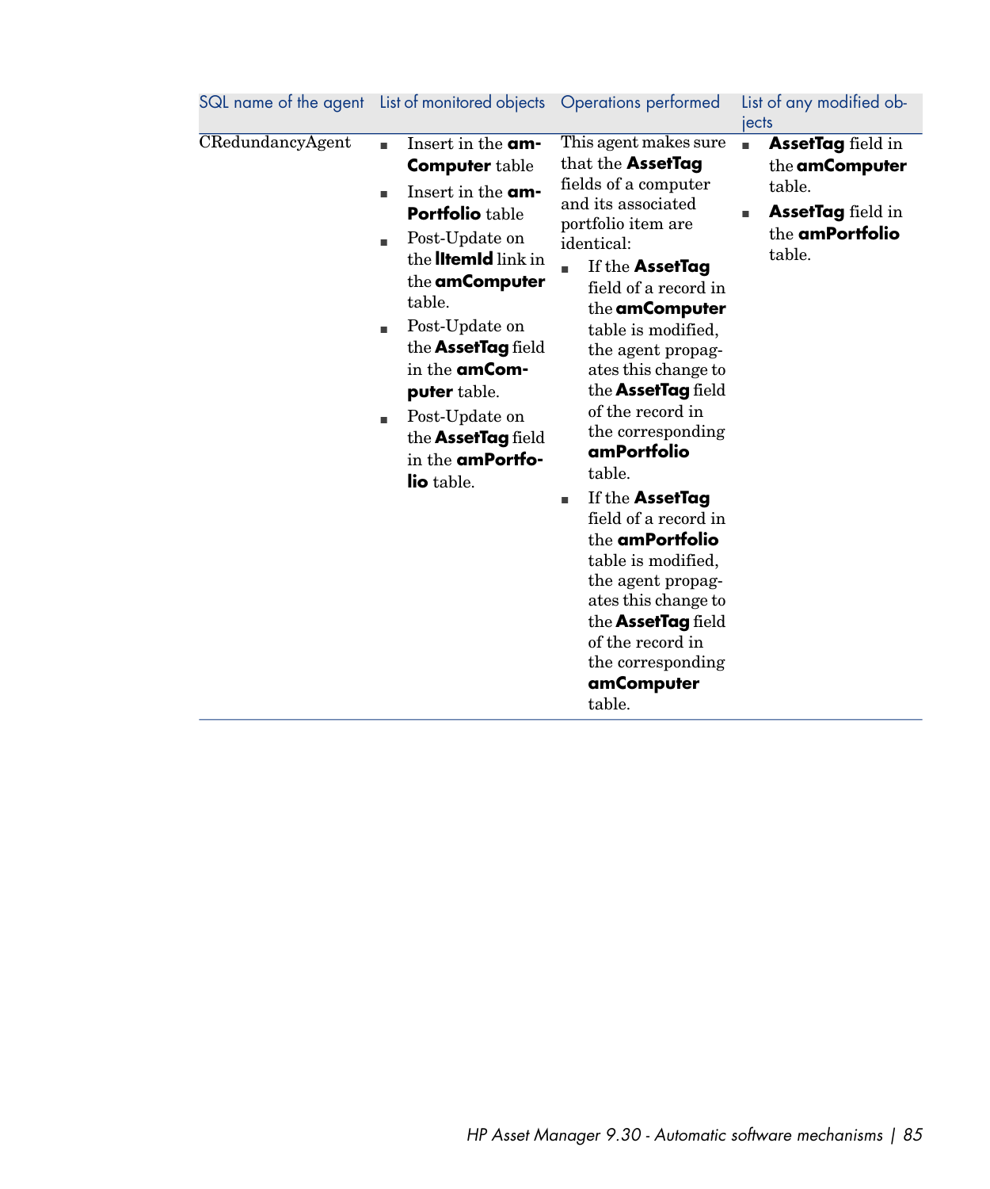| SQL name of the agent | List of monitored objects | Operations performed | List of any modified objects |
|---|---|---|---|
| CRedundancyAgent | ■ Insert in the **amComputer** table<br>■ Insert in the **amPortfolio** table<br>■ Post-Update on the **lItemId** link in the **amComputer** table.<br>■ Post-Update on the **AssetTag** field in the **amComputer** table.<br>■ Post-Update on the **AssetTag** field in the **amPortfolio** table. | This agent makes sure that the **AssetTag** fields of a computer and its associated portfolio item are identical:<br>■ If the **AssetTag** field of a record in the **amComputer** table is modified, the agent propagates this change to the **AssetTag** field of the record in the corresponding **amPortfolio** table.<br>■ If the **AssetTag** field of a record in the **amPortfolio** table is modified, the agent propagates this change to the **AssetTag** field of the record in the corresponding **amComputer** table. | ■ **AssetTag** field in the **amComputer** table.<br>■ **AssetTag** field in the **amPortfolio** table. |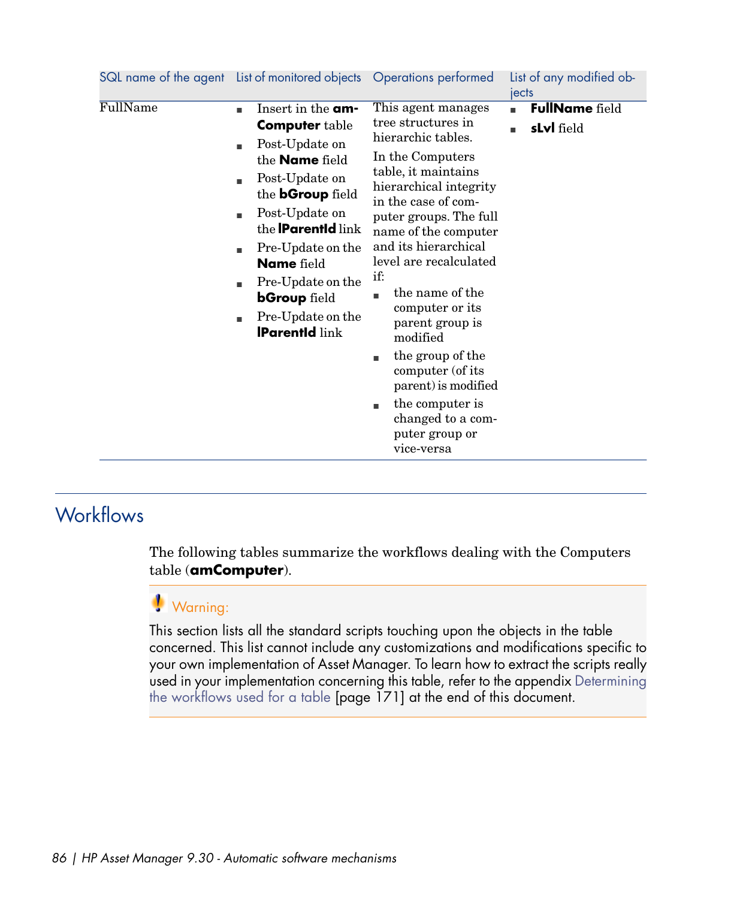| SQL name of the agent | List of monitored objects | Operations performed | List of any modified objects |
|---|---|---|---|
| FullName | <ul><li>Insert in the **amComputer** table</li><li>Post-Update on the **Name** field</li><li>Post-Update on the **bGroup** field</li><li>Post-Update on the **lParentId** link</li><li>Pre-Update on the **Name** field</li><li>Pre-Update on the **bGroup** field</li><li>Pre-Update on the **lParentId** link</li></ul> | This agent manages tree structures in hierarchic tables.<br>In the Computers table, it maintains hierarchical integrity in the case of computer groups. The full name of the computer and its hierarchical level are recalculated if:<ul><li>the name of the computer or its parent group is modified</li><li>the group of the computer (of its parent) is modified</li><li>the computer is changed to a computer group or vice-versa</li></ul> | <ul><li>**FullName** field</li><li>**sLvl** field</li></ul> |

## Workflows

The following tables summarize the workflows dealing with the Computers table (**amComputer**).

> **Warning:**
>
> This section lists all the standard scripts touching upon the objects in the table concerned. This list cannot include any customizations and modifications specific to your own implementation of Asset Manager. To learn how to extract the scripts really used in your implementation concerning this table, refer to the appendix Determining the workflows used for a table [page 171] at the end of this document.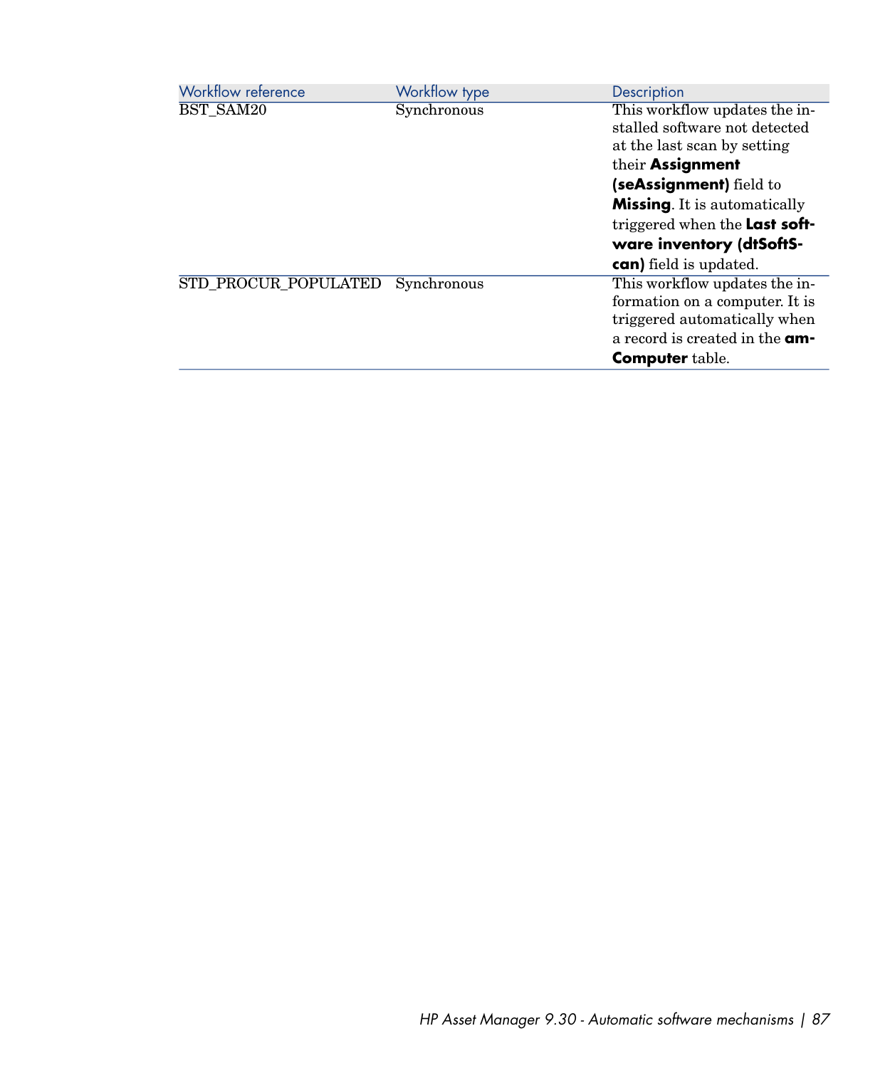| Workflow reference | Workflow type | Description |
| --- | --- | --- |
| BST_SAM20 | Synchronous | This workflow updates the installed software not detected at the last scan by setting their **Assignment (seAssignment)** field to **Missing**. It is automatically triggered when the **Last software inventory (dtSoftScan)** field is updated. |
| STD_PROCUR_POPULATED | Synchronous | This workflow updates the information on a computer. It is triggered automatically when a record is created in the **amComputer** table. |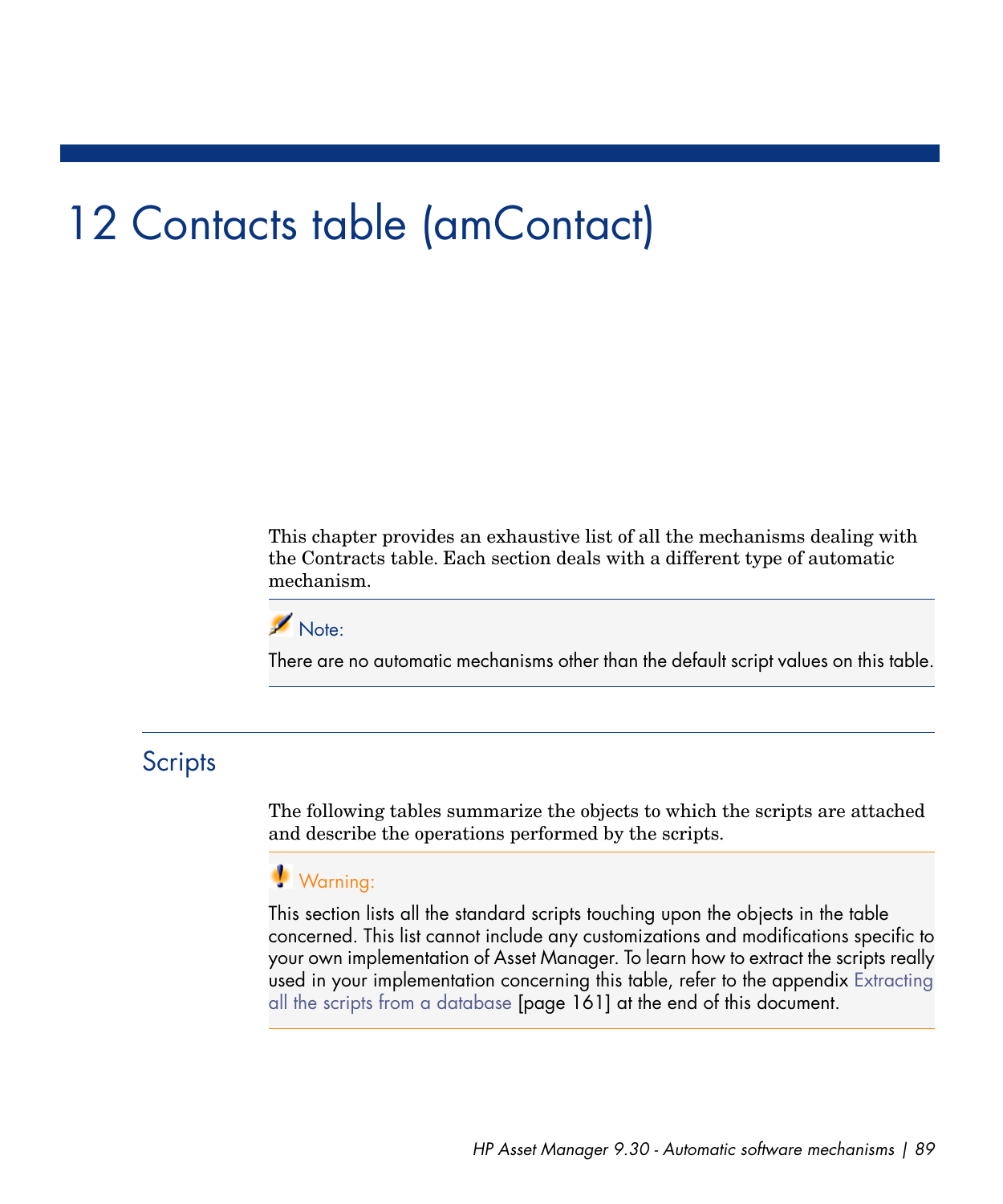# 12 Contacts table (amContact)

This chapter provides an exhaustive list of all the mechanisms dealing with the Contracts table. Each section deals with a different type of automatic mechanism.

> **Note:**
>
> There are no automatic mechanisms other than the default script values on this table.

## Scripts

The following tables summarize the objects to which the scripts are attached and describe the operations performed by the scripts.

> **Warning:**
>
> This section lists all the standard scripts touching upon the objects in the table concerned. This list cannot include any customizations and modifications specific to your own implementation of Asset Manager. To learn how to extract the scripts really used in your implementation concerning this table, refer to the appendix Extracting all the scripts from a database [page 161] at the end of this document.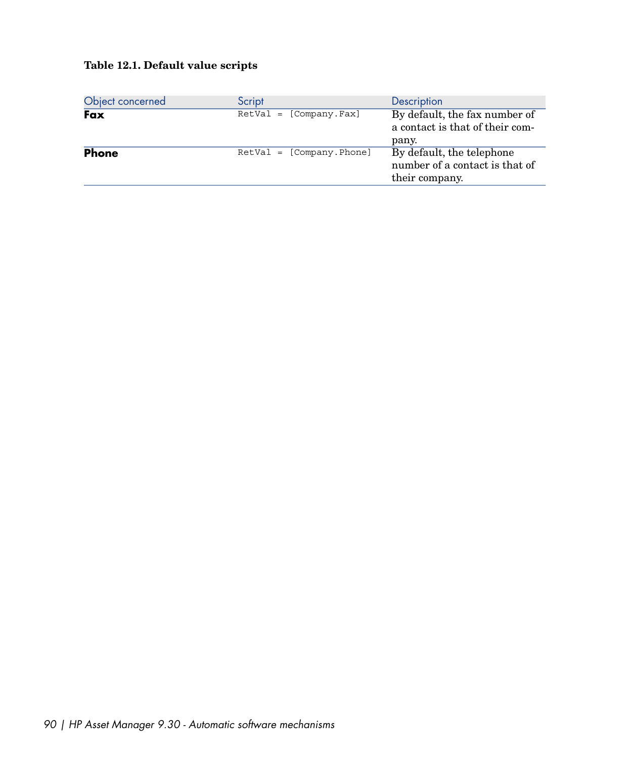**Table 12.1. Default value scripts**

| Object concerned | Script | Description |
| --- | --- | --- |
| **Fax** | `RetVal = [Company.Fax]` | By default, the fax number of a contact is that of their company. |
| **Phone** | `RetVal = [Company.Phone]` | By default, the telephone number of a contact is that of their company. |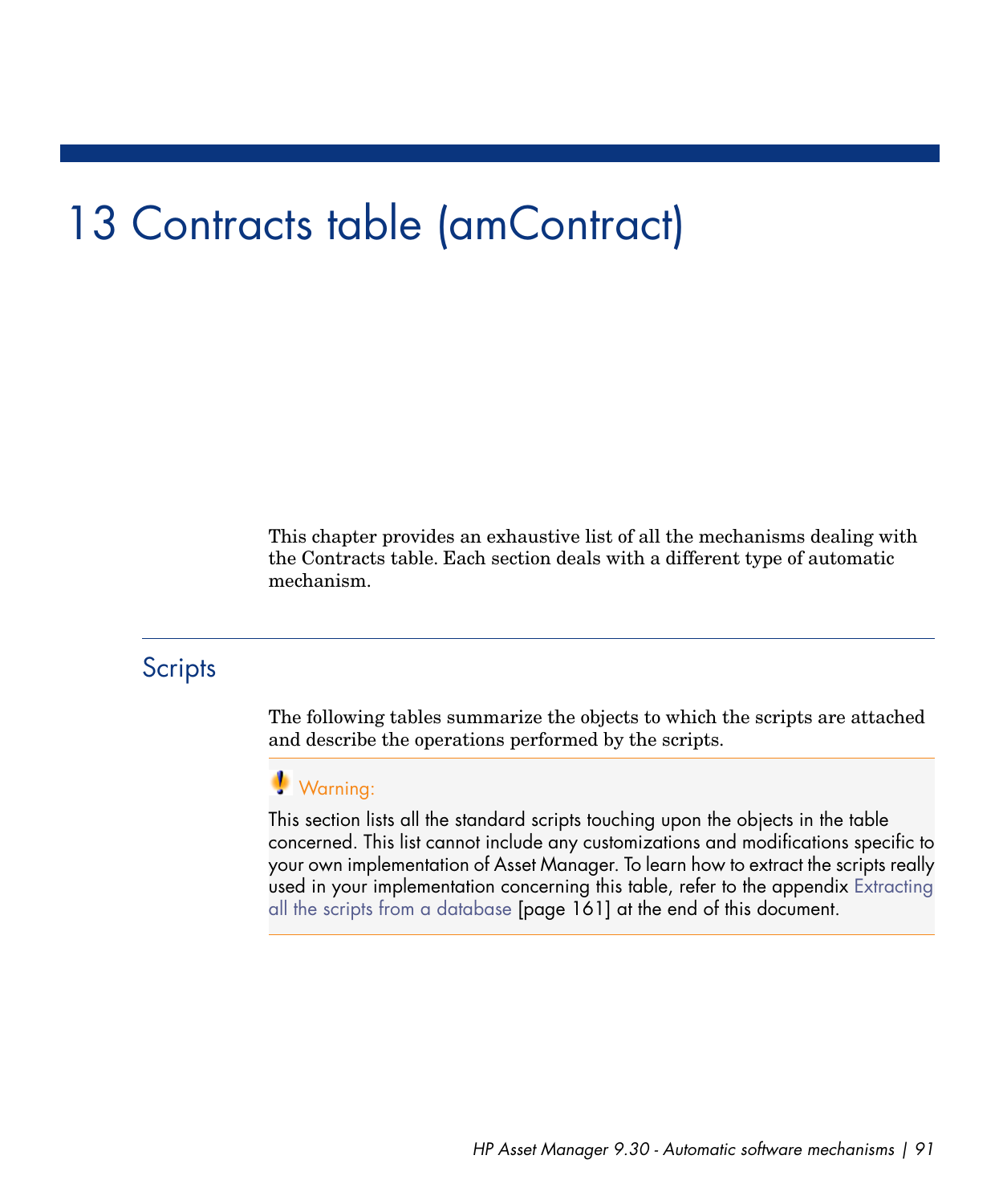# 13 Contracts table (amContract)

This chapter provides an exhaustive list of all the mechanisms dealing with the Contracts table. Each section deals with a different type of automatic mechanism.

## Scripts

The following tables summarize the objects to which the scripts are attached and describe the operations performed by the scripts.

> **Warning:**
>
> This section lists all the standard scripts touching upon the objects in the table concerned. This list cannot include any customizations and modifications specific to your own implementation of Asset Manager. To learn how to extract the scripts really used in your implementation concerning this table, refer to the appendix Extracting all the scripts from a database [page 161] at the end of this document.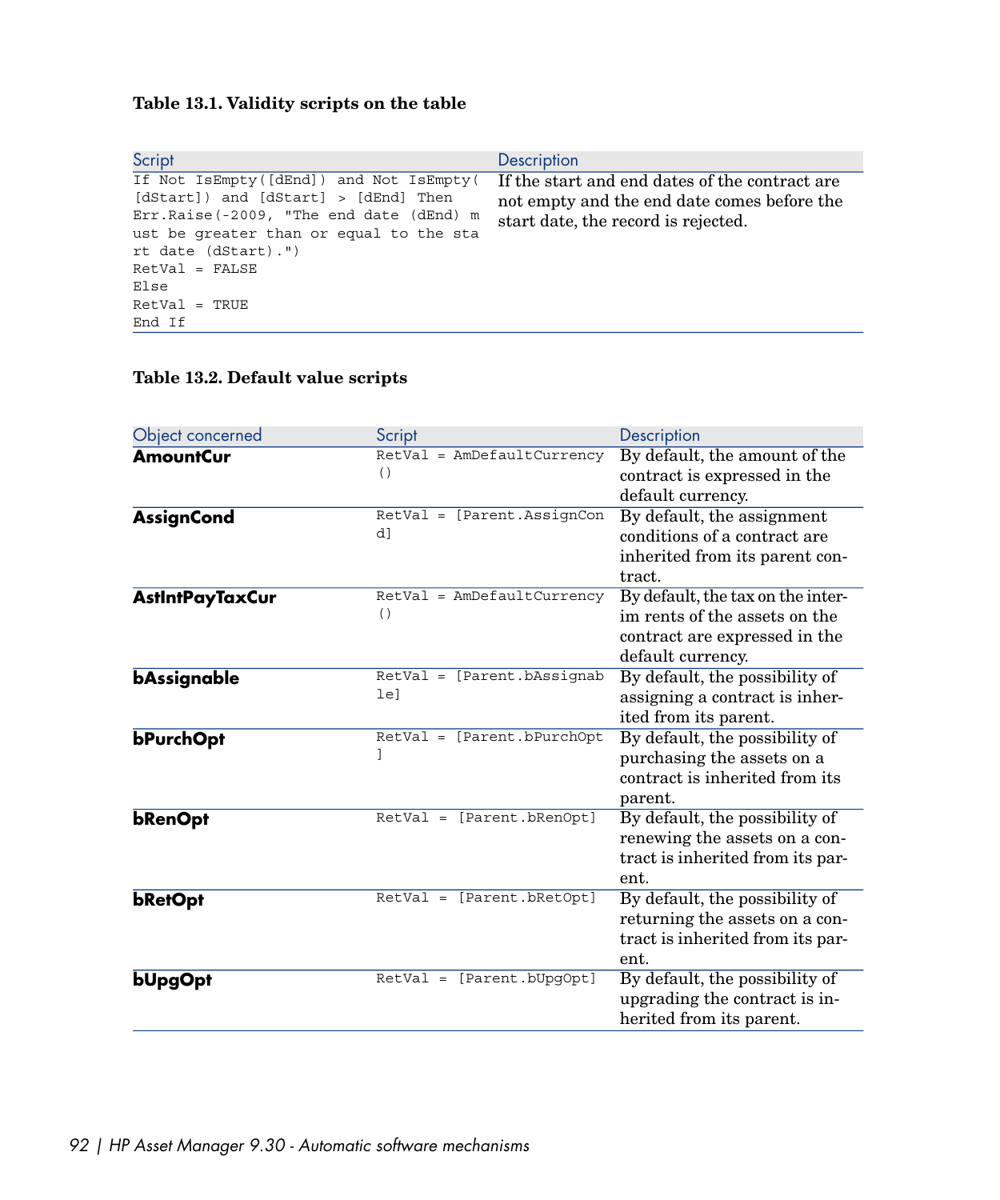**Table 13.1. Validity scripts on the table**

| Script | Description |
| --- | --- |
| `If Not IsEmpty([dEnd]) and Not IsEmpty([dStart]) and [dStart] > [dEnd] Then Err.Raise(-2009, "The end date (dEnd) must be greater than or equal to the start date (dStart).") RetVal = FALSE Else RetVal = TRUE End If` | If the start and end dates of the contract are not empty and the end date comes before the start date, the record is rejected. |

**Table 13.2. Default value scripts**

| Object concerned | Script | Description |
| --- | --- | --- |
| **AmountCur** | `RetVal = AmDefaultCurrency()` | By default, the amount of the contract is expressed in the default currency. |
| **AssignCond** | `RetVal = [Parent.AssignCond]` | By default, the assignment conditions of a contract are inherited from its parent contract. |
| **AstIntPayTaxCur** | `RetVal = AmDefaultCurrency()` | By default, the tax on the interim rents of the assets on the contract are expressed in the default currency. |
| **bAssignable** | `RetVal = [Parent.bAssignable]` | By default, the possibility of assigning a contract is inherited from its parent. |
| **bPurchOpt** | `RetVal = [Parent.bPurchOpt]` | By default, the possibility of purchasing the assets on a contract is inherited from its parent. |
| **bRenOpt** | `RetVal = [Parent.bRenOpt]` | By default, the possibility of renewing the assets on a contract is inherited from its parent. |
| **bRetOpt** | `RetVal = [Parent.bRetOpt]` | By default, the possibility of returning the assets on a contract is inherited from its parent. |
| **bUpgOpt** | `RetVal = [Parent.bUpgOpt]` | By default, the possibility of upgrading the contract is inherited from its parent. |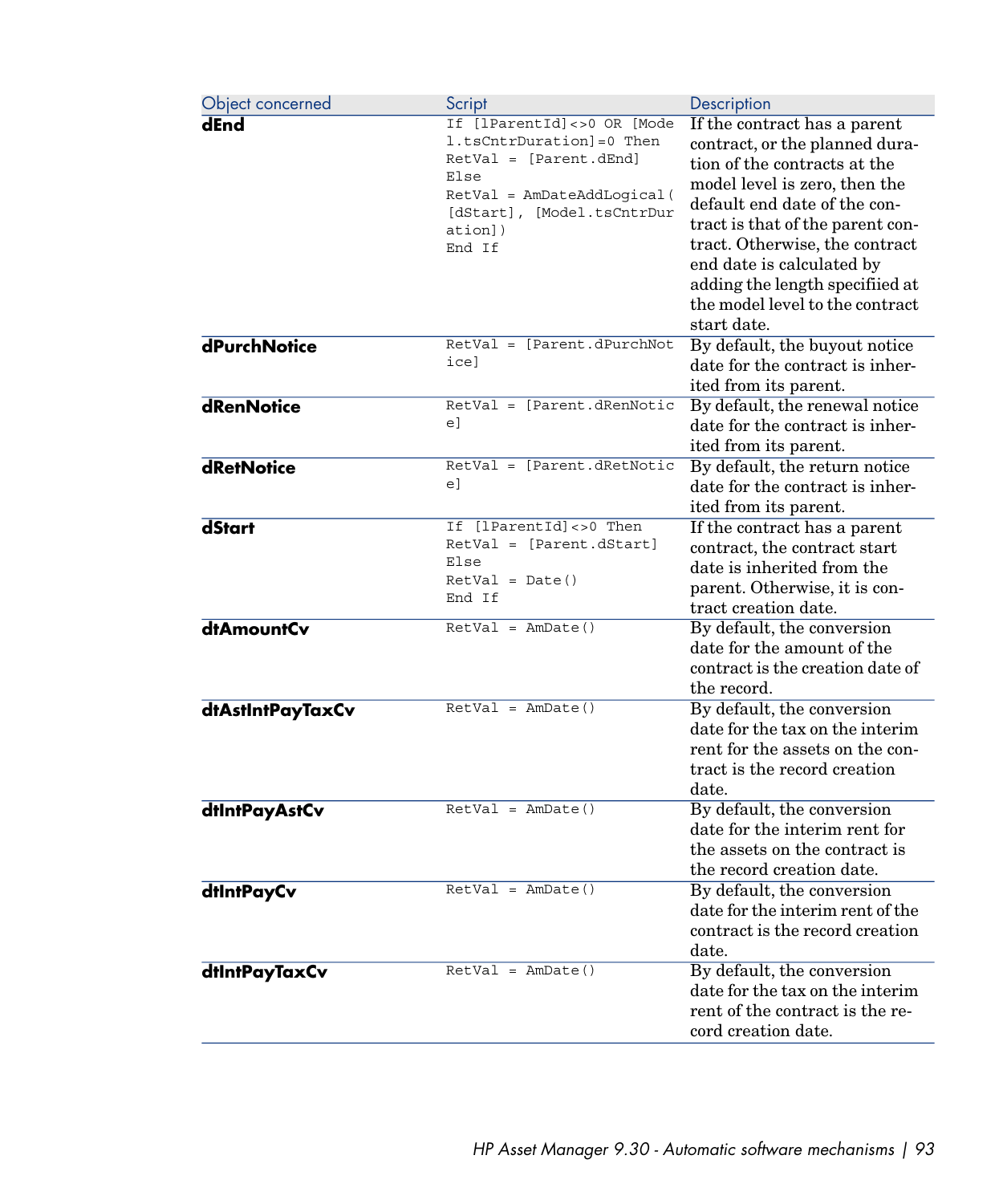| Object concerned | Script | Description |
| --- | --- | --- |
| **dEnd** | `If [lParentId]<>0 OR [Model.tsCntrDuration]=0 Then RetVal = [Parent.dEnd] Else RetVal = AmDateAddLogical([dStart], [Model.tsCntrDuration]) End If` | If the contract has a parent contract, or the planned duration of the contracts at the model level is zero, then the default end date of the contract is that of the parent contract. Otherwise, the contract end date is calculated by adding the length specifiied at the model level to the contract start date. |
| **dPurchNotice** | `RetVal = [Parent.dPurchNotice]` | By default, the buyout notice date for the contract is inherited from its parent. |
| **dRenNotice** | `RetVal = [Parent.dRenNotice]` | By default, the renewal notice date for the contract is inherited from its parent. |
| **dRetNotice** | `RetVal = [Parent.dRetNotice]` | By default, the return notice date for the contract is inherited from its parent. |
| **dStart** | `If [lParentId]<>0 Then RetVal = [Parent.dStart] Else RetVal = Date() End If` | If the contract has a parent contract, the contract start date is inherited from the parent. Otherwise, it is contract creation date. |
| **dtAmountCv** | `RetVal = AmDate()` | By default, the conversion date for the amount of the contract is the creation date of the record. |
| **dtAstIntPayTaxCv** | `RetVal = AmDate()` | By default, the conversion date for the tax on the interim rent for the assets on the contract is the record creation date. |
| **dtIntPayAstCv** | `RetVal = AmDate()` | By default, the conversion date for the interim rent for the assets on the contract is the record creation date. |
| **dtIntPayCv** | `RetVal = AmDate()` | By default, the conversion date for the interim rent of the contract is the record creation date. |
| **dtIntPayTaxCv** | `RetVal = AmDate()` | By default, the conversion date for the tax on the interim rent of the contract is the record creation date. |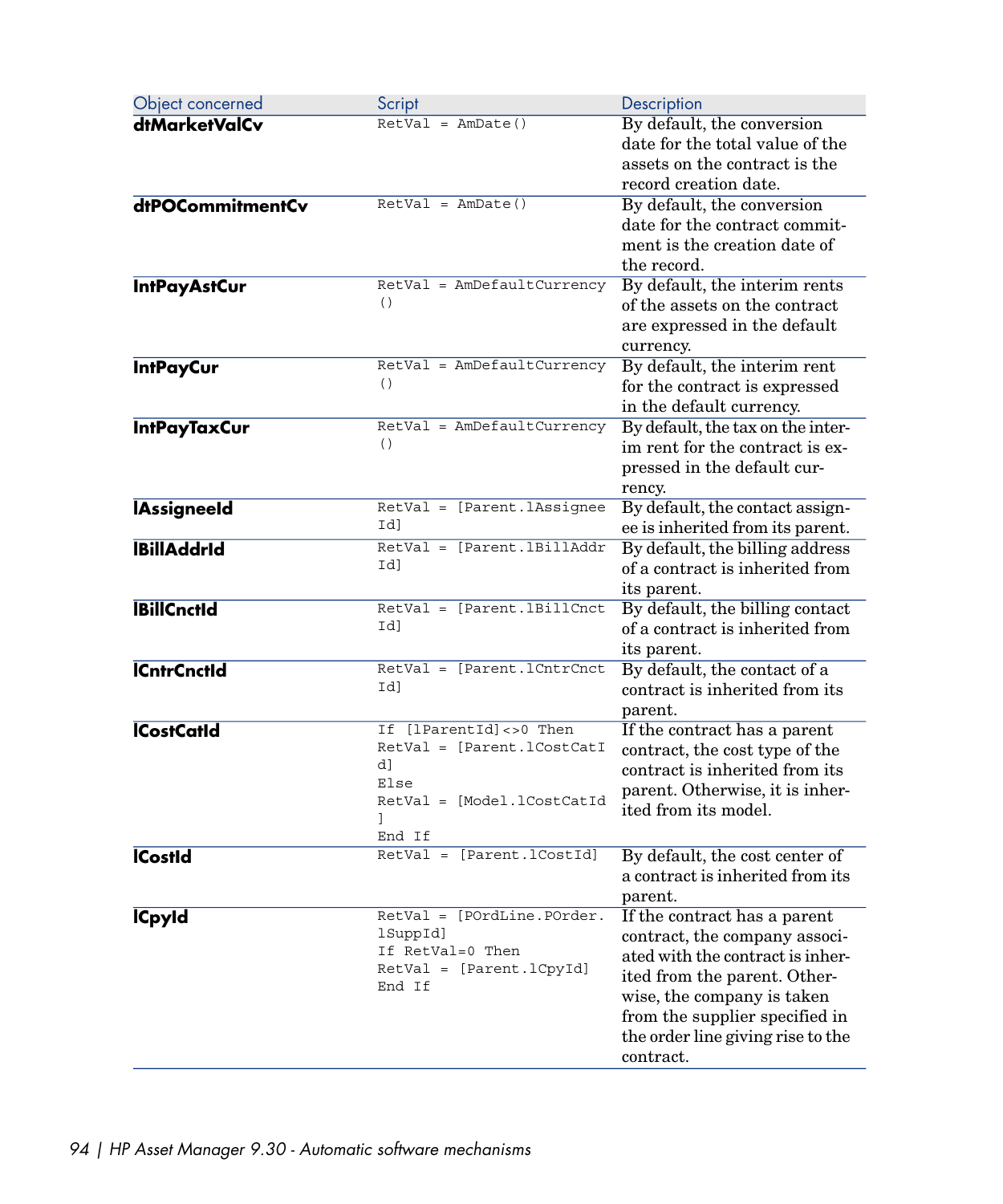| Object concerned | Script | Description |
| --- | --- | --- |
| **dtMarketValCv** | `RetVal = AmDate()` | By default, the conversion date for the total value of the assets on the contract is the record creation date. |
| **dtPOCommitmentCv** | `RetVal = AmDate()` | By default, the conversion date for the contract commitment is the creation date of the record. |
| **IntPayAstCur** | `RetVal = AmDefaultCurrency()` | By default, the interim rents of the assets on the contract are expressed in the default currency. |
| **IntPayCur** | `RetVal = AmDefaultCurrency()` | By default, the interim rent for the contract is expressed in the default currency. |
| **IntPayTaxCur** | `RetVal = AmDefaultCurrency()` | By default, the tax on the interim rent for the contract is expressed in the default currency. |
| **lAssigneeId** | `RetVal = [Parent.lAssigneeId]` | By default, the contact assignee is inherited from its parent. |
| **lBillAddrId** | `RetVal = [Parent.lBillAddrId]` | By default, the billing address of a contract is inherited from its parent. |
| **lBillCnctId** | `RetVal = [Parent.lBillCnctId]` | By default, the billing contact of a contract is inherited from its parent. |
| **lCntrCnctId** | `RetVal = [Parent.lCntrCnctId]` | By default, the contact of a contract is inherited from its parent. |
| **lCostCatId** | `If [lParentId]<>0 Then RetVal = [Parent.lCostCatId] Else RetVal = [Model.lCostCatId] End If` | If the contract has a parent contract, the cost type of the contract is inherited from its parent. Otherwise, it is inherited from its model. |
| **lCostId** | `RetVal = [Parent.lCostId]` | By default, the cost center of a contract is inherited from its parent. |
| **lCpyId** | `RetVal = [POrdLine.POrder.lSuppId] If RetVal=0 Then RetVal = [Parent.lCpyId] End If` | If the contract has a parent contract, the company associated with the contract is inherited from the parent. Otherwise, the company is taken from the supplier specified in the order line giving rise to the contract. |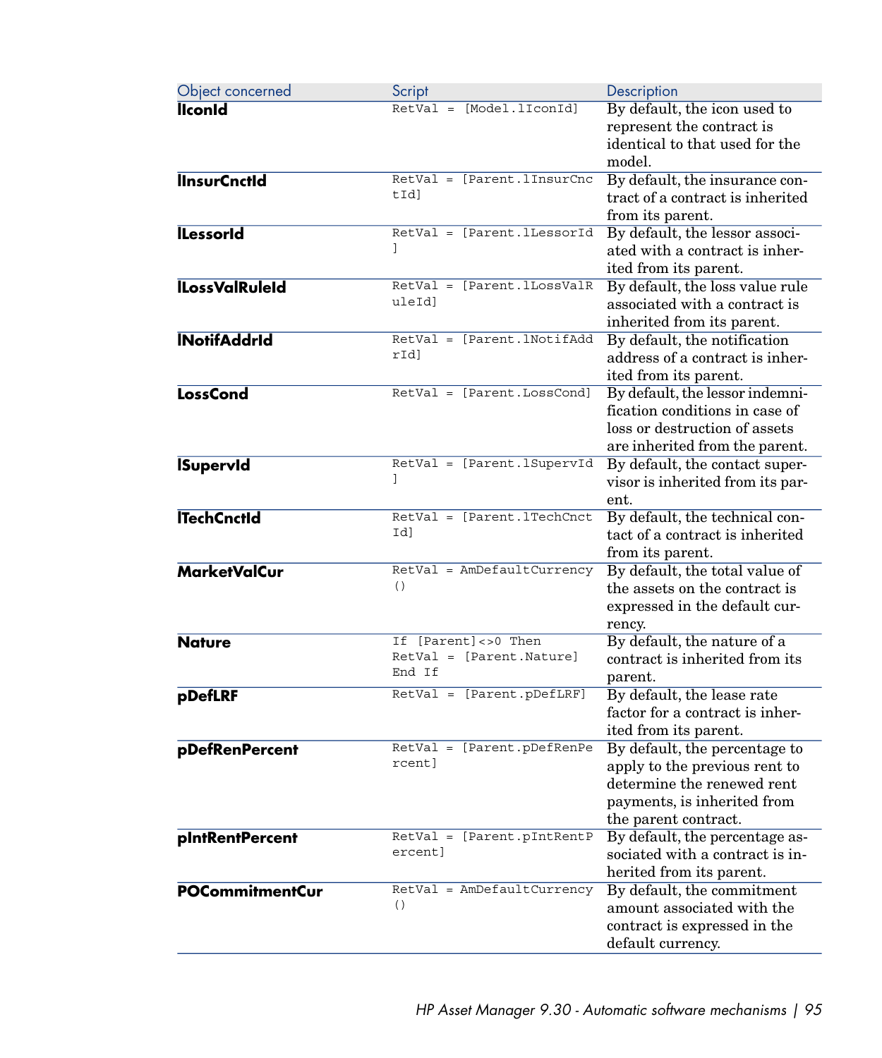| Object concerned | Script | Description |
| --- | --- | --- |
| **lIconId** | `RetVal = [Model.lIconId]` | By default, the icon used to represent the contract is identical to that used for the model. |
| **lInsurCnctId** | `RetVal = [Parent.lInsurCnctId]` | By default, the insurance contract of a contract is inherited from its parent. |
| **lLessorId** | `RetVal = [Parent.lLessorId]` | By default, the lessor associated with a contract is inherited from its parent. |
| **lLossValRuleId** | `RetVal = [Parent.lLossValRuleId]` | By default, the loss value rule associated with a contract is inherited from its parent. |
| **lNotifAddrId** | `RetVal = [Parent.lNotifAddrId]` | By default, the notification address of a contract is inherited from its parent. |
| **LossCond** | `RetVal = [Parent.LossCond]` | By default, the lessor indemnification conditions in case of loss or destruction of assets are inherited from the parent. |
| **lSupervId** | `RetVal = [Parent.lSupervId]` | By default, the contact supervisor is inherited from its parent. |
| **lTechCnctId** | `RetVal = [Parent.lTechCnctId]` | By default, the technical contact of a contract is inherited from its parent. |
| **MarketValCur** | `RetVal = AmDefaultCurrency()` | By default, the total value of the assets on the contract is expressed in the default currency. |
| **Nature** | `If [Parent]<>0 Then RetVal = [Parent.Nature] End If` | By default, the nature of a contract is inherited from its parent. |
| **pDefLRF** | `RetVal = [Parent.pDefLRF]` | By default, the lease rate factor for a contract is inherited from its parent. |
| **pDefRenPercent** | `RetVal = [Parent.pDefRenPercent]` | By default, the percentage to apply to the previous rent to determine the renewed rent payments, is inherited from the parent contract. |
| **pIntRentPercent** | `RetVal = [Parent.pIntRentPercent]` | By default, the percentage associated with a contract is inherited from its parent. |
| **POCommitmentCur** | `RetVal = AmDefaultCurrency()` | By default, the commitment amount associated with the contract is expressed in the default currency. |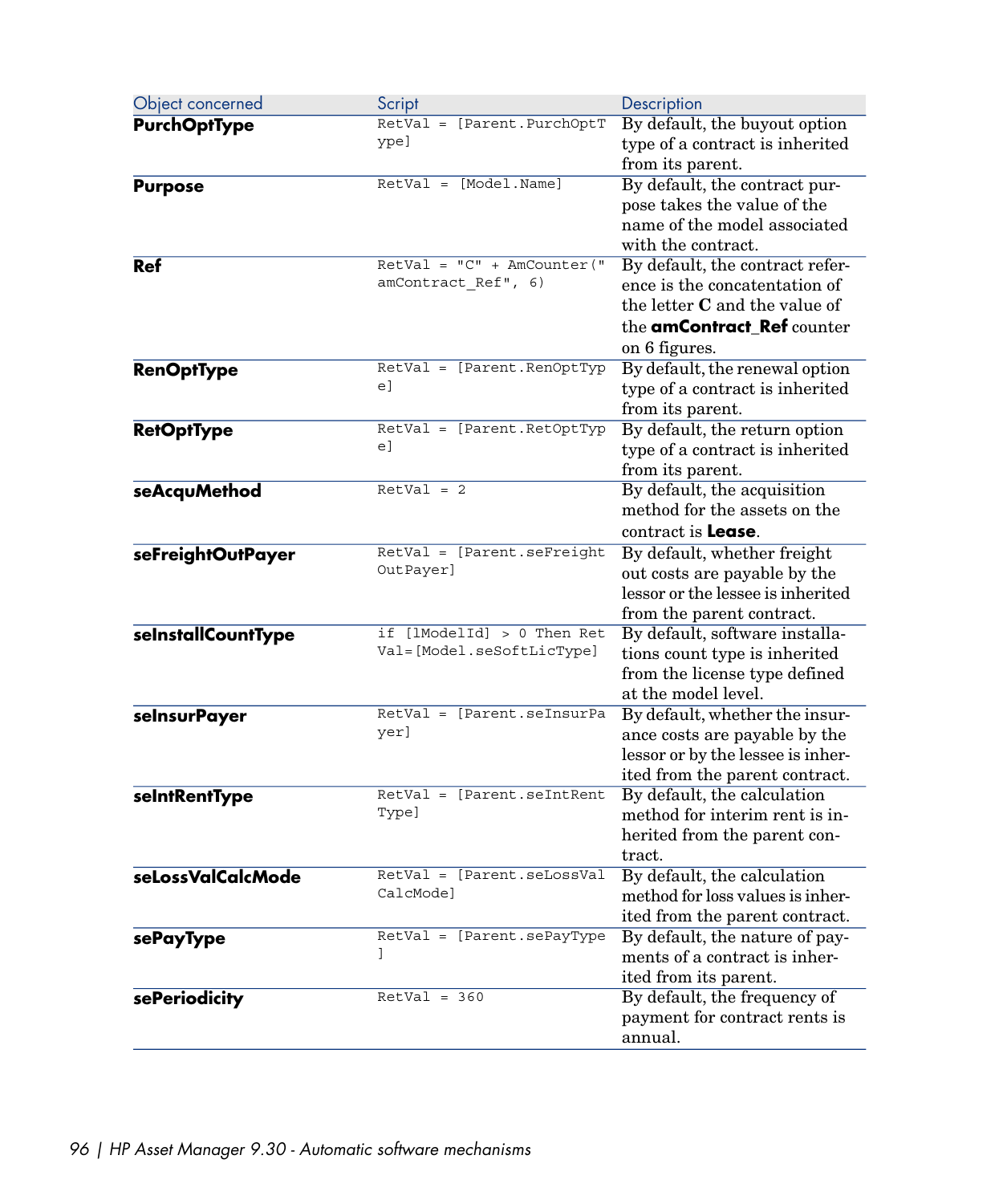| Object concerned | Script | Description |
| --- | --- | --- |
| **PurchOptType** | `RetVal = [Parent.PurchOptType]` | By default, the buyout option type of a contract is inherited from its parent. |
| **Purpose** | `RetVal = [Model.Name]` | By default, the contract purpose takes the value of the name of the model associated with the contract. |
| **Ref** | `RetVal = "C" + AmCounter("amContract_Ref", 6)` | By default, the contract reference is the concatentation of the letter **C** and the value of the **amContract_Ref** counter on 6 figures. |
| **RenOptType** | `RetVal = [Parent.RenOptType]` | By default, the renewal option type of a contract is inherited from its parent. |
| **RetOptType** | `RetVal = [Parent.RetOptType]` | By default, the return option type of a contract is inherited from its parent. |
| **seAcquMethod** | `RetVal = 2` | By default, the acquisition method for the assets on the contract is **Lease**. |
| **seFreightOutPayer** | `RetVal = [Parent.seFreightOutPayer]` | By default, whether freight out costs are payable by the lessor or the lessee is inherited from the parent contract. |
| **seInstallCountType** | `if [lModelId] > 0 Then RetVal=[Model.seSoftLicType]` | By default, software installations count type is inherited from the license type defined at the model level. |
| **seInsurPayer** | `RetVal = [Parent.seInsurPayer]` | By default, whether the insurance costs are payable by the lessor or by the lessee is inherited from the parent contract. |
| **seIntRentType** | `RetVal = [Parent.seIntRentType]` | By default, the calculation method for interim rent is inherited from the parent contract. |
| **seLossValCalcMode** | `RetVal = [Parent.seLossValCalcMode]` | By default, the calculation method for loss values is inherited from the parent contract. |
| **sePayType** | `RetVal = [Parent.sePayType]` | By default, the nature of payments of a contract is inherited from its parent. |
| **sePeriodicity** | `RetVal = 360` | By default, the frequency of payment for contract rents is annual. |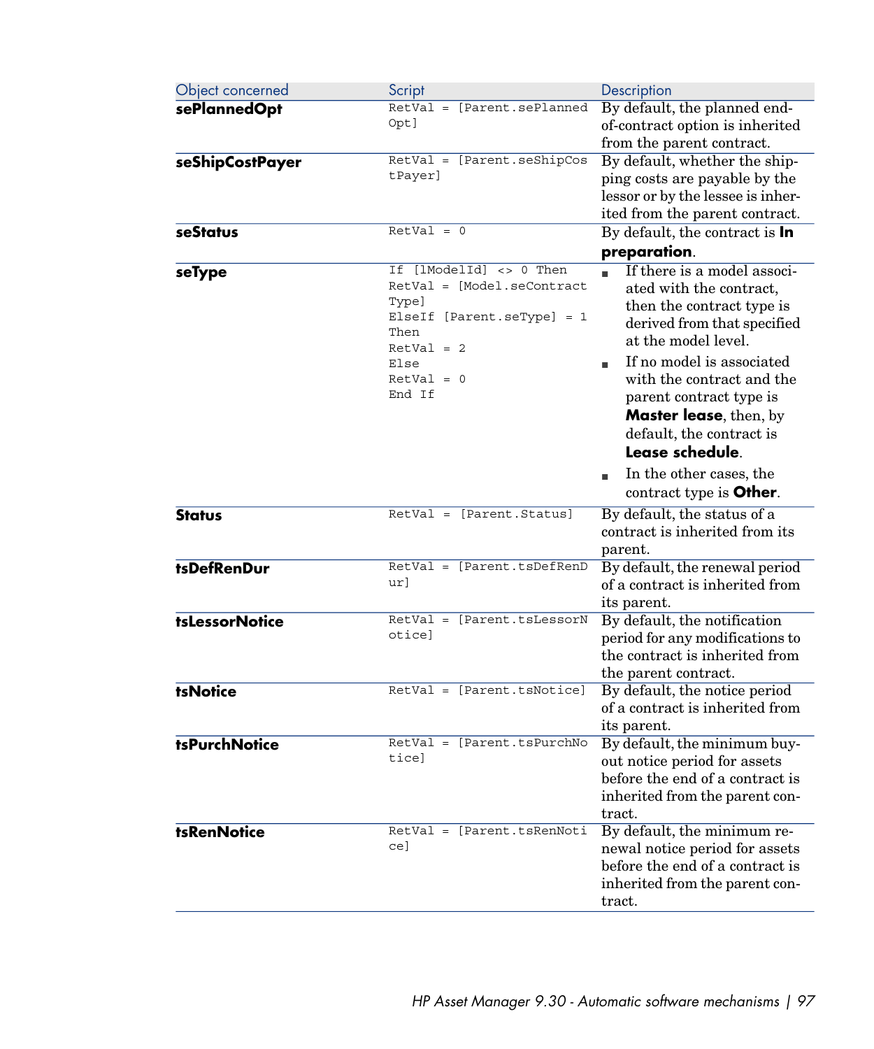| Object concerned | Script | Description |
|---|---|---|
| **sePlannedOpt** | `RetVal = [Parent.sePlannedOpt]` | By default, the planned end-of-contract option is inherited from the parent contract. |
| **seShipCostPayer** | `RetVal = [Parent.seShipCostPayer]` | By default, whether the shipping costs are payable by the lessor or by the lessee is inherited from the parent contract. |
| **seStatus** | `RetVal = 0` | By default, the contract is **In preparation**. |
| **seType** | `If [lModelId] <> 0 Then RetVal = [Model.seContractType] ElseIf [Parent.seType] = 1 Then RetVal = 2 Else RetVal = 0 End If` | ▪ If there is a model associated with the contract, then the contract type is derived from that specified at the model level. ▪ If no model is associated with the contract and the parent contract type is **Master lease**, then, by default, the contract is **Lease schedule**. ▪ In the other cases, the contract type is **Other**. |
| **Status** | `RetVal = [Parent.Status]` | By default, the status of a contract is inherited from its parent. |
| **tsDefRenDur** | `RetVal = [Parent.tsDefRenDur]` | By default, the renewal period of a contract is inherited from its parent. |
| **tsLessorNotice** | `RetVal = [Parent.tsLessorNotice]` | By default, the notification period for any modifications to the contract is inherited from the parent contract. |
| **tsNotice** | `RetVal = [Parent.tsNotice]` | By default, the notice period of a contract is inherited from its parent. |
| **tsPurchNotice** | `RetVal = [Parent.tsPurchNotice]` | By default, the minimum buy-out notice period for assets before the end of a contract is inherited from the parent contract. |
| **tsRenNotice** | `RetVal = [Parent.tsRenNotice]` | By default, the minimum renewal notice period for assets before the end of a contract is inherited from the parent contract. |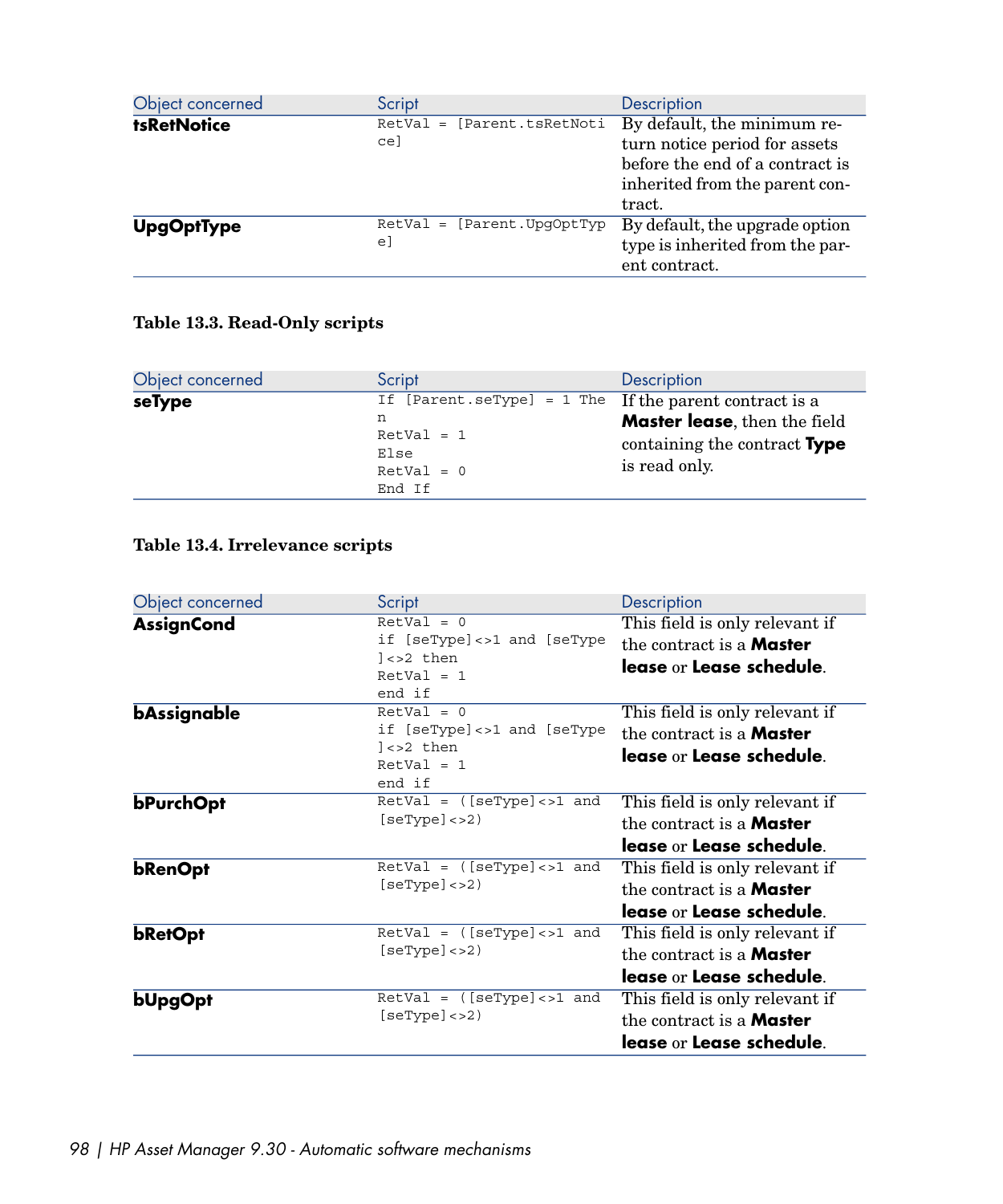| Object concerned | Script | Description |
|---|---|---|
| **tsRetNotice** | `RetVal = [Parent.tsRetNotice]` | By default, the minimum return notice period for assets before the end of a contract is inherited from the parent contract. |
| **UpgOptType** | `RetVal = [Parent.UpgOptType]` | By default, the upgrade option type is inherited from the parent contract. |

**Table 13.3. Read-Only scripts**

| Object concerned | Script | Description |
|---|---|---|
| **seType** | `If [Parent.seType] = 1 Then`<br>`RetVal = 1`<br>`Else`<br>`RetVal = 0`<br>`End If` | If the parent contract is a **Master lease**, then the field containing the contract **Type** is read only. |

**Table 13.4. Irrelevance scripts**

| Object concerned | Script | Description |
|---|---|---|
| **AssignCond** | `RetVal = 0`<br>`if [seType]<>1 and [seType]<>2 then`<br>`RetVal = 1`<br>`end if` | This field is only relevant if the contract is a **Master lease** or **Lease schedule**. |
| **bAssignable** | `RetVal = 0`<br>`if [seType]<>1 and [seType]<>2 then`<br>`RetVal = 1`<br>`end if` | This field is only relevant if the contract is a **Master lease** or **Lease schedule**. |
| **bPurchOpt** | `RetVal = ([seType]<>1 and [seType]<>2)` | This field is only relevant if the contract is a **Master lease** or **Lease schedule**. |
| **bRenOpt** | `RetVal = ([seType]<>1 and [seType]<>2)` | This field is only relevant if the contract is a **Master lease** or **Lease schedule**. |
| **bRetOpt** | `RetVal = ([seType]<>1 and [seType]<>2)` | This field is only relevant if the contract is a **Master lease** or **Lease schedule**. |
| **bUpgOpt** | `RetVal = ([seType]<>1 and [seType]<>2)` | This field is only relevant if the contract is a **Master lease** or **Lease schedule**. |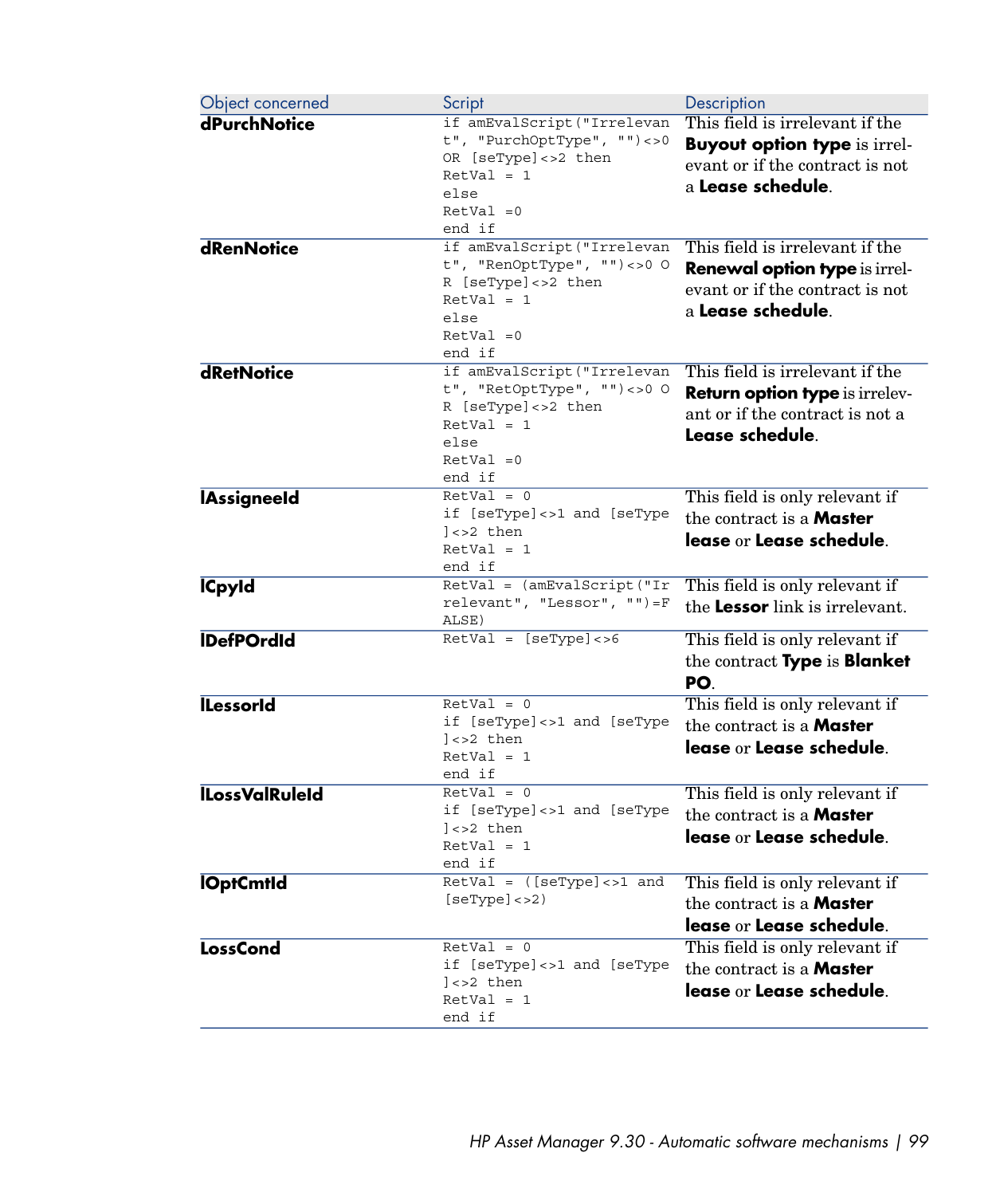| Object concerned | Script | Description |
| --- | --- | --- |
| **dPurchNotice** | `if amEvalScript("Irrelevant", "PurchOptType", "")<>0 OR [seType]<>2 then RetVal = 1 else RetVal =0 end if` | This field is irrelevant if the **Buyout option type** is irrelevant or if the contract is not a **Lease schedule**. |
| **dRenNotice** | `if amEvalScript("Irrelevant", "RenOptType", "")<>0 OR [seType]<>2 then RetVal = 1 else RetVal =0 end if` | This field is irrelevant if the **Renewal option type** is irrelevant or if the contract is not a **Lease schedule**. |
| **dRetNotice** | `if amEvalScript("Irrelevant", "RetOptType", "")<>0 OR [seType]<>2 then RetVal = 1 else RetVal =0 end if` | This field is irrelevant if the **Return option type** is irrelevant or if the contract is not a **Lease schedule**. |
| **lAssigneeId** | `RetVal = 0 if [seType]<>1 and [seType]<>2 then RetVal = 1 end if` | This field is only relevant if the contract is a **Master lease** or **Lease schedule**. |
| **lCpyId** | `RetVal = (amEvalScript("Irrelevant", "Lessor", "")=FALSE)` | This field is only relevant if the **Lessor** link is irrelevant. |
| **lDefPOrdId** | `RetVal = [seType]<>6` | This field is only relevant if the contract **Type** is **Blanket PO**. |
| **lLessorId** | `RetVal = 0 if [seType]<>1 and [seType]<>2 then RetVal = 1 end if` | This field is only relevant if the contract is a **Master lease** or **Lease schedule**. |
| **lLossValRuleId** | `RetVal = 0 if [seType]<>1 and [seType]<>2 then RetVal = 1 end if` | This field is only relevant if the contract is a **Master lease** or **Lease schedule**. |
| **lOptCmtId** | `RetVal = ([seType]<>1 and [seType]<>2)` | This field is only relevant if the contract is a **Master lease** or **Lease schedule**. |
| **LossCond** | `RetVal = 0 if [seType]<>1 and [seType]<>2 then RetVal = 1 end if` | This field is only relevant if the contract is a **Master lease** or **Lease schedule**. |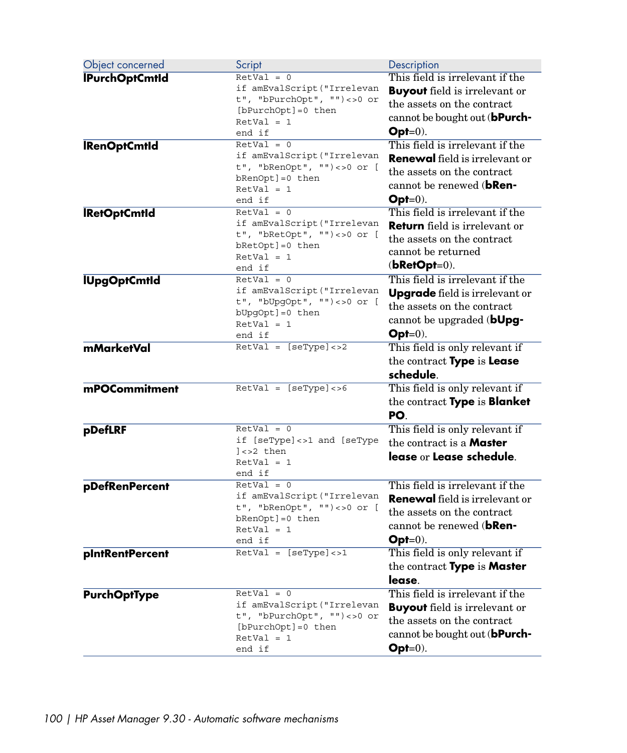| Object concerned | Script | Description |
| --- | --- | --- |
| **lPurchOptCmtId** | `RetVal = 0`<br>`if amEvalScript("Irrelevant", "bPurchOpt", "")<>0 or [bPurchOpt]=0 then`<br>`RetVal = 1`<br>`end if` | This field is irrelevant if the **Buyout** field is irrelevant or the assets on the contract cannot be bought out (**bPurchOpt**=0). |
| **lRenOptCmtId** | `RetVal = 0`<br>`if amEvalScript("Irrelevant", "bRenOpt", "")<>0 or [bRenOpt]=0 then`<br>`RetVal = 1`<br>`end if` | This field is irrelevant if the **Renewal** field is irrelevant or the assets on the contract cannot be renewed (**bRenOpt**=0). |
| **lRetOptCmtId** | `RetVal = 0`<br>`if amEvalScript("Irrelevant", "bRetOpt", "")<>0 or [bRetOpt]=0 then`<br>`RetVal = 1`<br>`end if` | This field is irrelevant if the **Return** field is irrelevant or the assets on the contract cannot be returned (**bRetOpt**=0). |
| **lUpgOptCmtId** | `RetVal = 0`<br>`if amEvalScript("Irrelevant", "bUpgOpt", "")<>0 or [bUpgOpt]=0 then`<br>`RetVal = 1`<br>`end if` | This field is irrelevant if the **Upgrade** field is irrelevant or the assets on the contract cannot be upgraded (**bUpgOpt**=0). |
| **mMarketVal** | `RetVal = [seType]<>2` | This field is only relevant if the contract **Type** is **Lease schedule**. |
| **mPOCommitment** | `RetVal = [seType]<>6` | This field is only relevant if the contract **Type** is **Blanket PO**. |
| **pDefLRF** | `RetVal = 0`<br>`if [seType]<>1 and [seType]<>2 then`<br>`RetVal = 1`<br>`end if` | This field is only relevant if the contract is a **Master lease** or **Lease schedule**. |
| **pDefRenPercent** | `RetVal = 0`<br>`if amEvalScript("Irrelevant", "bRenOpt", "")<>0 or [bRenOpt]=0 then`<br>`RetVal = 1`<br>`end if` | This field is irrelevant if the **Renewal** field is irrelevant or the assets on the contract cannot be renewed (**bRenOpt**=0). |
| **pIntRentPercent** | `RetVal = [seType]<>1` | This field is only relevant if the contract **Type** is **Master lease**. |
| **PurchOptType** | `RetVal = 0`<br>`if amEvalScript("Irrelevant", "bPurchOpt", "")<>0 or [bPurchOpt]=0 then`<br>`RetVal = 1`<br>`end if` | This field is irrelevant if the **Buyout** field is irrelevant or the assets on the contract cannot be bought out (**bPurchOpt**=0). |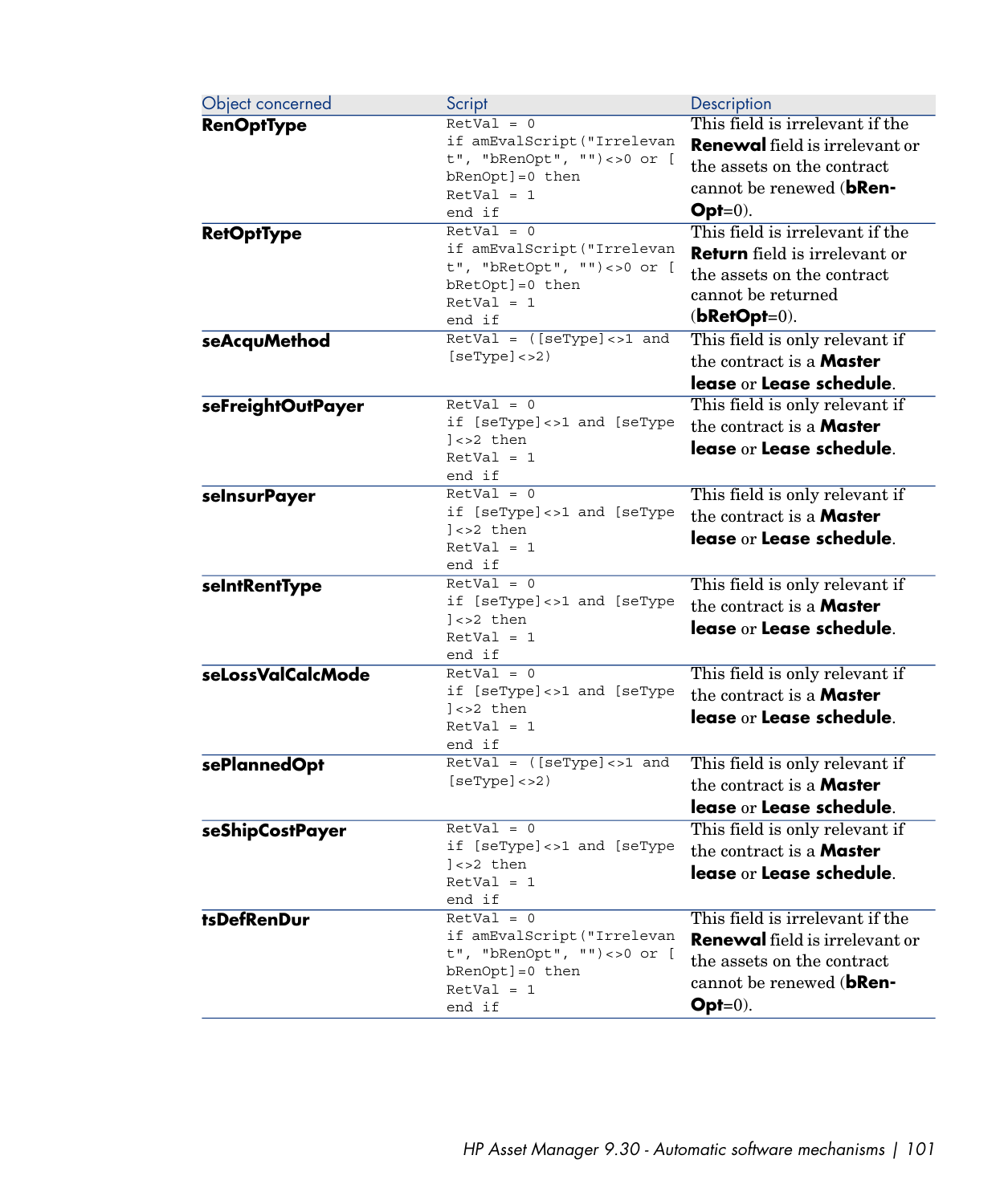| Object concerned | Script | Description |
|---|---|---|
| **RenOptType** | `RetVal = 0`<br>`if amEvalScript("Irrelevant", "bRenOpt", "")<>0 or [bRenOpt]=0 then`<br>`RetVal = 1`<br>`end if` | This field is irrelevant if the **Renewal** field is irrelevant or the assets on the contract cannot be renewed (**bRenOpt**=0). |
| **RetOptType** | `RetVal = 0`<br>`if amEvalScript("Irrelevant", "bRetOpt", "")<>0 or [bRetOpt]=0 then`<br>`RetVal = 1`<br>`end if` | This field is irrelevant if the **Return** field is irrelevant or the assets on the contract cannot be returned (**bRetOpt**=0). |
| **seAcquMethod** | `RetVal = ([seType]<>1 and [seType]<>2)` | This field is only relevant if the contract is a **Master lease** or **Lease schedule**. |
| **seFreightOutPayer** | `RetVal = 0`<br>`if [seType]<>1 and [seType]<>2 then`<br>`RetVal = 1`<br>`end if` | This field is only relevant if the contract is a **Master lease** or **Lease schedule**. |
| **seInsurPayer** | `RetVal = 0`<br>`if [seType]<>1 and [seType]<>2 then`<br>`RetVal = 1`<br>`end if` | This field is only relevant if the contract is a **Master lease** or **Lease schedule**. |
| **seIntRentType** | `RetVal = 0`<br>`if [seType]<>1 and [seType]<>2 then`<br>`RetVal = 1`<br>`end if` | This field is only relevant if the contract is a **Master lease** or **Lease schedule**. |
| **seLossValCalcMode** | `RetVal = 0`<br>`if [seType]<>1 and [seType]<>2 then`<br>`RetVal = 1`<br>`end if` | This field is only relevant if the contract is a **Master lease** or **Lease schedule**. |
| **sePlannedOpt** | `RetVal = ([seType]<>1 and [seType]<>2)` | This field is only relevant if the contract is a **Master lease** or **Lease schedule**. |
| **seShipCostPayer** | `RetVal = 0`<br>`if [seType]<>1 and [seType]<>2 then`<br>`RetVal = 1`<br>`end if` | This field is only relevant if the contract is a **Master lease** or **Lease schedule**. |
| **tsDefRenDur** | `RetVal = 0`<br>`if amEvalScript("Irrelevant", "bRenOpt", "")<>0 or [bRenOpt]=0 then`<br>`RetVal = 1`<br>`end if` | This field is irrelevant if the **Renewal** field is irrelevant or the assets on the contract cannot be renewed (**bRenOpt**=0). |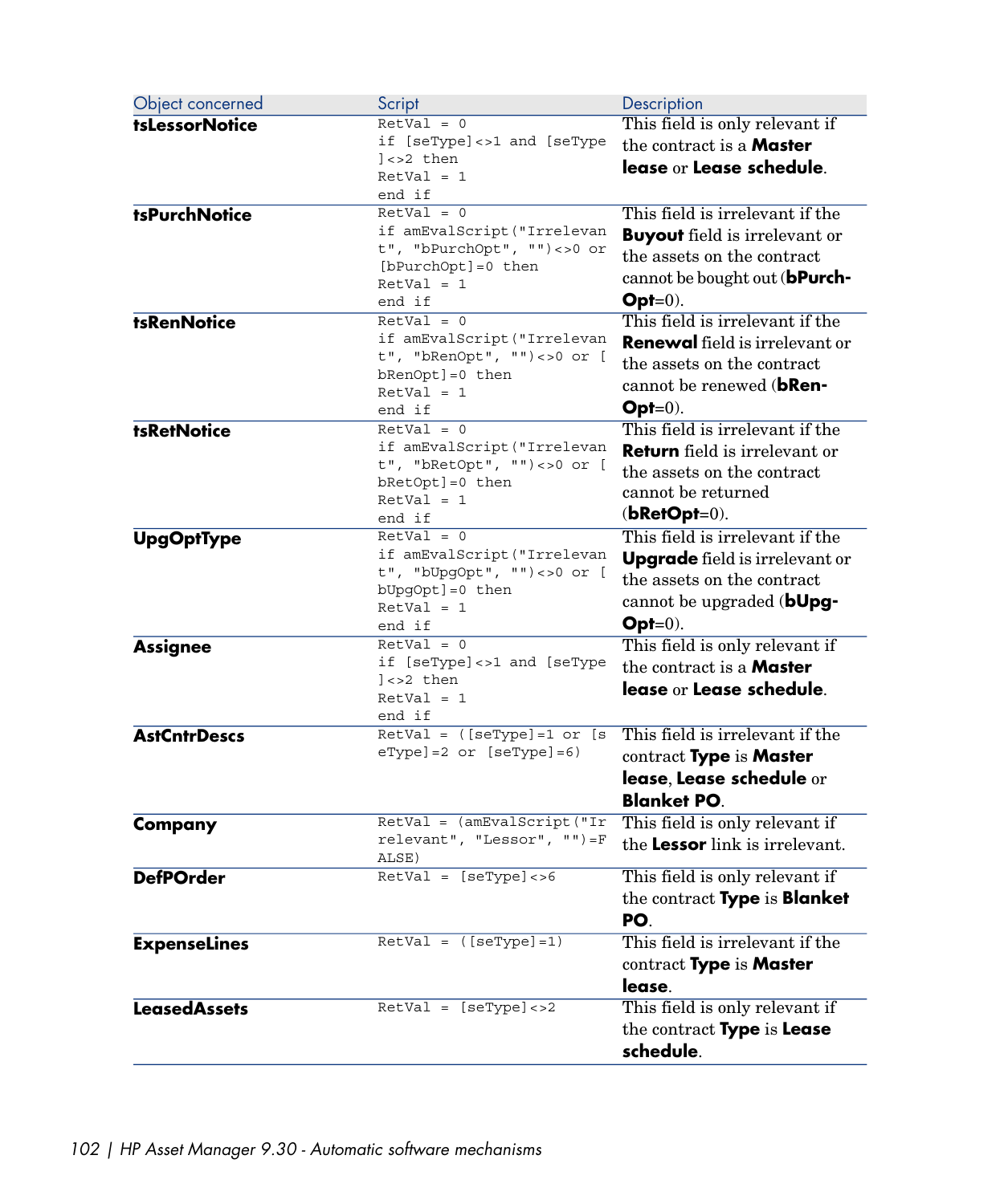| Object concerned | Script | Description |
|---|---|---|
| **tsLessorNotice** | `RetVal = 0`<br>`if [seType]<>1 and [seType]<>2 then`<br>`RetVal = 1`<br>`end if` | This field is only relevant if the contract is a **Master lease** or **Lease schedule**. |
| **tsPurchNotice** | `RetVal = 0`<br>`if amEvalScript("Irrelevant", "bPurchOpt", "")<>0 or [bPurchOpt]=0 then`<br>`RetVal = 1`<br>`end if` | This field is irrelevant if the **Buyout** field is irrelevant or the assets on the contract cannot be bought out (**bPurchOpt**=0). |
| **tsRenNotice** | `RetVal = 0`<br>`if amEvalScript("Irrelevant", "bRenOpt", "")<>0 or [bRenOpt]=0 then`<br>`RetVal = 1`<br>`end if` | This field is irrelevant if the **Renewal** field is irrelevant or the assets on the contract cannot be renewed (**bRenOpt**=0). |
| **tsRetNotice** | `RetVal = 0`<br>`if amEvalScript("Irrelevant", "bRetOpt", "")<>0 or [bRetOpt]=0 then`<br>`RetVal = 1`<br>`end if` | This field is irrelevant if the **Return** field is irrelevant or the assets on the contract cannot be returned (**bRetOpt**=0). |
| **UpgOptType** | `RetVal = 0`<br>`if amEvalScript("Irrelevant", "bUpgOpt", "")<>0 or [bUpgOpt]=0 then`<br>`RetVal = 1`<br>`end if` | This field is irrelevant if the **Upgrade** field is irrelevant or the assets on the contract cannot be upgraded (**bUpgOpt**=0). |
| **Assignee** | `RetVal = 0`<br>`if [seType]<>1 and [seType]<>2 then`<br>`RetVal = 1`<br>`end if` | This field is only relevant if the contract is a **Master lease** or **Lease schedule**. |
| **AstCntrDescs** | `RetVal = ([seType]=1 or [seType]=2 or [seType]=6)` | This field is irrelevant if the contract **Type** is **Master lease**, **Lease schedule** or **Blanket PO**. |
| **Company** | `RetVal = (amEvalScript("Irrelevant", "Lessor", "")=FALSE)` | This field is only relevant if the **Lessor** link is irrelevant. |
| **DefPOrder** | `RetVal = [seType]<>6` | This field is only relevant if the contract **Type** is **Blanket PO**. |
| **ExpenseLines** | `RetVal = ([seType]=1)` | This field is irrelevant if the contract **Type** is **Master lease**. |
| **LeasedAssets** | `RetVal = [seType]<>2` | This field is only relevant if the contract **Type** is **Lease schedule**. |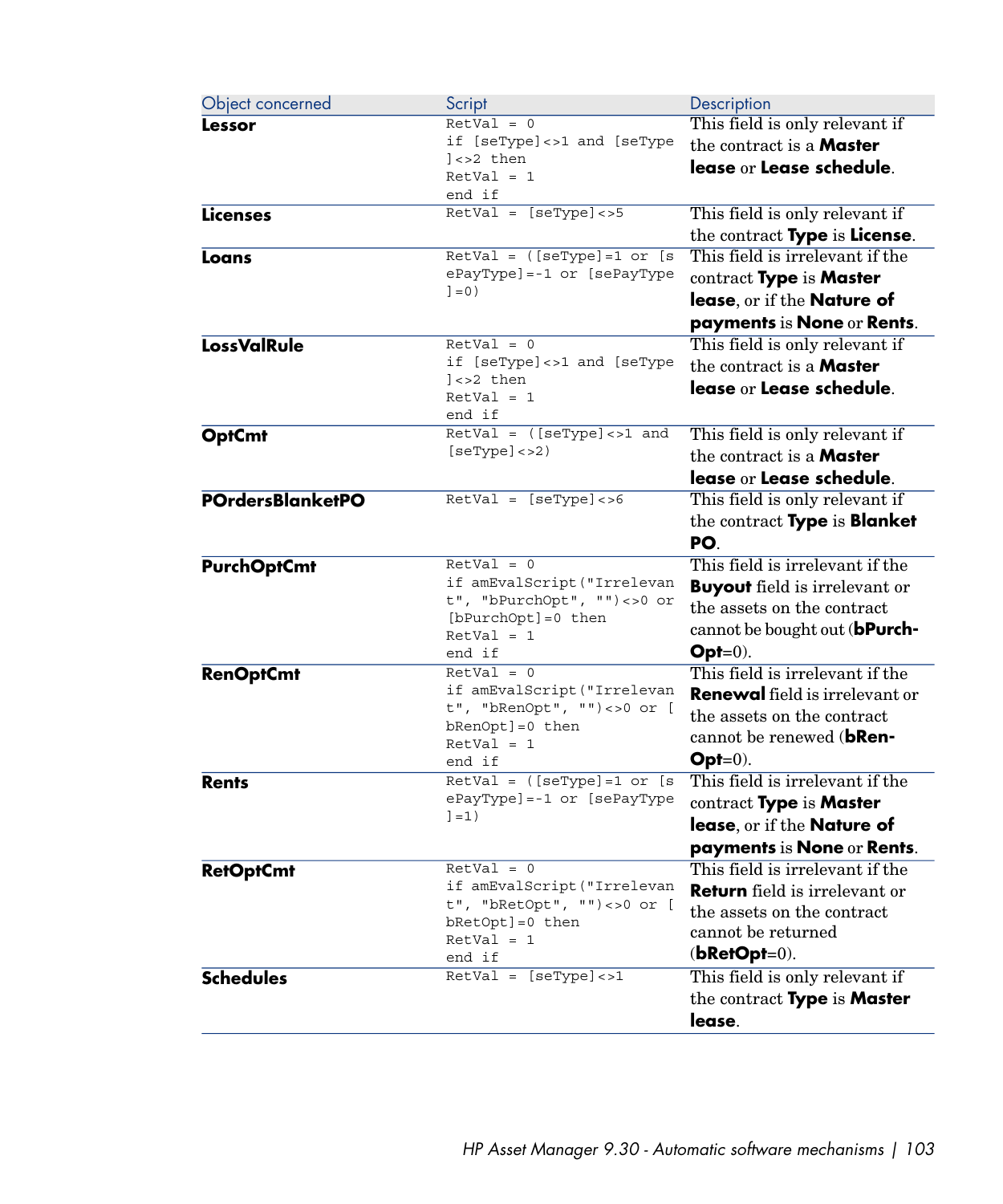| Object concerned | Script | Description |
|---|---|---|
| **Lessor** | `RetVal = 0`<br>`if [seType]<>1 and [seType]<>2 then`<br>`RetVal = 1`<br>`end if` | This field is only relevant if the contract is a **Master lease** or **Lease schedule**. |
| **Licenses** | `RetVal = [seType]<>5` | This field is only relevant if the contract **Type** is **License**. |
| **Loans** | `RetVal = ([seType]=1 or [sePayType]=-1 or [sePayType]=0)` | This field is irrelevant if the contract **Type** is **Master lease**, or if the **Nature of payments** is **None** or **Rents**. |
| **LossValRule** | `RetVal = 0`<br>`if [seType]<>1 and [seType]<>2 then`<br>`RetVal = 1`<br>`end if` | This field is only relevant if the contract is a **Master lease** or **Lease schedule**. |
| **OptCmt** | `RetVal = ([seType]<>1 and [seType]<>2)` | This field is only relevant if the contract is a **Master lease** or **Lease schedule**. |
| **POrdersBlanketPO** | `RetVal = [seType]<>6` | This field is only relevant if the contract **Type** is **Blanket PO**. |
| **PurchOptCmt** | `RetVal = 0`<br>`if amEvalScript("Irrelevant", "bPurchOpt", "")<>0 or [bPurchOpt]=0 then`<br>`RetVal = 1`<br>`end if` | This field is irrelevant if the **Buyout** field is irrelevant or the assets on the contract cannot be bought out (**bPurchOpt**=0). |
| **RenOptCmt** | `RetVal = 0`<br>`if amEvalScript("Irrelevant", "bRenOpt", "")<>0 or [bRenOpt]=0 then`<br>`RetVal = 1`<br>`end if` | This field is irrelevant if the **Renewal** field is irrelevant or the assets on the contract cannot be renewed (**bRenOpt**=0). |
| **Rents** | `RetVal = ([seType]=1 or [sePayType]=-1 or [sePayType]=1)` | This field is irrelevant if the contract **Type** is **Master lease**, or if the **Nature of payments** is **None** or **Rents**. |
| **RetOptCmt** | `RetVal = 0`<br>`if amEvalScript("Irrelevant", "bRetOpt", "")<>0 or [bRetOpt]=0 then`<br>`RetVal = 1`<br>`end if` | This field is irrelevant if the **Return** field is irrelevant or the assets on the contract cannot be returned (**bRetOpt**=0). |
| **Schedules** | `RetVal = [seType]<>1` | This field is only relevant if the contract **Type** is **Master lease**. |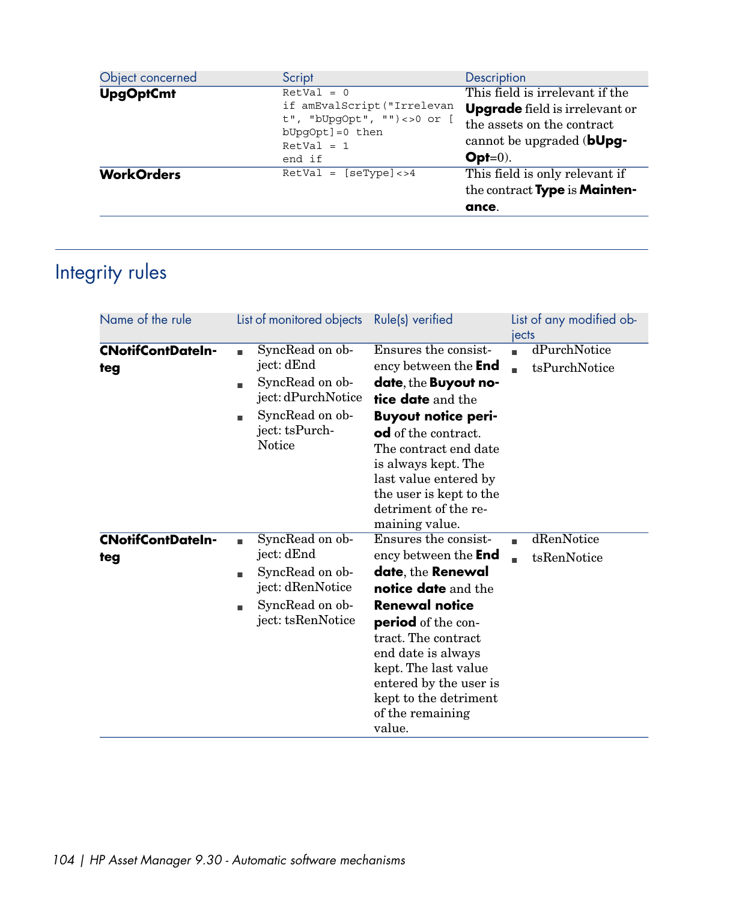| Object concerned | Script | Description |
| --- | --- | --- |
| **UpgOptCmt** | `RetVal = 0`<br>`if amEvalScript("Irrelevant", "bUpgOpt", "")<>0 or [bUpgOpt]=0 then`<br>`RetVal = 1`<br>`end if` | This field is irrelevant if the **Upgrade** field is irrelevant or the assets on the contract cannot be upgraded (**bUpgOpt**=0). |
| **WorkOrders** | `RetVal = [seType]<>4` | This field is only relevant if the contract **Type** is **Maintenance**. |

## Integrity rules

| Name of the rule | List of monitored objects | Rule(s) verified | List of any modified objects |
| --- | --- | --- | --- |
| **CNotifContDateInteg** | <ul><li>SyncRead on object: dEnd</li><li>SyncRead on object: dPurchNotice</li><li>SyncRead on object: tsPurchNotice</li></ul> | Ensures the consistency between the **End date**, the **Buyout notice date** and the **Buyout notice period** of the contract. The contract end date is always kept. The last value entered by the user is kept to the detriment of the remaining value. | <ul><li>dPurchNotice</li><li>tsPurchNotice</li></ul> |
| **CNotifContDateInteg** | <ul><li>SyncRead on object: dEnd</li><li>SyncRead on object: dRenNotice</li><li>SyncRead on object: tsRenNotice</li></ul> | Ensures the consistency between the **End date**, the **Renewal notice date** and the **Renewal notice period** of the contract. The contract end date is always kept. The last value entered by the user is kept to the detriment of the remaining value. | <ul><li>dRenNotice</li><li>tsRenNotice</li></ul> |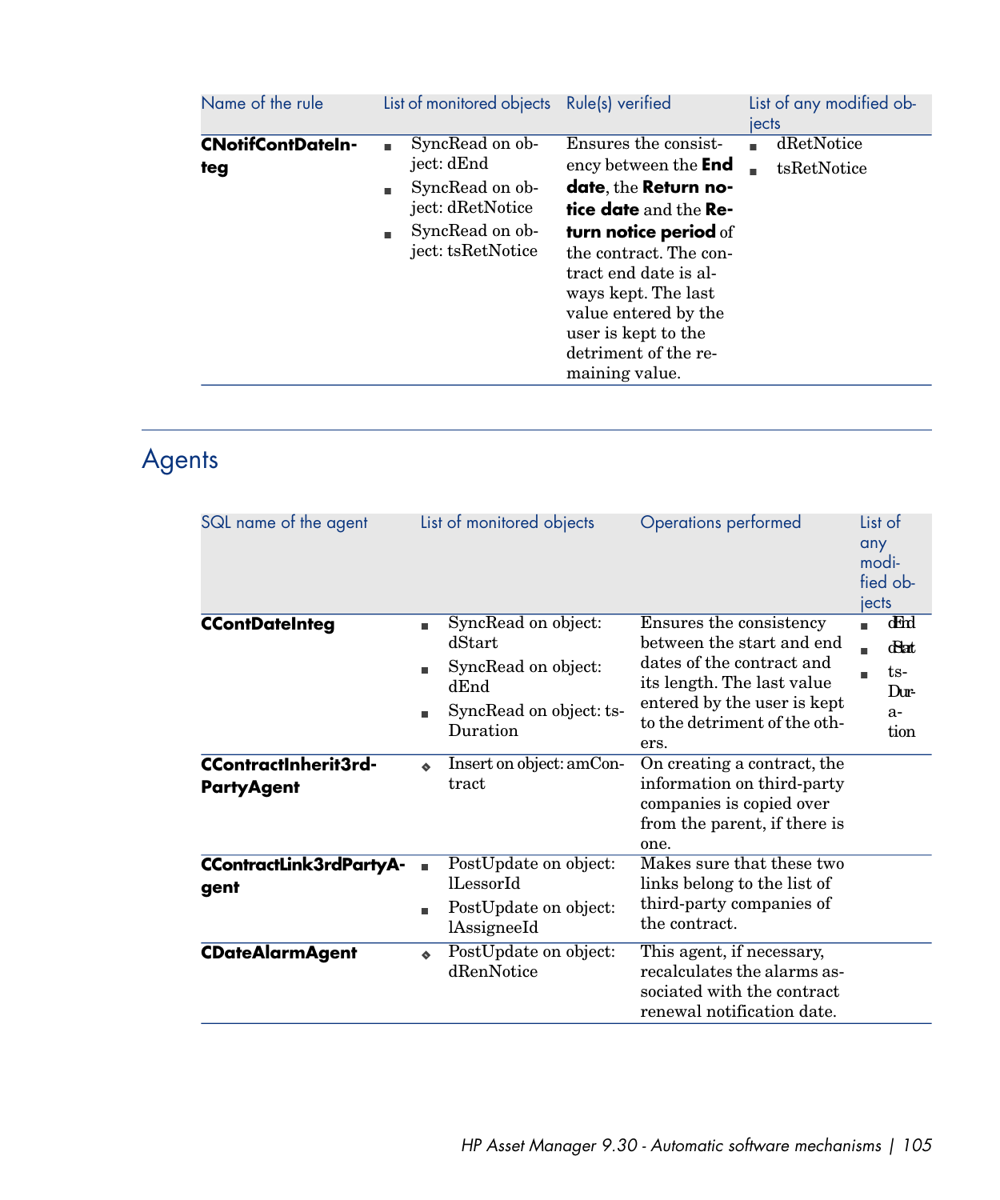| Name of the rule | List of monitored objects | Rule(s) verified | List of any modified objects |
|---|---|---|---|
| **CNotifContDateInteg** | ▪ SyncRead on object: dEnd<br>▪ SyncRead on object: dRetNotice<br>▪ SyncRead on object: tsRetNotice | Ensures the consistency between the **End date**, the **Return notice date** and the **Return notice period** of the contract. The contract end date is always kept. The last value entered by the user is kept to the detriment of the remaining value. | ▪ dRetNotice<br>▪ tsRetNotice |

## Agents

| SQL name of the agent | List of monitored objects | Operations performed | List of any modified objects |
|---|---|---|---|
| **CContDateInteg** | ▪ SyncRead on object: dStart<br>▪ SyncRead on object: dEnd<br>▪ SyncRead on object: tsDuration | Ensures the consistency between the start and end dates of the contract and its length. The last value entered by the user is kept to the detriment of the others. | ▪ dEnd<br>▪ dStart<br>▪ tsDuration |
| **CContractInherit3rdPartyAgent** | ◆ Insert on object: amContract | On creating a contract, the information on third-party companies is copied over from the parent, if there is one. | |
| **CContractLink3rdPartyAgent** | ▪ PostUpdate on object: lLessorId<br>▪ PostUpdate on object: lAssigneeId | Makes sure that these two links belong to the list of third-party companies of the contract. | |
| **CDateAlarmAgent** | ◆ PostUpdate on object: dRenNotice | This agent, if necessary, recalculates the alarms associated with the contract renewal notification date. | |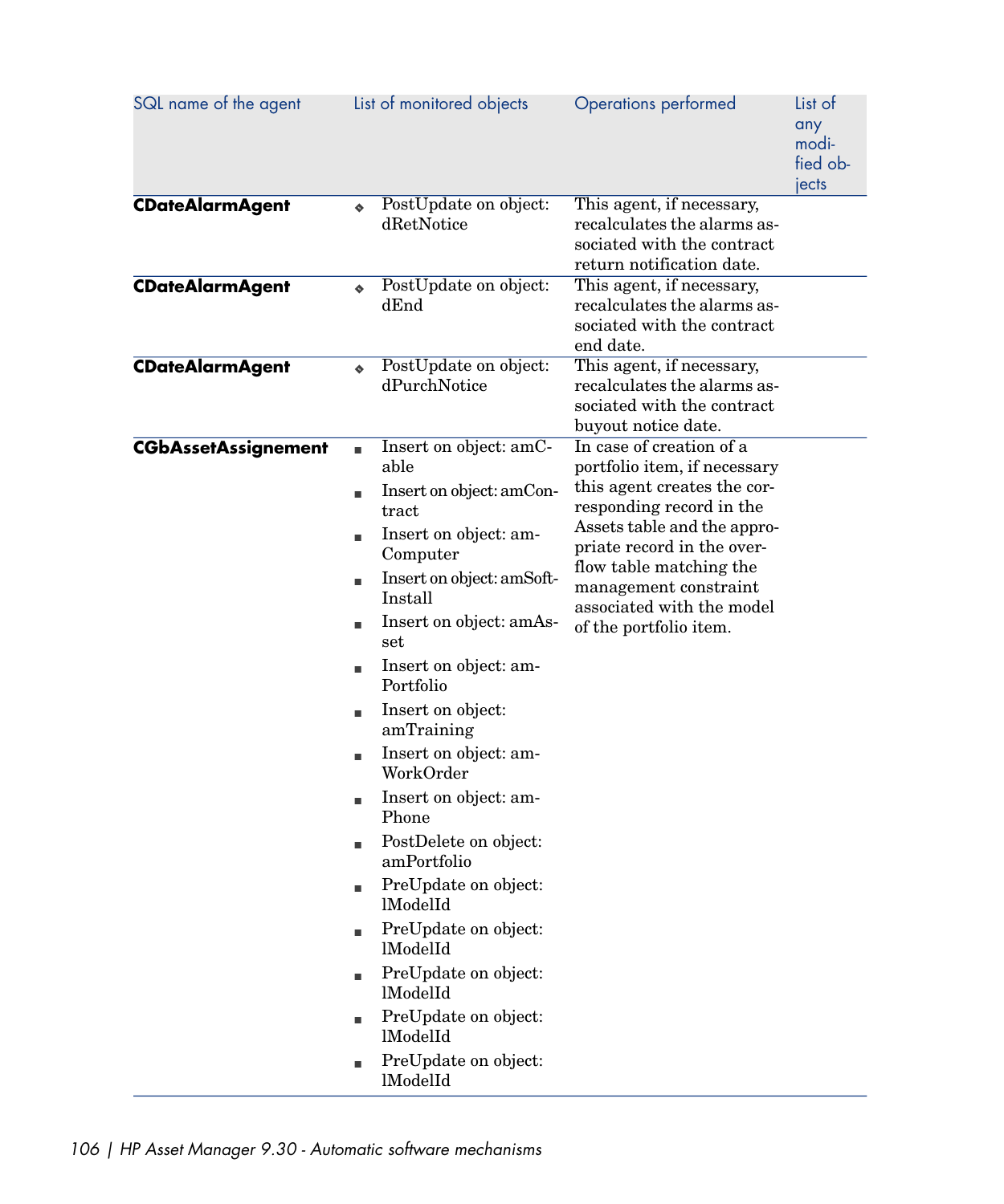| SQL name of the agent | List of monitored objects | Operations performed | List of any modified objects |
|---|---|---|---|
| **CDateAlarmAgent** | PostUpdate on object: dRetNotice | This agent, if necessary, recalculates the alarms associated with the contract return notification date. | |
| **CDateAlarmAgent** | PostUpdate on object: dEnd | This agent, if necessary, recalculates the alarms associated with the contract end date. | |
| **CDateAlarmAgent** | PostUpdate on object: dPurchNotice | This agent, if necessary, recalculates the alarms associated with the contract buyout notice date. | |
| **CGbAssetAssignement** | Insert on object: amCable<br>Insert on object: amContract<br>Insert on object: amComputer<br>Insert on object: amSoftInstall<br>Insert on object: amAsset<br>Insert on object: amPortfolio<br>Insert on object: amTraining<br>Insert on object: amWorkOrder<br>Insert on object: amPhone<br>PostDelete on object: amPortfolio<br>PreUpdate on object: lModelId<br>PreUpdate on object: lModelId<br>PreUpdate on object: lModelId<br>PreUpdate on object: lModelId<br>PreUpdate on object: lModelId | In case of creation of a portfolio item, if necessary this agent creates the corresponding record in the Assets table and the appropriate record in the overflow table matching the management constraint associated with the model of the portfolio item. | |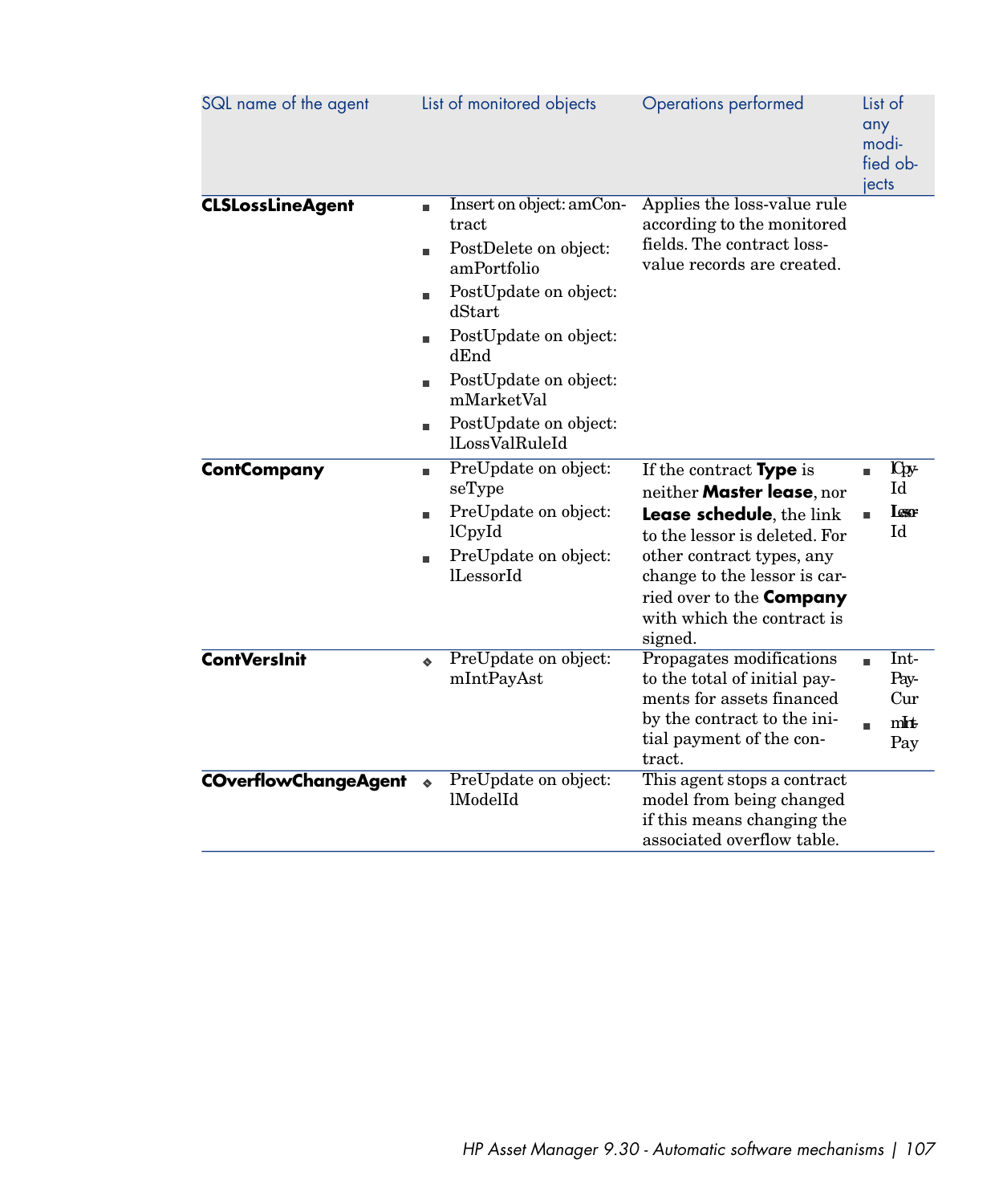| SQL name of the agent | List of monitored objects | Operations performed | List of any modified objects |
|---|---|---|---|
| **CLSLossLineAgent** | ▪ Insert on object: amContract<br>▪ PostDelete on object: amPortfolio<br>▪ PostUpdate on object: dStart<br>▪ PostUpdate on object: dEnd<br>▪ PostUpdate on object: mMarketVal<br>▪ PostUpdate on object: lLossValRuleId | Applies the loss-value rule according to the monitored fields. The contract loss-value records are created. | |
| **ContCompany** | ▪ PreUpdate on object: seType<br>▪ PreUpdate on object: lCpyId<br>▪ PreUpdate on object: lLessorId | If the contract **Type** is neither **Master lease**, nor **Lease schedule**, the link to the lessor is deleted. For other contract types, any change to the lessor is carried over to the **Company** with which the contract is signed. | ▪ lCpyId<br>▪ lLessorId |
| **ContVersInit** | ◆ PreUpdate on object: mIntPayAst | Propagates modifications to the total of initial payments for assets financed by the contract to the initial payment of the contract. | ▪ IntPayCur<br>▪ mIntPay |
| **COverflowChangeAgent** | ◆ PreUpdate on object: lModelId | This agent stops a contract model from being changed if this means changing the associated overflow table. | |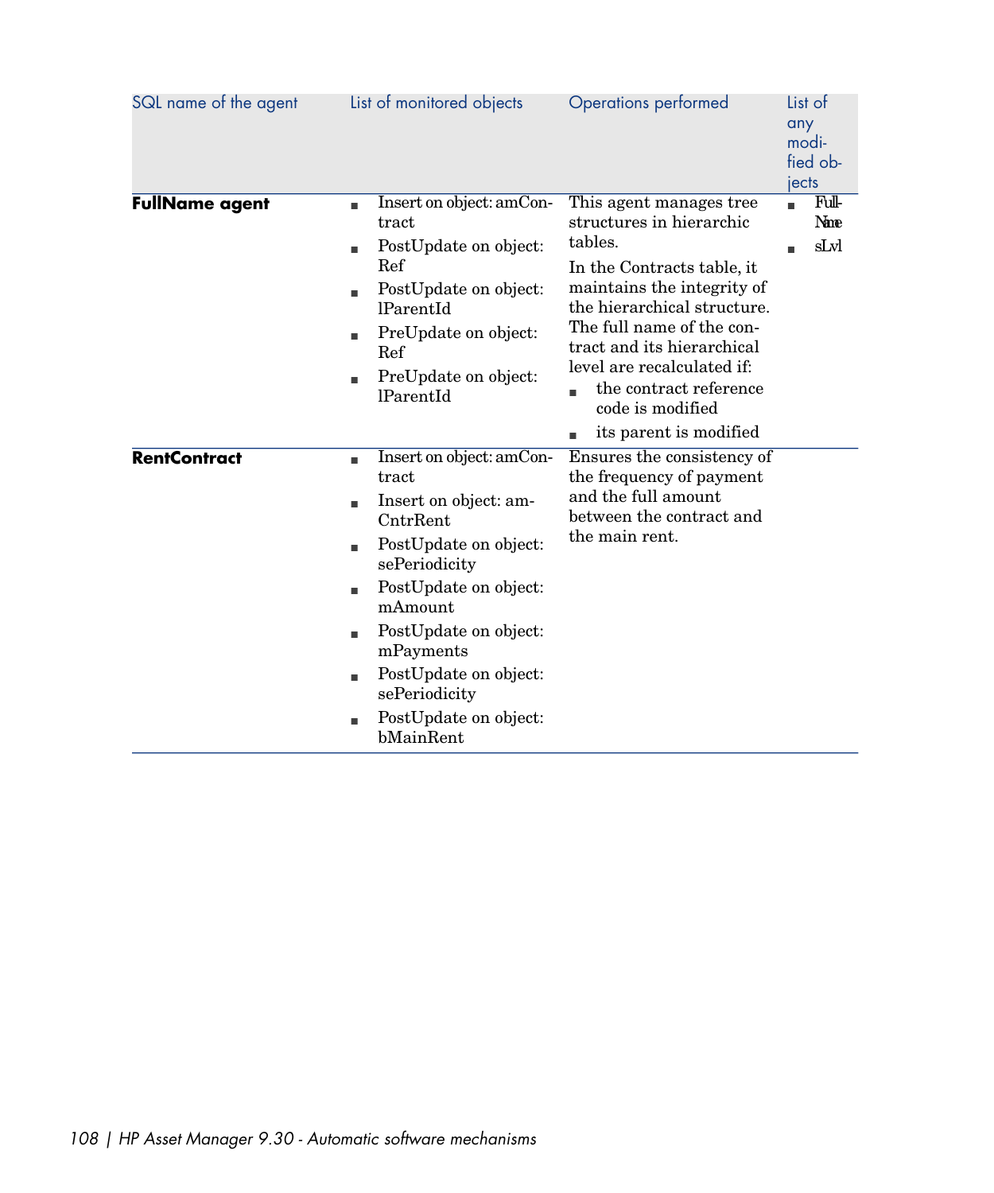| SQL name of the agent | List of monitored objects | Operations performed | List of any modified objects |
|---|---|---|---|
| **FullName agent** | <ul><li>Insert on object: amContract</li><li>PostUpdate on object: Ref</li><li>PostUpdate on object: lParentId</li><li>PreUpdate on object: Ref</li><li>PreUpdate on object: lParentId</li></ul> | This agent manages tree structures in hierarchic tables.<br>In the Contracts table, it maintains the integrity of the hierarchical structure. The full name of the contract and its hierarchical level are recalculated if:<ul><li>the contract reference code is modified</li><li>its parent is modified</li></ul> | <ul><li>FullName</li><li>sLvl</li></ul> |
| **RentContract** | <ul><li>Insert on object: amContract</li><li>Insert on object: amCntrRent</li><li>PostUpdate on object: sePeriodicity</li><li>PostUpdate on object: mAmount</li><li>PostUpdate on object: mPayments</li><li>PostUpdate on object: sePeriodicity</li><li>PostUpdate on object: bMainRent</li></ul> | Ensures the consistency of the frequency of payment and the full amount between the contract and the main rent. | |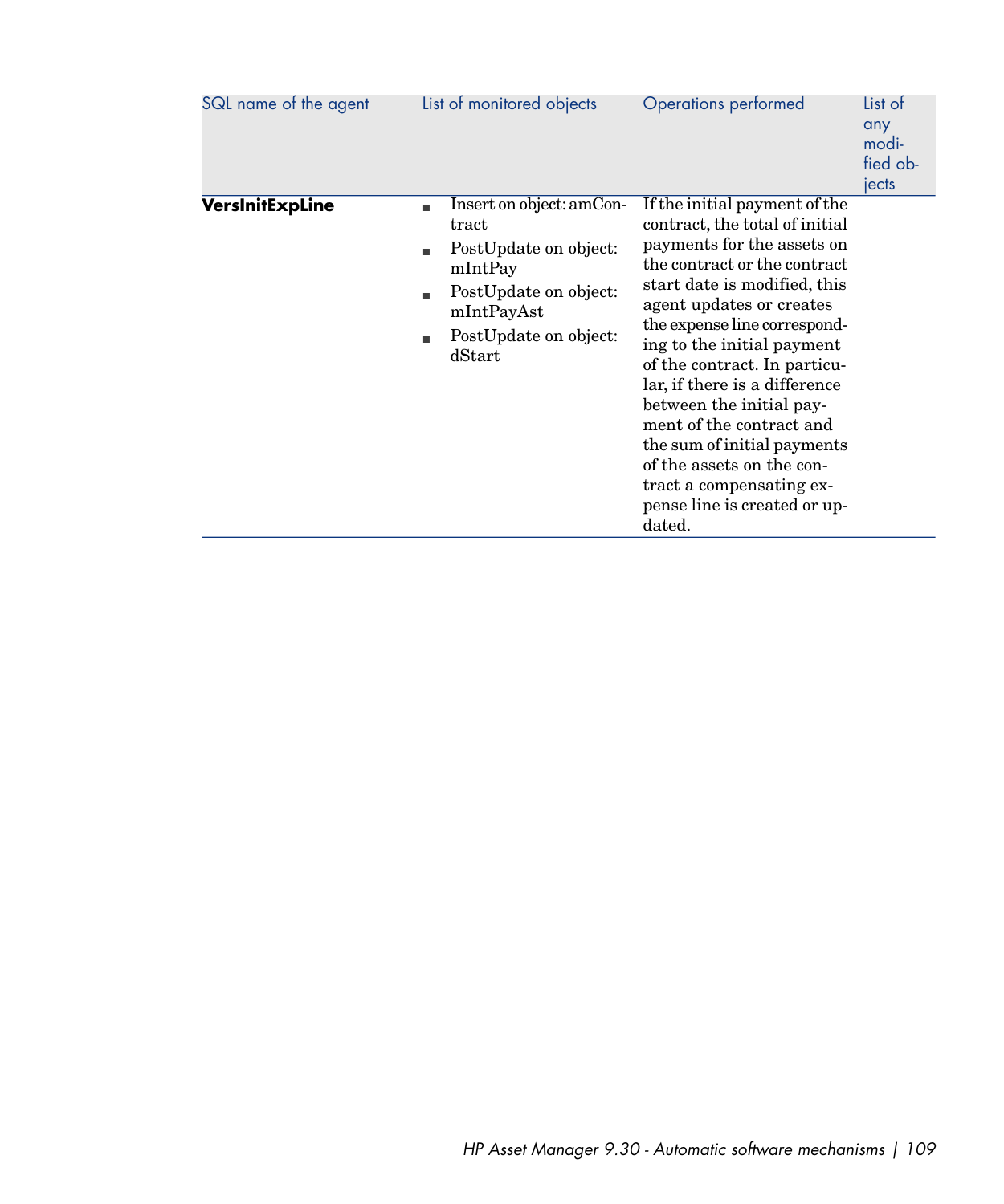| SQL name of the agent | List of monitored objects | Operations performed | List of any modified objects |
|---|---|---|---|
| **VersInitExpLine** | ▪ Insert on object: amContract<br>▪ PostUpdate on object: mIntPay<br>▪ PostUpdate on object: mIntPayAst<br>▪ PostUpdate on object: dStart | If the initial payment of the contract, the total of initial payments for the assets on the contract or the contract start date is modified, this agent updates or creates the expense line corresponding to the initial payment of the contract. In particular, if there is a difference between the initial payment of the contract and the sum of initial payments of the assets on the contract a compensating expense line is created or updated. | |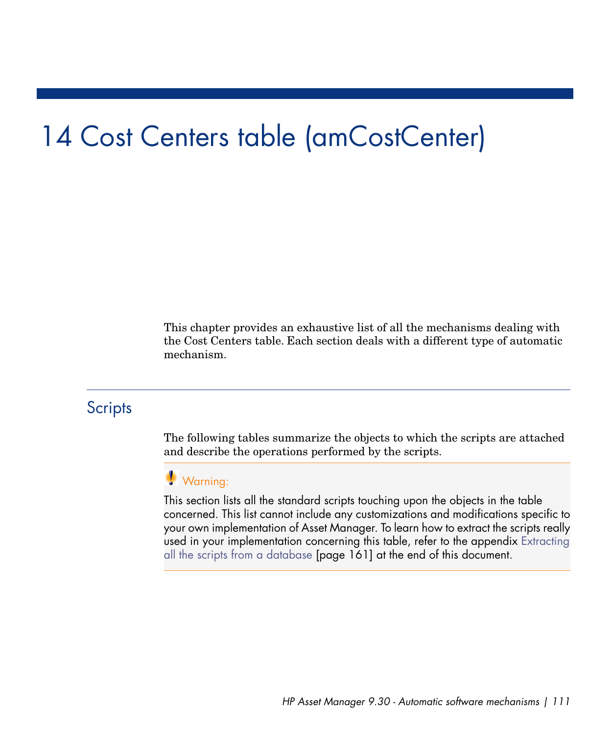# 14 Cost Centers table (amCostCenter)

This chapter provides an exhaustive list of all the mechanisms dealing with the Cost Centers table. Each section deals with a different type of automatic mechanism.

## Scripts

The following tables summarize the objects to which the scripts are attached and describe the operations performed by the scripts.

> **Warning:**
>
> This section lists all the standard scripts touching upon the objects in the table concerned. This list cannot include any customizations and modifications specific to your own implementation of Asset Manager. To learn how to extract the scripts really used in your implementation concerning this table, refer to the appendix Extracting all the scripts from a database [page 161] at the end of this document.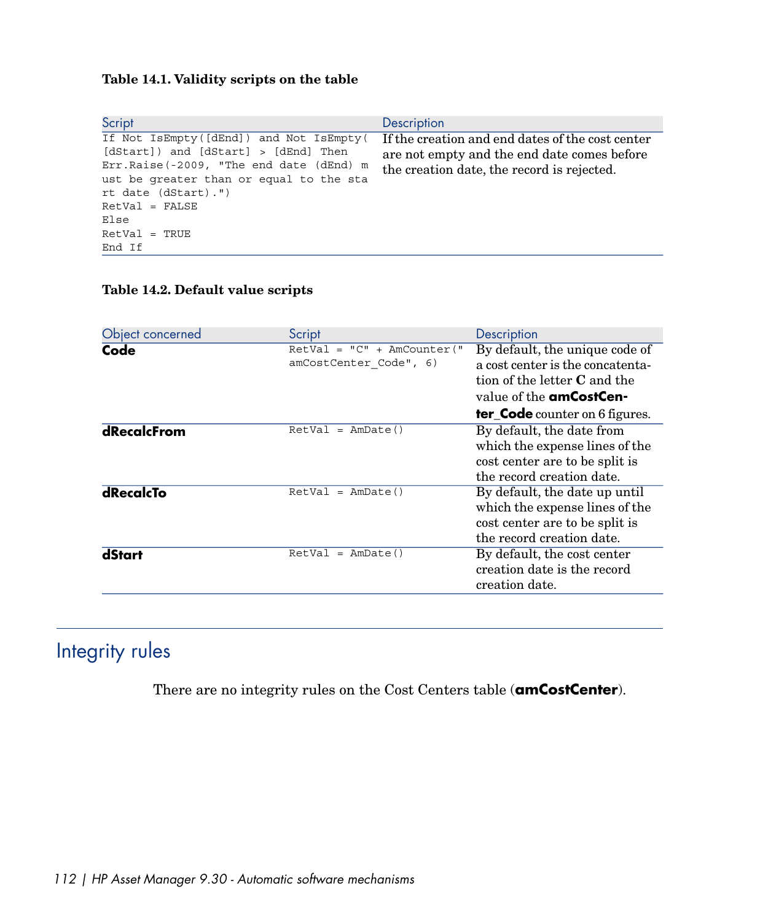**Table 14.1. Validity scripts on the table**

| Script | Description |
| --- | --- |
| `If Not IsEmpty([dEnd]) and Not IsEmpty([dStart]) and [dStart] > [dEnd] Then Err.Raise(-2009, "The end date (dEnd) must be greater than or equal to the start date (dStart).") RetVal = FALSE Else RetVal = TRUE End If` | If the creation and end dates of the cost center are not empty and the end date comes before the creation date, the record is rejected. |

**Table 14.2. Default value scripts**

| Object concerned | Script | Description |
| --- | --- | --- |
| **Code** | `RetVal = "C" + AmCounter("amCostCenter_Code", 6)` | By default, the unique code of a cost center is the concatenation of the letter **C** and the value of the **amCostCenter_Code** counter on 6 figures. |
| **dRecalcFrom** | `RetVal = AmDate()` | By default, the date from which the expense lines of the cost center are to be split is the record creation date. |
| **dRecalcTo** | `RetVal = AmDate()` | By default, the date up until which the expense lines of the cost center are to be split is the record creation date. |
| **dStart** | `RetVal = AmDate()` | By default, the cost center creation date is the record creation date. |

## Integrity rules

There are no integrity rules on the Cost Centers table (**amCostCenter**).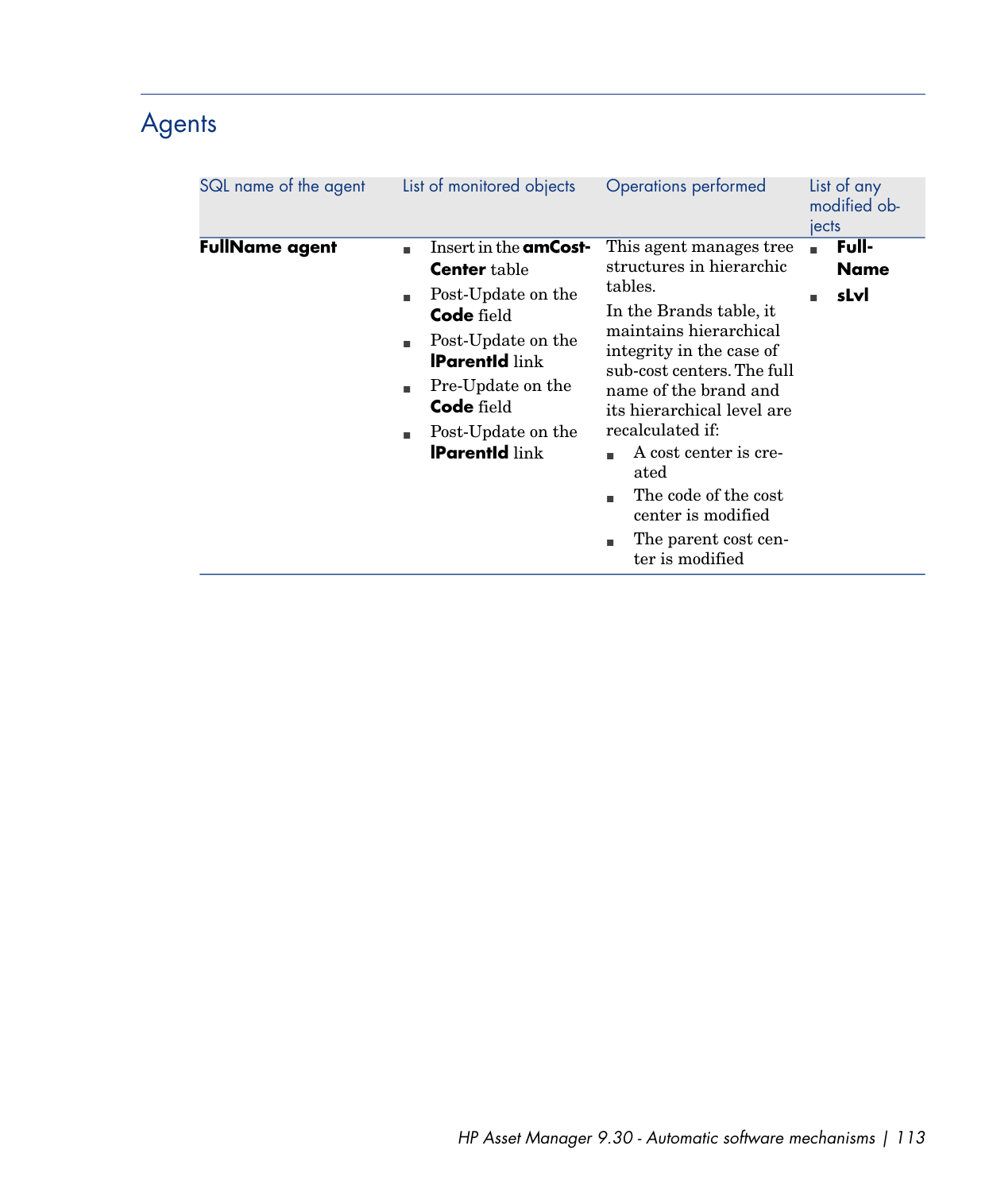## Agents

| SQL name of the agent | List of monitored objects | Operations performed | List of any modified objects |
|---|---|---|---|
| **FullName agent** | ■ Insert in the **amCostCenter** table<br>■ Post-Update on the **Code** field<br>■ Post-Update on the **lParentId** link<br>■ Pre-Update on the **Code** field<br>■ Post-Update on the **lParentId** link | This agent manages tree structures in hierarchic tables.<br>In the Brands table, it maintains hierarchical integrity in the case of sub-cost centers. The full name of the brand and its hierarchical level are recalculated if:<br>■ A cost center is created<br>■ The code of the cost center is modified<br>■ The parent cost center is modified | ■ **FullName**<br>■ **sLvl** |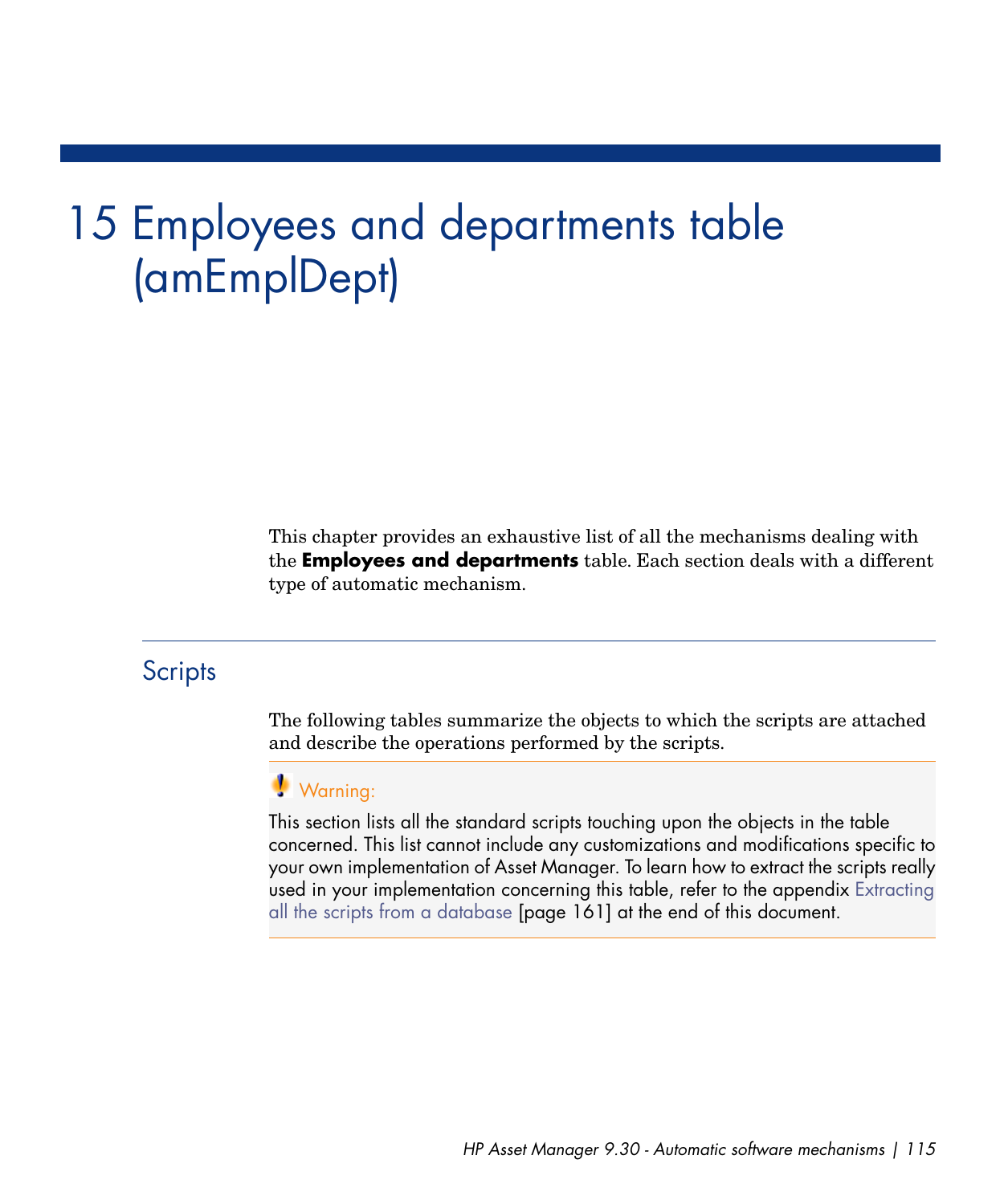# 15 Employees and departments table (amEmplDept)

This chapter provides an exhaustive list of all the mechanisms dealing with the **Employees and departments** table. Each section deals with a different type of automatic mechanism.

## Scripts

The following tables summarize the objects to which the scripts are attached and describe the operations performed by the scripts.

> **Warning:**
>
> This section lists all the standard scripts touching upon the objects in the table concerned. This list cannot include any customizations and modifications specific to your own implementation of Asset Manager. To learn how to extract the scripts really used in your implementation concerning this table, refer to the appendix Extracting all the scripts from a database [page 161] at the end of this document.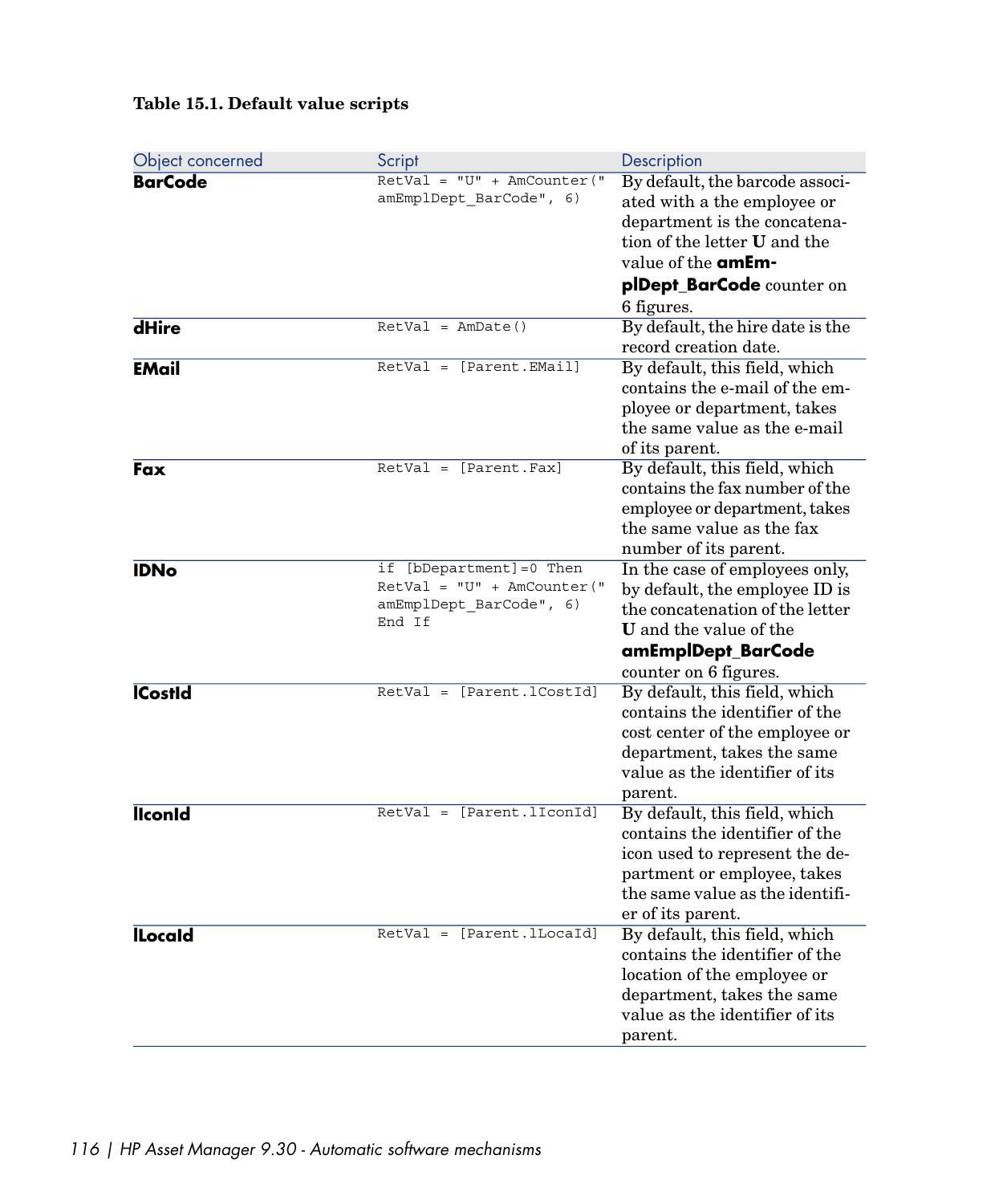**Table 15.1. Default value scripts**

| Object concerned | Script | Description |
| --- | --- | --- |
| **BarCode** | `RetVal = "U" + AmCounter("amEmplDept_BarCode", 6)` | By default, the barcode associated with a the employee or department is the concatenation of the letter **U** and the value of the **amEmplDept_BarCode** counter on 6 figures. |
| **dHire** | `RetVal = AmDate()` | By default, the hire date is the record creation date. |
| **EMail** | `RetVal = [Parent.EMail]` | By default, this field, which contains the e-mail of the employee or department, takes the same value as the e-mail of its parent. |
| **Fax** | `RetVal = [Parent.Fax]` | By default, this field, which contains the fax number of the employee or department, takes the same value as the fax number of its parent. |
| **IDNo** | `if [bDepartment]=0 Then RetVal = "U" + AmCounter("amEmplDept_BarCode", 6) End If` | In the case of employees only, by default, the employee ID is the concatenation of the letter **U** and the value of the **amEmplDept_BarCode** counter on 6 figures. |
| **lCostId** | `RetVal = [Parent.lCostId]` | By default, this field, which contains the identifier of the cost center of the employee or department, takes the same value as the identifier of its parent. |
| **lIconId** | `RetVal = [Parent.lIconId]` | By default, this field, which contains the identifier of the icon used to represent the department or employee, takes the same value as the identifier of its parent. |
| **lLocaId** | `RetVal = [Parent.lLocaId]` | By default, this field, which contains the identifier of the location of the employee or department, takes the same value as the identifier of its parent. |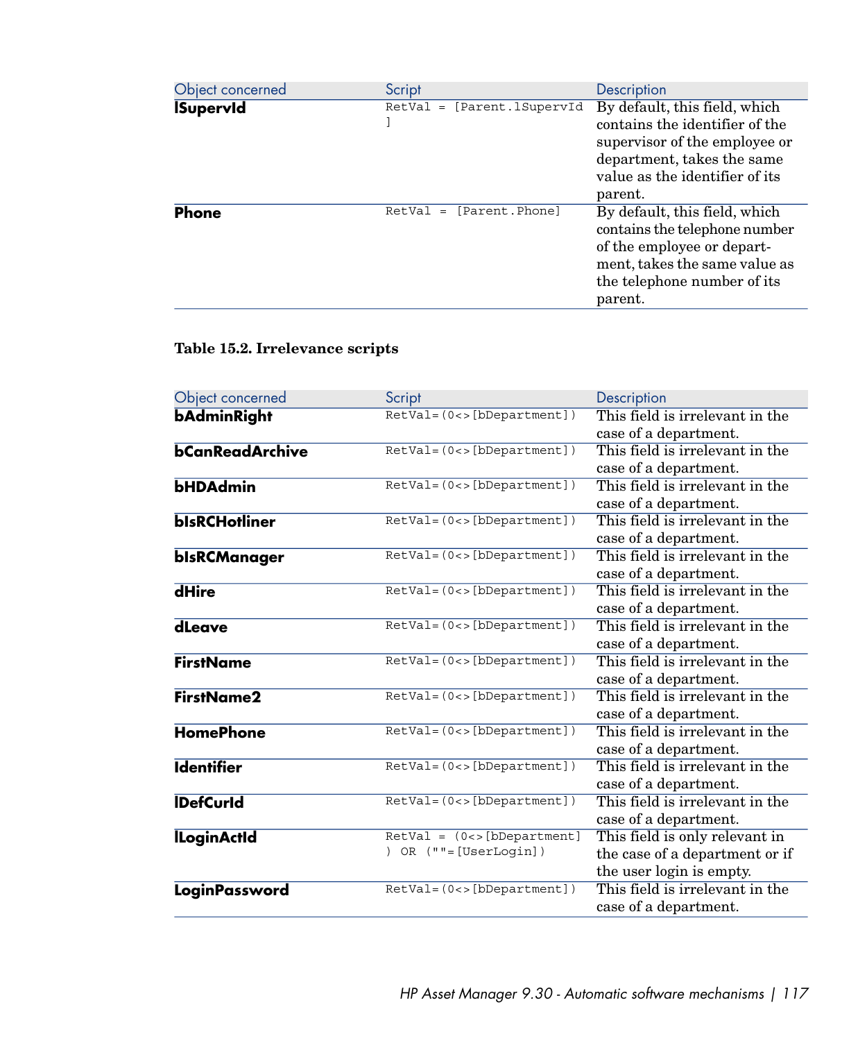| Object concerned | Script | Description |
| --- | --- | --- |
| **lSupervId** | `RetVal = [Parent.lSupervId]` | By default, this field, which contains the identifier of the supervisor of the employee or department, takes the same value as the identifier of its parent. |
| **Phone** | `RetVal = [Parent.Phone]` | By default, this field, which contains the telephone number of the employee or department, takes the same value as the telephone number of its parent. |

**Table 15.2. Irrelevance scripts**

| Object concerned | Script | Description |
| --- | --- | --- |
| **bAdminRight** | `RetVal=(0<>[bDepartment])` | This field is irrelevant in the case of a department. |
| **bCanReadArchive** | `RetVal=(0<>[bDepartment])` | This field is irrelevant in the case of a department. |
| **bHDAdmin** | `RetVal=(0<>[bDepartment])` | This field is irrelevant in the case of a department. |
| **bIsRCHotliner** | `RetVal=(0<>[bDepartment])` | This field is irrelevant in the case of a department. |
| **bIsRCManager** | `RetVal=(0<>[bDepartment])` | This field is irrelevant in the case of a department. |
| **dHire** | `RetVal=(0<>[bDepartment])` | This field is irrelevant in the case of a department. |
| **dLeave** | `RetVal=(0<>[bDepartment])` | This field is irrelevant in the case of a department. |
| **FirstName** | `RetVal=(0<>[bDepartment])` | This field is irrelevant in the case of a department. |
| **FirstName2** | `RetVal=(0<>[bDepartment])` | This field is irrelevant in the case of a department. |
| **HomePhone** | `RetVal=(0<>[bDepartment])` | This field is irrelevant in the case of a department. |
| **Identifier** | `RetVal=(0<>[bDepartment])` | This field is irrelevant in the case of a department. |
| **lDefCurId** | `RetVal=(0<>[bDepartment])` | This field is irrelevant in the case of a department. |
| **lLoginActId** | `RetVal = (0<>[bDepartment]) OR (""=[UserLogin])` | This field is only relevant in the case of a department or if the user login is empty. |
| **LoginPassword** | `RetVal=(0<>[bDepartment])` | This field is irrelevant in the case of a department. |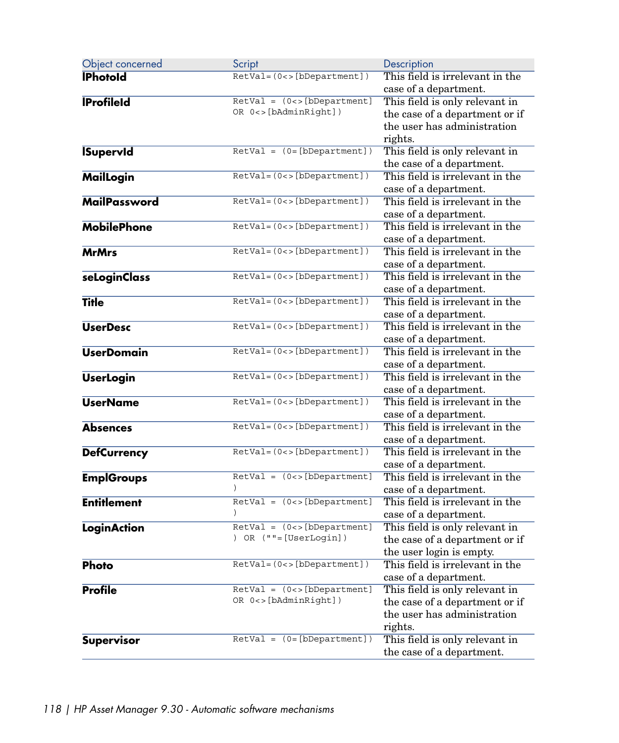| Object concerned | Script | Description |
| --- | --- | --- |
| **lPhotoId** | `RetVal=(0<>[bDepartment])` | This field is irrelevant in the case of a department. |
| **lProfileId** | `RetVal = (0<>[bDepartment] OR 0<>[bAdminRight])` | This field is only relevant in the case of a department or if the user has administration rights. |
| **lSupervId** | `RetVal = (0=[bDepartment])` | This field is only relevant in the case of a department. |
| **MailLogin** | `RetVal=(0<>[bDepartment])` | This field is irrelevant in the case of a department. |
| **MailPassword** | `RetVal=(0<>[bDepartment])` | This field is irrelevant in the case of a department. |
| **MobilePhone** | `RetVal=(0<>[bDepartment])` | This field is irrelevant in the case of a department. |
| **MrMrs** | `RetVal=(0<>[bDepartment])` | This field is irrelevant in the case of a department. |
| **seLoginClass** | `RetVal=(0<>[bDepartment])` | This field is irrelevant in the case of a department. |
| **Title** | `RetVal=(0<>[bDepartment])` | This field is irrelevant in the case of a department. |
| **UserDesc** | `RetVal=(0<>[bDepartment])` | This field is irrelevant in the case of a department. |
| **UserDomain** | `RetVal=(0<>[bDepartment])` | This field is irrelevant in the case of a department. |
| **UserLogin** | `RetVal=(0<>[bDepartment])` | This field is irrelevant in the case of a department. |
| **UserName** | `RetVal=(0<>[bDepartment])` | This field is irrelevant in the case of a department. |
| **Absences** | `RetVal=(0<>[bDepartment])` | This field is irrelevant in the case of a department. |
| **DefCurrency** | `RetVal=(0<>[bDepartment])` | This field is irrelevant in the case of a department. |
| **EmplGroups** | `RetVal = (0<>[bDepartment])` | This field is irrelevant in the case of a department. |
| **Entitlement** | `RetVal = (0<>[bDepartment])` | This field is irrelevant in the case of a department. |
| **LoginAction** | `RetVal = (0<>[bDepartment]) OR (""=[UserLogin])` | This field is only relevant in the case of a department or if the user login is empty. |
| **Photo** | `RetVal=(0<>[bDepartment])` | This field is irrelevant in the case of a department. |
| **Profile** | `RetVal = (0<>[bDepartment] OR 0<>[bAdminRight])` | This field is only relevant in the case of a department or if the user has administration rights. |
| **Supervisor** | `RetVal = (0=[bDepartment])` | This field is only relevant in the case of a department. |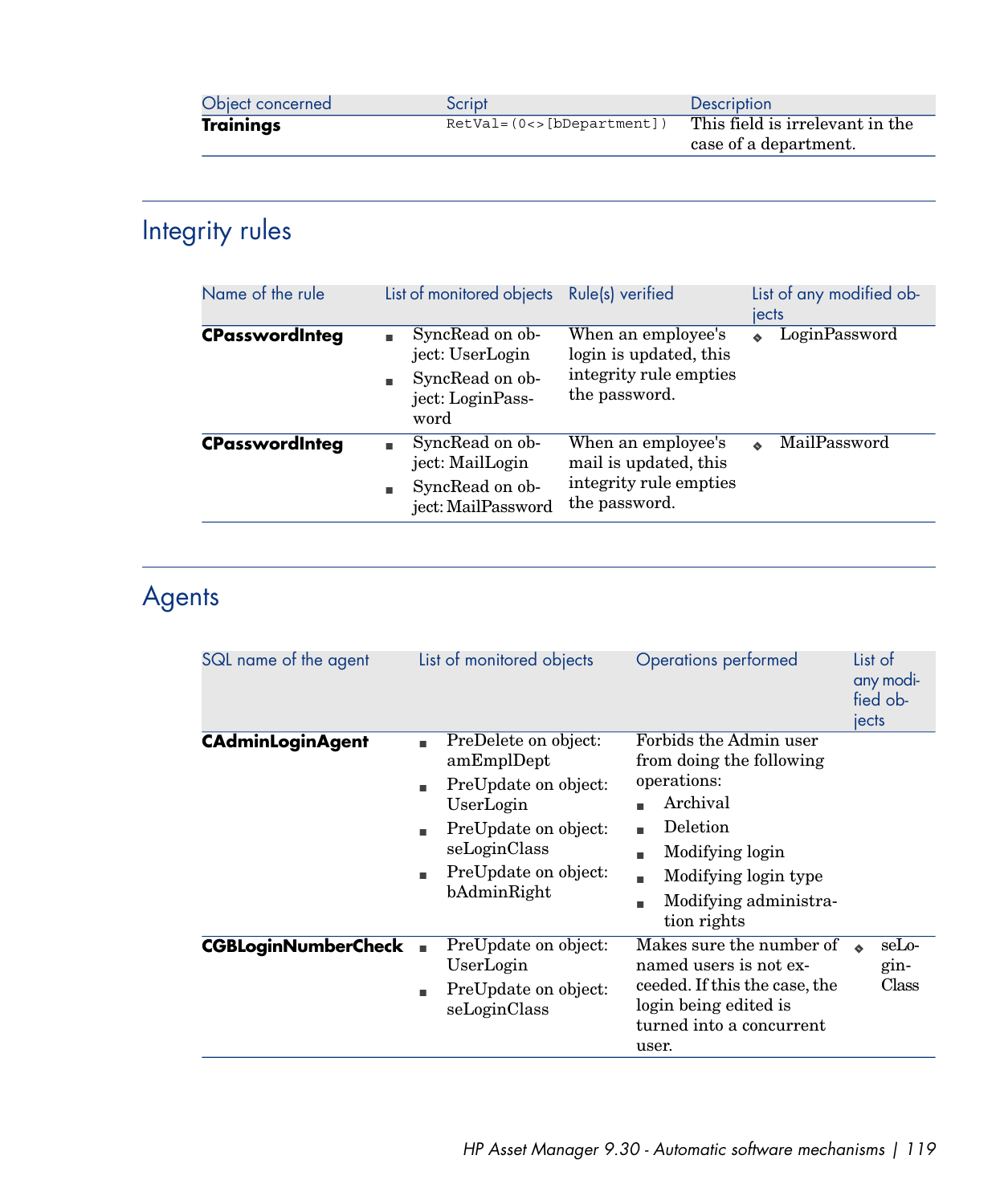| Object concerned | Script | Description |
| --- | --- | --- |
| **Trainings** | `RetVal=(0<>[bDepartment])` | This field is irrelevant in the case of a department. |

## Integrity rules

| Name of the rule | List of monitored objects | Rule(s) verified | List of any modified objects |
| --- | --- | --- | --- |
| **CPasswordInteg** | ▪ SyncRead on object: UserLogin<br>▪ SyncRead on object: LoginPassword | When an employee's login is updated, this integrity rule empties the password. | ◆ LoginPassword |
| **CPasswordInteg** | ▪ SyncRead on object: MailLogin<br>▪ SyncRead on object: MailPassword | When an employee's mail is updated, this integrity rule empties the password. | ◆ MailPassword |

## Agents

| SQL name of the agent | List of monitored objects | Operations performed | List of any modified objects |
| --- | --- | --- | --- |
| **CAdminLoginAgent** | ▪ PreDelete on object: amEmplDept<br>▪ PreUpdate on object: UserLogin<br>▪ PreUpdate on object: seLoginClass<br>▪ PreUpdate on object: bAdminRight | Forbids the Admin user from doing the following operations:<br>▪ Archival<br>▪ Deletion<br>▪ Modifying login<br>▪ Modifying login type<br>▪ Modifying administration rights | |
| **CGBLoginNumberCheck** | ▪ PreUpdate on object: UserLogin<br>▪ PreUpdate on object: seLoginClass | Makes sure the number of named users is not exceeded. If this the case, the login being edited is turned into a concurrent user. | ◆ seLoginClass |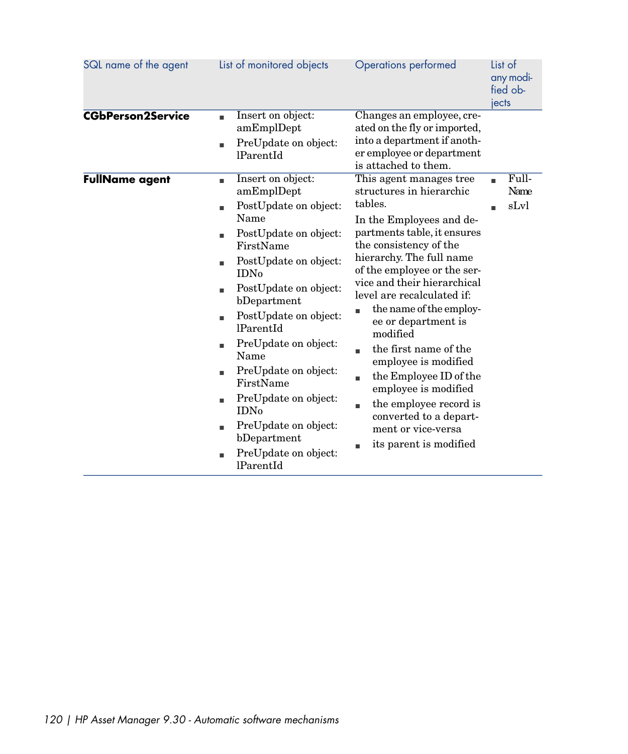| SQL name of the agent | List of monitored objects | Operations performed | List of any modified objects |
|---|---|---|---|
| **CGbPerson2Service** | ▪ Insert on object: amEmplDept<br>▪ PreUpdate on object: lParentId | Changes an employee, created on the fly or imported, into a department if another employee or department is attached to them. | |
| **FullName agent** | ▪ Insert on object: amEmplDept<br>▪ PostUpdate on object: Name<br>▪ PostUpdate on object: FirstName<br>▪ PostUpdate on object: IDNo<br>▪ PostUpdate on object: bDepartment<br>▪ PostUpdate on object: lParentId<br>▪ PreUpdate on object: Name<br>▪ PreUpdate on object: FirstName<br>▪ PreUpdate on object: IDNo<br>▪ PreUpdate on object: bDepartment<br>▪ PreUpdate on object: lParentId | This agent manages tree structures in hierarchic tables.<br>In the Employees and departments table, it ensures the consistency of the hierarchy. The full name of the employee or the service and their hierarchical level are recalculated if:<br>▪ the name of the employee or department is modified<br>▪ the first name of the employee is modified<br>▪ the Employee ID of the employee is modified<br>▪ the employee record is converted to a department or vice-versa<br>▪ its parent is modified | ▪ FullName<br>▪ sLvl |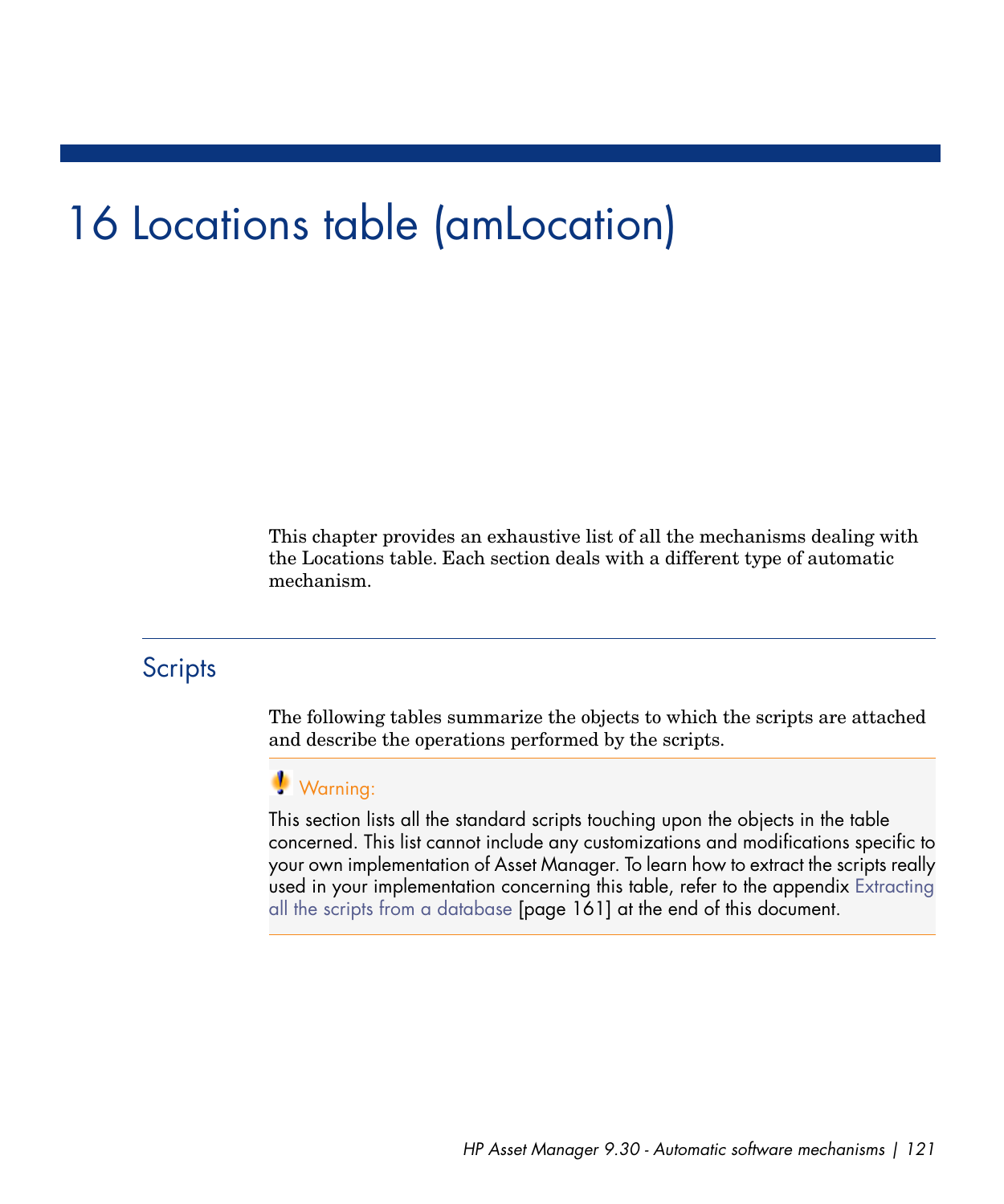# 16 Locations table (amLocation)

This chapter provides an exhaustive list of all the mechanisms dealing with the Locations table. Each section deals with a different type of automatic mechanism.

## Scripts

The following tables summarize the objects to which the scripts are attached and describe the operations performed by the scripts.

> **Warning:**
>
> This section lists all the standard scripts touching upon the objects in the table concerned. This list cannot include any customizations and modifications specific to your own implementation of Asset Manager. To learn how to extract the scripts really used in your implementation concerning this table, refer to the appendix Extracting all the scripts from a database [page 161] at the end of this document.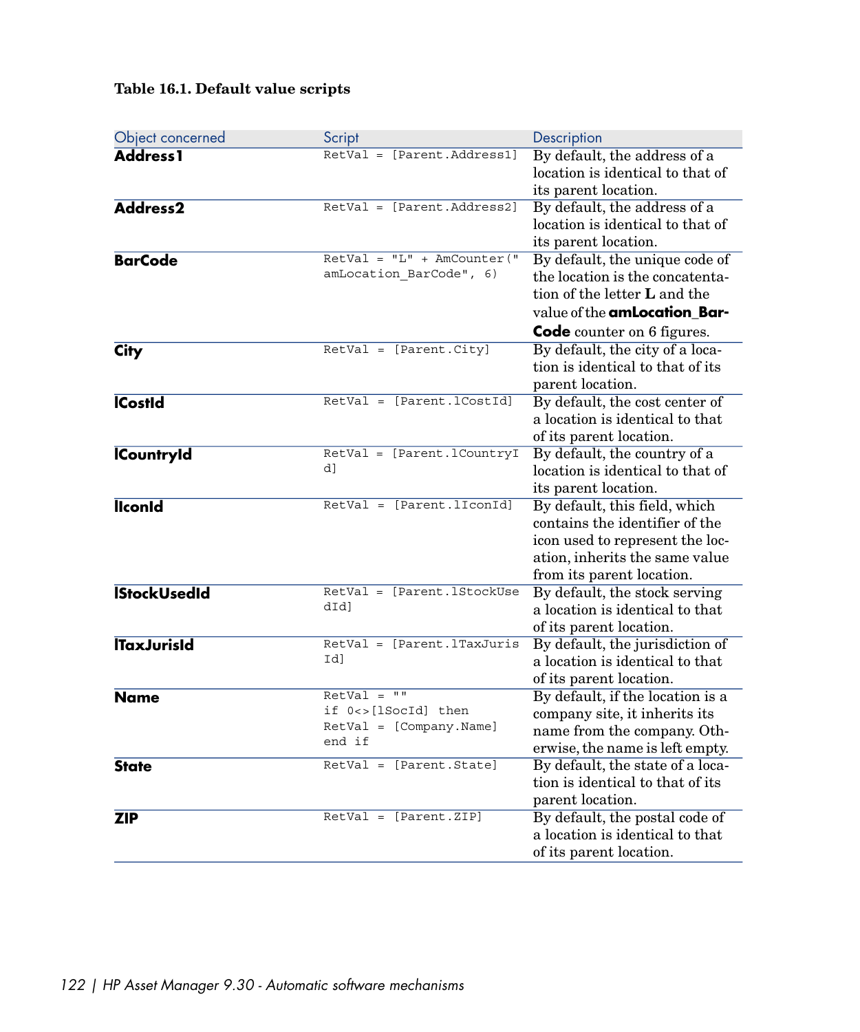**Table 16.1. Default value scripts**

| Object concerned | Script | Description |
| --- | --- | --- |
| **Address1** | `RetVal = [Parent.Address1]` | By default, the address of a location is identical to that of its parent location. |
| **Address2** | `RetVal = [Parent.Address2]` | By default, the address of a location is identical to that of its parent location. |
| **BarCode** | `RetVal = "L" + AmCounter("amLocation_BarCode", 6)` | By default, the unique code of the location is the concatenation of the letter **L** and the value of the **amLocation_BarCode** counter on 6 figures. |
| **City** | `RetVal = [Parent.City]` | By default, the city of a location is identical to that of its parent location. |
| **lCostId** | `RetVal = [Parent.lCostId]` | By default, the cost center of a location is identical to that of its parent location. |
| **lCountryId** | `RetVal = [Parent.lCountryId]` | By default, the country of a location is identical to that of its parent location. |
| **lIconId** | `RetVal = [Parent.lIconId]` | By default, this field, which contains the identifier of the icon used to represent the location, inherits the same value from its parent location. |
| **lStockUsedId** | `RetVal = [Parent.lStockUsedId]` | By default, the stock serving a location is identical to that of its parent location. |
| **lTaxJurisId** | `RetVal = [Parent.lTaxJurisId]` | By default, the jurisdiction of a location is identical to that of its parent location. |
| **Name** | `RetVal = ""` `if 0<>[lSocId] then` `RetVal = [Company.Name]` `end if` | By default, if the location is a company site, it inherits its name from the company. Otherwise, the name is left empty. |
| **State** | `RetVal = [Parent.State]` | By default, the state of a location is identical to that of its parent location. |
| **ZIP** | `RetVal = [Parent.ZIP]` | By default, the postal code of a location is identical to that of its parent location. |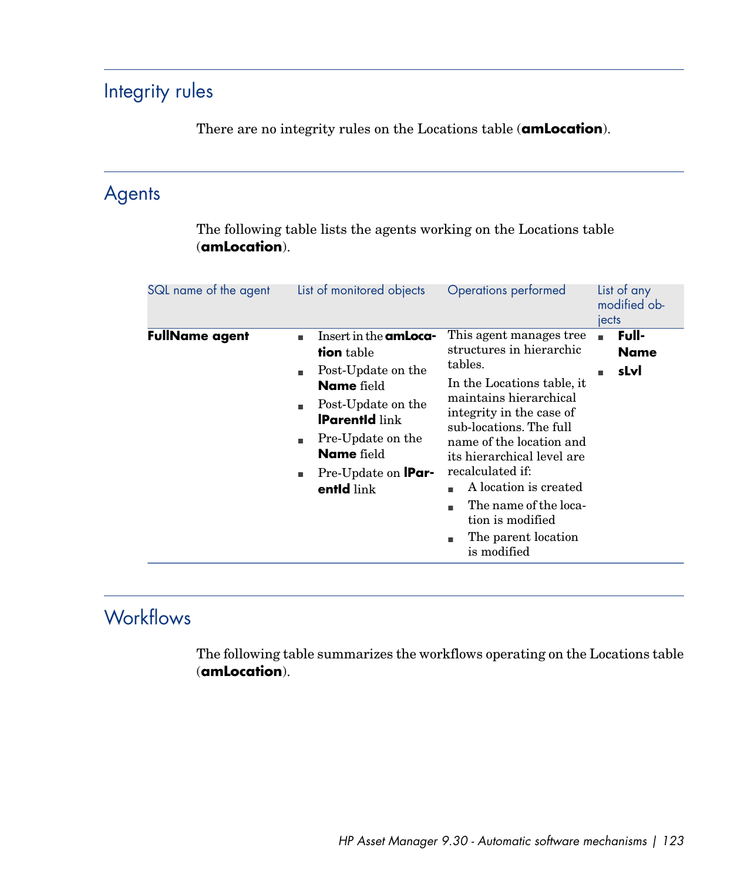## Integrity rules

There are no integrity rules on the Locations table (**amLocation**).

## Agents

The following table lists the agents working on the Locations table (**amLocation**).

| SQL name of the agent | List of monitored objects | Operations performed | List of any modified objects |
| --- | --- | --- | --- |
| **FullName agent** | <ul><li>Insert in the **amLocation** table</li><li>Post-Update on the **Name** field</li><li>Post-Update on the **lParentId** link</li><li>Pre-Update on the **Name** field</li><li>Pre-Update on **lParentId** link</li></ul> | This agent manages tree structures in hierarchic tables.<br>In the Locations table, it maintains hierarchical integrity in the case of sub-locations. The full name of the location and its hierarchical level are recalculated if:<ul><li>A location is created</li><li>The name of the location is modified</li><li>The parent location is modified</li></ul> | <ul><li>**FullName**</li><li>**sLvl**</li></ul> |

## Workflows

The following table summarizes the workflows operating on the Locations table (**amLocation**).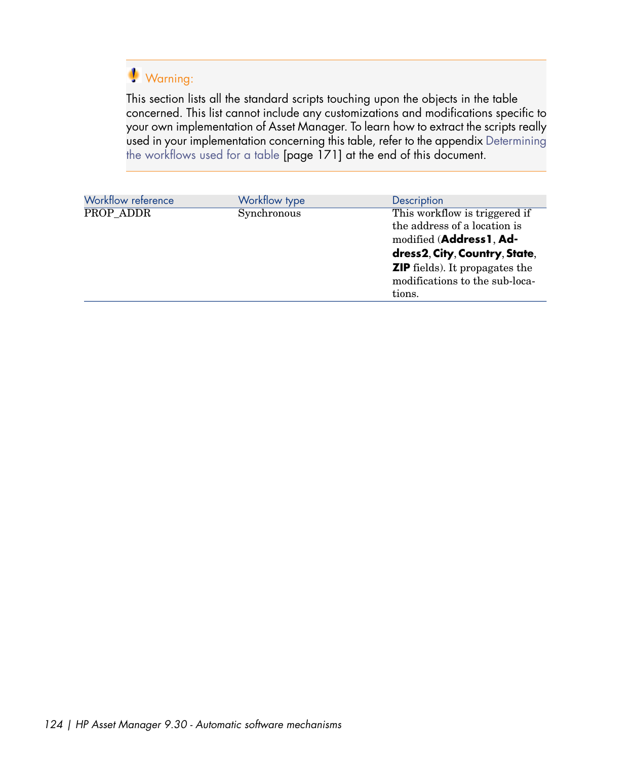> **Warning:**
>
> This section lists all the standard scripts touching upon the objects in the table concerned. This list cannot include any customizations and modifications specific to your own implementation of Asset Manager. To learn how to extract the scripts really used in your implementation concerning this table, refer to the appendix Determining the workflows used for a table [page 171] at the end of this document.

| Workflow reference | Workflow type | Description |
| --- | --- | --- |
| PROP_ADDR | Synchronous | This workflow is triggered if the address of a location is modified (**Address1**, **Address2**, **City**, **Country**, **State**, **ZIP** fields). It propagates the modifications to the sub-locations. |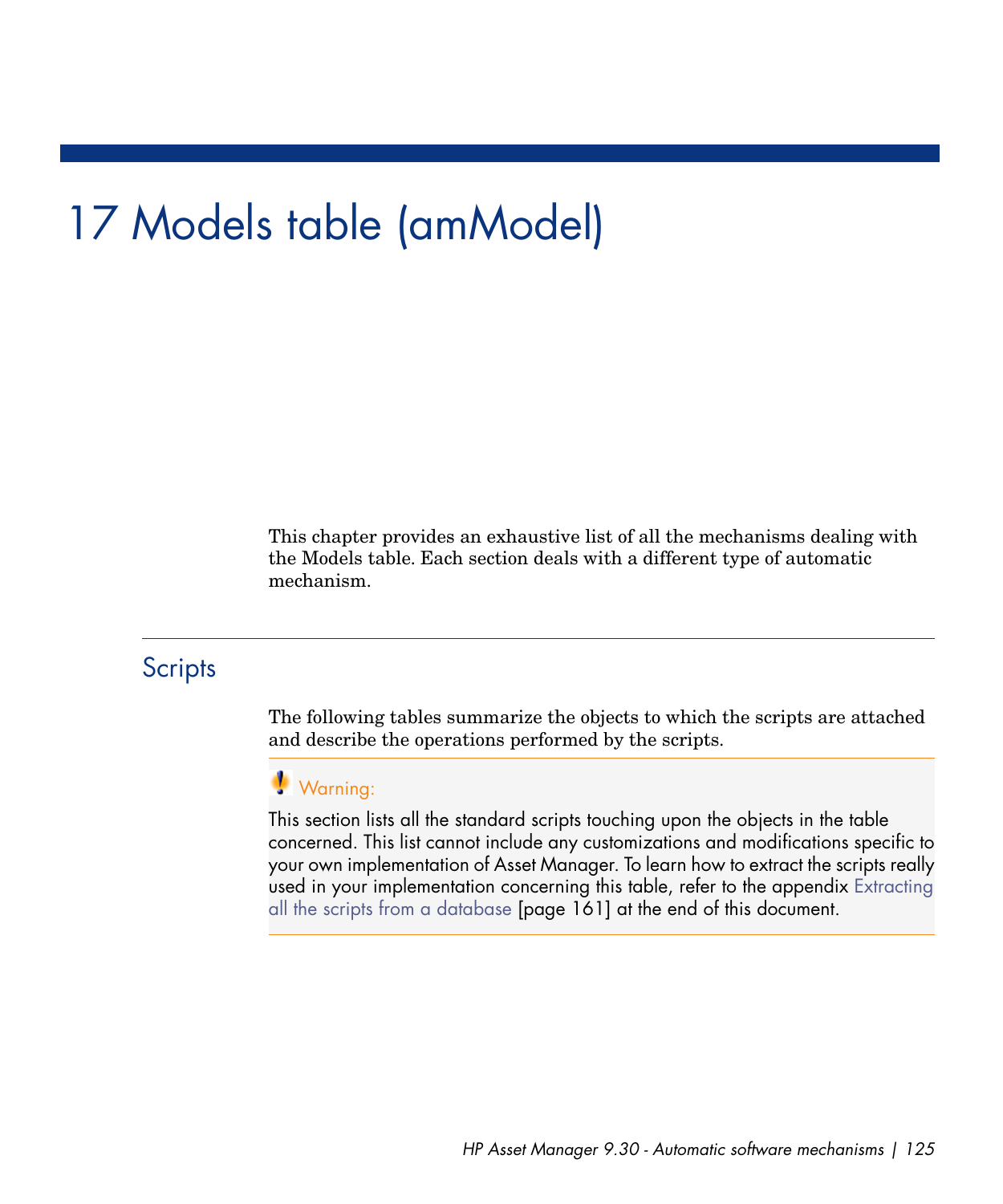# 17 Models table (amModel)

This chapter provides an exhaustive list of all the mechanisms dealing with the Models table. Each section deals with a different type of automatic mechanism.

## Scripts

The following tables summarize the objects to which the scripts are attached and describe the operations performed by the scripts.

> **Warning:**
>
> This section lists all the standard scripts touching upon the objects in the table concerned. This list cannot include any customizations and modifications specific to your own implementation of Asset Manager. To learn how to extract the scripts really used in your implementation concerning this table, refer to the appendix Extracting all the scripts from a database [page 161] at the end of this document.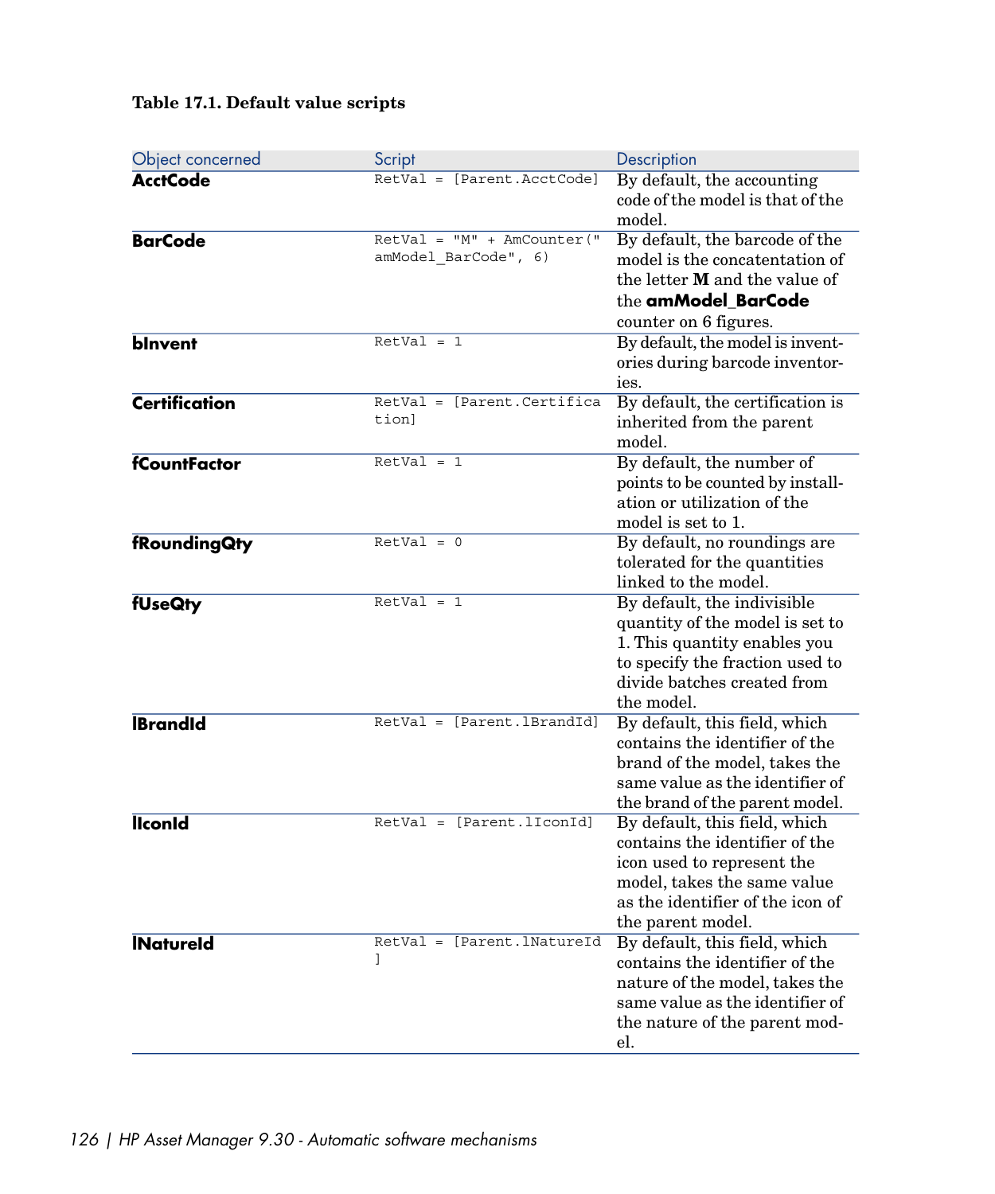**Table 17.1. Default value scripts**

| Object concerned | Script | Description |
| --- | --- | --- |
| **AcctCode** | `RetVal = [Parent.AcctCode]` | By default, the accounting code of the model is that of the model. |
| **BarCode** | `RetVal = "M" + AmCounter("amModel_BarCode", 6)` | By default, the barcode of the model is the concatentation of the letter **M** and the value of the **amModel_BarCode** counter on 6 figures. |
| **bInvent** | `RetVal = 1` | By default, the model is inventories during barcode inventories. |
| **Certification** | `RetVal = [Parent.Certification]` | By default, the certification is inherited from the parent model. |
| **fCountFactor** | `RetVal = 1` | By default, the number of points to be counted by installation or utilization of the model is set to 1. |
| **fRoundingQty** | `RetVal = 0` | By default, no roundings are tolerated for the quantities linked to the model. |
| **fUseQty** | `RetVal = 1` | By default, the indivisible quantity of the model is set to 1. This quantity enables you to specify the fraction used to divide batches created from the model. |
| **lBrandId** | `RetVal = [Parent.lBrandId]` | By default, this field, which contains the identifier of the brand of the model, takes the same value as the identifier of the brand of the parent model. |
| **lIconId** | `RetVal = [Parent.lIconId]` | By default, this field, which contains the identifier of the icon used to represent the model, takes the same value as the identifier of the icon of the parent model. |
| **lNatureId** | `RetVal = [Parent.lNatureId]` | By default, this field, which contains the identifier of the nature of the model, takes the same value as the identifier of the nature of the parent model. |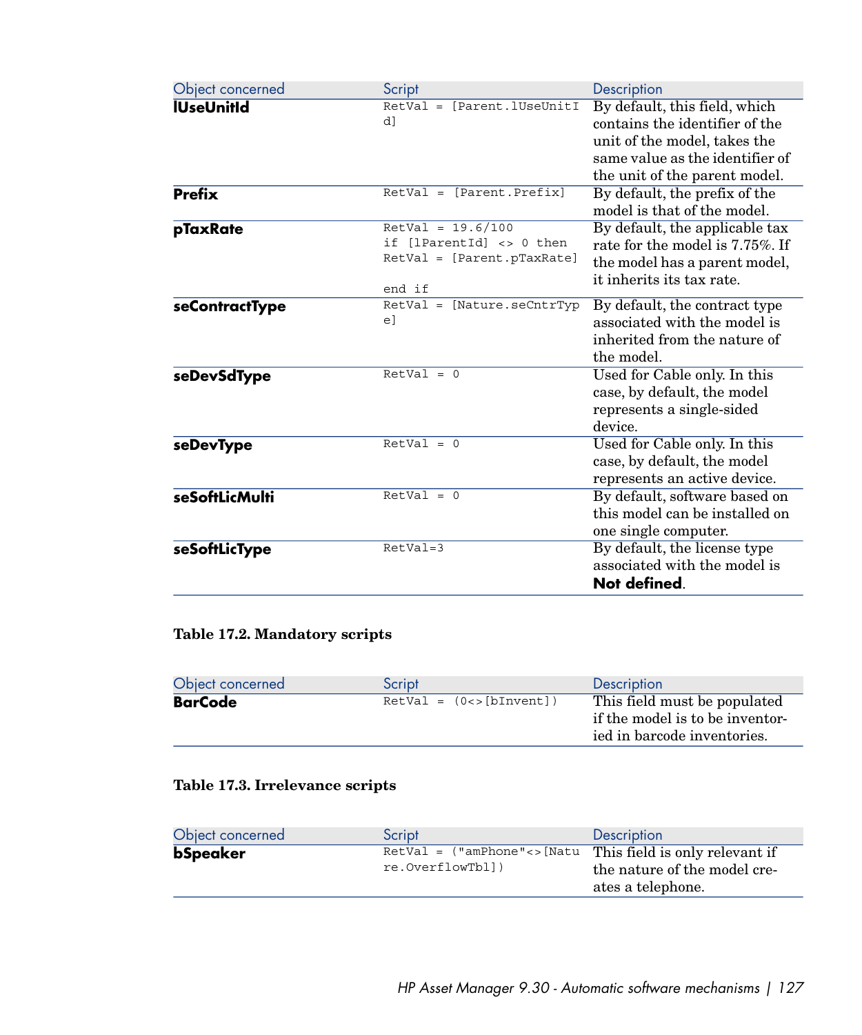| Object concerned | Script | Description |
| --- | --- | --- |
| **lUseUnitId** | `RetVal = [Parent.lUseUnitId]` | By default, this field, which contains the identifier of the unit of the model, takes the same value as the identifier of the unit of the parent model. |
| **Prefix** | `RetVal = [Parent.Prefix]` | By default, the prefix of the model is that of the model. |
| **pTaxRate** | `RetVal = 19.6/100 if [lParentId] <> 0 then RetVal = [Parent.pTaxRate] end if` | By default, the applicable tax rate for the model is 7.75%. If the model has a parent model, it inherits its tax rate. |
| **seContractType** | `RetVal = [Nature.seCntrType]` | By default, the contract type associated with the model is inherited from the nature of the model. |
| **seDevSdType** | `RetVal = 0` | Used for Cable only. In this case, by default, the model represents a single-sided device. |
| **seDevType** | `RetVal = 0` | Used for Cable only. In this case, by default, the model represents an active device. |
| **seSoftLicMulti** | `RetVal = 0` | By default, software based on this model can be installed on one single computer. |
| **seSoftLicType** | `RetVal=3` | By default, the license type associated with the model is **Not defined**. |

**Table 17.2. Mandatory scripts**

| Object concerned | Script | Description |
| --- | --- | --- |
| **BarCode** | `RetVal = (0<>[bInvent])` | This field must be populated if the model is to be inventoried in barcode inventories. |

**Table 17.3. Irrelevance scripts**

| Object concerned | Script | Description |
| --- | --- | --- |
| **bSpeaker** | `RetVal = ("amPhone"<>[Nature.OverflowTbl])` | This field is only relevant if the nature of the model creates a telephone. |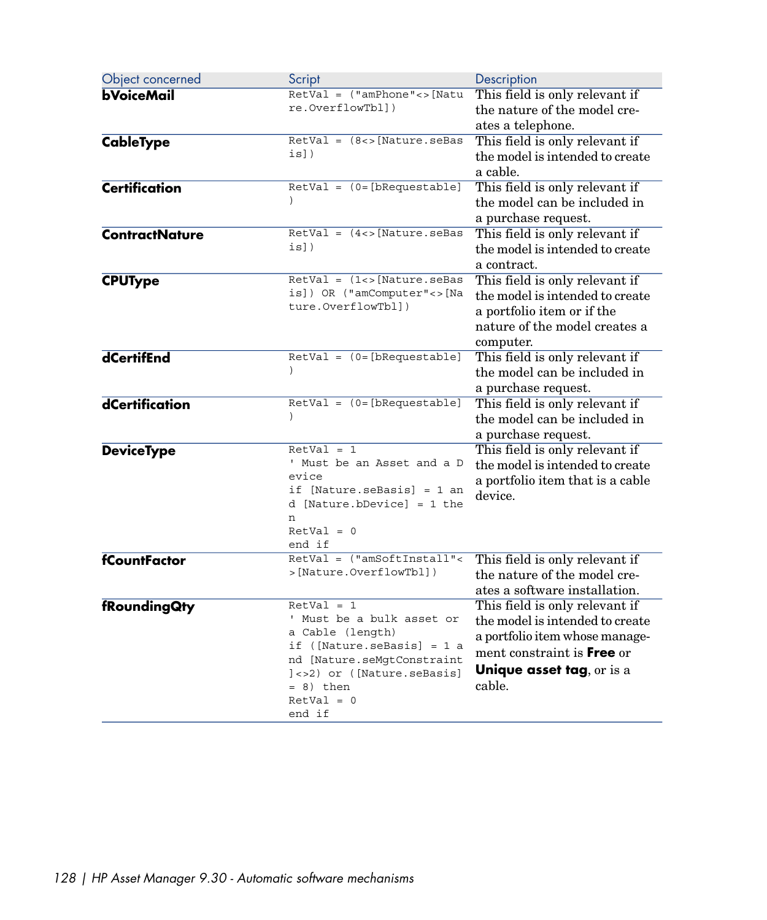| Object concerned | Script | Description |
| --- | --- | --- |
| **bVoiceMail** | `RetVal = ("amPhone"<>[Nature.OverflowTbl])` | This field is only relevant if the nature of the model creates a telephone. |
| **CableType** | `RetVal = (8<>[Nature.seBasis])` | This field is only relevant if the model is intended to create a cable. |
| **Certification** | `RetVal = (0=[bRequestable])` | This field is only relevant if the model can be included in a purchase request. |
| **ContractNature** | `RetVal = (4<>[Nature.seBasis])` | This field is only relevant if the model is intended to create a contract. |
| **CPUType** | `RetVal = (1<>[Nature.seBasis]) OR ("amComputer"<>[Nature.OverflowTbl])` | This field is only relevant if the model is intended to create a portfolio item or if the nature of the model creates a computer. |
| **dCertifEnd** | `RetVal = (0=[bRequestable])` | This field is only relevant if the model can be included in a purchase request. |
| **dCertification** | `RetVal = (0=[bRequestable])` | This field is only relevant if the model can be included in a purchase request. |
| **DeviceType** | `RetVal = 1`<br>`' Must be an Asset and a Device`<br>`if [Nature.seBasis] = 1 and [Nature.bDevice] = 1 then`<br>`RetVal = 0`<br>`end if` | This field is only relevant if the model is intended to create a portfolio item that is a cable device. |
| **fCountFactor** | `RetVal = ("amSoftInstall"<>[Nature.OverflowTbl])` | This field is only relevant if the nature of the model creates a software installation. |
| **fRoundingQty** | `RetVal = 1`<br>`' Must be a bulk asset or a Cable (length)`<br>`if ([Nature.seBasis] = 1 and [Nature.seMgtConstraint]<>2) or ([Nature.seBasis] = 8) then`<br>`RetVal = 0`<br>`end if` | This field is only relevant if the model is intended to create a portfolio item whose management constraint is **Free** or **Unique asset tag**, or is a cable. |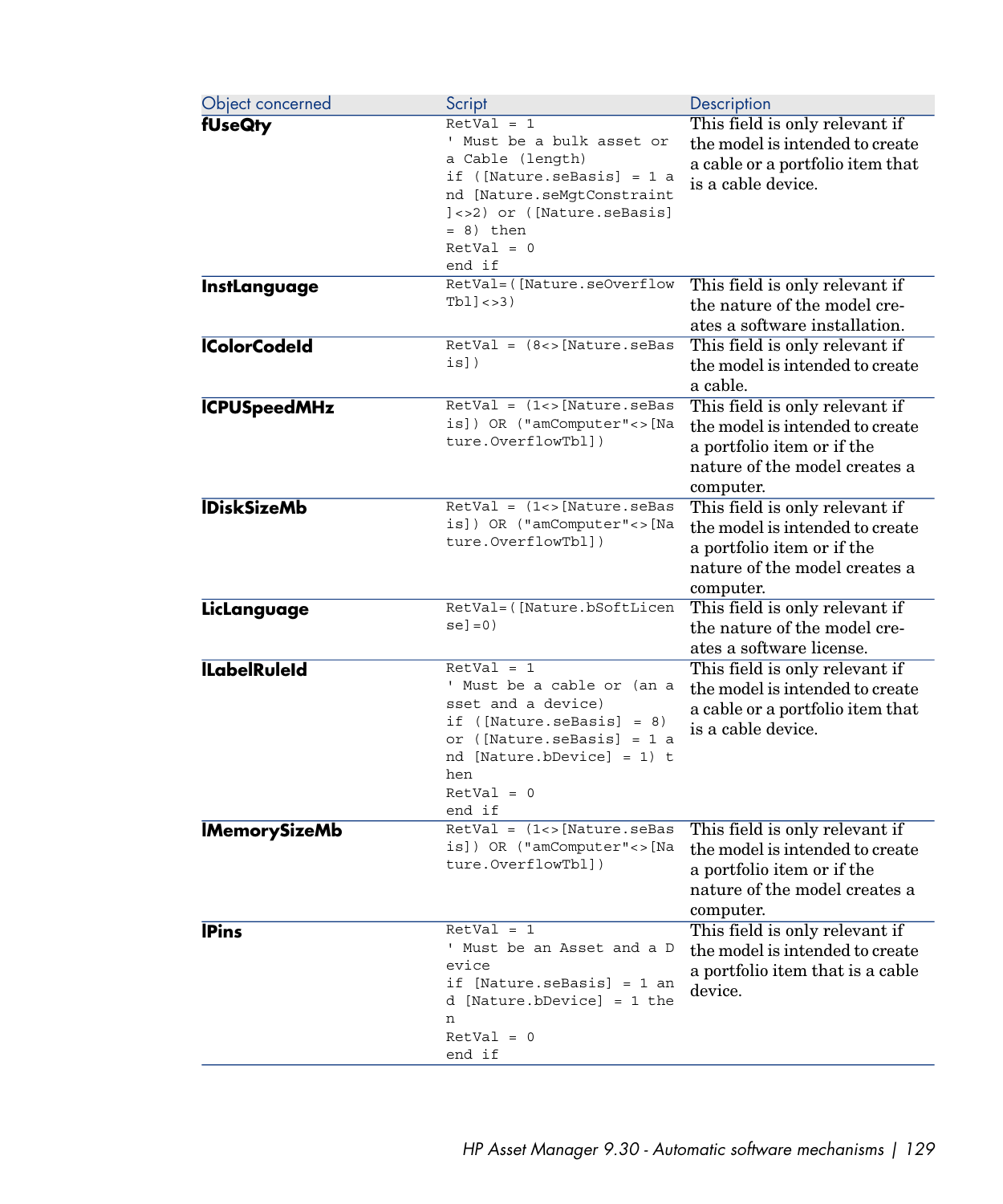| Object concerned | Script | Description |
| --- | --- | --- |
| **fUseQty** | `RetVal = 1`<br>`' Must be a bulk asset or a Cable (length)`<br>`if ([Nature.seBasis] = 1 and [Nature.seMgtConstraint]<>2) or ([Nature.seBasis] = 8) then`<br>`RetVal = 0`<br>`end if` | This field is only relevant if the model is intended to create a cable or a portfolio item that is a cable device. |
| **InstLanguage** | `RetVal=([Nature.seOverflowTbl]<>3)` | This field is only relevant if the nature of the model creates a software installation. |
| **lColorCodeId** | `RetVal = (8<>[Nature.seBasis])` | This field is only relevant if the model is intended to create a cable. |
| **lCPUSpeedMHz** | `RetVal = (1<>[Nature.seBasis]) OR ("amComputer"<>[Nature.OverflowTbl])` | This field is only relevant if the model is intended to create a portfolio item or if the nature of the model creates a computer. |
| **lDiskSizeMb** | `RetVal = (1<>[Nature.seBasis]) OR ("amComputer"<>[Nature.OverflowTbl])` | This field is only relevant if the model is intended to create a portfolio item or if the nature of the model creates a computer. |
| **LicLanguage** | `RetVal=([Nature.bSoftLicense]=0)` | This field is only relevant if the nature of the model creates a software license. |
| **lLabelRuleId** | `RetVal = 1`<br>`' Must be a cable or (an asset and a device)`<br>`if ([Nature.seBasis] = 8) or ([Nature.seBasis] = 1 and [Nature.bDevice] = 1) then`<br>`RetVal = 0`<br>`end if` | This field is only relevant if the model is intended to create a cable or a portfolio item that is a cable device. |
| **lMemorySizeMb** | `RetVal = (1<>[Nature.seBasis]) OR ("amComputer"<>[Nature.OverflowTbl])` | This field is only relevant if the model is intended to create a portfolio item or if the nature of the model creates a computer. |
| **lPins** | `RetVal = 1`<br>`' Must be an Asset and a Device`<br>`if [Nature.seBasis] = 1 and [Nature.bDevice] = 1 then`<br>`RetVal = 0`<br>`end if` | This field is only relevant if the model is intended to create a portfolio item that is a cable device. |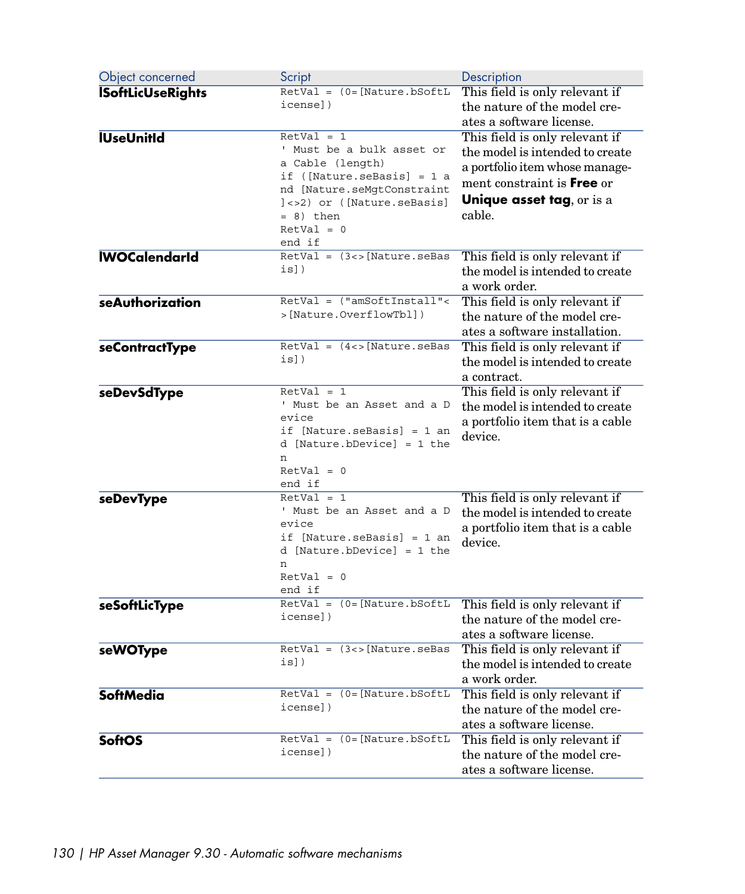| Object concerned | Script | Description |
| --- | --- | --- |
| **lSoftLicUseRights** | `RetVal = (0=[Nature.bSoftLicense])` | This field is only relevant if the nature of the model creates a software license. |
| **lUseUnitId** | `RetVal = 1`<br>`' Must be a bulk asset or a Cable (length)`<br>`if ([Nature.seBasis] = 1 and [Nature.seMgtConstraint]<>2) or ([Nature.seBasis] = 8) then`<br>`RetVal = 0`<br>`end if` | This field is only relevant if the model is intended to create a portfolio item whose management constraint is **Free** or **Unique asset tag**, or is a cable. |
| **lWOCalendarId** | `RetVal = (3<>[Nature.seBasis])` | This field is only relevant if the model is intended to create a work order. |
| **seAuthorization** | `RetVal = ("amSoftInstall"<>[Nature.OverflowTbl])` | This field is only relevant if the nature of the model creates a software installation. |
| **seContractType** | `RetVal = (4<>[Nature.seBasis])` | This field is only relevant if the model is intended to create a contract. |
| **seDevSdType** | `RetVal = 1`<br>`' Must be an Asset and a Device`<br>`if [Nature.seBasis] = 1 and [Nature.bDevice] = 1 then`<br>`RetVal = 0`<br>`end if` | This field is only relevant if the model is intended to create a portfolio item that is a cable device. |
| **seDevType** | `RetVal = 1`<br>`' Must be an Asset and a Device`<br>`if [Nature.seBasis] = 1 and [Nature.bDevice] = 1 then`<br>`RetVal = 0`<br>`end if` | This field is only relevant if the model is intended to create a portfolio item that is a cable device. |
| **seSoftLicType** | `RetVal = (0=[Nature.bSoftLicense])` | This field is only relevant if the nature of the model creates a software license. |
| **seWOType** | `RetVal = (3<>[Nature.seBasis])` | This field is only relevant if the model is intended to create a work order. |
| **SoftMedia** | `RetVal = (0=[Nature.bSoftLicense])` | This field is only relevant if the nature of the model creates a software license. |
| **SoftOS** | `RetVal = (0=[Nature.bSoftLicense])` | This field is only relevant if the nature of the model creates a software license. |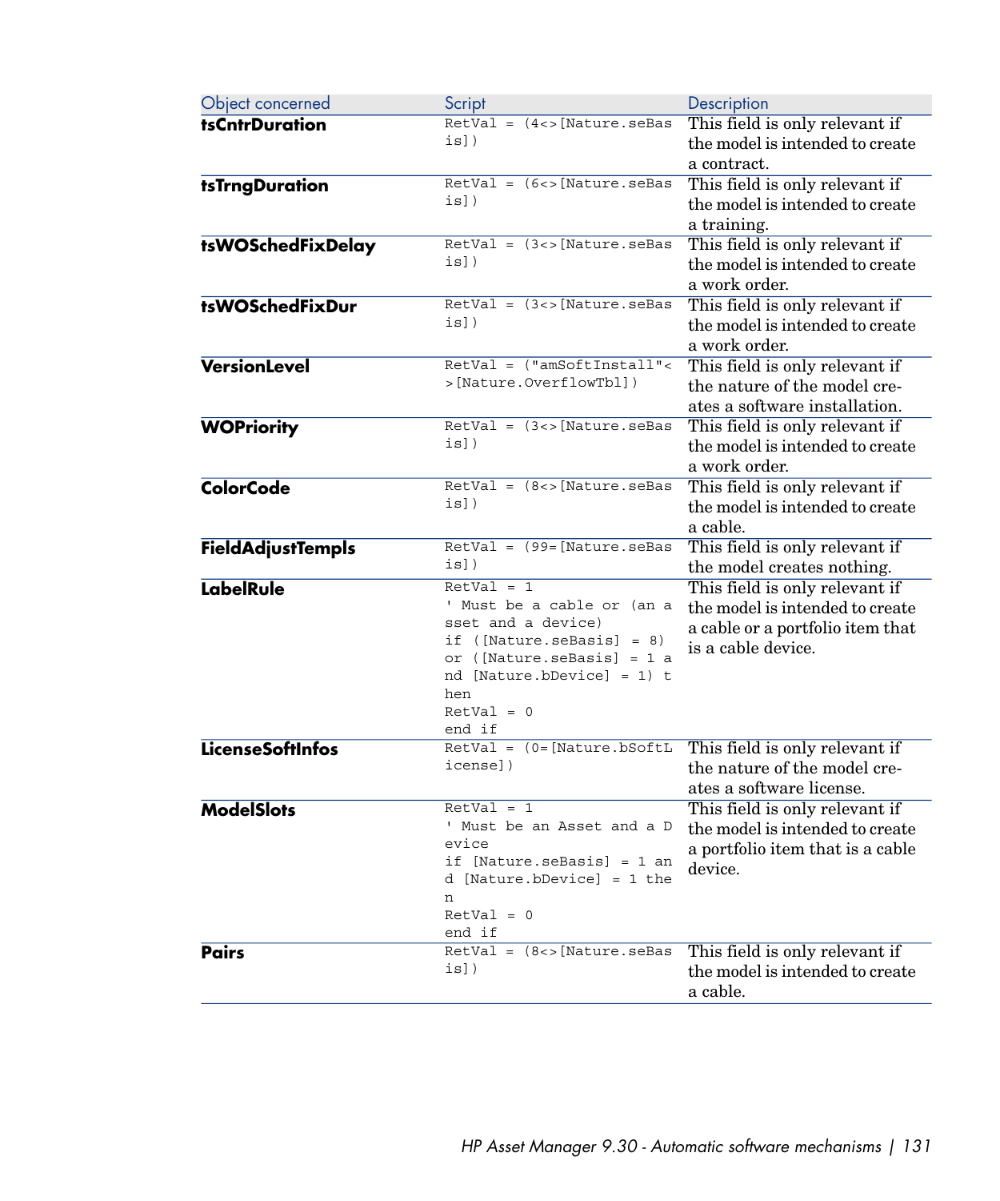| Object concerned | Script | Description |
|---|---|---|
| **tsCntrDuration** | `RetVal = (4<>[Nature.seBasis])` | This field is only relevant if the model is intended to create a contract. |
| **tsTrngDuration** | `RetVal = (6<>[Nature.seBasis])` | This field is only relevant if the model is intended to create a training. |
| **tsWOSchedFixDelay** | `RetVal = (3<>[Nature.seBasis])` | This field is only relevant if the model is intended to create a work order. |
| **tsWOSchedFixDur** | `RetVal = (3<>[Nature.seBasis])` | This field is only relevant if the model is intended to create a work order. |
| **VersionLevel** | `RetVal = ("amSoftInstall"<>[Nature.OverflowTbl])` | This field is only relevant if the nature of the model creates a software installation. |
| **WOPriority** | `RetVal = (3<>[Nature.seBasis])` | This field is only relevant if the model is intended to create a work order. |
| **ColorCode** | `RetVal = (8<>[Nature.seBasis])` | This field is only relevant if the model is intended to create a cable. |
| **FieldAdjustTempls** | `RetVal = (99=[Nature.seBasis])` | This field is only relevant if the model creates nothing. |
| **LabelRule** | `RetVal = 1`<br>`' Must be a cable or (an asset and a device)`<br>`if ([Nature.seBasis] = 8) or ([Nature.seBasis] = 1 and [Nature.bDevice] = 1) then`<br>`RetVal = 0`<br>`end if` | This field is only relevant if the model is intended to create a cable or a portfolio item that is a cable device. |
| **LicenseSoftInfos** | `RetVal = (0=[Nature.bSoftLicense])` | This field is only relevant if the nature of the model creates a software license. |
| **ModelSlots** | `RetVal = 1`<br>`' Must be an Asset and a Device`<br>`if [Nature.seBasis] = 1 and [Nature.bDevice] = 1 then`<br>`RetVal = 0`<br>`end if` | This field is only relevant if the model is intended to create a portfolio item that is a cable device. |
| **Pairs** | `RetVal = (8<>[Nature.seBasis])` | This field is only relevant if the model is intended to create a cable. |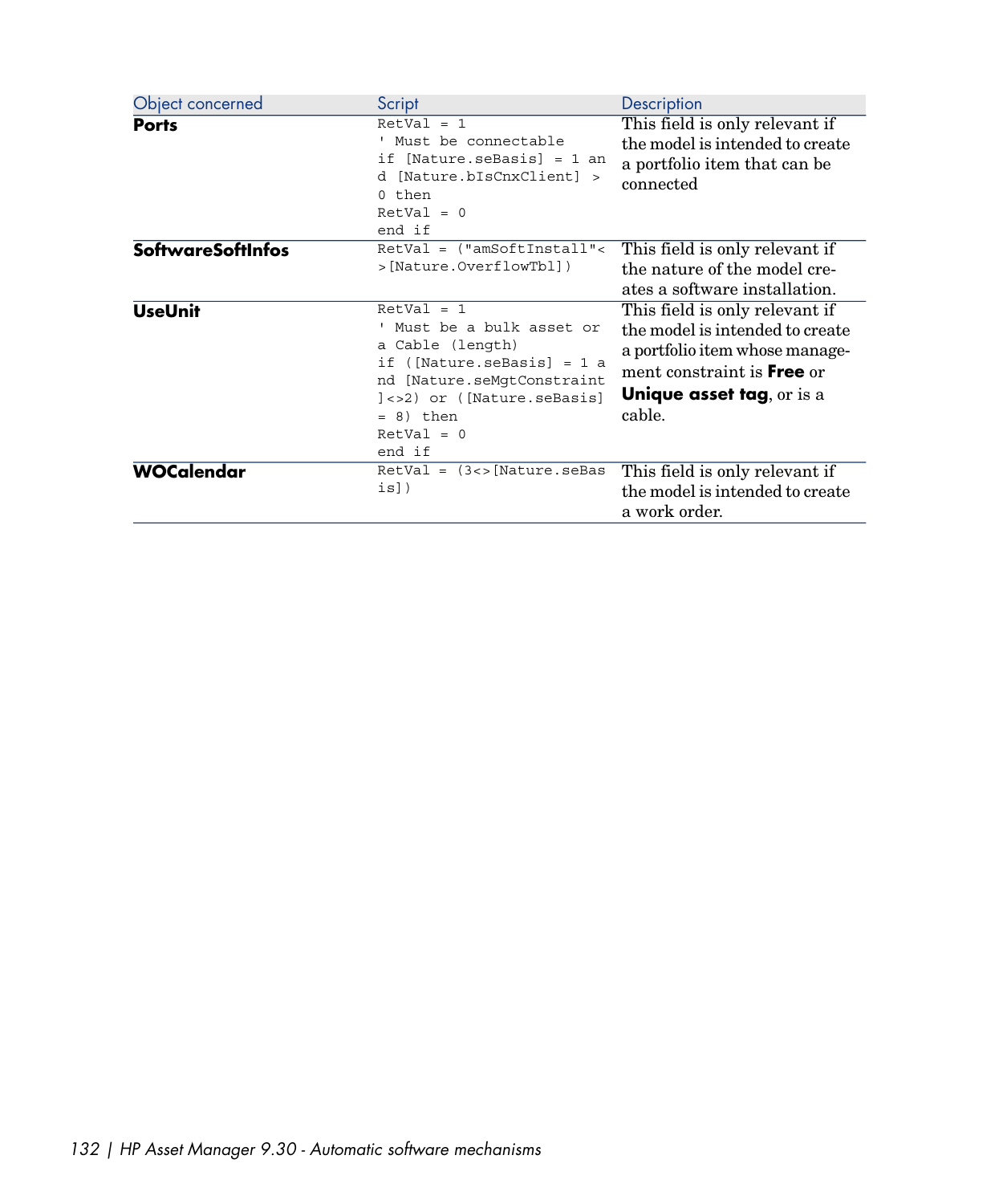| Object concerned | Script | Description |
| --- | --- | --- |
| **Ports** | `RetVal = 1 ' Must be connectable if [Nature.seBasis] = 1 and [Nature.bIsCnxClient] > 0 then RetVal = 0 end if` | This field is only relevant if the model is intended to create a portfolio item that can be connected |
| **SoftwareSoftInfos** | `RetVal = ("amSoftInstall"<>[Nature.OverflowTbl])` | This field is only relevant if the nature of the model creates a software installation. |
| **UseUnit** | `RetVal = 1 ' Must be a bulk asset or a Cable (length) if ([Nature.seBasis] = 1 and [Nature.seMgtConstraint]<>2) or ([Nature.seBasis] = 8) then RetVal = 0 end if` | This field is only relevant if the model is intended to create a portfolio item whose management constraint is **Free** or **Unique asset tag**, or is a cable. |
| **WOCalendar** | `RetVal = (3<>[Nature.seBasis])` | This field is only relevant if the model is intended to create a work order. |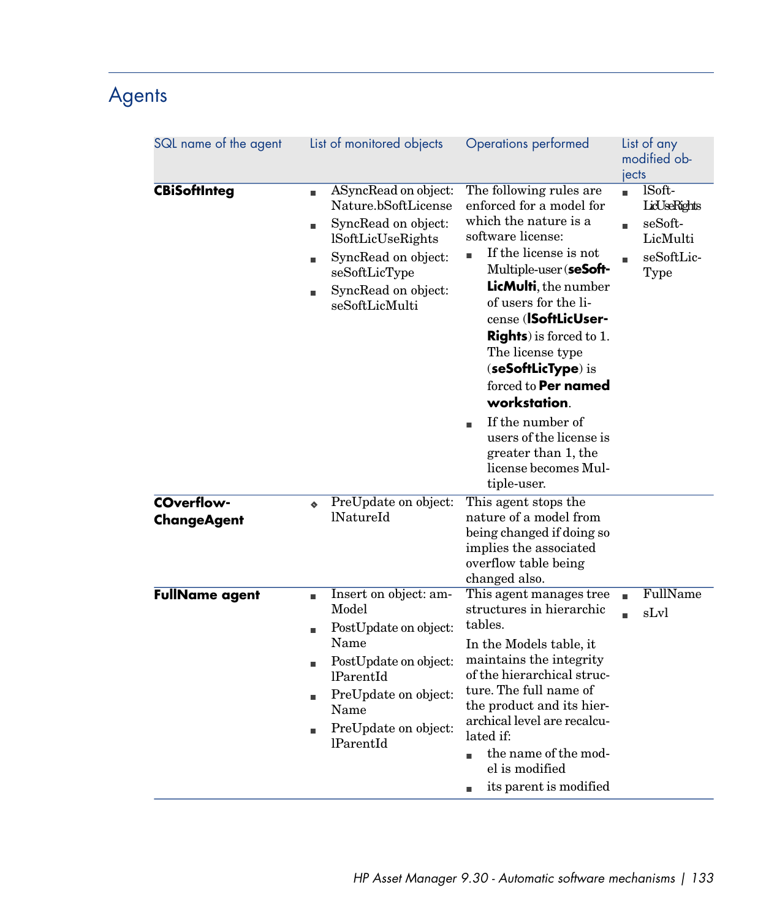# Agents

| SQL name of the agent | List of monitored objects | Operations performed | List of any modified objects |
| --- | --- | --- | --- |
| **CBiSoftInteg** | ▪ ASyncRead on object: Nature.bSoftLicense<br>▪ SyncRead on object: lSoftLicUseRights<br>▪ SyncRead on object: seSoftLicType<br>▪ SyncRead on object: seSoftLicMulti | The following rules are enforced for a model for which the nature is a software license:<br>▪ If the license is not Multiple-user (**seSoftLicMulti**, the number of users for the license (**lSoftLicUserRights**) is forced to 1. The license type (**seSoftLicType**) is forced to **Per named workstation**.<br>▪ If the number of users of the license is greater than 1, the license becomes Multiple-user. | ▪ lSoftLicUseRights<br>▪ seSoftLicMulti<br>▪ seSoftLicType |
| **COverflowChangeAgent** | ◆ PreUpdate on object: lNatureId | This agent stops the nature of a model from being changed if doing so implies the associated overflow table being changed also. | |
| **FullName agent** | ▪ Insert on object: amModel<br>▪ PostUpdate on object: Name<br>▪ PostUpdate on object: lParentId<br>▪ PreUpdate on object: Name<br>▪ PreUpdate on object: lParentId | This agent manages tree structures in hierarchic tables.<br>In the Models table, it maintains the integrity of the hierarchical structure. The full name of the product and its hierarchical level are recalculated if:<br>▪ the name of the model is modified<br>▪ its parent is modified | ▪ FullName<br>▪ sLvl |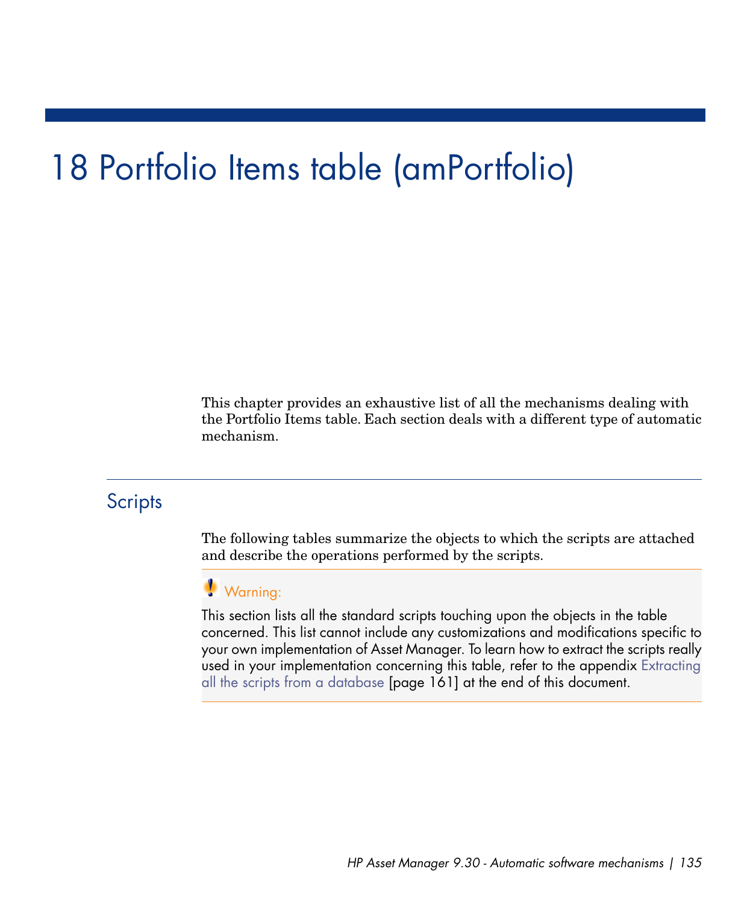# 18 Portfolio Items table (amPortfolio)

This chapter provides an exhaustive list of all the mechanisms dealing with the Portfolio Items table. Each section deals with a different type of automatic mechanism.

## Scripts

The following tables summarize the objects to which the scripts are attached and describe the operations performed by the scripts.

> **Warning:**
>
> This section lists all the standard scripts touching upon the objects in the table concerned. This list cannot include any customizations and modifications specific to your own implementation of Asset Manager. To learn how to extract the scripts really used in your implementation concerning this table, refer to the appendix Extracting all the scripts from a database [page 161] at the end of this document.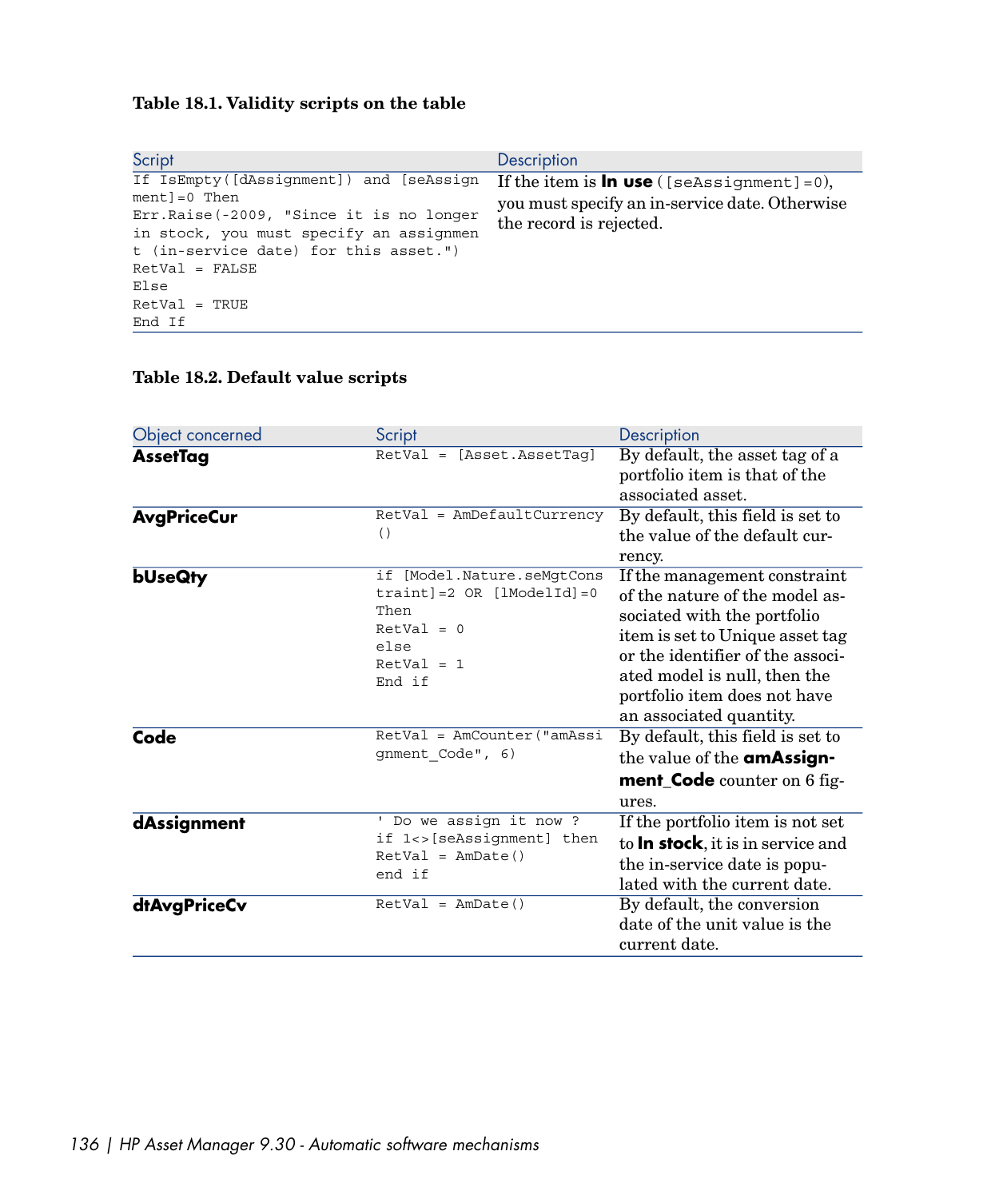**Table 18.1. Validity scripts on the table**

| Script | Description |
|---|---|
| `If IsEmpty([dAssignment]) and [seAssignment]=0 Then`<br>`Err.Raise(-2009, "Since it is no longer in stock, you must specify an assignment (in-service date) for this asset.")`<br>`RetVal = FALSE`<br>`Else`<br>`RetVal = TRUE`<br>`End If` | If the item is **In use** (`[seAssignment]=0`), you must specify an in-service date. Otherwise the record is rejected. |

**Table 18.2. Default value scripts**

| Object concerned | Script | Description |
|---|---|---|
| **AssetTag** | `RetVal = [Asset.AssetTag]` | By default, the asset tag of a portfolio item is that of the associated asset. |
| **AvgPriceCur** | `RetVal = AmDefaultCurrency()` | By default, this field is set to the value of the default currency. |
| **bUseQty** | `if [Model.Nature.seMgtConstraint]=2 OR [lModelId]=0 Then`<br>`RetVal = 0`<br>`else`<br>`RetVal = 1`<br>`End if` | If the management constraint of the nature of the model associated with the portfolio item is set to Unique asset tag or the identifier of the associated model is null, then the portfolio item does not have an associated quantity. |
| **Code** | `RetVal = AmCounter("amAssignment_Code", 6)` | By default, this field is set to the value of the **amAssignment_Code** counter on 6 figures. |
| **dAssignment** | `' Do we assign it now ?`<br>`if 1<>[seAssignment] then`<br>`RetVal = AmDate()`<br>`end if` | If the portfolio item is not set to **In stock**, it is in service and the in-service date is populated with the current date. |
| **dtAvgPriceCv** | `RetVal = AmDate()` | By default, the conversion date of the unit value is the current date. |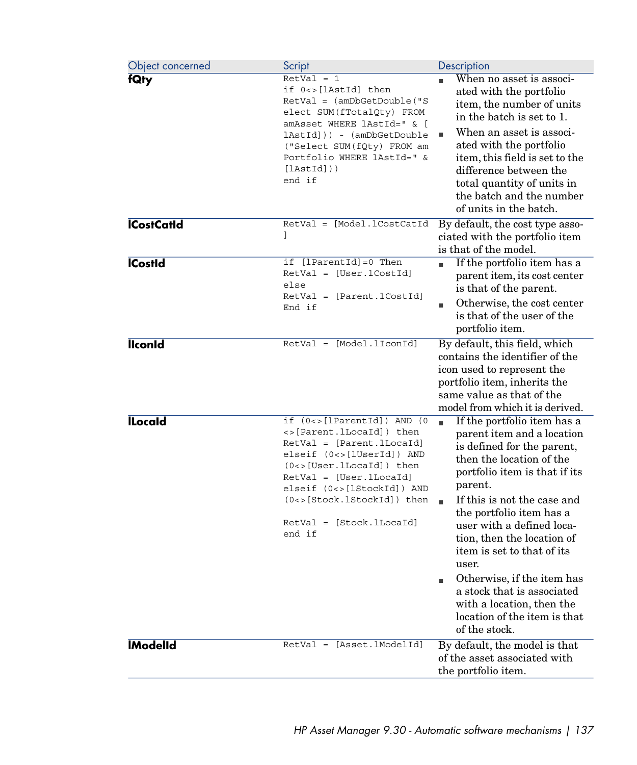| Object concerned | Script | Description |
|---|---|---|
| **fQty** | `RetVal = 1 if 0<>[lAstId] then RetVal = (amDbGetDouble("Select SUM(fTotalQty) FROM amAsset WHERE lAstId=" & [lAstId])) - (amDbGetDouble("Select SUM(fQty) FROM amPortfolio WHERE lAstId=" & [lAstId])) end if` | ■ When no asset is associated with the portfolio item, the number of units in the batch is set to 1. ■ When an asset is associated with the portfolio item, this field is set to the difference between the total quantity of units in the batch and the number of units in the batch. |
| **lCostCatId** | `RetVal = [Model.lCostCatId]` | By default, the cost type associated with the portfolio item is that of the model. |
| **lCostId** | `if [lParentId]=0 Then RetVal = [User.lCostId] else RetVal = [Parent.lCostId] End if` | ■ If the portfolio item has a parent item, its cost center is that of the parent. ■ Otherwise, the cost center is that of the user of the portfolio item. |
| **lIconId** | `RetVal = [Model.lIconId]` | By default, this field, which contains the identifier of the icon used to represent the portfolio item, inherits the same value as that of the model from which it is derived. |
| **lLocaId** | `if (0<>[lParentId]) AND (0<>[Parent.lLocaId]) then RetVal = [Parent.lLocaId] elseif (0<>[lUserId]) AND (0<>[User.lLocaId]) then RetVal = [User.lLocaId] elseif (0<>[lStockId]) AND (0<>[Stock.lStockId]) then RetVal = [Stock.lLocaId] end if` | ■ If the portfolio item has a parent item and a location is defined for the parent, then the location of the portfolio item is that if its parent. ■ If this is not the case and the portfolio item has a user with a defined location, then the location of item is set to that of its user. ■ Otherwise, if the item has a stock that is associated with a location, then the location of the item is that of the stock. |
| **lModelId** | `RetVal = [Asset.lModelId]` | By default, the model is that of the asset associated with the portfolio item. |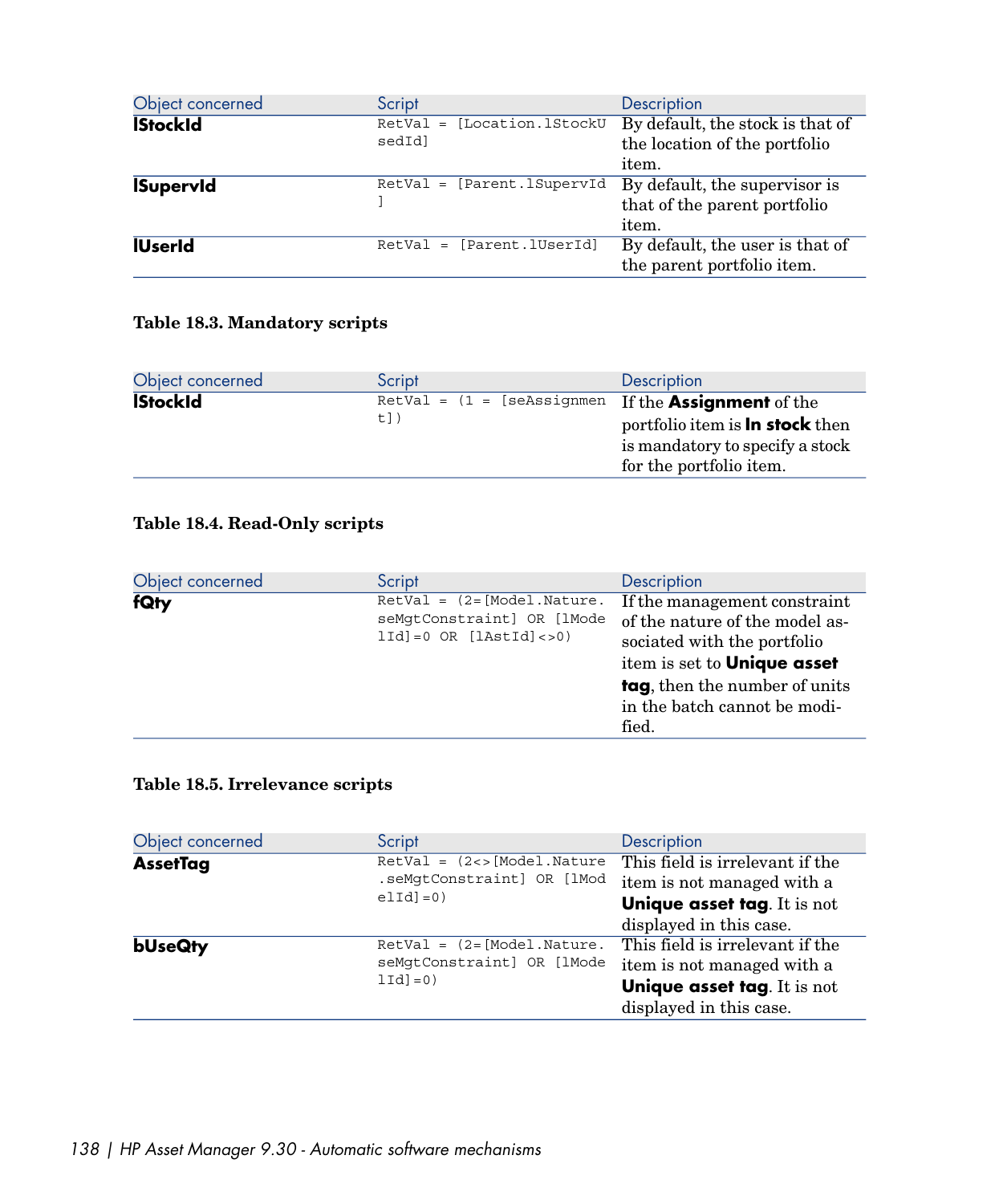| Object concerned | Script | Description |
| --- | --- | --- |
| **lStockId** | `RetVal = [Location.lStockUsedId]` | By default, the stock is that of the location of the portfolio item. |
| **lSupervId** | `RetVal = [Parent.lSupervId]` | By default, the supervisor is that of the parent portfolio item. |
| **lUserId** | `RetVal = [Parent.lUserId]` | By default, the user is that of the parent portfolio item. |

**Table 18.3. Mandatory scripts**

| Object concerned | Script | Description |
| --- | --- | --- |
| **lStockId** | `RetVal = (1 = [seAssignment])` | If the **Assignment** of the portfolio item is **In stock** then is mandatory to specify a stock for the portfolio item. |

**Table 18.4. Read-Only scripts**

| Object concerned | Script | Description |
| --- | --- | --- |
| **fQty** | `RetVal = (2=[Model.Nature.seMgtConstraint] OR [lModelId]=0 OR [lAstId]<>0)` | If the management constraint of the nature of the model associated with the portfolio item is set to **Unique asset tag**, then the number of units in the batch cannot be modified. |

**Table 18.5. Irrelevance scripts**

| Object concerned | Script | Description |
| --- | --- | --- |
| **AssetTag** | `RetVal = (2<>[Model.Nature.seMgtConstraint] OR [lModelId]=0)` | This field is irrelevant if the item is not managed with a **Unique asset tag**. It is not displayed in this case. |
| **bUseQty** | `RetVal = (2=[Model.Nature.seMgtConstraint] OR [lModelId]=0)` | This field is irrelevant if the item is not managed with a **Unique asset tag**. It is not displayed in this case. |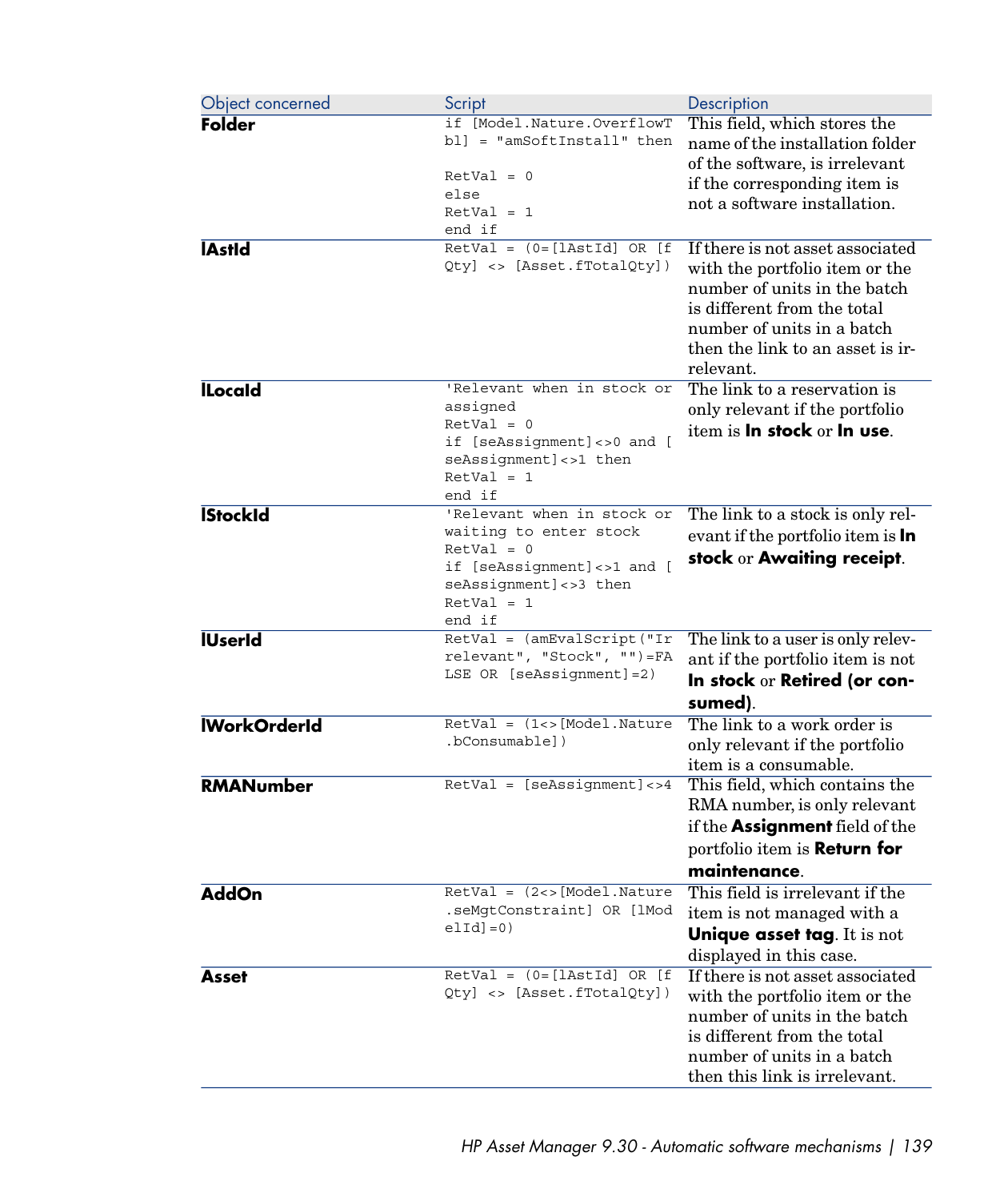| Object concerned | Script | Description |
|---|---|---|
| **Folder** | `if [Model.Nature.OverflowTbl] = "amSoftInstall" then` `RetVal = 0` `else` `RetVal = 1` `end if` | This field, which stores the name of the installation folder of the software, is irrelevant if the corresponding item is not a software installation. |
| **lAstId** | `RetVal = (0=[lAstId] OR [fQty] <> [Asset.fTotalQty])` | If there is not asset associated with the portfolio item or the number of units in the batch is different from the total number of units in a batch then the link to an asset is irrelevant. |
| **lLocaId** | `'Relevant when in stock or assigned` `RetVal = 0` `if [seAssignment]<>0 and [seAssignment]<>1 then` `RetVal = 1` `end if` | The link to a reservation is only relevant if the portfolio item is **In stock** or **In use**. |
| **lStockId** | `'Relevant when in stock or waiting to enter stock` `RetVal = 0` `if [seAssignment]<>1 and [seAssignment]<>3 then` `RetVal = 1` `end if` | The link to a stock is only relevant if the portfolio item is **In stock** or **Awaiting receipt**. |
| **lUserId** | `RetVal = (amEvalScript("Irrelevant", "Stock", "")=FALSE OR [seAssignment]=2)` | The link to a user is only relevant if the portfolio item is not **In stock** or **Retired (or consumed)**. |
| **lWorkOrderId** | `RetVal = (1<>[Model.Nature.bConsumable])` | The link to a work order is only relevant if the portfolio item is a consumable. |
| **RMANumber** | `RetVal = [seAssignment]<>4` | This field, which contains the RMA number, is only relevant if the **Assignment** field of the portfolio item is **Return for maintenance**. |
| **AddOn** | `RetVal = (2<>[Model.Nature.seMgtConstraint] OR [lModelId]=0)` | This field is irrelevant if the item is not managed with a **Unique asset tag**. It is not displayed in this case. |
| **Asset** | `RetVal = (0=[lAstId] OR [fQty] <> [Asset.fTotalQty])` | If there is not asset associated with the portfolio item or the number of units in the batch is different from the total number of units in a batch then this link is irrelevant. |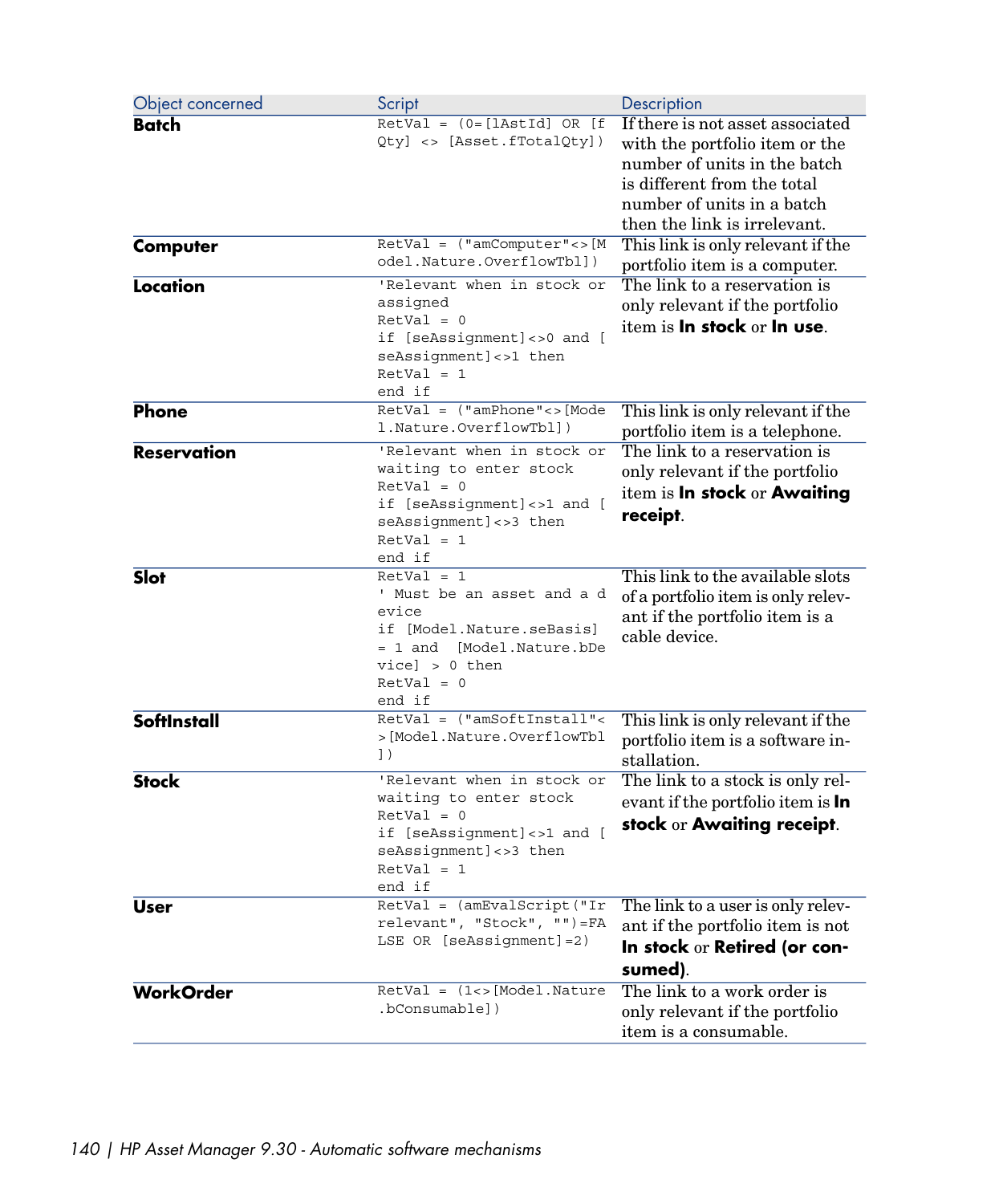| Object concerned | Script | Description |
|---|---|---|
| **Batch** | `RetVal = (0=[lAstId] OR [fQty] <> [Asset.fTotalQty])` | If there is not asset associated with the portfolio item or the number of units in the batch is different from the total number of units in a batch then the link is irrelevant. |
| **Computer** | `RetVal = ("amComputer"<>[Model.Nature.OverflowTbl])` | This link is only relevant if the portfolio item is a computer. |
| **Location** | `'Relevant when in stock or assigned`<br>`RetVal = 0`<br>`if [seAssignment]<>0 and [seAssignment]<>1 then`<br>`RetVal = 1`<br>`end if` | The link to a reservation is only relevant if the portfolio item is **In stock** or **In use**. |
| **Phone** | `RetVal = ("amPhone"<>[Model.Nature.OverflowTbl])` | This link is only relevant if the portfolio item is a telephone. |
| **Reservation** | `'Relevant when in stock or waiting to enter stock`<br>`RetVal = 0`<br>`if [seAssignment]<>1 and [seAssignment]<>3 then`<br>`RetVal = 1`<br>`end if` | The link to a reservation is only relevant if the portfolio item is **In stock** or **Awaiting receipt**. |
| **Slot** | `RetVal = 1`<br>`' Must be an asset and a device`<br>`if [Model.Nature.seBasis] = 1 and  [Model.Nature.bDevice] > 0 then`<br>`RetVal = 0`<br>`end if` | This link to the available slots of a portfolio item is only relevant if the portfolio item is a cable device. |
| **SoftInstall** | `RetVal = ("amSoftInstall"<>[Model.Nature.OverflowTbl])` | This link is only relevant if the portfolio item is a software installation. |
| **Stock** | `'Relevant when in stock or waiting to enter stock`<br>`RetVal = 0`<br>`if [seAssignment]<>1 and [seAssignment]<>3 then`<br>`RetVal = 1`<br>`end if` | The link to a stock is only relevant if the portfolio item is **In stock** or **Awaiting receipt**. |
| **User** | `RetVal = (amEvalScript("Irrelevant", "Stock", "")=FALSE OR [seAssignment]=2)` | The link to a user is only relevant if the portfolio item is not **In stock** or **Retired (or consumed)**. |
| **WorkOrder** | `RetVal = (1<>[Model.Nature.bConsumable])` | The link to a work order is only relevant if the portfolio item is a consumable. |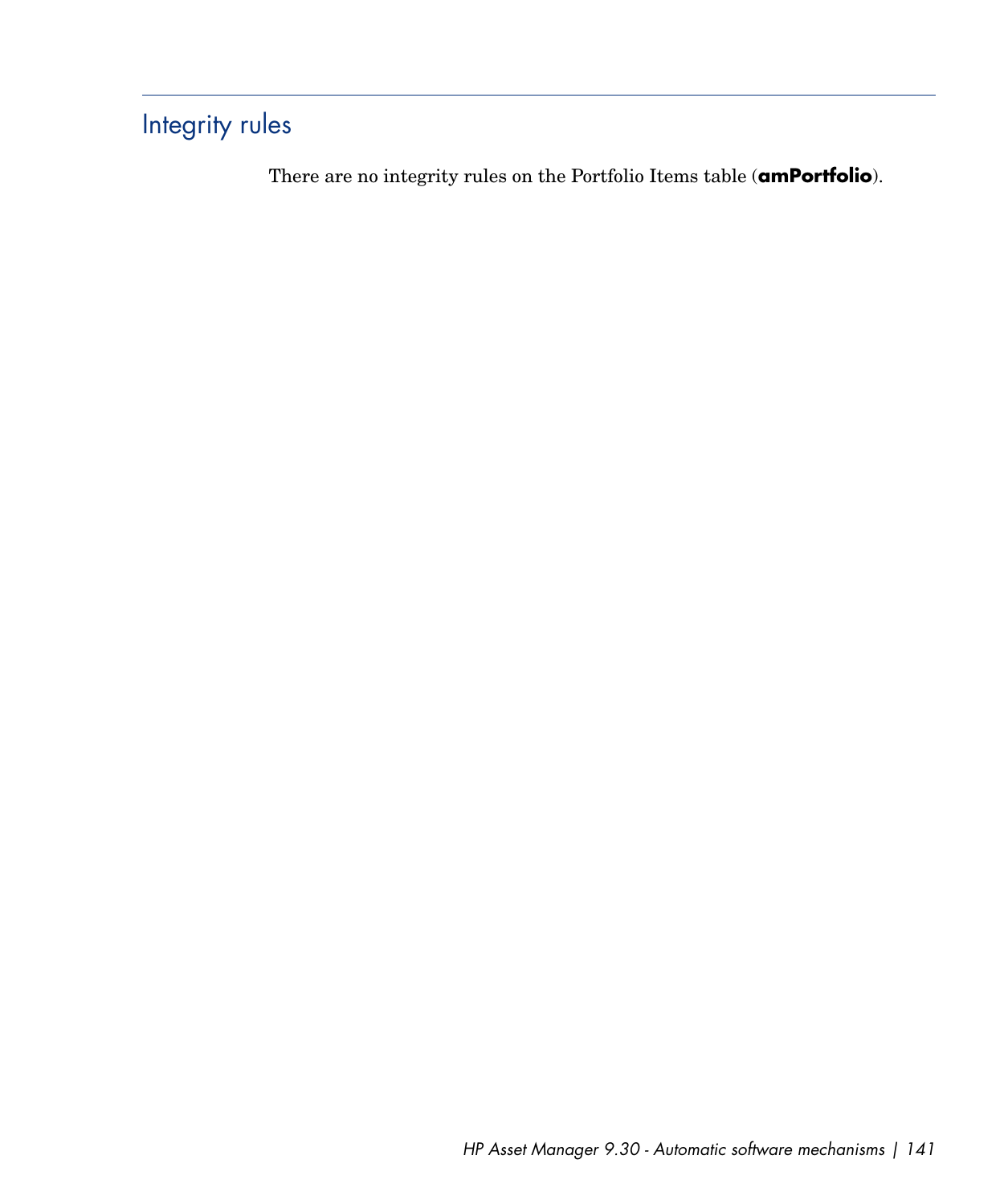## Integrity rules

There are no integrity rules on the Portfolio Items table (**amPortfolio**).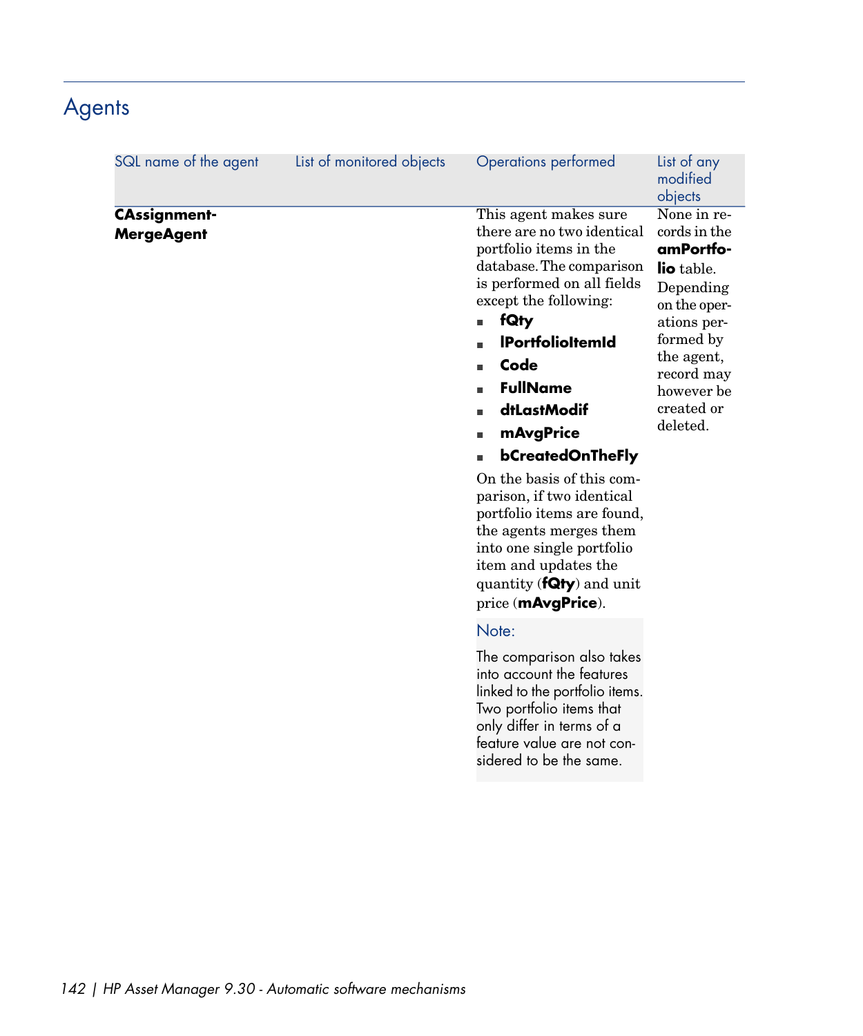## Agents

| SQL name of the agent | List of monitored objects | Operations performed | List of any modified objects |
|---|---|---|---|
| **CAssignmentMergeAgent** | | This agent makes sure there are no two identical portfolio items in the database. The comparison is performed on all fields except the following:<br>- **fQty**<br>- **lPortfolioItemId**<br>- **Code**<br>- **FullName**<br>- **dtLastModif**<br>- **mAvgPrice**<br>- **bCreatedOnTheFly**<br><br>On the basis of this comparison, if two identical portfolio items are found, the agents merges them into one single portfolio item and updates the quantity (**fQty**) and unit price (**mAvgPrice**).<br><br>Note:<br>The comparison also takes into account the features linked to the portfolio items. Two portfolio items that only differ in terms of a feature value are not considered to be the same. | None in records in the **amPortfolio** table. Depending on the operations performed by the agent, record may however be created or deleted. |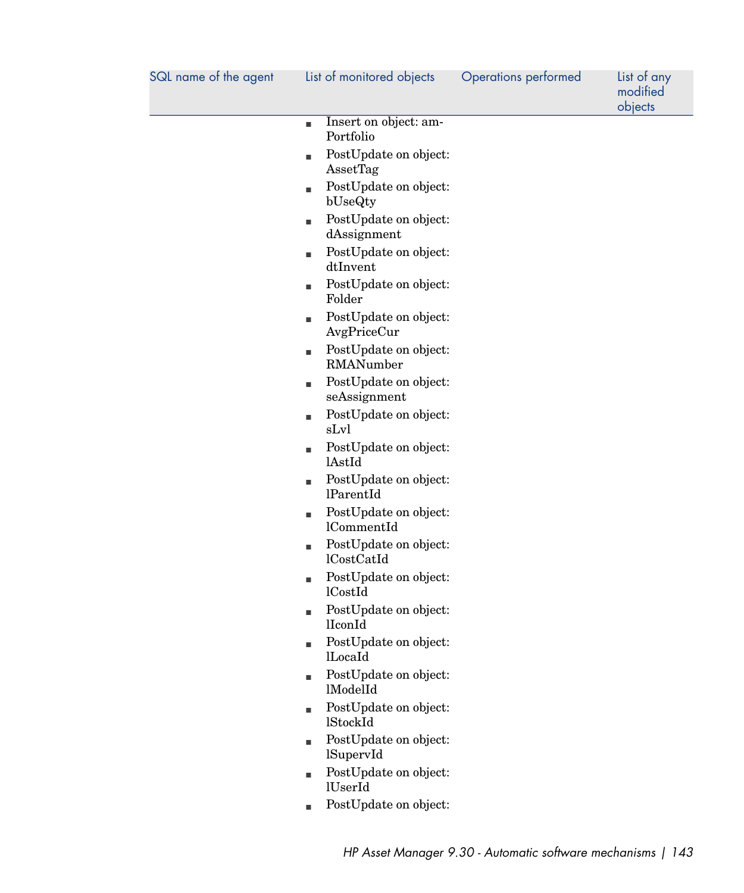| SQL name of the agent | List of monitored objects | Operations performed | List of any modified objects |
| --- | --- | --- | --- |
| | ■ Insert on object: amPortfolio<br>■ PostUpdate on object: AssetTag<br>■ PostUpdate on object: bUseQty<br>■ PostUpdate on object: dAssignment<br>■ PostUpdate on object: dtInvent<br>■ PostUpdate on object: Folder<br>■ PostUpdate on object: AvgPriceCur<br>■ PostUpdate on object: RMANumber<br>■ PostUpdate on object: seAssignment<br>■ PostUpdate on object: sLvl<br>■ PostUpdate on object: lAstId<br>■ PostUpdate on object: lParentId<br>■ PostUpdate on object: lCommentId<br>■ PostUpdate on object: lCostCatId<br>■ PostUpdate on object: lCostId<br>■ PostUpdate on object: lIconId<br>■ PostUpdate on object: lLocaId<br>■ PostUpdate on object: lModelId<br>■ PostUpdate on object: lStockId<br>■ PostUpdate on object: lSupervId<br>■ PostUpdate on object: lUserId<br>■ PostUpdate on object: | | |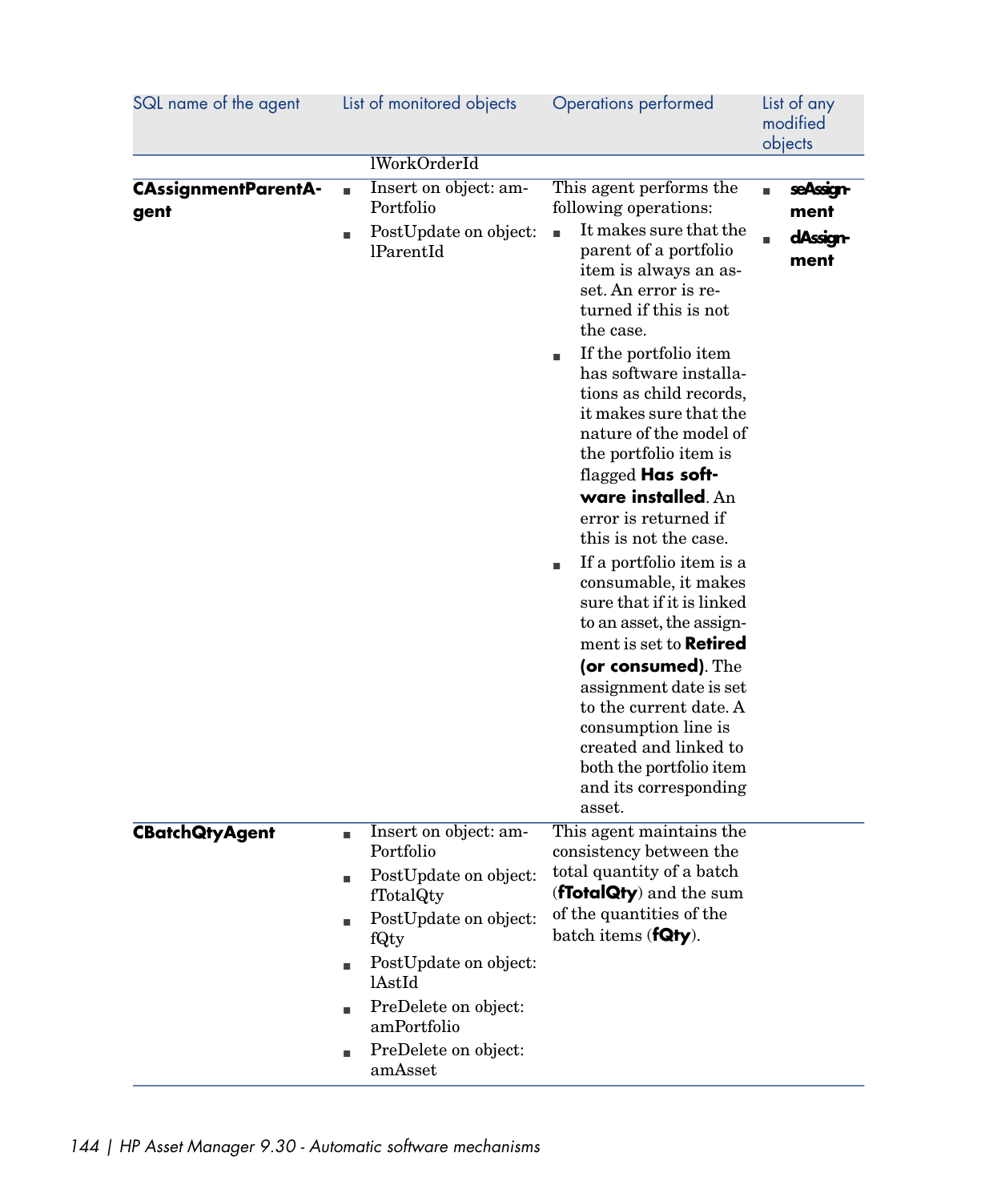| SQL name of the agent | List of monitored objects | Operations performed | List of any modified objects |
|---|---|---|---|
| | lWorkOrderId | | |
| **CAssignmentParentAgent** | ■ Insert on object: amPortfolio<br>■ PostUpdate on object: lParentId | This agent performs the following operations:<br>■ It makes sure that the parent of a portfolio item is always an asset. An error is returned if this is not the case.<br>■ If the portfolio item has software installations as child records, it makes sure that the nature of the model of the portfolio item is flagged **Has software installed**. An error is returned if this is not the case.<br>■ If a portfolio item is a consumable, it makes sure that if it is linked to an asset, the assignment is set to **Retired (or consumed)**. The assignment date is set to the current date. A consumption line is created and linked to both the portfolio item and its corresponding asset. | ■ **seAssignment**<br>■ **dAssignment** |
| **CBatchQtyAgent** | ■ Insert on object: amPortfolio<br>■ PostUpdate on object: fTotalQty<br>■ PostUpdate on object: fQty<br>■ PostUpdate on object: lAstId<br>■ PreDelete on object: amPortfolio<br>■ PreDelete on object: amAsset | This agent maintains the consistency between the total quantity of a batch (**fTotalQty**) and the sum of the quantities of the batch items (**fQty**). | |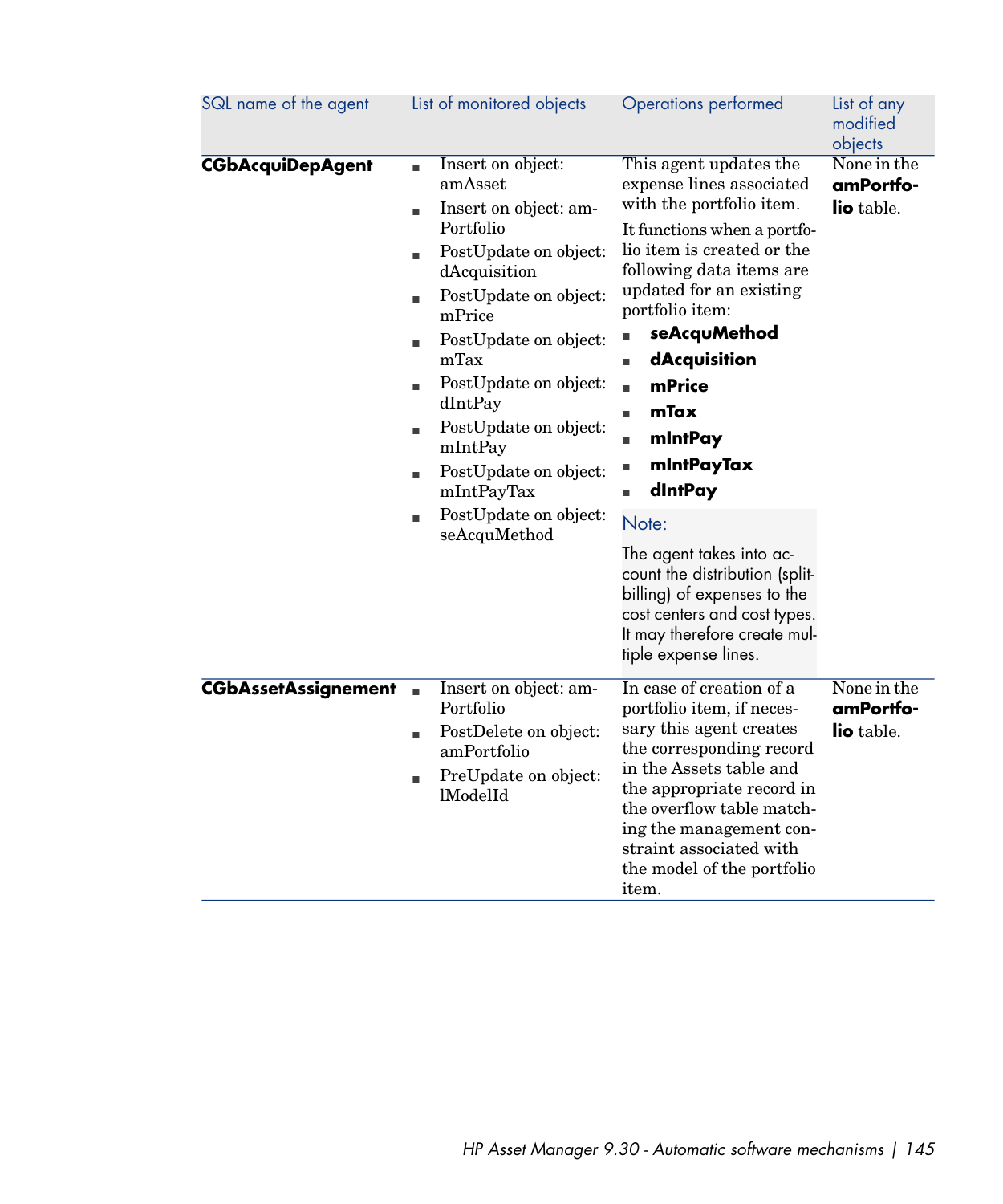| SQL name of the agent | List of monitored objects | Operations performed | List of any modified objects |
|---|---|---|---|
| **CGbAcquiDepAgent** | ■ Insert on object: amAsset<br>■ Insert on object: amPortfolio<br>■ PostUpdate on object: dAcquisition<br>■ PostUpdate on object: mPrice<br>■ PostUpdate on object: mTax<br>■ PostUpdate on object: dIntPay<br>■ PostUpdate on object: mIntPay<br>■ PostUpdate on object: mIntPayTax<br>■ PostUpdate on object: seAcquMethod | This agent updates the expense lines associated with the portfolio item.<br>It functions when a portfolio item is created or the following data items are updated for an existing portfolio item:<br>■ **seAcquMethod**<br>■ **dAcquisition**<br>■ **mPrice**<br>■ **mTax**<br>■ **mIntPay**<br>■ **mIntPayTax**<br>■ **dIntPay**<br>Note:<br>The agent takes into account the distribution (split-billing) of expenses to the cost centers and cost types. It may therefore create multiple expense lines. | None in the **amPortfolio** table. |
| **CGbAssetAssignement** | ■ Insert on object: amPortfolio<br>■ PostDelete on object: amPortfolio<br>■ PreUpdate on object: lModelId | In case of creation of a portfolio item, if necessary this agent creates the corresponding record in the Assets table and the appropriate record in the overflow table matching the management constraint associated with the model of the portfolio item. | None in the **amPortfolio** table. |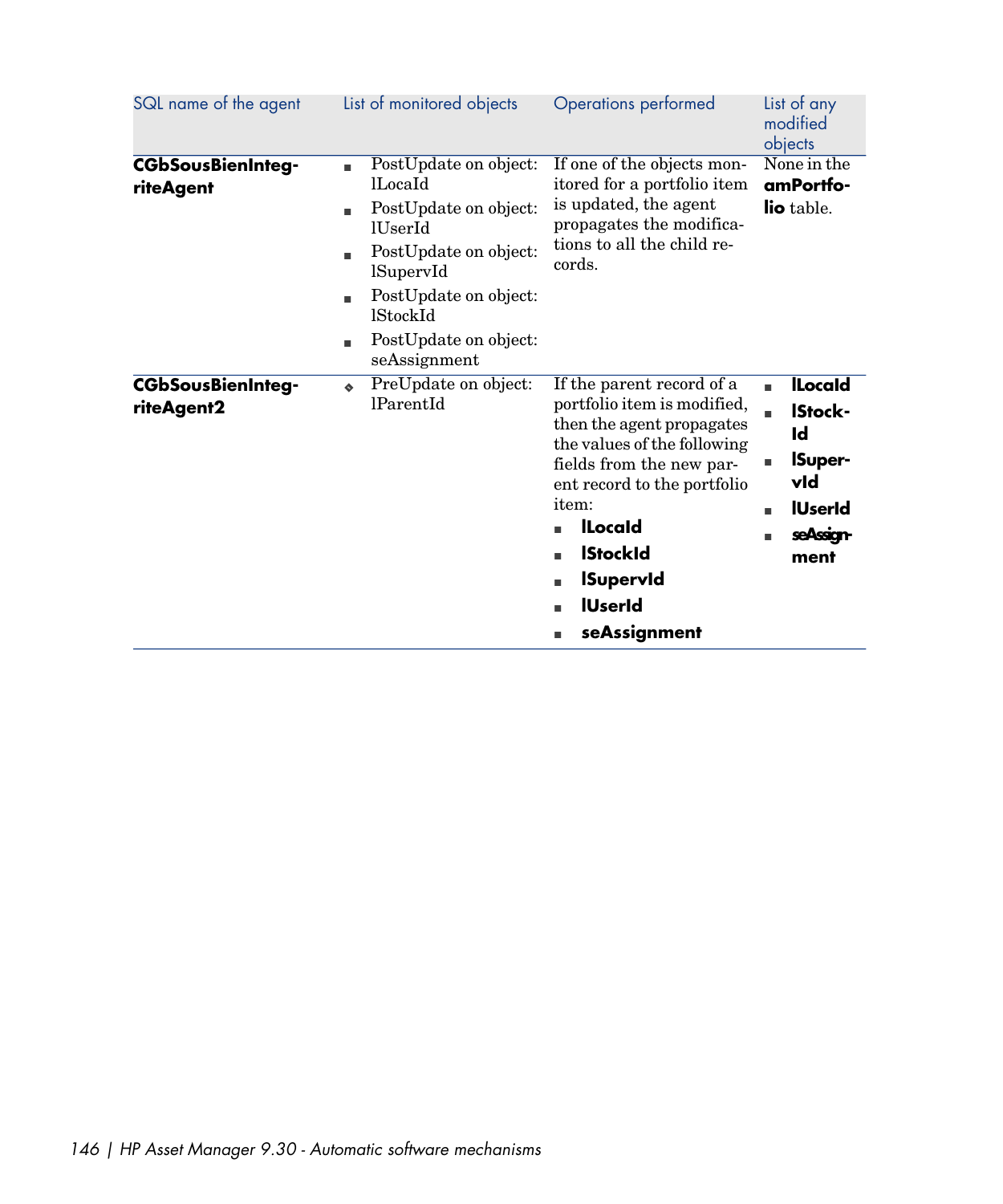| SQL name of the agent | List of monitored objects | Operations performed | List of any modified objects |
| --- | --- | --- | --- |
| **CGbSousBienIntegriteAgent** | <ul><li>PostUpdate on object: lLocaId</li><li>PostUpdate on object: lUserId</li><li>PostUpdate on object: lSupervId</li><li>PostUpdate on object: lStockId</li><li>PostUpdate on object: seAssignment</li></ul> | If one of the objects monitored for a portfolio item is updated, the agent propagates the modifications to all the child records. | None in the **amPortfolio** table. |
| **CGbSousBienIntegriteAgent2** | <ul><li>PreUpdate on object: lParentId</li></ul> | If the parent record of a portfolio item is modified, then the agent propagates the values of the following fields from the new parent record to the portfolio item:<ul><li>**lLocaId**</li><li>**lStockId**</li><li>**lSupervId**</li><li>**lUserId**</li><li>**seAssignment**</li></ul> | <ul><li>**lLocaId**</li><li>**lStockId**</li><li>**lSupervId**</li><li>**lUserId**</li><li>**seAssignment**</li></ul> |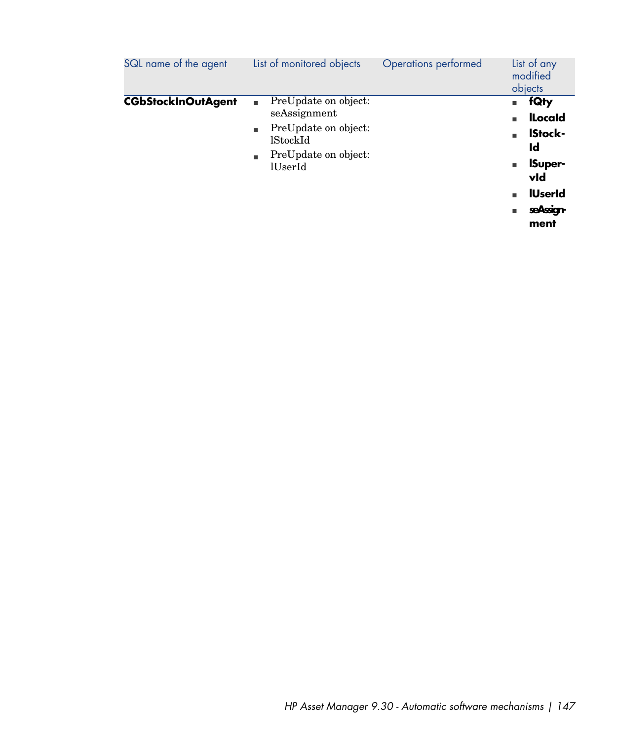| SQL name of the agent | List of monitored objects | Operations performed | List of any modified objects |
|---|---|---|---|
| **CGbStockInOutAgent** | ■ PreUpdate on object: seAssignment<br>■ PreUpdate on object: lStockId<br>■ PreUpdate on object: lUserId | | ■ **fQty**<br>■ **lLocaId**<br>■ **lStockId**<br>■ **lSupervId**<br>■ **lUserId**<br>■ **seAssignment** |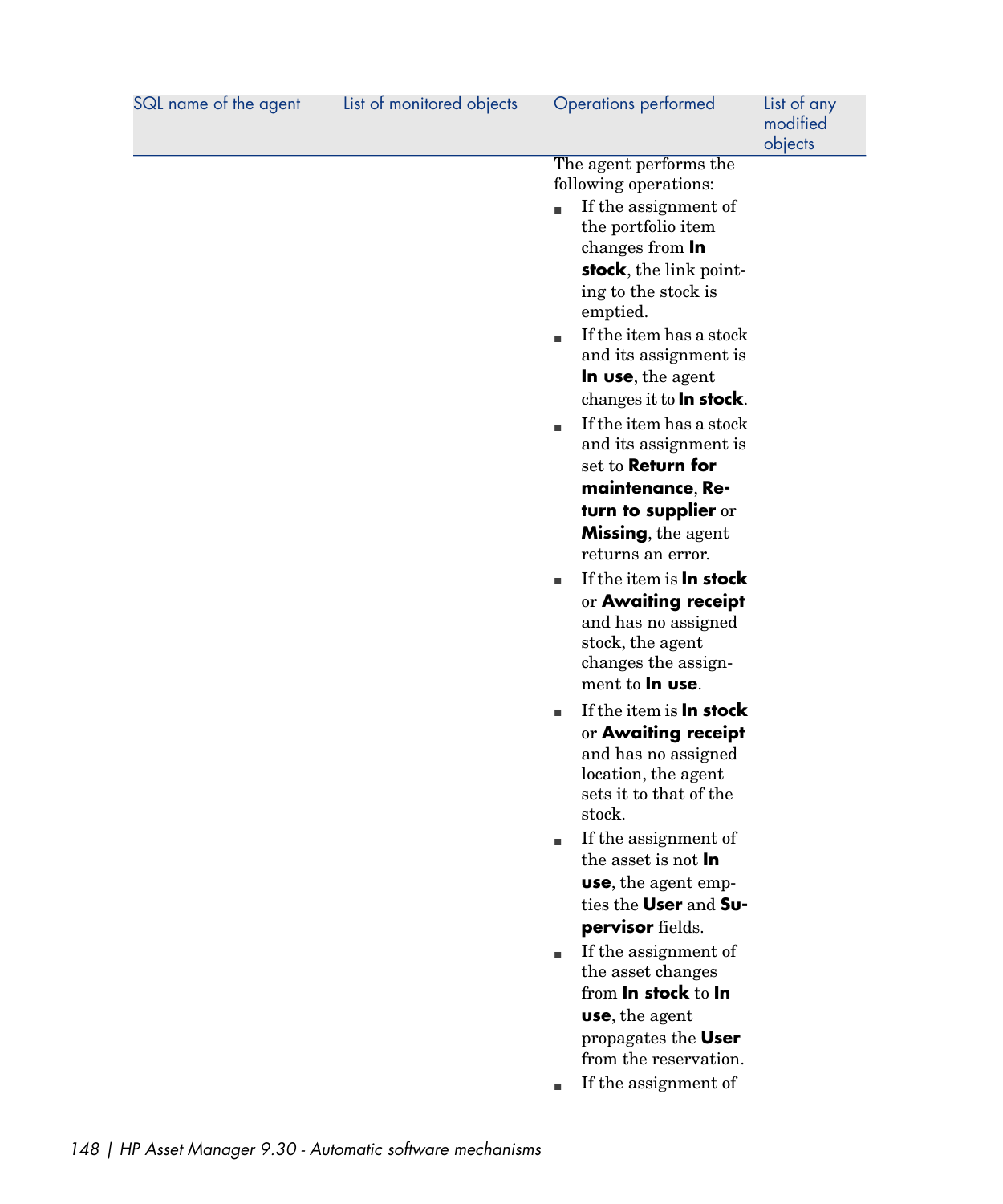| SQL name of the agent | List of monitored objects | Operations performed | List of any modified objects |
| --- | --- | --- | --- |
| | | The agent performs the following operations:<br>■ If the assignment of the portfolio item changes from **In stock**, the link pointing to the stock is emptied.<br>■ If the item has a stock and its assignment is **In use**, the agent changes it to **In stock**.<br>■ If the item has a stock and its assignment is set to **Return for maintenance**, **Return to supplier** or **Missing**, the agent returns an error.<br>■ If the item is **In stock** or **Awaiting receipt** and has no assigned stock, the agent changes the assignment to **In use**.<br>■ If the item is **In stock** or **Awaiting receipt** and has no assigned location, the agent sets it to that of the stock.<br>■ If the assignment of the asset is not **In use**, the agent empties the **User** and **Supervisor** fields.<br>■ If the assignment of the asset changes from **In stock** to **In use**, the agent propagates the **User** from the reservation.<br>■ If the assignment of | |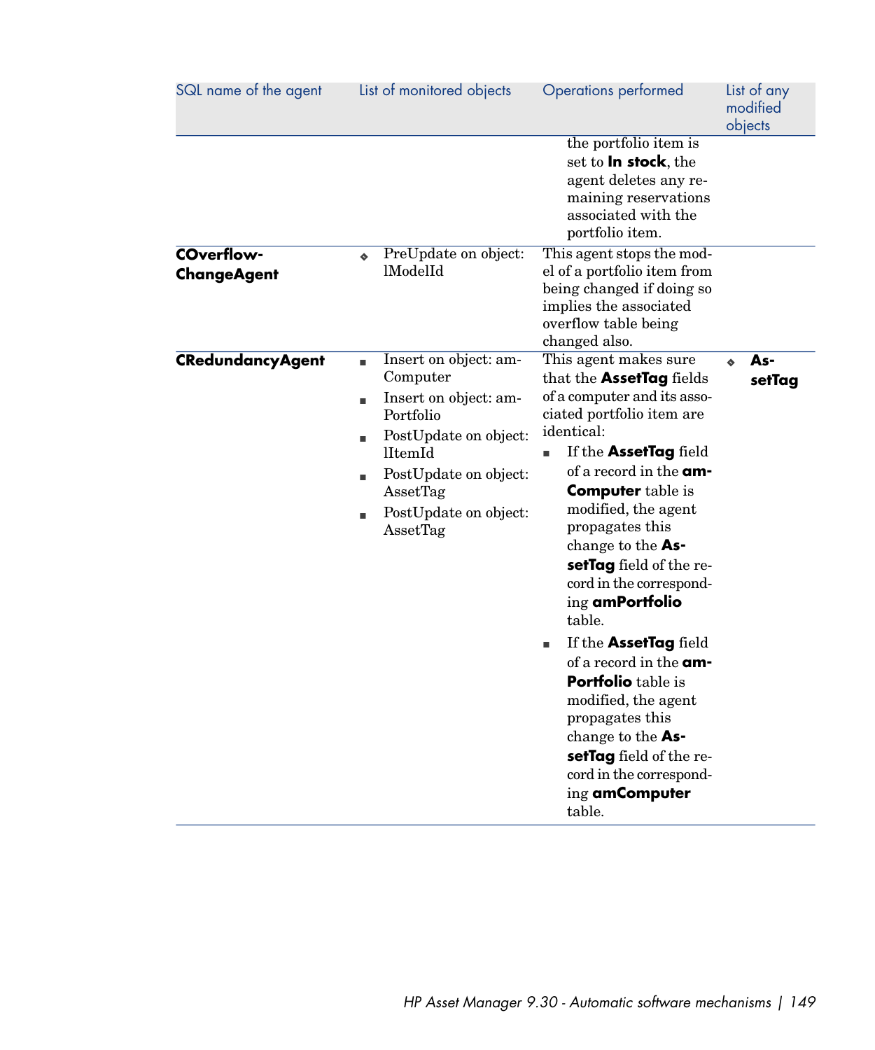| SQL name of the agent | List of monitored objects | Operations performed | List of any modified objects |
|---|---|---|---|
| | | the portfolio item is set to **In stock**, the agent deletes any remaining reservations associated with the portfolio item. | |
| **COverflow-ChangeAgent** | - PreUpdate on object: lModelId | This agent stops the model of a portfolio item from being changed if doing so implies the associated overflow table being changed also. | |
| **CRedundancyAgent** | - Insert on object: amComputer<br>- Insert on object: amPortfolio<br>- PostUpdate on object: lItemId<br>- PostUpdate on object: AssetTag<br>- PostUpdate on object: AssetTag | This agent makes sure that the **AssetTag** fields of a computer and its associated portfolio item are identical:<br>- If the **AssetTag** field of a record in the **amComputer** table is modified, the agent propagates this change to the **AssetTag** field of the record in the corresponding **amPortfolio** table.<br>- If the **AssetTag** field of a record in the **amPortfolio** table is modified, the agent propagates this change to the **AssetTag** field of the record in the corresponding **amComputer** table. | - **AssetTag** |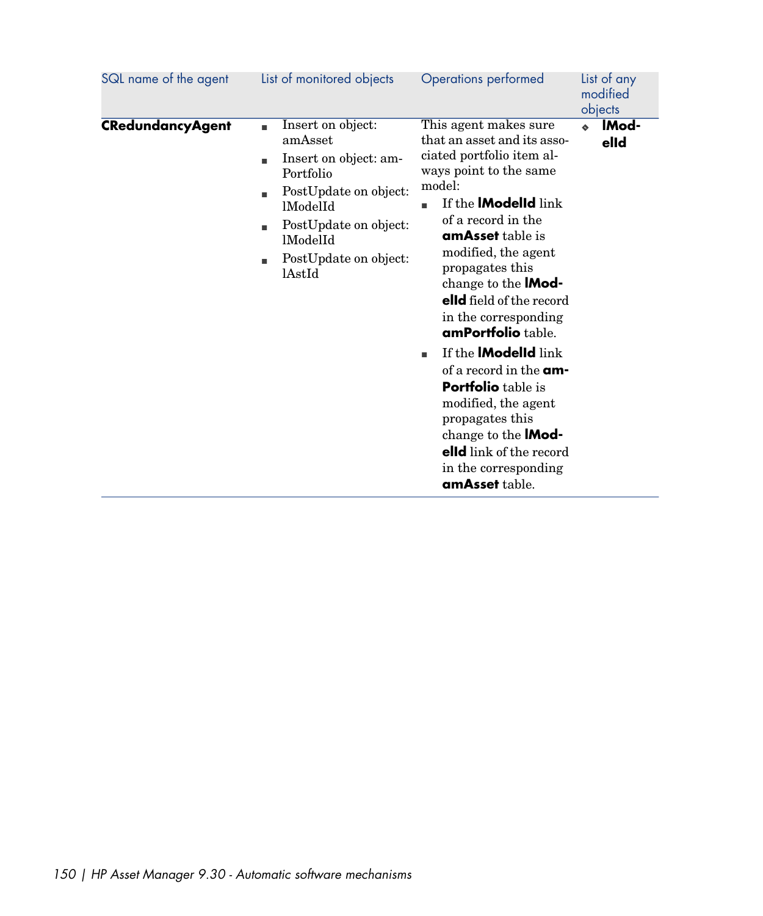| SQL name of the agent | List of monitored objects | Operations performed | List of any modified objects |
|---|---|---|---|
| **CRedundancyAgent** | ■ Insert on object: amAsset<br>■ Insert on object: amPortfolio<br>■ PostUpdate on object: lModelId<br>■ PostUpdate on object: lModelId<br>■ PostUpdate on object: lAstId | This agent makes sure that an asset and its associated portfolio item always point to the same model:<br>■ If the **lModelId** link of a record in the **amAsset** table is modified, the agent propagates this change to the **lModelId** field of the record in the corresponding **amPortfolio** table.<br>■ If the **lModelId** link of a record in the **amPortfolio** table is modified, the agent propagates this change to the **lModelId** link of the record in the corresponding **amAsset** table. | ❖ **lModelId** |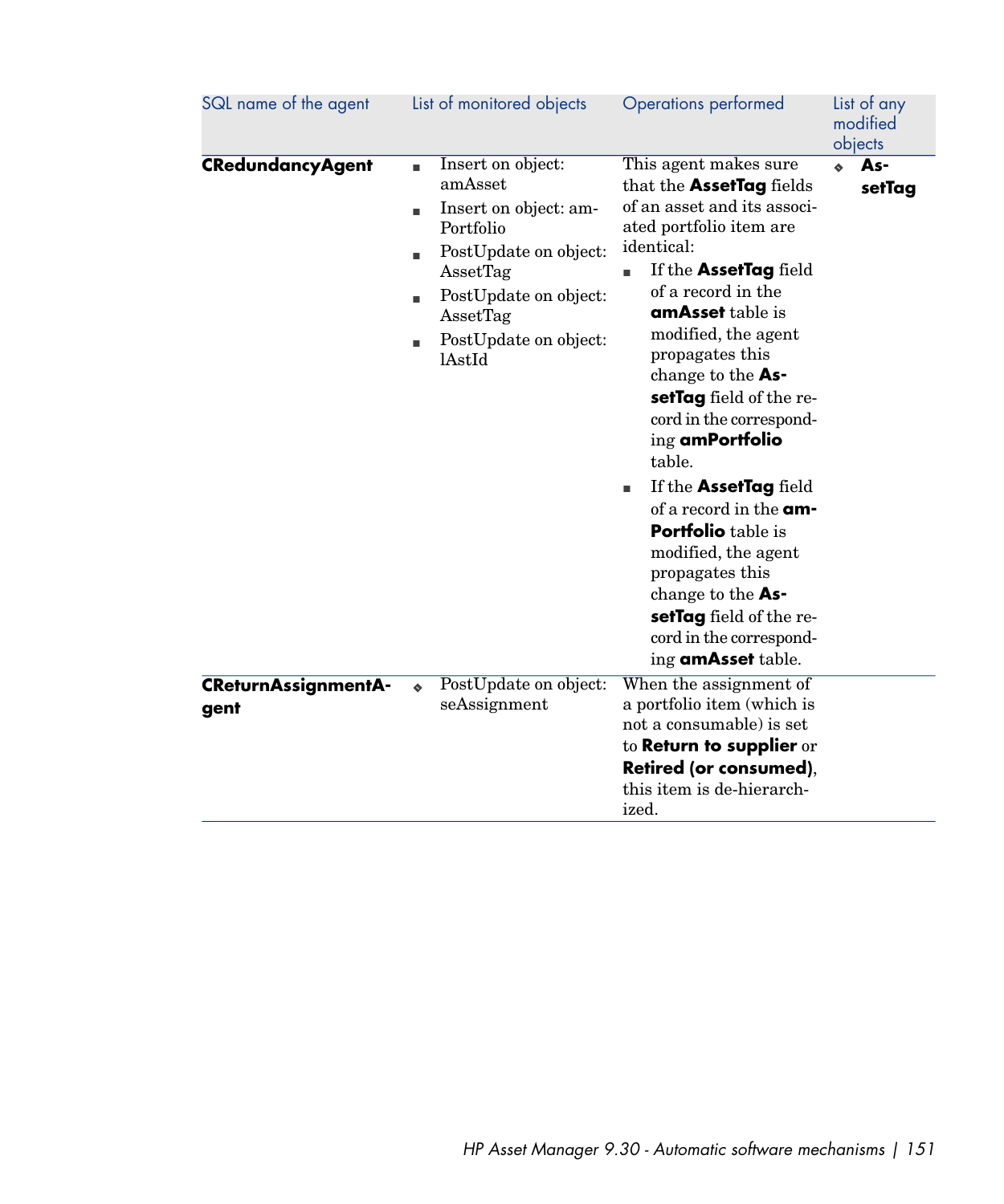| SQL name of the agent | List of monitored objects | Operations performed | List of any modified objects |
|---|---|---|---|
| **CRedundancyAgent** | ▪ Insert on object: amAsset<br>▪ Insert on object: amPortfolio<br>▪ PostUpdate on object: AssetTag<br>▪ PostUpdate on object: AssetTag<br>▪ PostUpdate on object: lAstId | This agent makes sure that the **AssetTag** fields of an asset and its associated portfolio item are identical:<br>▪ If the **AssetTag** field of a record in the **amAsset** table is modified, the agent propagates this change to the **AssetTag** field of the record in the corresponding **amPortfolio** table.<br>▪ If the **AssetTag** field of a record in the **amPortfolio** table is modified, the agent propagates this change to the **AssetTag** field of the record in the corresponding **amAsset** table. | ❖ **AssetTag** |
| **CReturnAssignmentAgent** | ❖ PostUpdate on object: seAssignment | When the assignment of a portfolio item (which is not a consumable) is set to **Return to supplier** or **Retired (or consumed)**, this item is de-hierarchized. | |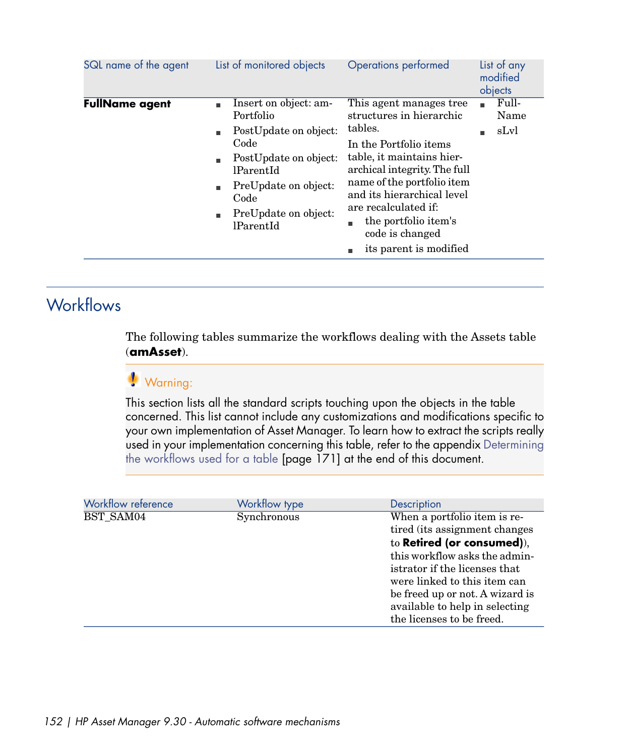| SQL name of the agent | List of monitored objects | Operations performed | List of any modified objects |
|---|---|---|---|
| **FullName agent** | ■ Insert on object: amPortfolio<br>■ PostUpdate on object: Code<br>■ PostUpdate on object: lParentId<br>■ PreUpdate on object: Code<br>■ PreUpdate on object: lParentId | This agent manages tree structures in hierarchic tables.<br>In the Portfolio items table, it maintains hierarchical integrity. The full name of the portfolio item and its hierarchical level are recalculated if:<br>■ the portfolio item's code is changed<br>■ its parent is modified | ■ FullName<br>■ sLvl |

## Workflows

The following tables summarize the workflows dealing with the Assets table (**amAsset**).

> Warning:
>
> This section lists all the standard scripts touching upon the objects in the table concerned. This list cannot include any customizations and modifications specific to your own implementation of Asset Manager. To learn how to extract the scripts really used in your implementation concerning this table, refer to the appendix Determining the workflows used for a table [page 171] at the end of this document.

| Workflow reference | Workflow type | Description |
|---|---|---|
| BST_SAM04 | Synchronous | When a portfolio item is retired (its assignment changes to **Retired (or consumed)**), this workflow asks the administrator if the licenses that were linked to this item can be freed up or not. A wizard is available to help in selecting the licenses to be freed. |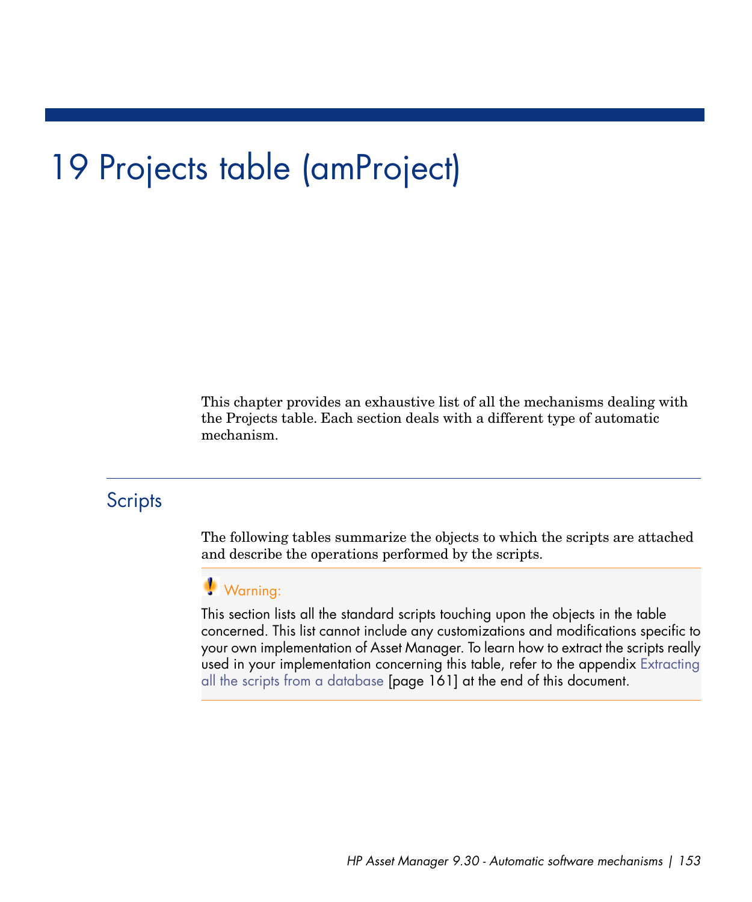# 19 Projects table (amProject)

This chapter provides an exhaustive list of all the mechanisms dealing with the Projects table. Each section deals with a different type of automatic mechanism.

## Scripts

The following tables summarize the objects to which the scripts are attached and describe the operations performed by the scripts.

> **Warning:**
>
> This section lists all the standard scripts touching upon the objects in the table concerned. This list cannot include any customizations and modifications specific to your own implementation of Asset Manager. To learn how to extract the scripts really used in your implementation concerning this table, refer to the appendix Extracting all the scripts from a database [page 161] at the end of this document.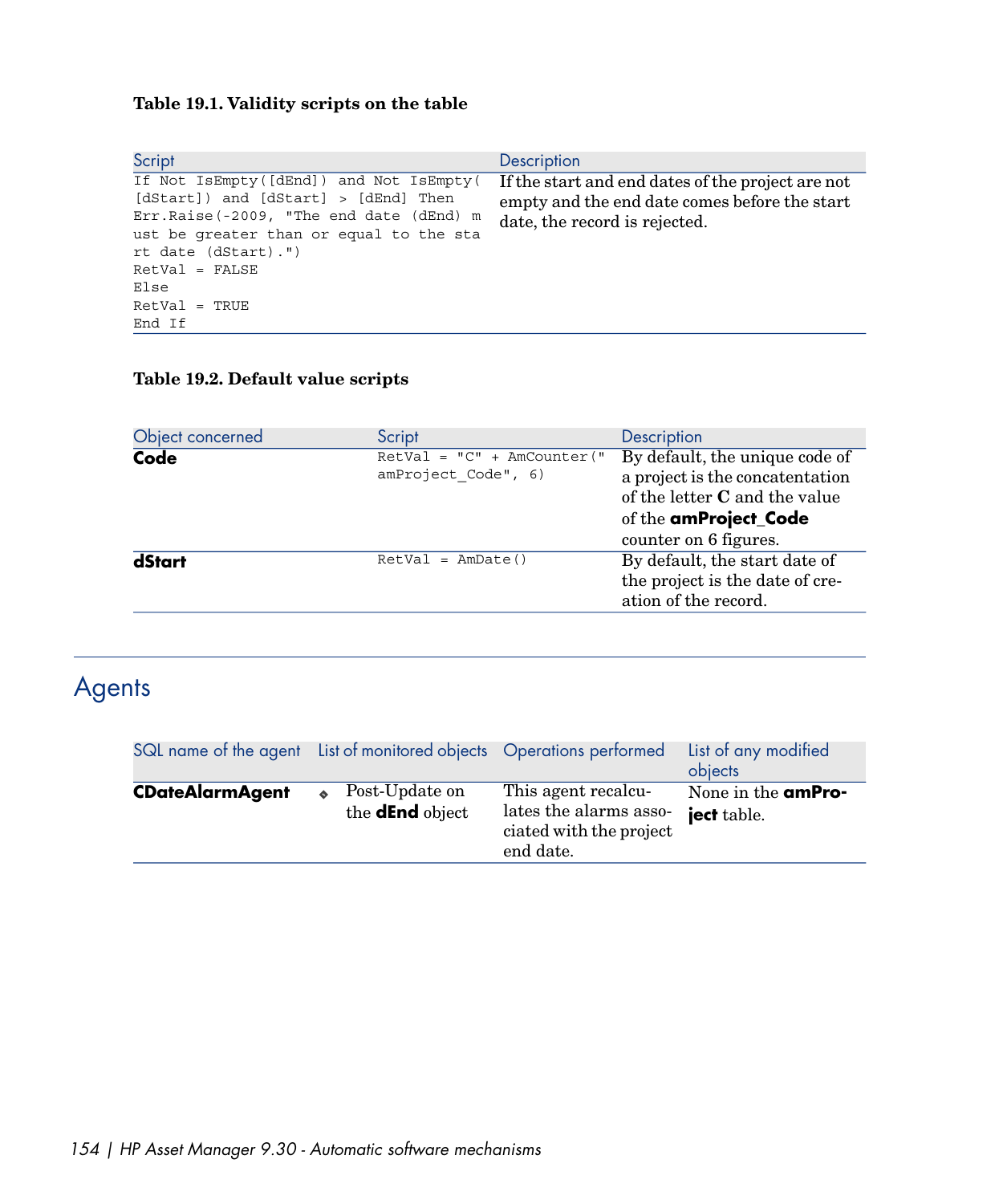**Table 19.1. Validity scripts on the table**

| Script | Description |
| --- | --- |
| `If Not IsEmpty([dEnd]) and Not IsEmpty([dStart]) and [dStart] > [dEnd] Then Err.Raise(-2009, "The end date (dEnd) must be greater than or equal to the start date (dStart).") RetVal = FALSE Else RetVal = TRUE End If` | If the start and end dates of the project are not empty and the end date comes before the start date, the record is rejected. |

**Table 19.2. Default value scripts**

| Object concerned | Script | Description |
| --- | --- | --- |
| **Code** | `RetVal = "C" + AmCounter("amProject_Code", 6)` | By default, the unique code of a project is the concatentation of the letter **C** and the value of the **amProject_Code** counter on 6 figures. |
| **dStart** | `RetVal = AmDate()` | By default, the start date of the project is the date of creation of the record. |

## Agents

| SQL name of the agent | List of monitored objects | Operations performed | List of any modified objects |
| --- | --- | --- | --- |
| **CDateAlarmAgent** | - Post-Update on the **dEnd** object | This agent recalculates the alarms associated with the project end date. | None in the **amProject** table. |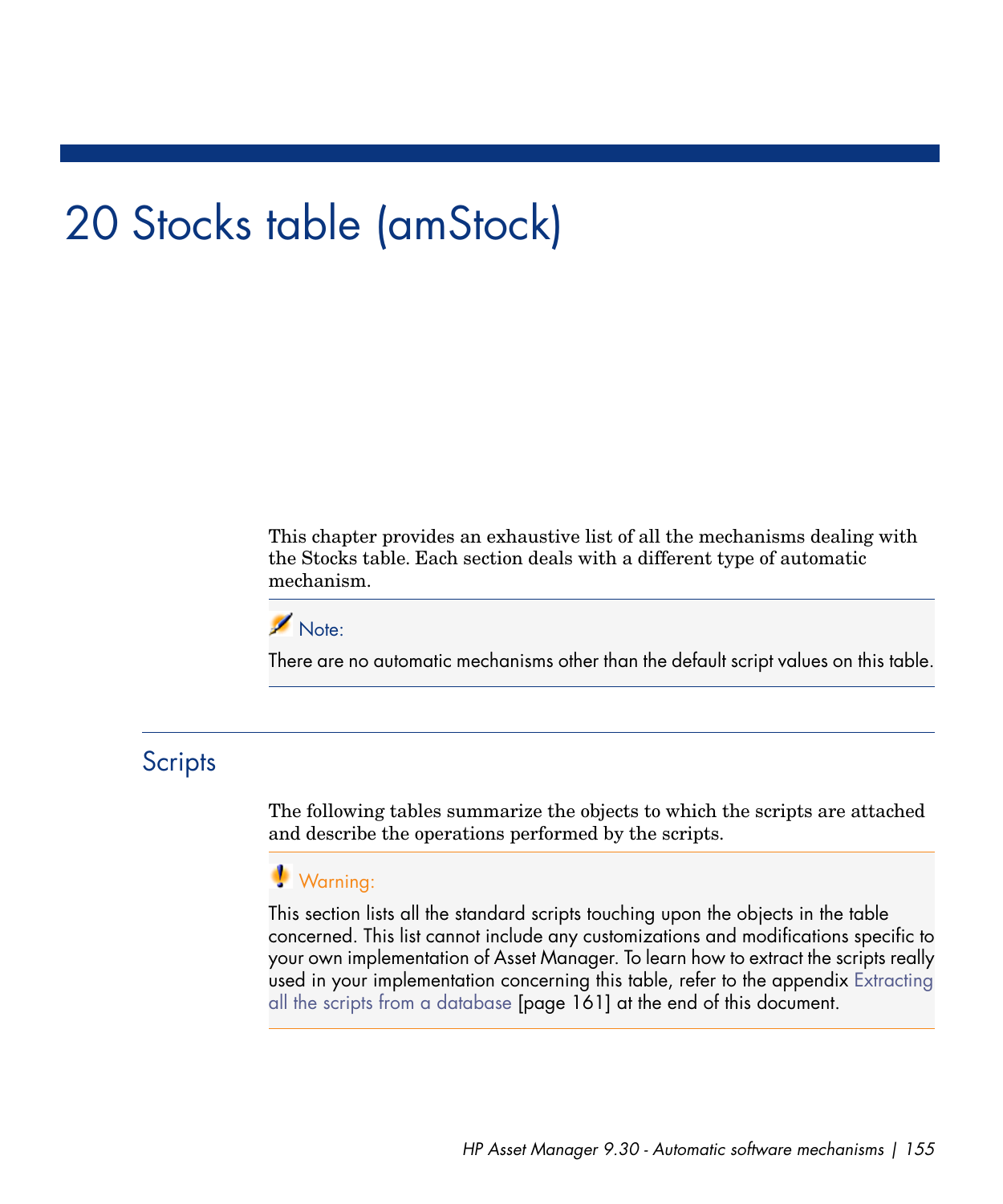# 20 Stocks table (amStock)

This chapter provides an exhaustive list of all the mechanisms dealing with the Stocks table. Each section deals with a different type of automatic mechanism.

> **Note:**
>
> There are no automatic mechanisms other than the default script values on this table.

## Scripts

The following tables summarize the objects to which the scripts are attached and describe the operations performed by the scripts.

> **Warning:**
>
> This section lists all the standard scripts touching upon the objects in the table concerned. This list cannot include any customizations and modifications specific to your own implementation of Asset Manager. To learn how to extract the scripts really used in your implementation concerning this table, refer to the appendix Extracting all the scripts from a database [page 161] at the end of this document.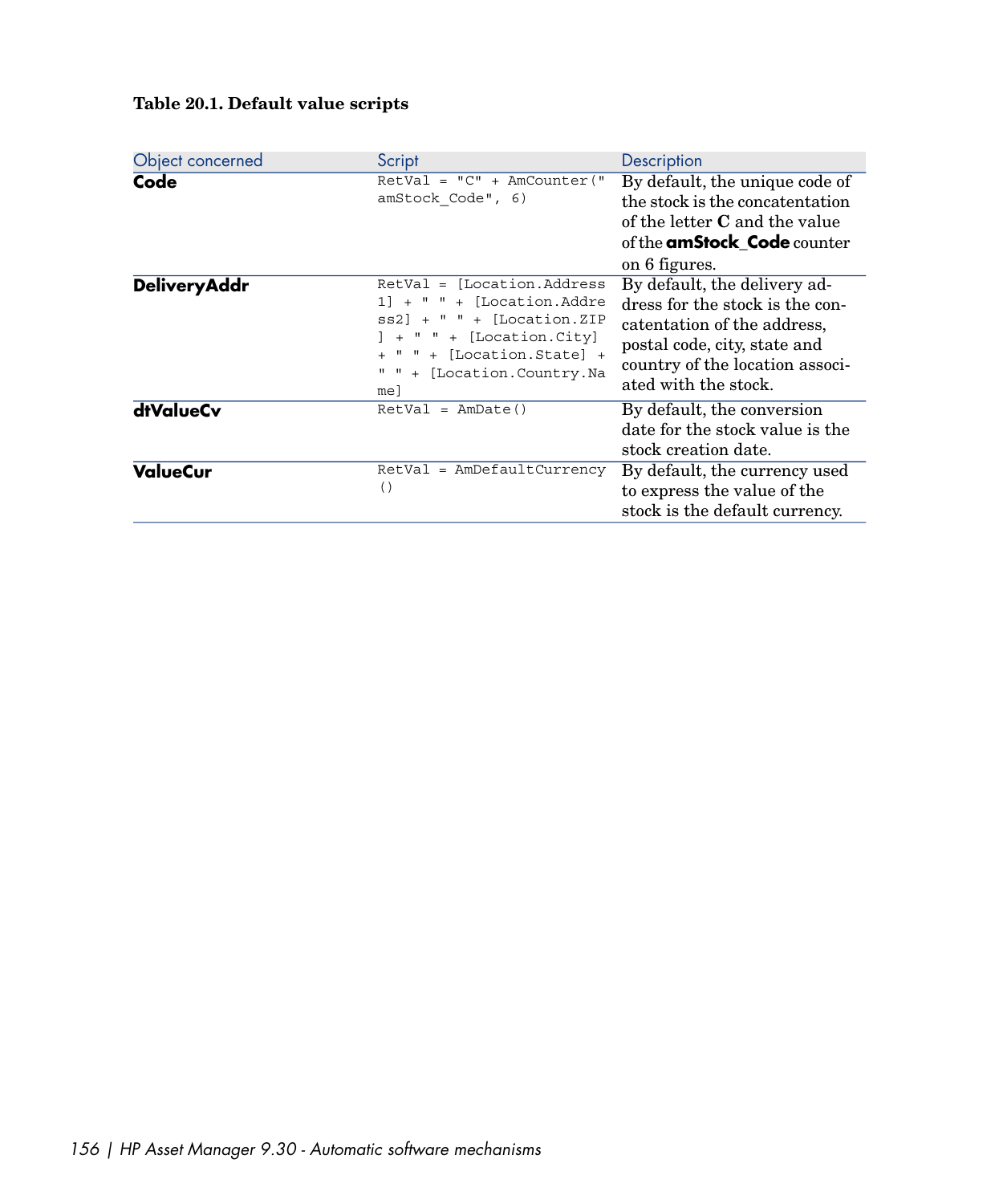**Table 20.1. Default value scripts**

| Object concerned | Script | Description |
|---|---|---|
| **Code** | `RetVal = "C" + AmCounter("amStock_Code", 6)` | By default, the unique code of the stock is the concatentation of the letter **C** and the value of the **amStock_Code** counter on 6 figures. |
| **DeliveryAddr** | `RetVal = [Location.Address1] + " " + [Location.Address2] + " " + [Location.ZIP] + " " + [Location.City] + " " + [Location.State] + " " + [Location.Country.Name]` | By default, the delivery address for the stock is the concatentation of the address, postal code, city, state and country of the location associated with the stock. |
| **dtValueCv** | `RetVal = AmDate()` | By default, the conversion date for the stock value is the stock creation date. |
| **ValueCur** | `RetVal = AmDefaultCurrency()` | By default, the currency used to express the value of the stock is the default currency. |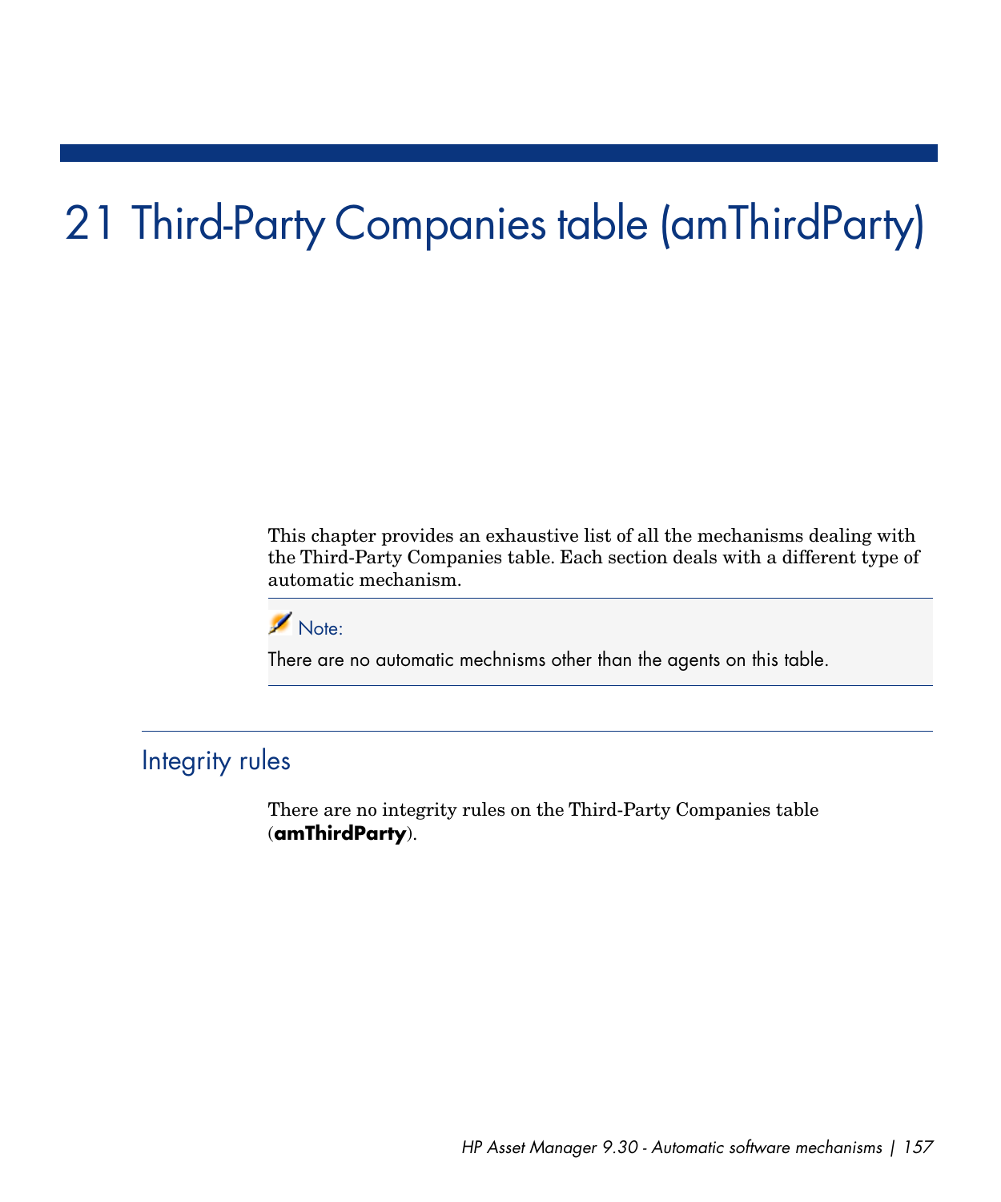# 21 Third-Party Companies table (amThirdParty)

This chapter provides an exhaustive list of all the mechanisms dealing with the Third-Party Companies table. Each section deals with a different type of automatic mechanism.

> Note:
>
> There are no automatic mechnisms other than the agents on this table.

## Integrity rules

There are no integrity rules on the Third-Party Companies table (**amThirdParty**).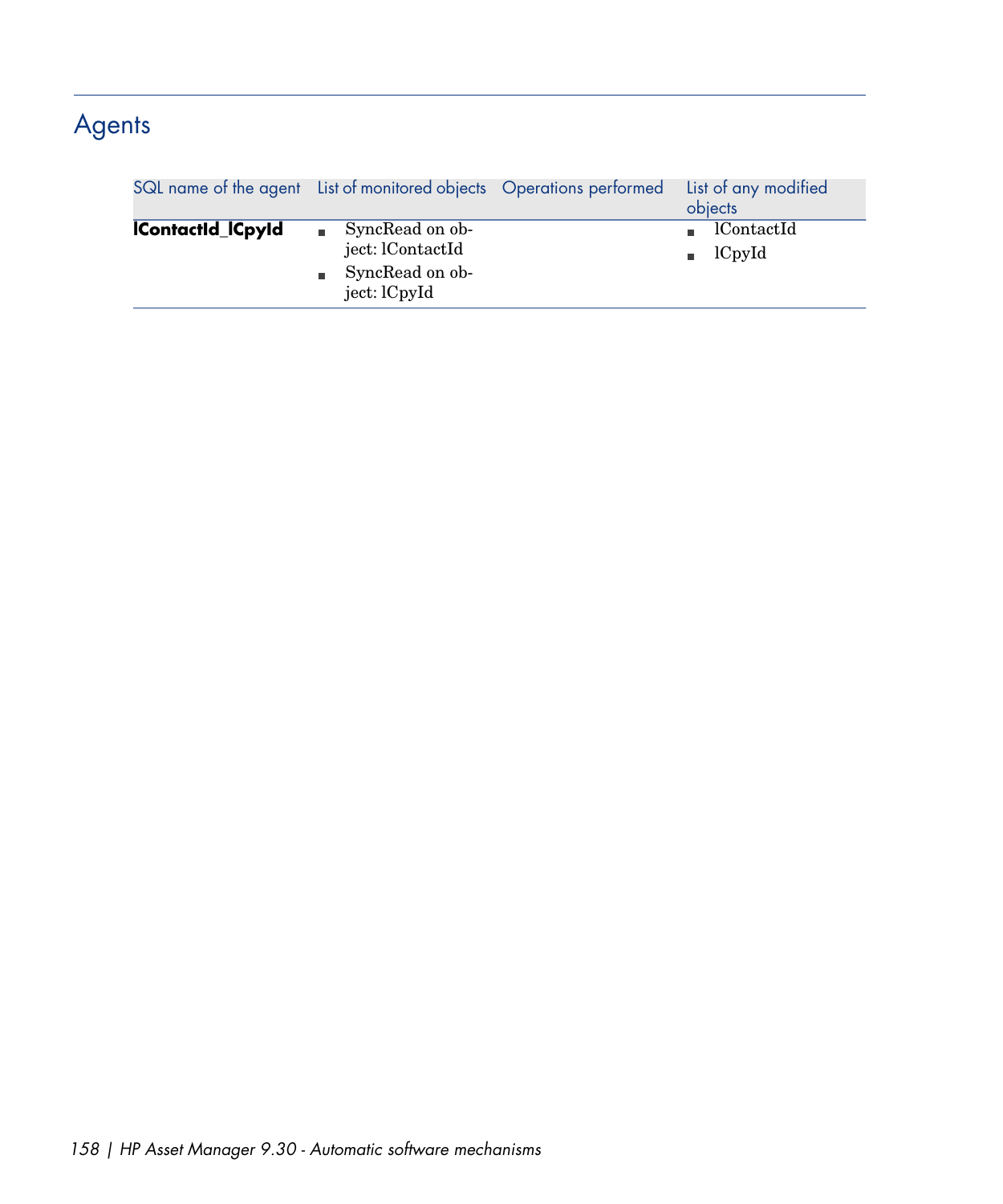## Agents

| SQL name of the agent | List of monitored objects | Operations performed | List of any modified objects |
| --- | --- | --- | --- |
| **lContactId_lCpyId** | ■ SyncRead on object: lContactId<br>■ SyncRead on object: lCpyId | | ■ lContactId<br>■ lCpyId |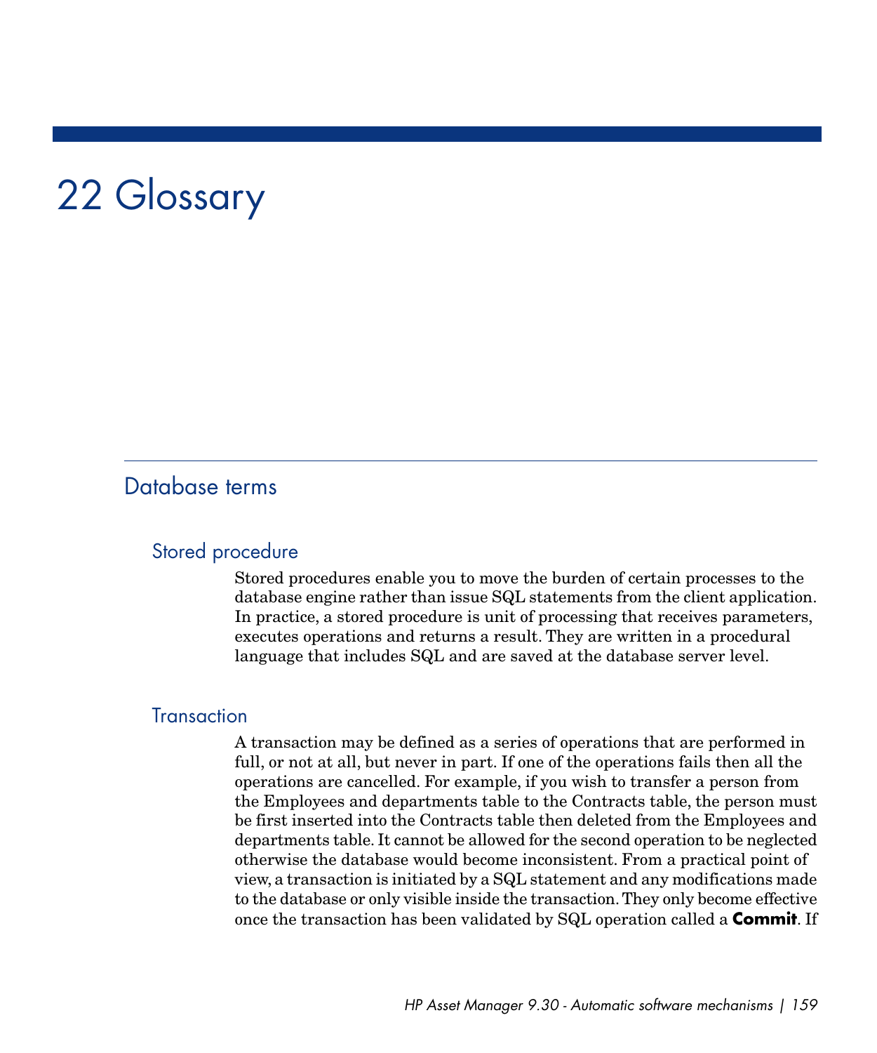# 22 Glossary

## Database terms

### Stored procedure

Stored procedures enable you to move the burden of certain processes to the database engine rather than issue SQL statements from the client application. In practice, a stored procedure is unit of processing that receives parameters, executes operations and returns a result. They are written in a procedural language that includes SQL and are saved at the database server level.

### Transaction

A transaction may be defined as a series of operations that are performed in full, or not at all, but never in part. If one of the operations fails then all the operations are cancelled. For example, if you wish to transfer a person from the Employees and departments table to the Contracts table, the person must be first inserted into the Contracts table then deleted from the Employees and departments table. It cannot be allowed for the second operation to be neglected otherwise the database would become inconsistent. From a practical point of view, a transaction is initiated by a SQL statement and any modifications made to the database or only visible inside the transaction. They only become effective once the transaction has been validated by SQL operation called a **Commit**. If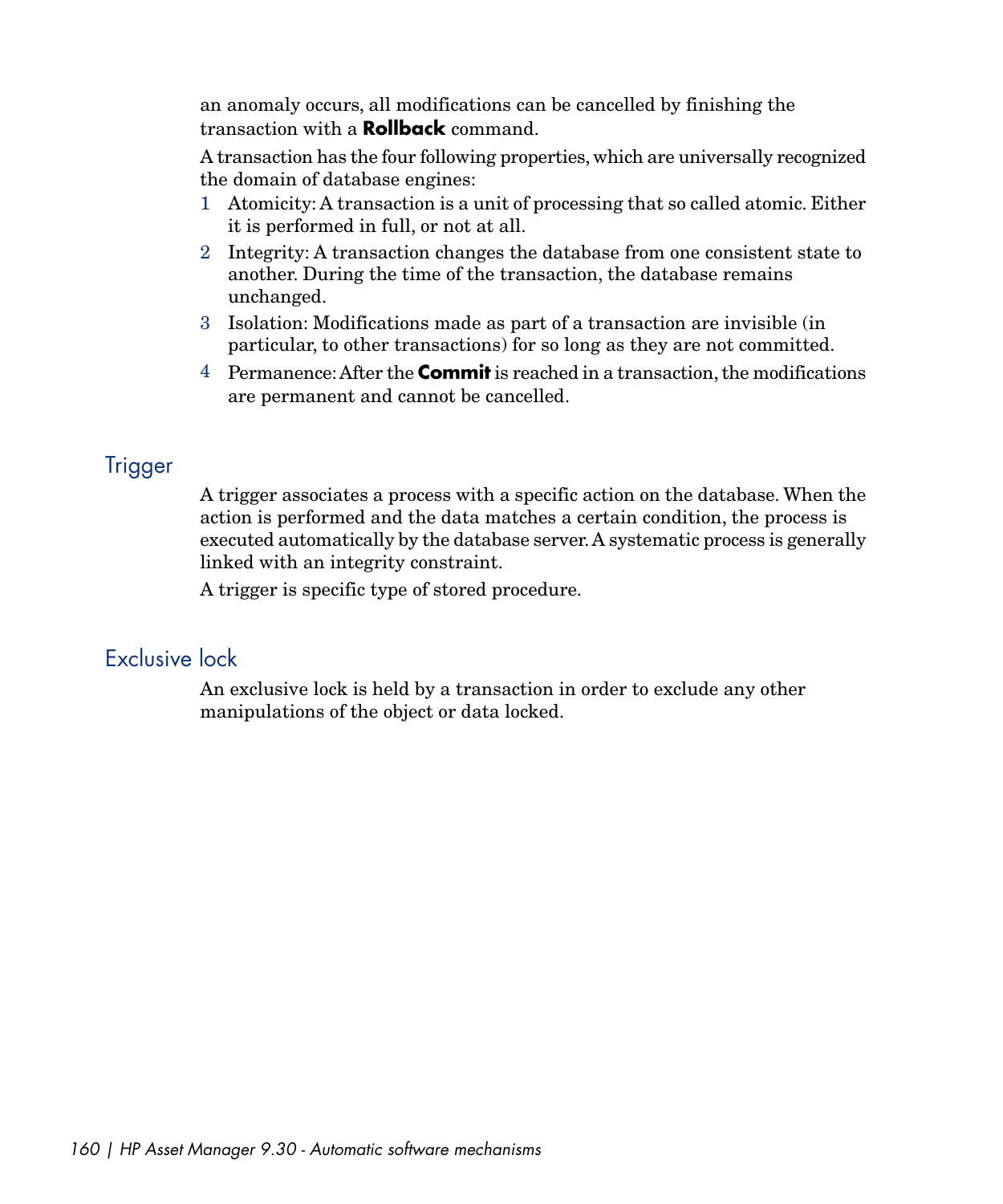an anomaly occurs, all modifications can be cancelled by finishing the transaction with a **Rollback** command.

A transaction has the four following properties, which are universally recognized the domain of database engines:

1. Atomicity: A transaction is a unit of processing that so called atomic. Either it is performed in full, or not at all.
2. Integrity: A transaction changes the database from one consistent state to another. During the time of the transaction, the database remains unchanged.
3. Isolation: Modifications made as part of a transaction are invisible (in particular, to other transactions) for so long as they are not committed.
4. Permanence: After the **Commit** is reached in a transaction, the modifications are permanent and cannot be cancelled.

## Trigger

A trigger associates a process with a specific action on the database. When the action is performed and the data matches a certain condition, the process is executed automatically by the database server. A systematic process is generally linked with an integrity constraint.

A trigger is specific type of stored procedure.

## Exclusive lock

An exclusive lock is held by a transaction in order to exclude any other manipulations of the object or data locked.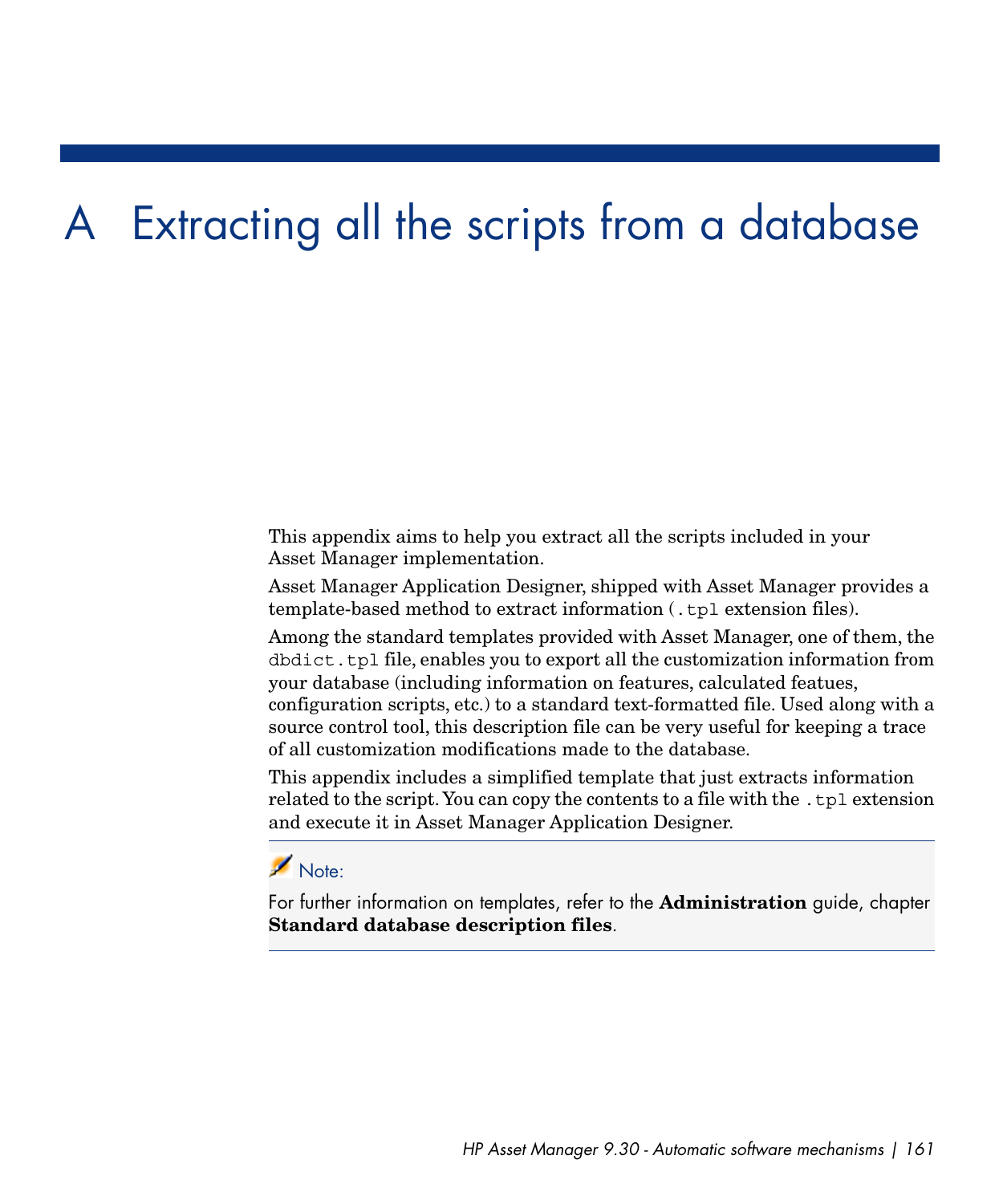# A Extracting all the scripts from a database

This appendix aims to help you extract all the scripts included in your Asset Manager implementation.

Asset Manager Application Designer, shipped with Asset Manager provides a template-based method to extract information (`.tpl` extension files).

Among the standard templates provided with Asset Manager, one of them, the `dbdict.tpl` file, enables you to export all the customization information from your database (including information on features, calculated featues, configuration scripts, etc.) to a standard text-formatted file. Used along with a source control tool, this description file can be very useful for keeping a trace of all customization modifications made to the database.

This appendix includes a simplified template that just extracts information related to the script. You can copy the contents to a file with the `.tpl` extension and execute it in Asset Manager Application Designer.

> **Note:**
>
> For further information on templates, refer to the **Administration** guide, chapter **Standard database description files**.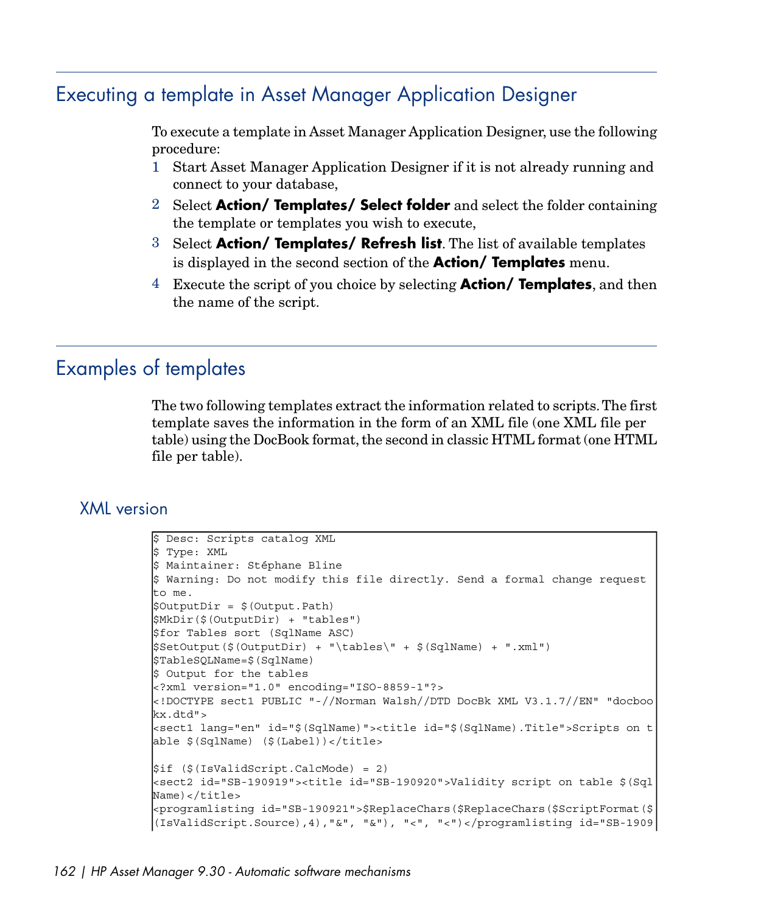## Executing a template in Asset Manager Application Designer

To execute a template in Asset Manager Application Designer, use the following procedure:

1. Start Asset Manager Application Designer if it is not already running and connect to your database,
2. Select **Action/ Templates/ Select folder** and select the folder containing the template or templates you wish to execute,
3. Select **Action/ Templates/ Refresh list**. The list of available templates is displayed in the second section of the **Action/ Templates** menu.
4. Execute the script of you choice by selecting **Action/ Templates**, and then the name of the script.

## Examples of templates

The two following templates extract the information related to scripts. The first template saves the information in the form of an XML file (one XML file per table) using the DocBook format, the second in classic HTML format (one HTML file per table).

### XML version

```
$ Desc: Scripts catalog XML
$ Type: XML
$ Maintainer: Stéphane Bline
$ Warning: Do not modify this file directly. Send a formal change request
to me.
$OutputDir = $(Output.Path)
$MkDir($(OutputDir) + "tables")
$for Tables sort (SqlName ASC)
$SetOutput($(OutputDir) + "\tables\" + $(SqlName) + ".xml")
$TableSQLName=$(SqlName)
$ Output for the tables
<?xml version="1.0" encoding="ISO-8859-1"?>
<!DOCTYPE sect1 PUBLIC "-//Norman Walsh//DTD DocBk XML V3.1.7//EN" "docboo
kx.dtd">
<sect1 lang="en" id="$(SqlName)"><title id="$(SqlName).Title">Scripts on t
able $(SqlName) ($(Label))</title>

$if ($(IsValidScript.CalcMode) = 2)
<sect2 id="SB-190919"><title id="SB-190920">Validity script on table $(Sql
Name)</title>
<programlisting id="SB-190921">$ReplaceChars($ReplaceChars($ScriptFormat($
(IsValidScript.Source),4),"&", "&"), "<", "<")</programlisting id="SB-1909
```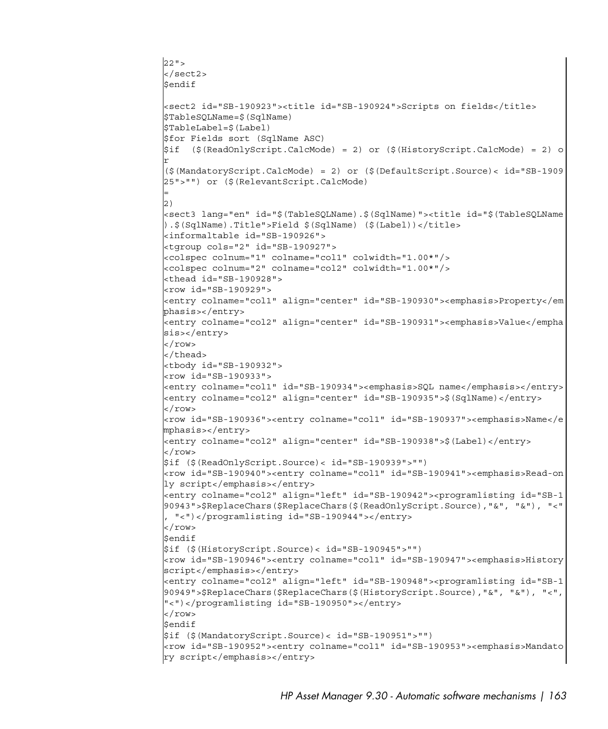```
22">
</sect2>
$endif

<sect2 id="SB-190923"><title id="SB-190924">Scripts on fields</title>
$TableSQLName=$(SqlName)
$TableLabel=$(Label)
$for Fields sort (SqlName ASC)
$if  ($(ReadOnlyScript.CalcMode) = 2) or ($(HistoryScript.CalcMode) = 2) o
r
($(MandatoryScript.CalcMode) = 2) or ($(DefaultScript.Source)< id="SB-1909
25">"") or ($(RelevantScript.CalcMode)
=
2)
<sect3 lang="en" id="$(TableSQLName).$(SqlName)"><title id="$(TableSQLName
).$(SqlName).Title">Field $(SqlName) ($(Label))</title>
<informaltable id="SB-190926">
<tgroup cols="2" id="SB-190927">
<colspec colnum="1" colname="col1" colwidth="1.00*"/>
<colspec colnum="2" colname="col2" colwidth="1.00*"/>
<thead id="SB-190928">
<row id="SB-190929">
<entry colname="col1" align="center" id="SB-190930"><emphasis>Property</em
phasis></entry>
<entry colname="col2" align="center" id="SB-190931"><emphasis>Value</empha
sis></entry>
</row>
</thead>
<tbody id="SB-190932">
<row id="SB-190933">
<entry colname="col1" id="SB-190934"><emphasis>SQL name</emphasis></entry>
<entry colname="col2" align="center" id="SB-190935">$(SqlName)</entry>
</row>
<row id="SB-190936"><entry colname="col1" id="SB-190937"><emphasis>Name</e
mphasis></entry>
<entry colname="col2" align="center" id="SB-190938">$(Label)</entry>
</row>
$if ($(ReadOnlyScript.Source)< id="SB-190939">"")
<row id="SB-190940"><entry colname="col1" id="SB-190941"><emphasis>Read-on
ly script</emphasis></entry>
<entry colname="col2" align="left" id="SB-190942"><programlisting id="SB-1
90943">$ReplaceChars($ReplaceChars($(ReadOnlyScript.Source),"&", "&"), "<"
, "<")</programlisting id="SB-190944"></entry>
</row>
$endif
$if ($(HistoryScript.Source)< id="SB-190945">"")
<row id="SB-190946"><entry colname="col1" id="SB-190947"><emphasis>History
script</emphasis></entry>
<entry colname="col2" align="left" id="SB-190948"><programlisting id="SB-1
90949">$ReplaceChars($ReplaceChars($(HistoryScript.Source),"&", "&"), "<",
"<")</programlisting id="SB-190950"></entry>
</row>
$endif
$if ($(MandatoryScript.Source)< id="SB-190951">"")
<row id="SB-190952"><entry colname="col1" id="SB-190953"><emphasis>Mandato
ry script</emphasis></entry>
```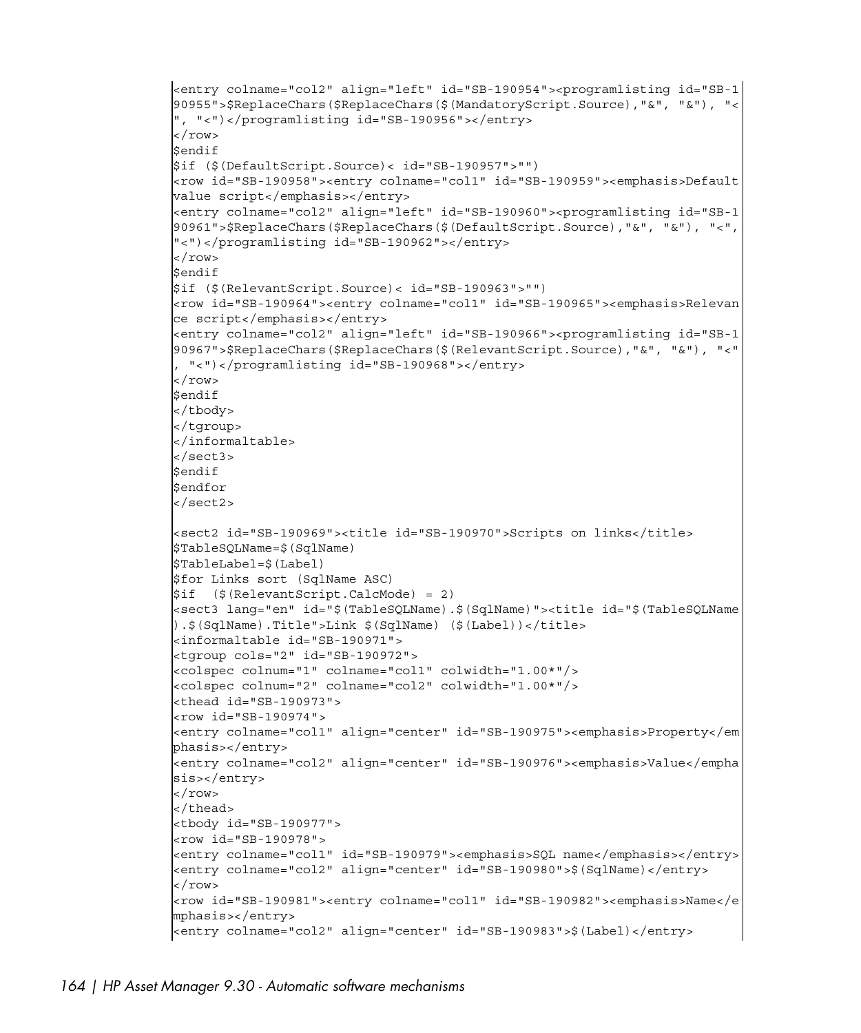```
<entry colname="col2" align="left" id="SB-190954"><programlisting id="SB-1
90955">$ReplaceChars($ReplaceChars($(MandatoryScript.Source),"&", "&"), "<
", "<")</programlisting id="SB-190956"></entry>
</row>
$endif
$if ($(DefaultScript.Source)< id="SB-190957">"")
<row id="SB-190958"><entry colname="col1" id="SB-190959"><emphasis>Default
value script</emphasis></entry>
<entry colname="col2" align="left" id="SB-190960"><programlisting id="SB-1
90961">$ReplaceChars($ReplaceChars($(DefaultScript.Source),"&", "&"), "<",
"<")</programlisting id="SB-190962"></entry>
</row>
$endif
$if ($(RelevantScript.Source)< id="SB-190963">"")
<row id="SB-190964"><entry colname="col1" id="SB-190965"><emphasis>Relevan
ce script</emphasis></entry>
<entry colname="col2" align="left" id="SB-190966"><programlisting id="SB-1
90967">$ReplaceChars($ReplaceChars($(RelevantScript.Source),"&", "&"), "<"
, "<")</programlisting id="SB-190968"></entry>
</row>
$endif
</tbody>
</tgroup>
</informaltable>
</sect3>
$endif
$endfor
</sect2>

<sect2 id="SB-190969"><title id="SB-190970">Scripts on links</title>
$TableSQLName=$(SqlName)
$TableLabel=$(Label)
$for Links sort (SqlName ASC)
$if  ($(RelevantScript.CalcMode) = 2)
<sect3 lang="en" id="$(TableSQLName).$(SqlName)"><title id="$(TableSQLName
).$(SqlName).Title">Link $(SqlName) ($(Label))</title>
<informaltable id="SB-190971">
<tgroup cols="2" id="SB-190972">
<colspec colnum="1" colname="col1" colwidth="1.00*"/>
<colspec colnum="2" colname="col2" colwidth="1.00*"/>
<thead id="SB-190973">
<row id="SB-190974">
<entry colname="col1" align="center" id="SB-190975"><emphasis>Property</em
phasis></entry>
<entry colname="col2" align="center" id="SB-190976"><emphasis>Value</empha
sis></entry>
</row>
</thead>
<tbody id="SB-190977">
<row id="SB-190978">
<entry colname="col1" id="SB-190979"><emphasis>SQL name</emphasis></entry>
<entry colname="col2" align="center" id="SB-190980">$(SqlName)</entry>
</row>
<row id="SB-190981"><entry colname="col1" id="SB-190982"><emphasis>Name</e
mphasis></entry>
<entry colname="col2" align="center" id="SB-190983">$(Label)</entry>
```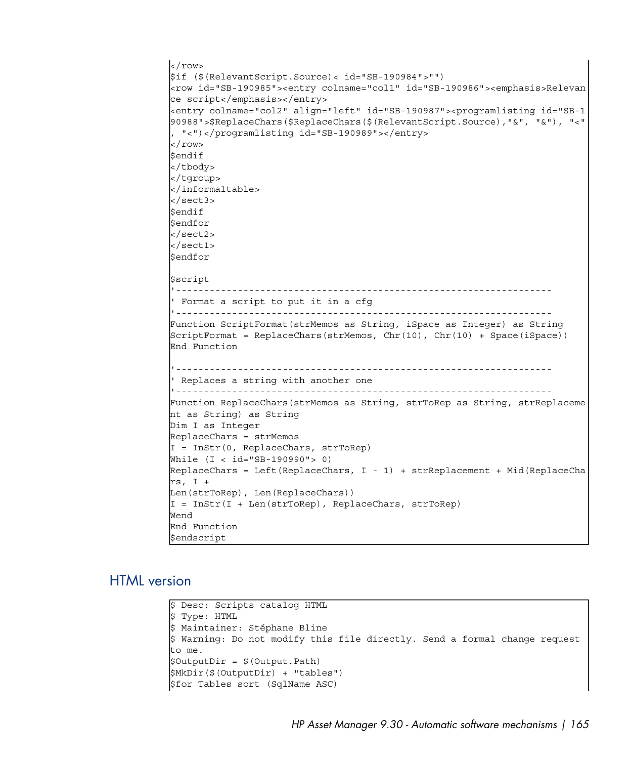```
</row>
$if ($(RelevantScript.Source)< id="SB-190984">"")
<row id="SB-190985"><entry colname="col1" id="SB-190986"><emphasis>Relevan
ce script</emphasis></entry>
<entry colname="col2" align="left" id="SB-190987"><programlisting id="SB-1
90988">$ReplaceChars($ReplaceChars($(RelevantScript.Source),"&", "&"), "<"
, "<")</programlisting id="SB-190989"></entry>
</row>
$endif
</tbody>
</tgroup>
</informaltable>
</sect3>
$endif
$endfor
</sect2>
</sect1>
$endfor

$script
'-------------------------------------------------------------------
' Format a script to put it in a cfg
'-------------------------------------------------------------------
Function ScriptFormat(strMemos as String, iSpace as Integer) as String
ScriptFormat = ReplaceChars(strMemos, Chr(10), Chr(10) + Space(iSpace))
End Function

'-------------------------------------------------------------------
' Replaces a string with another one
'-------------------------------------------------------------------
Function ReplaceChars(strMemos as String, strToRep as String, strReplaceme
nt as String) as String
Dim I as Integer
ReplaceChars = strMemos
I = InStr(0, ReplaceChars, strToRep)
While (I < id="SB-190990"> 0)
ReplaceChars = Left(ReplaceChars, I - 1) + strReplacement + Mid(ReplaceCha
rs, I +
Len(strToRep), Len(ReplaceChars))
I = InStr(I + Len(strToRep), ReplaceChars, strToRep)
Wend
End Function
$endscript
```

## HTML version

```
$ Desc: Scripts catalog HTML
$ Type: HTML
$ Maintainer: Stéphane Bline
$ Warning: Do not modify this file directly. Send a formal change request
to me.
$OutputDir = $(Output.Path)
$MkDir($(OutputDir) + "tables")
$for Tables sort (SqlName ASC)
```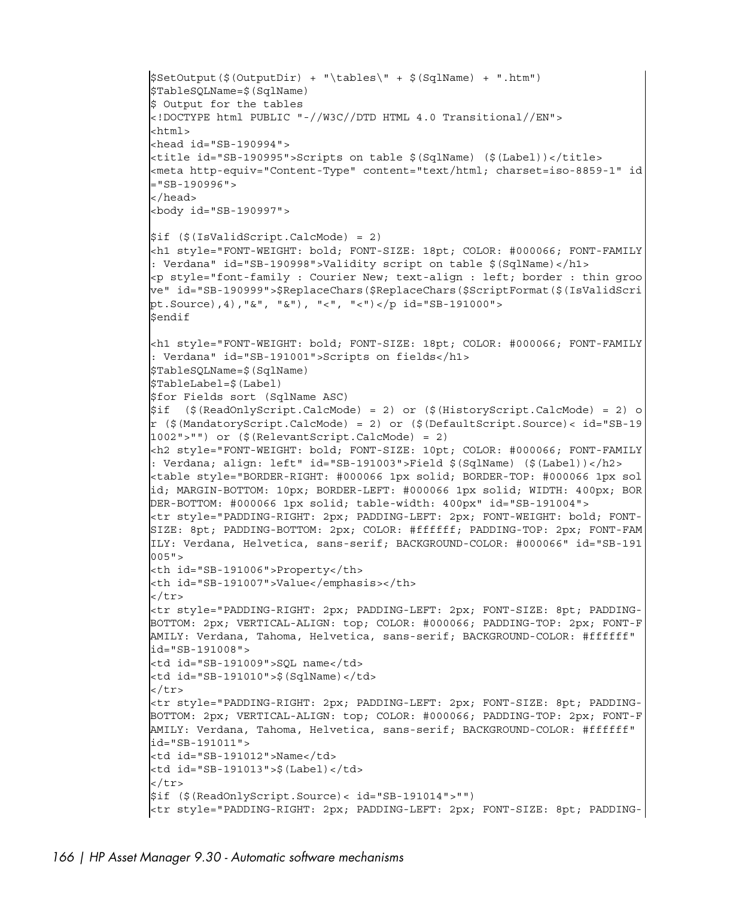```
$SetOutput($(OutputDir) + "\tables\" + $(SqlName) + ".htm")
$TableSQLName=$(SqlName)
$ Output for the tables
<!DOCTYPE html PUBLIC "-//W3C//DTD HTML 4.0 Transitional//EN">
<html>
<head id="SB-190994">
<title id="SB-190995">Scripts on table $(SqlName) ($(Label))</title>
<meta http-equiv="Content-Type" content="text/html; charset=iso-8859-1" id
="SB-190996">
</head>
<body id="SB-190997">

$if ($(IsValidScript.CalcMode) = 2)
<h1 style="FONT-WEIGHT: bold; FONT-SIZE: 18pt; COLOR: #000066; FONT-FAMILY
: Verdana" id="SB-190998">Validity script on table $(SqlName)</h1>
<p style="font-family : Courier New; text-align : left; border : thin groo
ve" id="SB-190999">$ReplaceChars($ReplaceChars($ScriptFormat($(IsValidScri
pt.Source),4),"&", "&"), "<", "<")</p id="SB-191000">
$endif

<h1 style="FONT-WEIGHT: bold; FONT-SIZE: 18pt; COLOR: #000066; FONT-FAMILY
: Verdana" id="SB-191001">Scripts on fields</h1>
$TableSQLName=$(SqlName)
$TableLabel=$(Label)
$for Fields sort (SqlName ASC)
$if  ($(ReadOnlyScript.CalcMode) = 2) or ($(HistoryScript.CalcMode) = 2) o
r ($(MandatoryScript.CalcMode) = 2) or ($(DefaultScript.Source)< id="SB-19
1002">"") or ($(RelevantScript.CalcMode) = 2)
<h2 style="FONT-WEIGHT: bold; FONT-SIZE: 10pt; COLOR: #000066; FONT-FAMILY
: Verdana; align: left" id="SB-191003">Field $(SqlName) ($(Label))</h2>
<table style="BORDER-RIGHT: #000066 1px solid; BORDER-TOP: #000066 1px sol
id; MARGIN-BOTTOM: 10px; BORDER-LEFT: #000066 1px solid; WIDTH: 400px; BOR
DER-BOTTOM: #000066 1px solid; table-width: 400px" id="SB-191004">
<tr style="PADDING-RIGHT: 2px; PADDING-LEFT: 2px; FONT-WEIGHT: bold; FONT-
SIZE: 8pt; PADDING-BOTTOM: 2px; COLOR: #ffffff; PADDING-TOP: 2px; FONT-FAM
ILY: Verdana, Helvetica, sans-serif; BACKGROUND-COLOR: #000066" id="SB-191
005">
<th id="SB-191006">Property</th>
<th id="SB-191007">Value</emphasis></th>
</tr>
<tr style="PADDING-RIGHT: 2px; PADDING-LEFT: 2px; FONT-SIZE: 8pt; PADDING-
BOTTOM: 2px; VERTICAL-ALIGN: top; COLOR: #000066; PADDING-TOP: 2px; FONT-F
AMILY: Verdana, Tahoma, Helvetica, sans-serif; BACKGROUND-COLOR: #ffffff"
id="SB-191008">
<td id="SB-191009">SQL name</td>
<td id="SB-191010">$(SqlName)</td>
</tr>
<tr style="PADDING-RIGHT: 2px; PADDING-LEFT: 2px; FONT-SIZE: 8pt; PADDING-
BOTTOM: 2px; VERTICAL-ALIGN: top; COLOR: #000066; PADDING-TOP: 2px; FONT-F
AMILY: Verdana, Tahoma, Helvetica, sans-serif; BACKGROUND-COLOR: #ffffff"
id="SB-191011">
<td id="SB-191012">Name</td>
<td id="SB-191013">$(Label)</td>
</tr>
$if ($(ReadOnlyScript.Source)< id="SB-191014">"")
<tr style="PADDING-RIGHT: 2px; PADDING-LEFT: 2px; FONT-SIZE: 8pt; PADDING-
```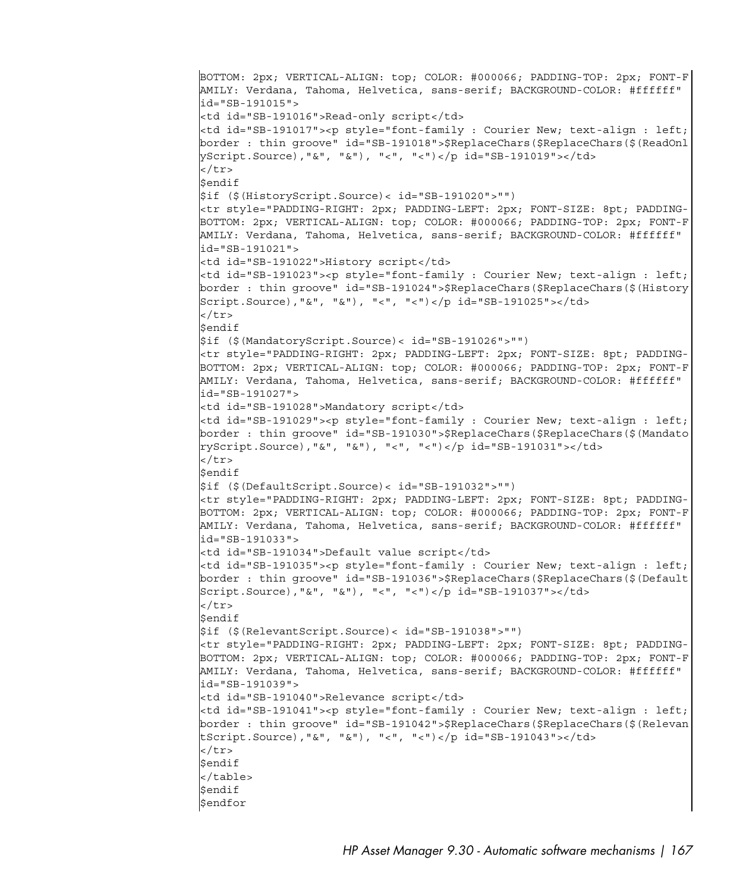```
BOTTOM: 2px; VERTICAL-ALIGN: top; COLOR: #000066; PADDING-TOP: 2px; FONT-F
AMILY: Verdana, Tahoma, Helvetica, sans-serif; BACKGROUND-COLOR: #ffffff"
id="SB-191015">
<td id="SB-191016">Read-only script</td>
<td id="SB-191017"><p style="font-family : Courier New; text-align : left;
border : thin groove" id="SB-191018">$ReplaceChars($ReplaceChars($(ReadOnl
yScript.Source),"&", "&"), "<", "<")</p id="SB-191019"></td>
</tr>
$endif
$if ($(HistoryScript.Source)< id="SB-191020">"")
<tr style="PADDING-RIGHT: 2px; PADDING-LEFT: 2px; FONT-SIZE: 8pt; PADDING-
BOTTOM: 2px; VERTICAL-ALIGN: top; COLOR: #000066; PADDING-TOP: 2px; FONT-F
AMILY: Verdana, Tahoma, Helvetica, sans-serif; BACKGROUND-COLOR: #ffffff"
id="SB-191021">
<td id="SB-191022">History script</td>
<td id="SB-191023"><p style="font-family : Courier New; text-align : left;
border : thin groove" id="SB-191024">$ReplaceChars($ReplaceChars($(History
Script.Source),"&", "&"), "<", "<")</p id="SB-191025"></td>
</tr>
$endif
$if ($(MandatoryScript.Source)< id="SB-191026">"")
<tr style="PADDING-RIGHT: 2px; PADDING-LEFT: 2px; FONT-SIZE: 8pt; PADDING-
BOTTOM: 2px; VERTICAL-ALIGN: top; COLOR: #000066; PADDING-TOP: 2px; FONT-F
AMILY: Verdana, Tahoma, Helvetica, sans-serif; BACKGROUND-COLOR: #ffffff"
id="SB-191027">
<td id="SB-191028">Mandatory script</td>
<td id="SB-191029"><p style="font-family : Courier New; text-align : left;
border : thin groove" id="SB-191030">$ReplaceChars($ReplaceChars($(Mandato
ryScript.Source),"&", "&"), "<", "<")</p id="SB-191031"></td>
</tr>
$endif
$if ($(DefaultScript.Source)< id="SB-191032">"")
<tr style="PADDING-RIGHT: 2px; PADDING-LEFT: 2px; FONT-SIZE: 8pt; PADDING-
BOTTOM: 2px; VERTICAL-ALIGN: top; COLOR: #000066; PADDING-TOP: 2px; FONT-F
AMILY: Verdana, Tahoma, Helvetica, sans-serif; BACKGROUND-COLOR: #ffffff"
id="SB-191033">
<td id="SB-191034">Default value script</td>
<td id="SB-191035"><p style="font-family : Courier New; text-align : left;
border : thin groove" id="SB-191036">$ReplaceChars($ReplaceChars($(Default
Script.Source),"&", "&"), "<", "<")</p id="SB-191037"></td>
</tr>
$endif
$if ($(RelevantScript.Source)< id="SB-191038">"")
<tr style="PADDING-RIGHT: 2px; PADDING-LEFT: 2px; FONT-SIZE: 8pt; PADDING-
BOTTOM: 2px; VERTICAL-ALIGN: top; COLOR: #000066; PADDING-TOP: 2px; FONT-F
AMILY: Verdana, Tahoma, Helvetica, sans-serif; BACKGROUND-COLOR: #ffffff"
id="SB-191039">
<td id="SB-191040">Relevance script</td>
<td id="SB-191041"><p style="font-family : Courier New; text-align : left;
border : thin groove" id="SB-191042">$ReplaceChars($ReplaceChars($(Relevan
tScript.Source),"&", "&"), "<", "<")</p id="SB-191043"></td>
</tr>
$endif
</table>
$endif
$endfor
```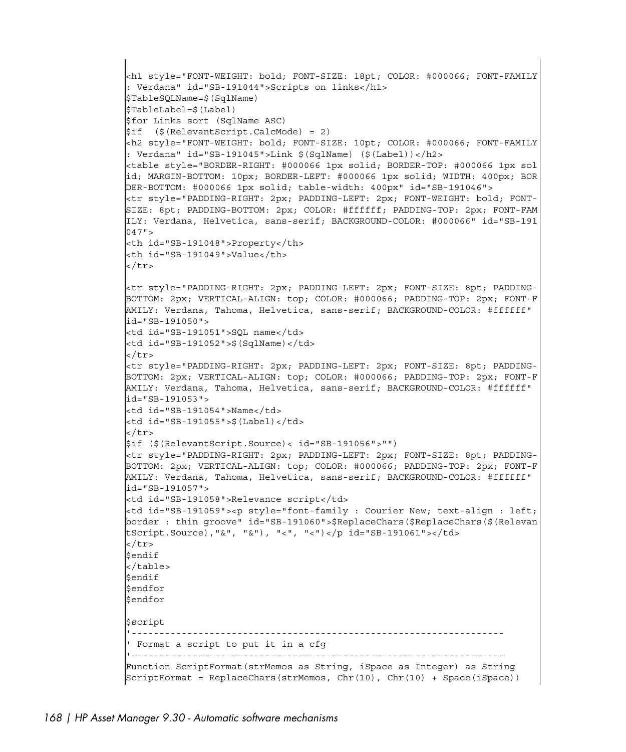```
<h1 style="FONT-WEIGHT: bold; FONT-SIZE: 18pt; COLOR: #000066; FONT-FAMILY
: Verdana" id="SB-191044">Scripts on links</h1>
$TableSQLName=$(SqlName)
$TableLabel=$(Label)
$for Links sort (SqlName ASC)
$if  ($(RelevantScript.CalcMode) = 2)
<h2 style="FONT-WEIGHT: bold; FONT-SIZE: 10pt; COLOR: #000066; FONT-FAMILY
: Verdana" id="SB-191045">Link $(SqlName) ($(Label))</h2>
<table style="BORDER-RIGHT: #000066 1px solid; BORDER-TOP: #000066 1px sol
id; MARGIN-BOTTOM: 10px; BORDER-LEFT: #000066 1px solid; WIDTH: 400px; BOR
DER-BOTTOM: #000066 1px solid; table-width: 400px" id="SB-191046">
<tr style="PADDING-RIGHT: 2px; PADDING-LEFT: 2px; FONT-WEIGHT: bold; FONT-
SIZE: 8pt; PADDING-BOTTOM: 2px; COLOR: #ffffff; PADDING-TOP: 2px; FONT-FAM
ILY: Verdana, Helvetica, sans-serif; BACKGROUND-COLOR: #000066" id="SB-191
047">
<th id="SB-191048">Property</th>
<th id="SB-191049">Value</th>
</tr>

<tr style="PADDING-RIGHT: 2px; PADDING-LEFT: 2px; FONT-SIZE: 8pt; PADDING-
BOTTOM: 2px; VERTICAL-ALIGN: top; COLOR: #000066; PADDING-TOP: 2px; FONT-F
AMILY: Verdana, Tahoma, Helvetica, sans-serif; BACKGROUND-COLOR: #ffffff"
id="SB-191050">
<td id="SB-191051">SQL name</td>
<td id="SB-191052">$(SqlName)</td>
</tr>
<tr style="PADDING-RIGHT: 2px; PADDING-LEFT: 2px; FONT-SIZE: 8pt; PADDING-
BOTTOM: 2px; VERTICAL-ALIGN: top; COLOR: #000066; PADDING-TOP: 2px; FONT-F
AMILY: Verdana, Tahoma, Helvetica, sans-serif; BACKGROUND-COLOR: #ffffff"
id="SB-191053">
<td id="SB-191054">Name</td>
<td id="SB-191055">$(Label)</td>
</tr>
$if ($(RelevantScript.Source)< id="SB-191056">"")
<tr style="PADDING-RIGHT: 2px; PADDING-LEFT: 2px; FONT-SIZE: 8pt; PADDING-
BOTTOM: 2px; VERTICAL-ALIGN: top; COLOR: #000066; PADDING-TOP: 2px; FONT-F
AMILY: Verdana, Tahoma, Helvetica, sans-serif; BACKGROUND-COLOR: #ffffff"
id="SB-191057">
<td id="SB-191058">Relevance script</td>
<td id="SB-191059"><p style="font-family : Courier New; text-align : left;
border : thin groove" id="SB-191060">$ReplaceChars($ReplaceChars($(Relevan
tScript.Source),"&", "&"), "<", "<")</p id="SB-191061"></td>
</tr>
$endif
</table>
$endif
$endfor
$endfor

$script
'-------------------------------------------------------------------
' Format a script to put it in a cfg
'-------------------------------------------------------------------
Function ScriptFormat(strMemos as String, iSpace as Integer) as String
ScriptFormat = ReplaceChars(strMemos, Chr(10), Chr(10) + Space(iSpace))
```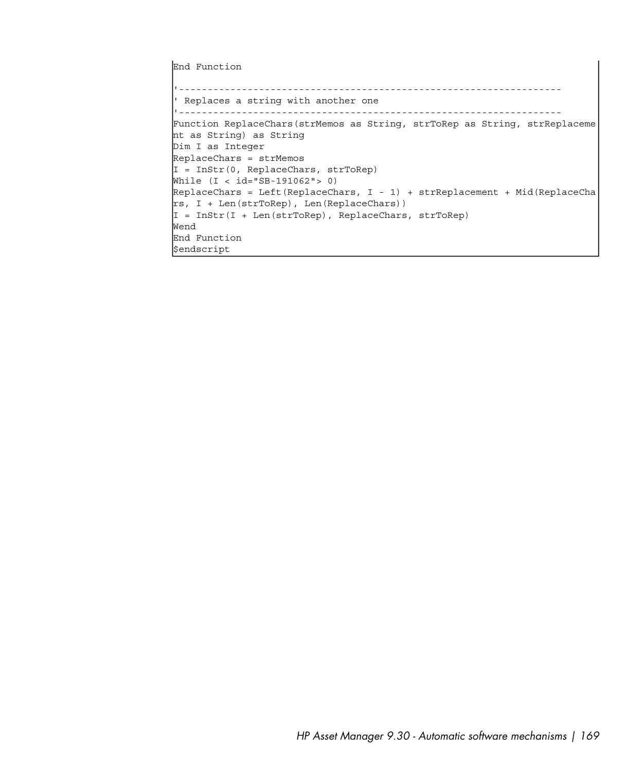```
End Function

'------------------------------------------------------------------
' Replaces a string with another one
'------------------------------------------------------------------
Function ReplaceChars(strMemos as String, strToRep as String, strReplaceme
nt as String) as String
Dim I as Integer
ReplaceChars = strMemos
I = InStr(0, ReplaceChars, strToRep)
While (I < id="SB-191062"> 0)
ReplaceChars = Left(ReplaceChars, I - 1) + strReplacement + Mid(ReplaceCha
rs, I + Len(strToRep), Len(ReplaceChars))
I = InStr(I + Len(strToRep), ReplaceChars, strToRep)
Wend
End Function
$endscript
```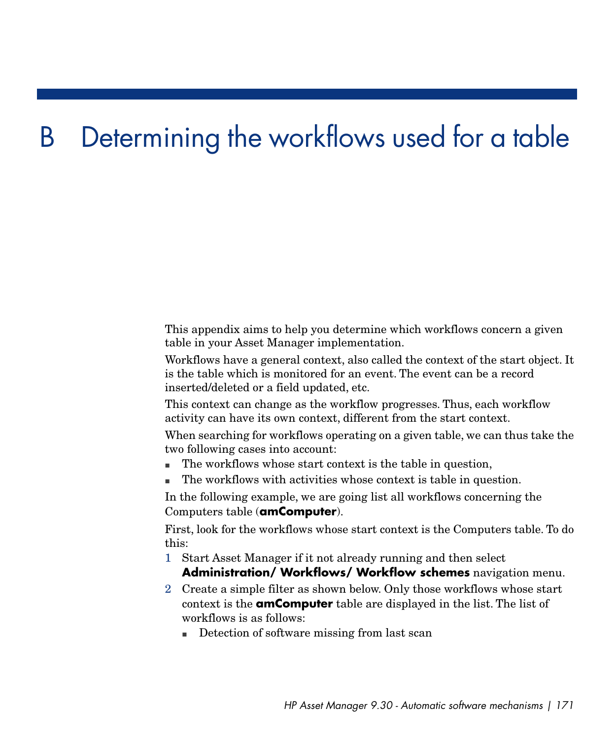# B Determining the workflows used for a table

This appendix aims to help you determine which workflows concern a given table in your Asset Manager implementation.

Workflows have a general context, also called the context of the start object. It is the table which is monitored for an event. The event can be a record inserted/deleted or a field updated, etc.

This context can change as the workflow progresses. Thus, each workflow activity can have its own context, different from the start context.

When searching for workflows operating on a given table, we can thus take the two following cases into account:

- The workflows whose start context is the table in question,
- The workflows with activities whose context is table in question.

In the following example, we are going list all workflows concerning the Computers table (**amComputer**).

First, look for the workflows whose start context is the Computers table. To do this:

1. Start Asset Manager if it not already running and then select **Administration/ Workflows/ Workflow schemes** navigation menu.
2. Create a simple filter as shown below. Only those workflows whose start context is the **amComputer** table are displayed in the list. The list of workflows is as follows:
   - Detection of software missing from last scan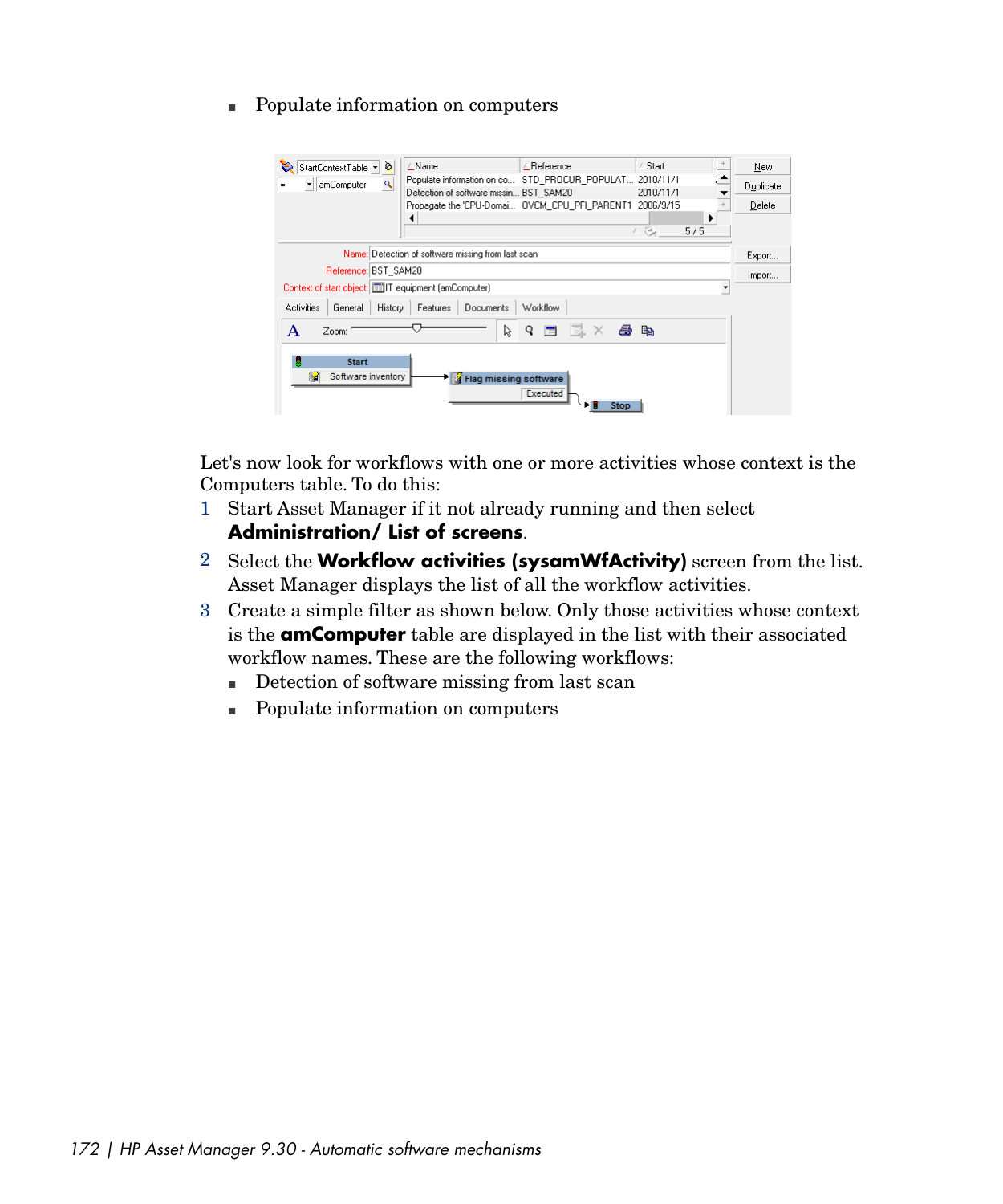- Populate information on computers

Let's now look for workflows with one or more activities whose context is the Computers table. To do this:

1. Start Asset Manager if it not already running and then select **Administration/ List of screens**.
2. Select the **Workflow activities (sysamWfActivity)** screen from the list. Asset Manager displays the list of all the workflow activities.
3. Create a simple filter as shown below. Only those activities whose context is the **amComputer** table are displayed in the list with their associated workflow names. These are the following workflows:
   - Detection of software missing from last scan
   - Populate information on computers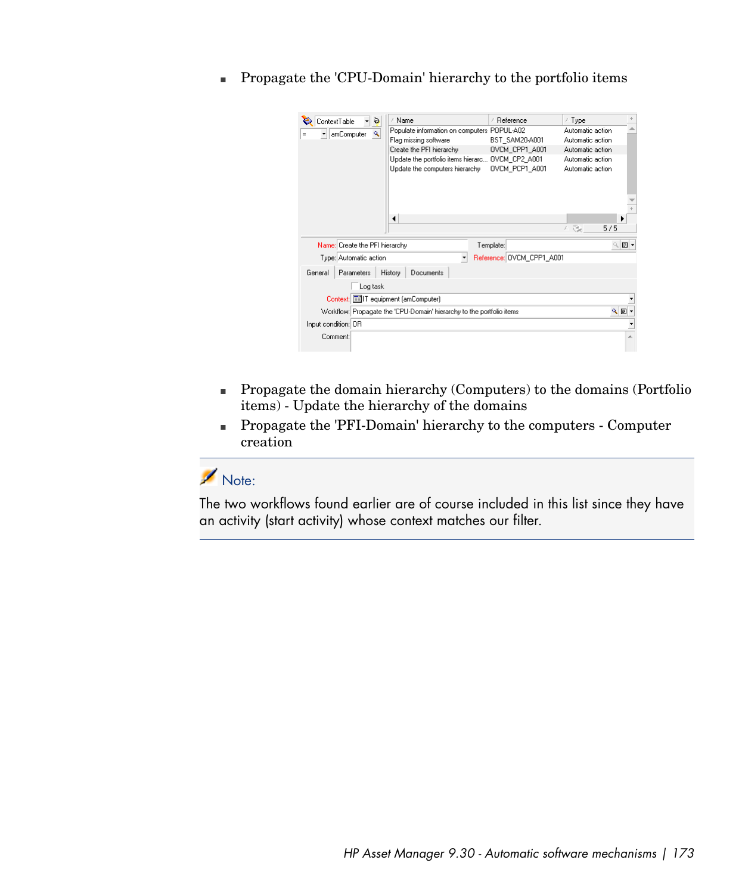- Propagate the 'CPU-Domain' hierarchy to the portfolio items

- Propagate the domain hierarchy (Computers) to the domains (Portfolio items) - Update the hierarchy of the domains
- Propagate the 'PFI-Domain' hierarchy to the computers - Computer creation

**Note:**

The two workflows found earlier are of course included in this list since they have an activity (start activity) whose context matches our filter.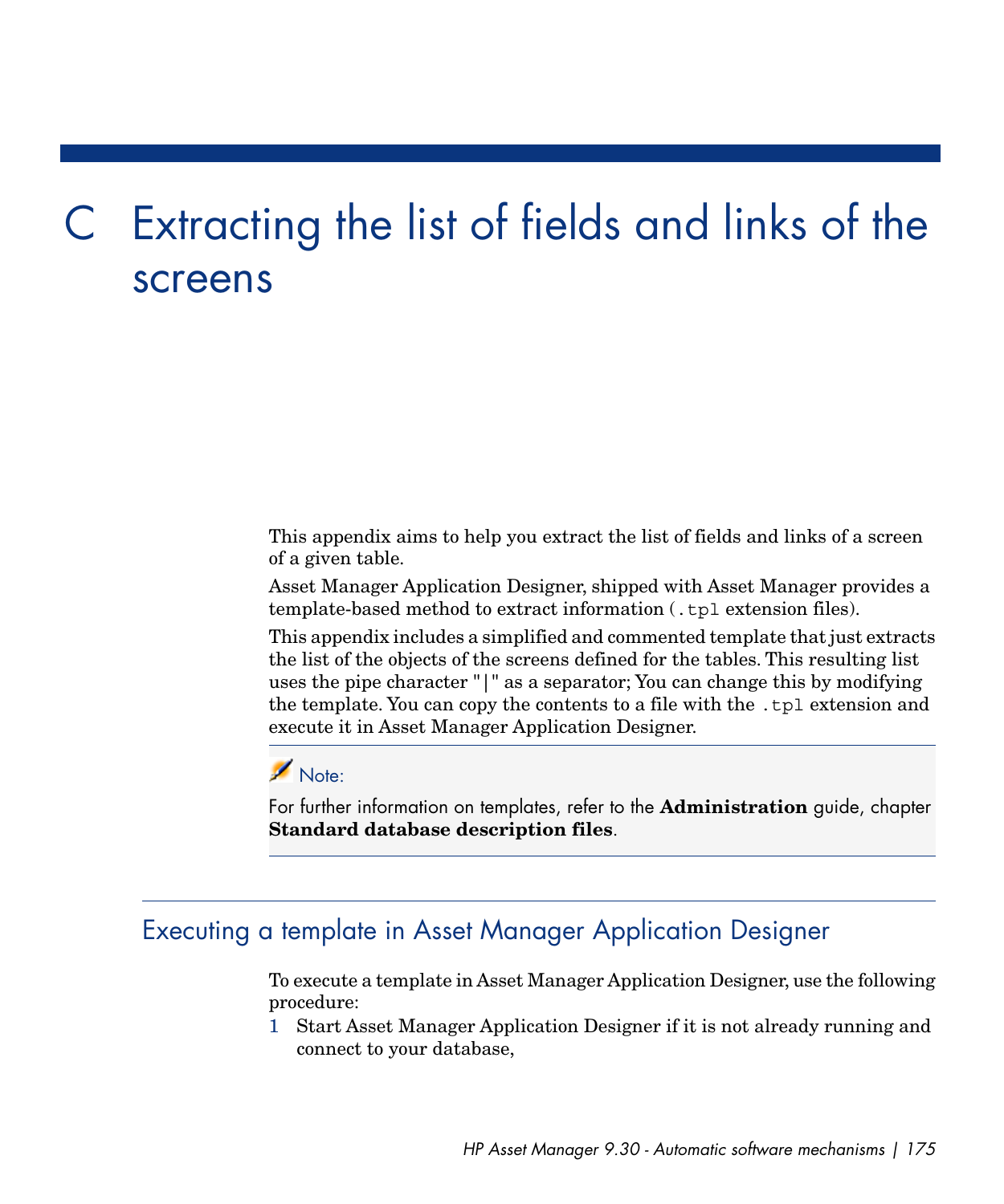# C Extracting the list of fields and links of the screens

This appendix aims to help you extract the list of fields and links of a screen of a given table.

Asset Manager Application Designer, shipped with Asset Manager provides a template-based method to extract information (`.tpl` extension files).

This appendix includes a simplified and commented template that just extracts the list of the objects of the screens defined for the tables. This resulting list uses the pipe character "|" as a separator; You can change this by modifying the template. You can copy the contents to a file with the `.tpl` extension and execute it in Asset Manager Application Designer.

> **Note:**
>
> For further information on templates, refer to the **Administration** guide, chapter **Standard database description files**.

## Executing a template in Asset Manager Application Designer

To execute a template in Asset Manager Application Designer, use the following procedure:

1. Start Asset Manager Application Designer if it is not already running and connect to your database,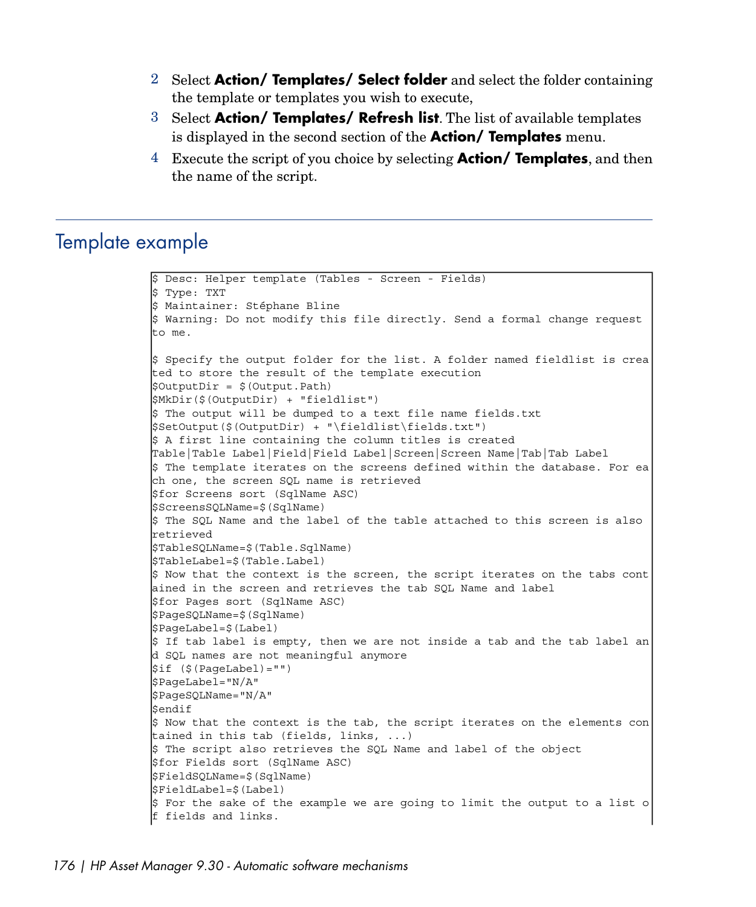2. Select **Action/ Templates/ Select folder** and select the folder containing the template or templates you wish to execute,
3. Select **Action/ Templates/ Refresh list**. The list of available templates is displayed in the second section of the **Action/ Templates** menu.
4. Execute the script of you choice by selecting **Action/ Templates**, and then the name of the script.

## Template example

```
$ Desc: Helper template (Tables - Screen - Fields)
$ Type: TXT
$ Maintainer: Stéphane Bline
$ Warning: Do not modify this file directly. Send a formal change request
to me.

$ Specify the output folder for the list. A folder named fieldlist is crea
ted to store the result of the template execution
$OutputDir = $(Output.Path)
$MkDir($(OutputDir) + "fieldlist")
$ The output will be dumped to a text file name fields.txt
$SetOutput($(OutputDir) + "\fieldlist\fields.txt")
$ A first line containing the column titles is created
Table|Table Label|Field|Field Label|Screen|Screen Name|Tab|Tab Label
$ The template iterates on the screens defined within the database. For ea
ch one, the screen SQL name is retrieved
$for Screens sort (SqlName ASC)
$ScreensSQLName=$(SqlName)
$ The SQL Name and the label of the table attached to this screen is also
retrieved
$TableSQLName=$(Table.SqlName)
$TableLabel=$(Table.Label)
$ Now that the context is the screen, the script iterates on the tabs cont
ained in the screen and retrieves the tab SQL Name and label
$for Pages sort (SqlName ASC)
$PageSQLName=$(SqlName)
$PageLabel=$(Label)
$ If tab label is empty, then we are not inside a tab and the tab label an
d SQL names are not meaningful anymore
$if ($(PageLabel)="")
$PageLabel="N/A"
$PageSQLName="N/A"
$endif
$ Now that the context is the tab, the script iterates on the elements con
tained in this tab (fields, links, ...)
$ The script also retrieves the SQL Name and label of the object
$for Fields sort (SqlName ASC)
$FieldSQLName=$(SqlName)
$FieldLabel=$(Label)
$ For the sake of the example we are going to limit the output to a list o
f fields and links.
```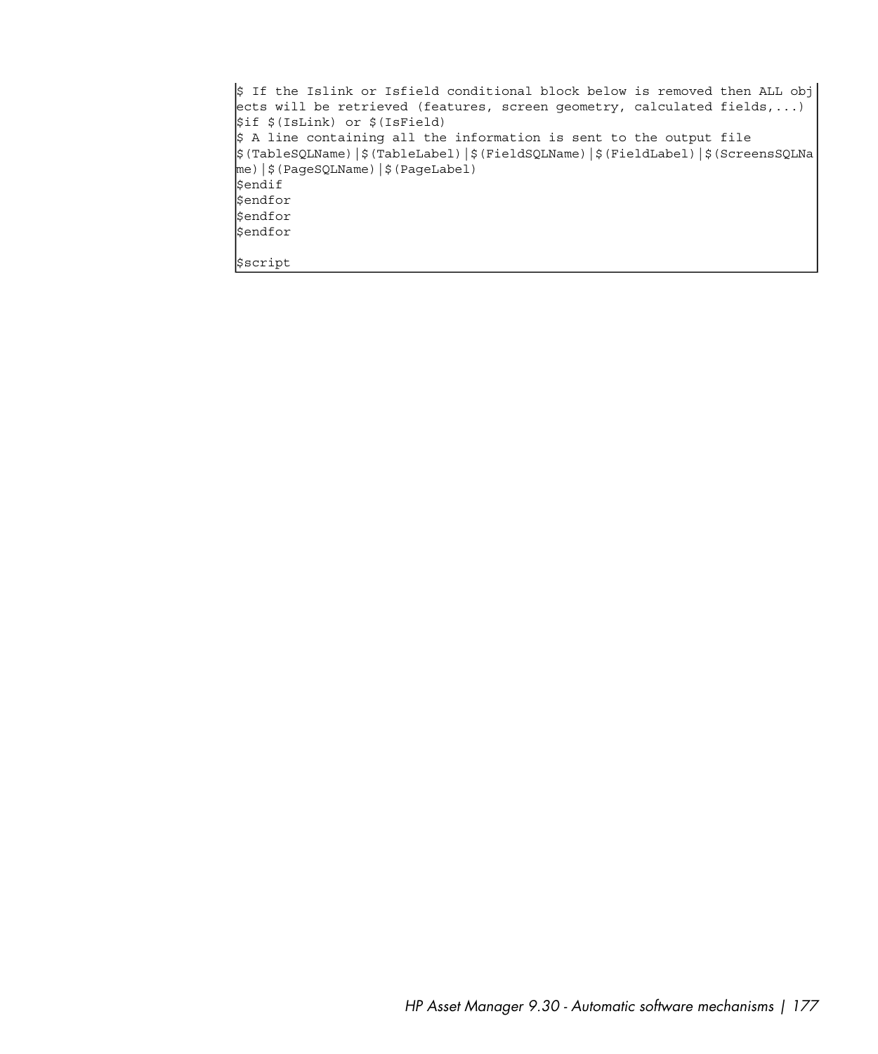```
$ If the Islink or Isfield conditional block below is removed then ALL obj
ects will be retrieved (features, screen geometry, calculated fields,...)
$if $(IsLink) or $(IsField)
$ A line containing all the information is sent to the output file
$(TableSQLName)|$(TableLabel)|$(FieldSQLName)|$(FieldLabel)|$(ScreensSQLNa
me)|$(PageSQLName)|$(PageLabel)
$endif
$endfor
$endfor
$endfor

$script
```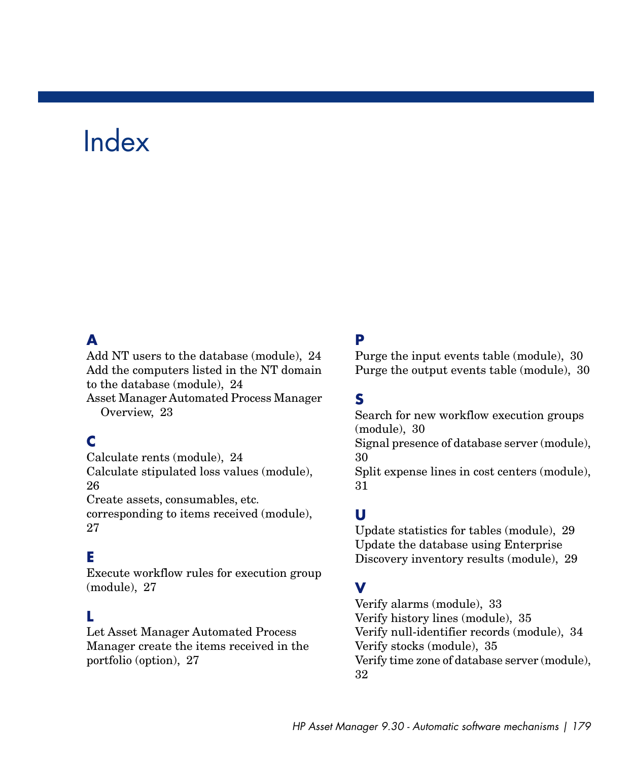# Index

## A

Add NT users to the database (module), 24
Add the computers listed in the NT domain to the database (module), 24
Asset Manager Automated Process Manager
Overview, 23

## C

Calculate rents (module), 24
Calculate stipulated loss values (module), 26
Create assets, consumables, etc. corresponding to items received (module), 27

## E

Execute workflow rules for execution group (module), 27

## L

Let Asset Manager Automated Process Manager create the items received in the portfolio (option), 27

## P

Purge the input events table (module), 30
Purge the output events table (module), 30

## S

Search for new workflow execution groups (module), 30
Signal presence of database server (module), 30
Split expense lines in cost centers (module), 31

## U

Update statistics for tables (module), 29
Update the database using Enterprise Discovery inventory results (module), 29

## V

Verify alarms (module), 33
Verify history lines (module), 35
Verify null-identifier records (module), 34
Verify stocks (module), 35
Verify time zone of database server (module), 32